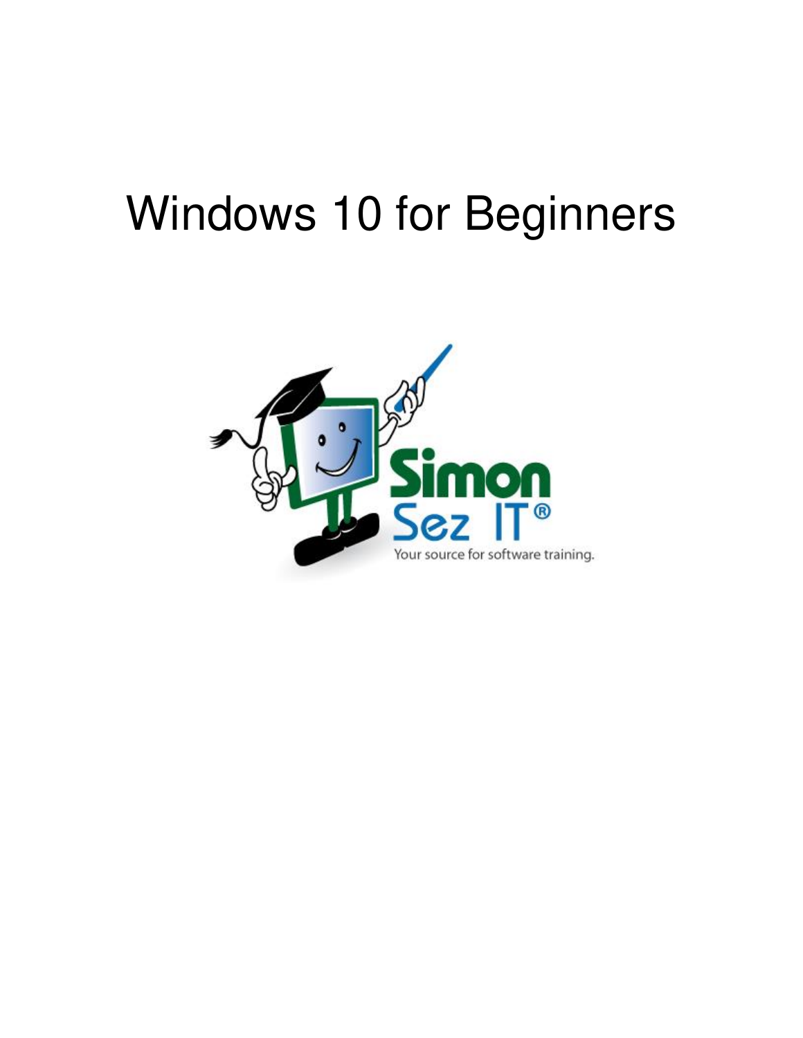# Windows 10 for Beginners

Simon Sez IT®

Your source for software training.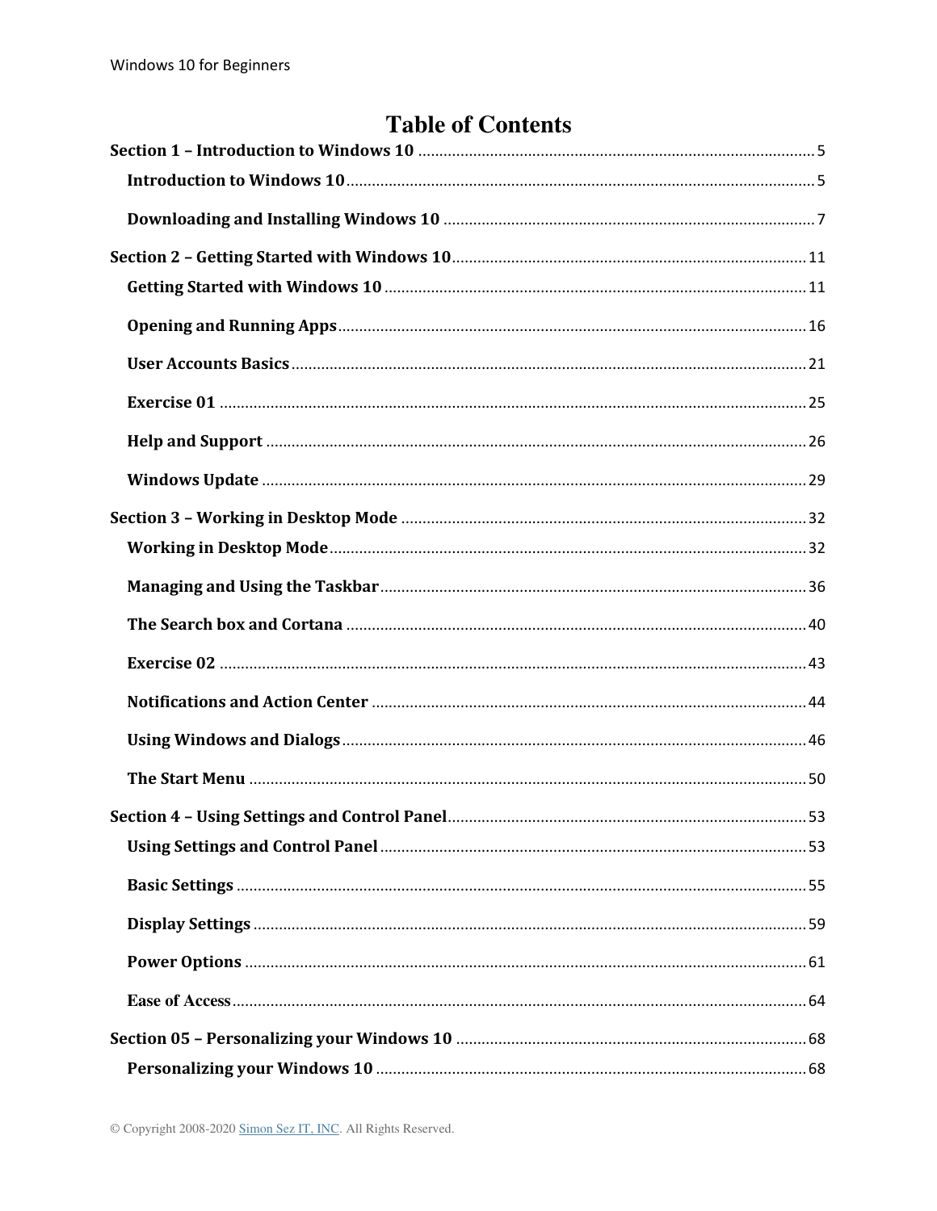# Table of Contents

**Section 1 – Introduction to Windows 10** ........................................ 5

- **Introduction to Windows 10** ........................................ 5
- **Downloading and Installing Windows 10** ........................................ 7

**Section 2 – Getting Started with Windows 10** ........................................ 11

- **Getting Started with Windows 10** ........................................ 11
- **Opening and Running Apps** ........................................ 16
- **User Accounts Basics** ........................................ 21
- **Exercise 01** ........................................ 25
- **Help and Support** ........................................ 26
- **Windows Update** ........................................ 29

**Section 3 – Working in Desktop Mode** ........................................ 32

- **Working in Desktop Mode** ........................................ 32
- **Managing and Using the Taskbar** ........................................ 36
- **The Search box and Cortana** ........................................ 40
- **Exercise 02** ........................................ 43
- **Notifications and Action Center** ........................................ 44
- **Using Windows and Dialogs** ........................................ 46
- **The Start Menu** ........................................ 50

**Section 4 – Using Settings and Control Panel** ........................................ 53

- **Using Settings and Control Panel** ........................................ 53
- **Basic Settings** ........................................ 55
- **Display Settings** ........................................ 59
- **Power Options** ........................................ 61
- **Ease of Access** ........................................ 64

**Section 05 – Personalizing your Windows 10** ........................................ 68

- **Personalizing your Windows 10** ........................................ 68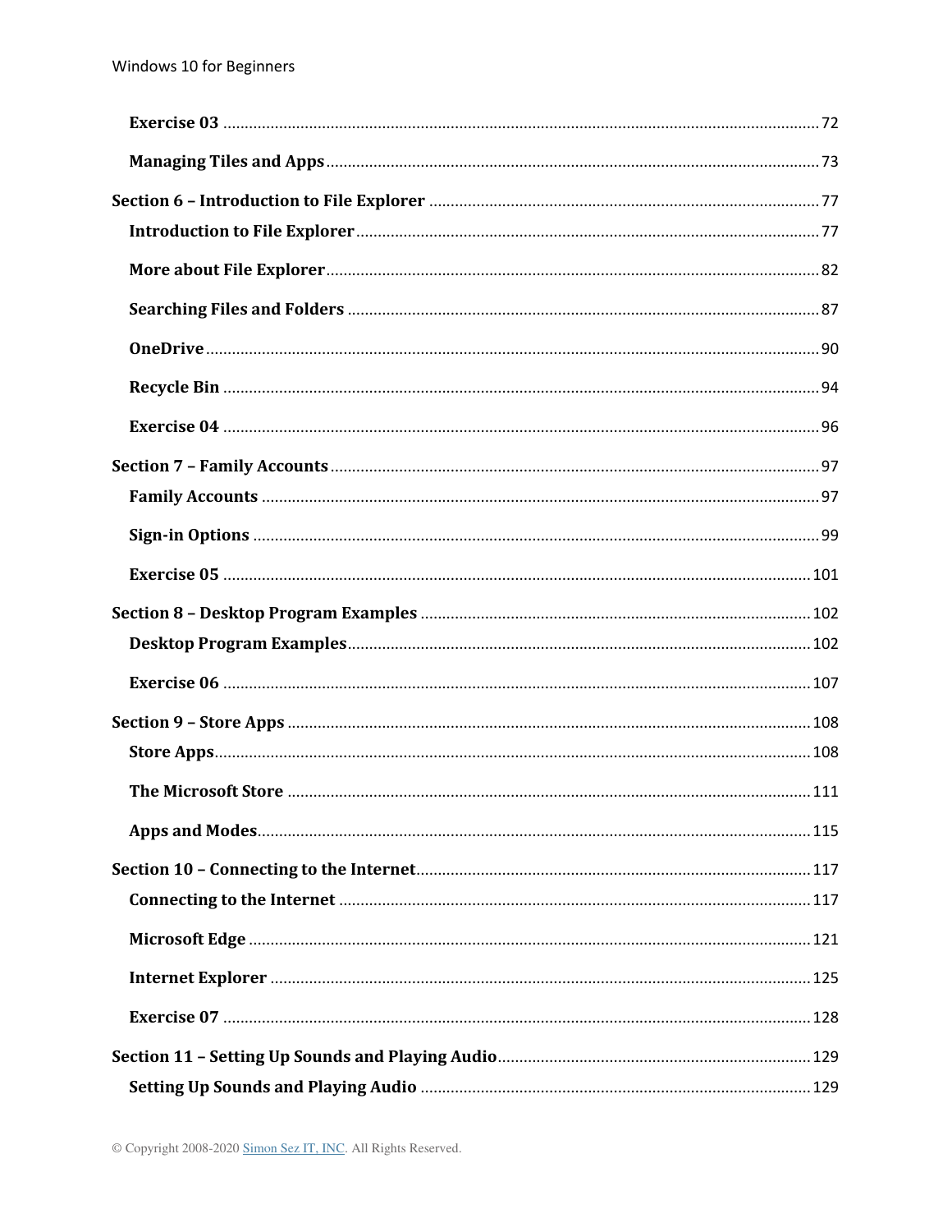**Exercise 03** ........................................................ 72

**Managing Tiles and Apps** ........................................................ 73

**Section 6 – Introduction to File Explorer** ........................................................ 77

**Introduction to File Explorer** ........................................................ 77

**More about File Explorer** ........................................................ 82

**Searching Files and Folders** ........................................................ 87

**OneDrive** ........................................................ 90

**Recycle Bin** ........................................................ 94

**Exercise 04** ........................................................ 96

**Section 7 – Family Accounts** ........................................................ 97

**Family Accounts** ........................................................ 97

**Sign-in Options** ........................................................ 99

**Exercise 05** ........................................................ 101

**Section 8 – Desktop Program Examples** ........................................................ 102

**Desktop Program Examples** ........................................................ 102

**Exercise 06** ........................................................ 107

**Section 9 – Store Apps** ........................................................ 108

**Store Apps** ........................................................ 108

**The Microsoft Store** ........................................................ 111

**Apps and Modes** ........................................................ 115

**Section 10 – Connecting to the Internet** ........................................................ 117

**Connecting to the Internet** ........................................................ 117

**Microsoft Edge** ........................................................ 121

**Internet Explorer** ........................................................ 125

**Exercise 07** ........................................................ 128

**Section 11 – Setting Up Sounds and Playing Audio** ........................................................ 129

**Setting Up Sounds and Playing Audio** ........................................................ 129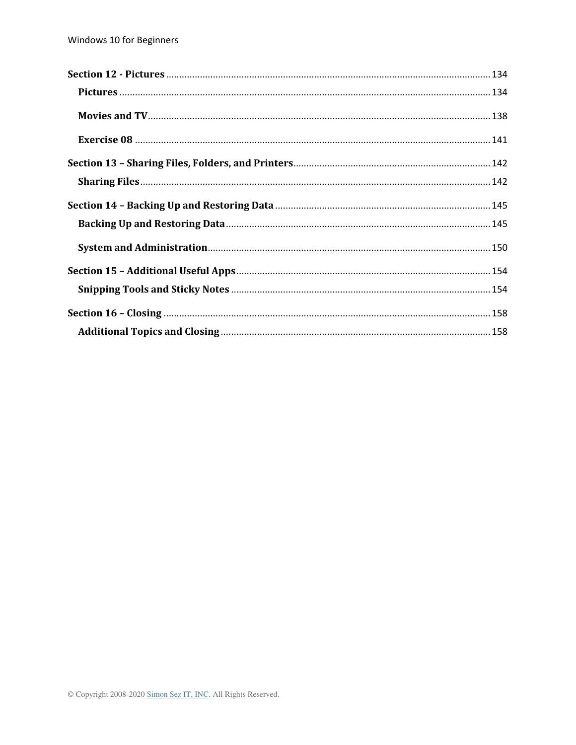**Section 12 - Pictures** .................................................................................................................... 134

**Pictures** ..................................................................................................................................... 134

**Movies and TV** ........................................................................................................................... 138

**Exercise 08** ................................................................................................................................ 141

**Section 13 – Sharing Files, Folders, and Printers** ........................................................................ 142

**Sharing Files** ............................................................................................................................. 142

**Section 14 – Backing Up and Restoring Data** .............................................................................. 145

**Backing Up and Restoring Data** ................................................................................................ 145

**System and Administration** ....................................................................................................... 150

**Section 15 – Additional Useful Apps** ........................................................................................... 154

**Snipping Tools and Sticky Notes** ................................................................................................ 154

**Section 16 – Closing** .................................................................................................................... 158

**Additional Topics and Closing** ................................................................................................... 158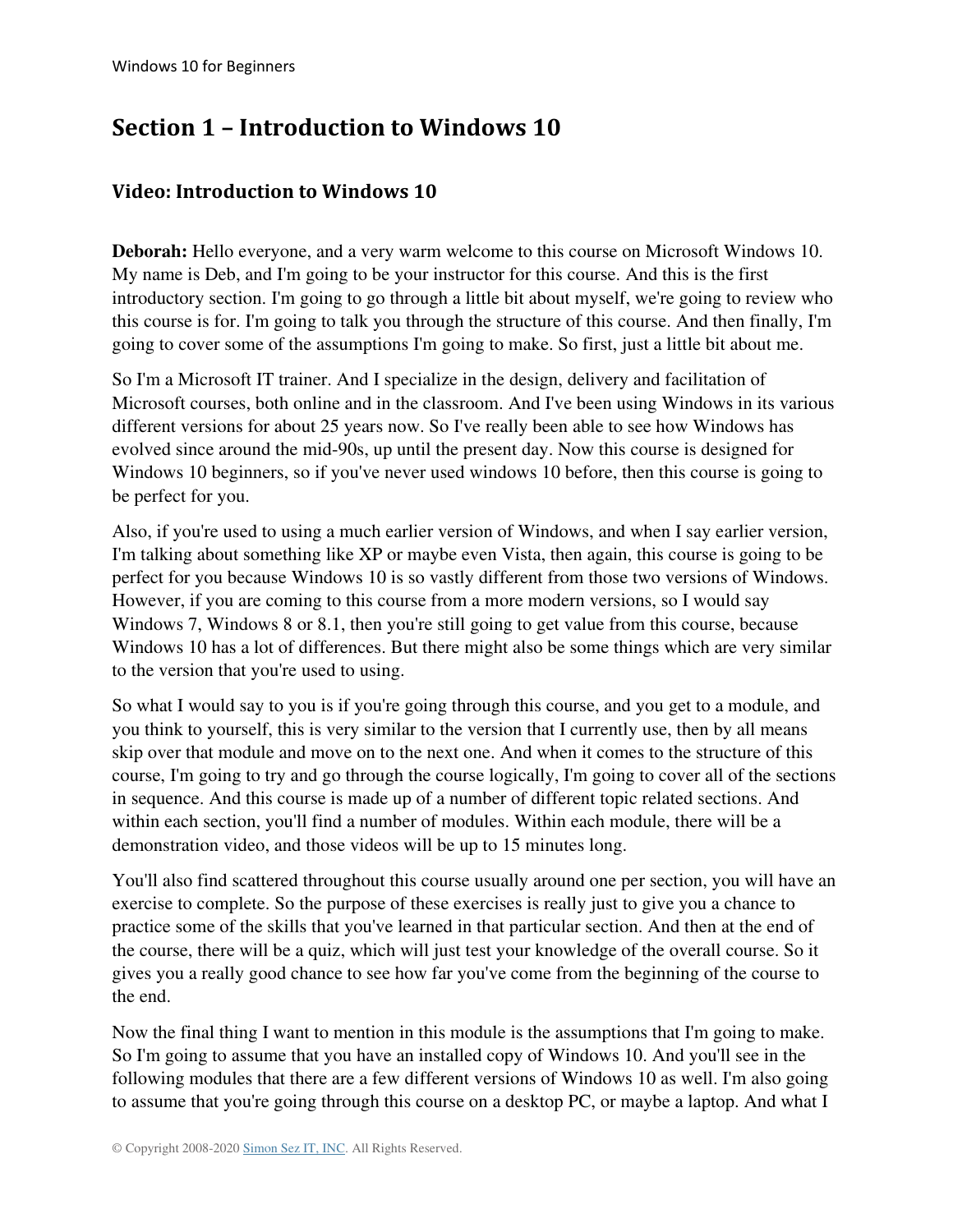# Section 1 – Introduction to Windows 10

## Video: Introduction to Windows 10

**Deborah:** Hello everyone, and a very warm welcome to this course on Microsoft Windows 10. My name is Deb, and I'm going to be your instructor for this course. And this is the first introductory section. I'm going to go through a little bit about myself, we're going to review who this course is for. I'm going to talk you through the structure of this course. And then finally, I'm going to cover some of the assumptions I'm going to make. So first, just a little bit about me.

So I'm a Microsoft IT trainer. And I specialize in the design, delivery and facilitation of Microsoft courses, both online and in the classroom. And I've been using Windows in its various different versions for about 25 years now. So I've really been able to see how Windows has evolved since around the mid-90s, up until the present day. Now this course is designed for Windows 10 beginners, so if you've never used windows 10 before, then this course is going to be perfect for you.

Also, if you're used to using a much earlier version of Windows, and when I say earlier version, I'm talking about something like XP or maybe even Vista, then again, this course is going to be perfect for you because Windows 10 is so vastly different from those two versions of Windows. However, if you are coming to this course from a more modern versions, so I would say Windows 7, Windows 8 or 8.1, then you're still going to get value from this course, because Windows 10 has a lot of differences. But there might also be some things which are very similar to the version that you're used to using.

So what I would say to you is if you're going through this course, and you get to a module, and you think to yourself, this is very similar to the version that I currently use, then by all means skip over that module and move on to the next one. And when it comes to the structure of this course, I'm going to try and go through the course logically, I'm going to cover all of the sections in sequence. And this course is made up of a number of different topic related sections. And within each section, you'll find a number of modules. Within each module, there will be a demonstration video, and those videos will be up to 15 minutes long.

You'll also find scattered throughout this course usually around one per section, you will have an exercise to complete. So the purpose of these exercises is really just to give you a chance to practice some of the skills that you've learned in that particular section. And then at the end of the course, there will be a quiz, which will just test your knowledge of the overall course. So it gives you a really good chance to see how far you've come from the beginning of the course to the end.

Now the final thing I want to mention in this module is the assumptions that I'm going to make. So I'm going to assume that you have an installed copy of Windows 10. And you'll see in the following modules that there are a few different versions of Windows 10 as well. I'm also going to assume that you're going through this course on a desktop PC, or maybe a laptop. And what I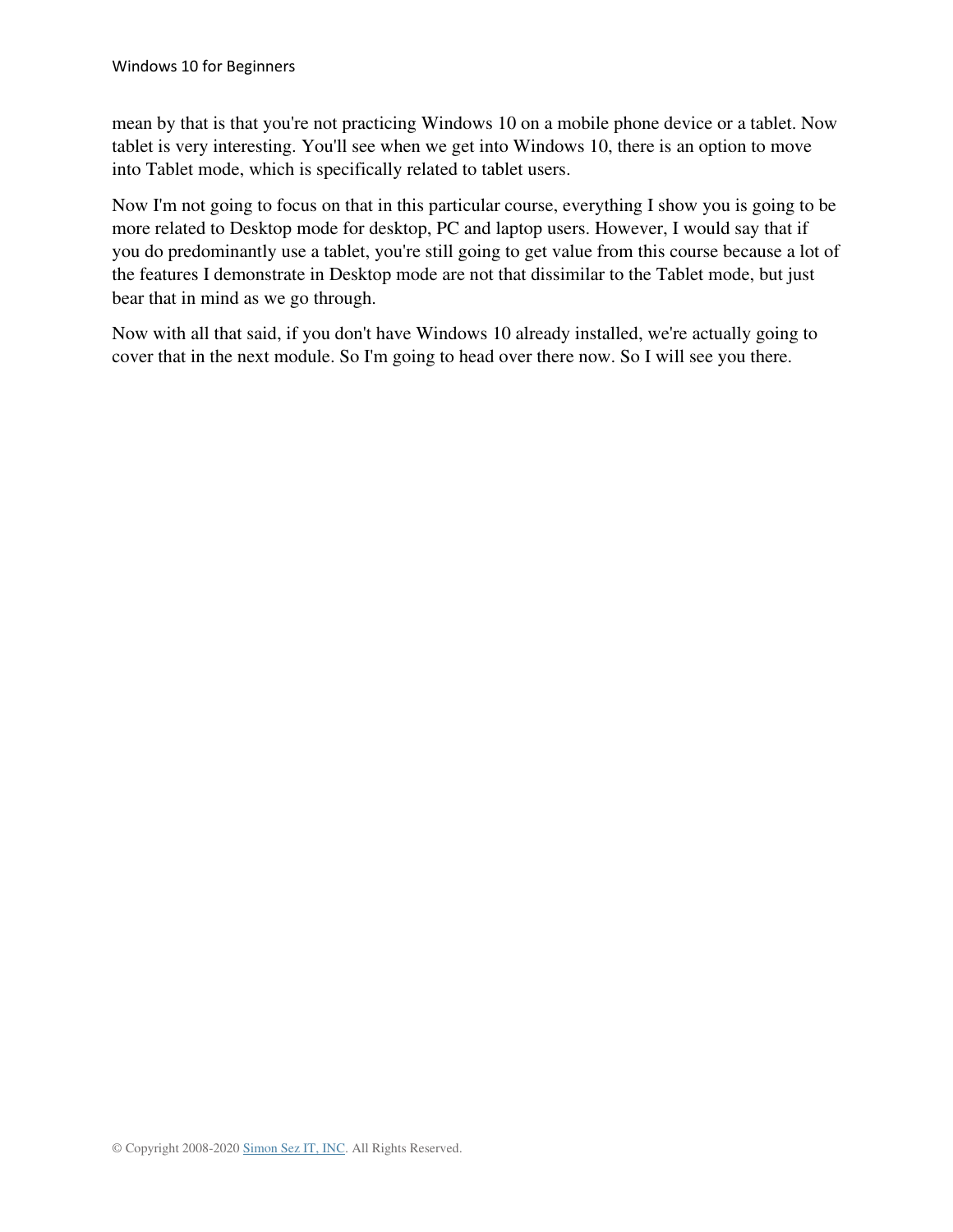mean by that is that you're not practicing Windows 10 on a mobile phone device or a tablet. Now tablet is very interesting. You'll see when we get into Windows 10, there is an option to move into Tablet mode, which is specifically related to tablet users.

Now I'm not going to focus on that in this particular course, everything I show you is going to be more related to Desktop mode for desktop, PC and laptop users. However, I would say that if you do predominantly use a tablet, you're still going to get value from this course because a lot of the features I demonstrate in Desktop mode are not that dissimilar to the Tablet mode, but just bear that in mind as we go through.

Now with all that said, if you don't have Windows 10 already installed, we're actually going to cover that in the next module. So I'm going to head over there now. So I will see you there.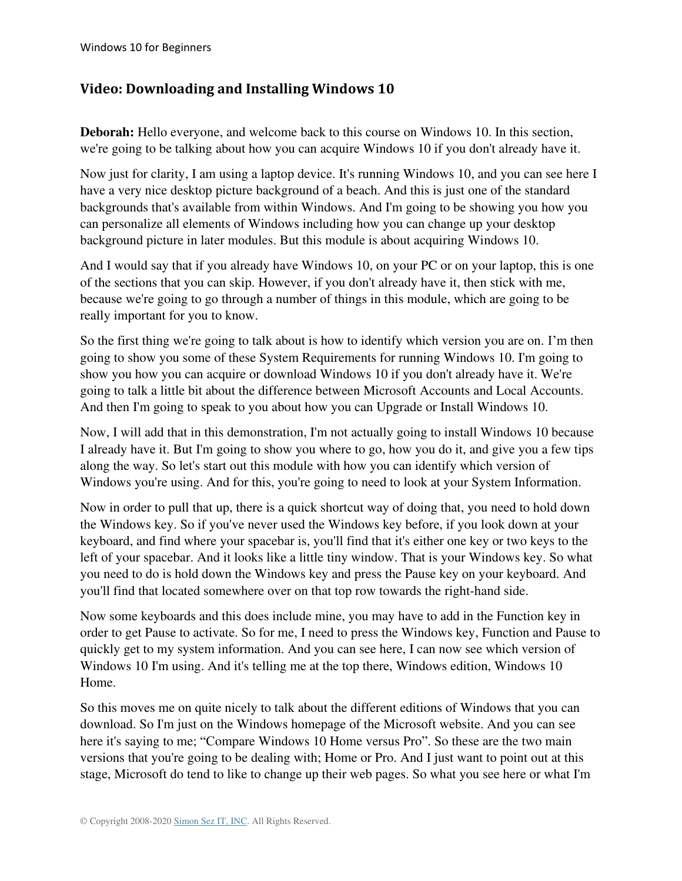## Video: Downloading and Installing Windows 10

**Deborah:** Hello everyone, and welcome back to this course on Windows 10. In this section, we're going to be talking about how you can acquire Windows 10 if you don't already have it.

Now just for clarity, I am using a laptop device. It's running Windows 10, and you can see here I have a very nice desktop picture background of a beach. And this is just one of the standard backgrounds that's available from within Windows. And I'm going to be showing you how you can personalize all elements of Windows including how you can change up your desktop background picture in later modules. But this module is about acquiring Windows 10.

And I would say that if you already have Windows 10, on your PC or on your laptop, this is one of the sections that you can skip. However, if you don't already have it, then stick with me, because we're going to go through a number of things in this module, which are going to be really important for you to know.

So the first thing we're going to talk about is how to identify which version you are on. I'm then going to show you some of these System Requirements for running Windows 10. I'm going to show you how you can acquire or download Windows 10 if you don't already have it. We're going to talk a little bit about the difference between Microsoft Accounts and Local Accounts. And then I'm going to speak to you about how you can Upgrade or Install Windows 10.

Now, I will add that in this demonstration, I'm not actually going to install Windows 10 because I already have it. But I'm going to show you where to go, how you do it, and give you a few tips along the way. So let's start out this module with how you can identify which version of Windows you're using. And for this, you're going to need to look at your System Information.

Now in order to pull that up, there is a quick shortcut way of doing that, you need to hold down the Windows key. So if you've never used the Windows key before, if you look down at your keyboard, and find where your spacebar is, you'll find that it's either one key or two keys to the left of your spacebar. And it looks like a little tiny window. That is your Windows key. So what you need to do is hold down the Windows key and press the Pause key on your keyboard. And you'll find that located somewhere over on that top row towards the right-hand side.

Now some keyboards and this does include mine, you may have to add in the Function key in order to get Pause to activate. So for me, I need to press the Windows key, Function and Pause to quickly get to my system information. And you can see here, I can now see which version of Windows 10 I'm using. And it's telling me at the top there, Windows edition, Windows 10 Home.

So this moves me on quite nicely to talk about the different editions of Windows that you can download. So I'm just on the Windows homepage of the Microsoft website. And you can see here it's saying to me; "Compare Windows 10 Home versus Pro". So these are the two main versions that you're going to be dealing with; Home or Pro. And I just want to point out at this stage, Microsoft do tend to like to change up their web pages. So what you see here or what I'm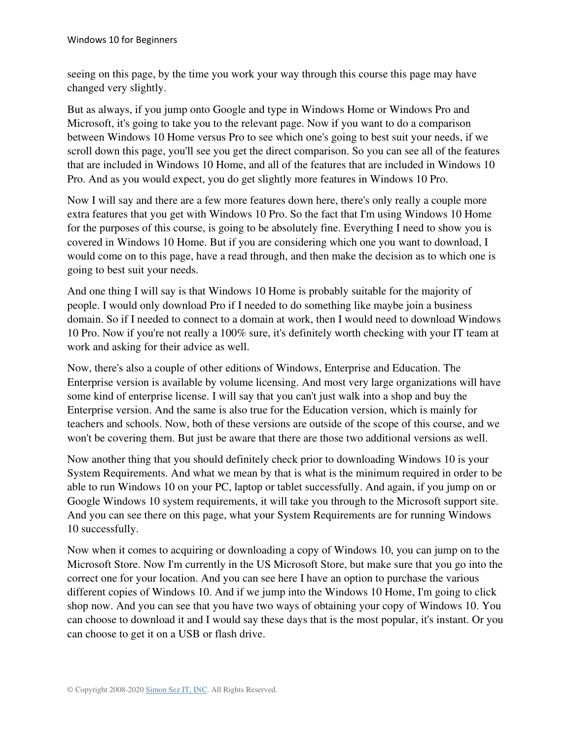seeing on this page, by the time you work your way through this course this page may have changed very slightly.

But as always, if you jump onto Google and type in Windows Home or Windows Pro and Microsoft, it's going to take you to the relevant page. Now if you want to do a comparison between Windows 10 Home versus Pro to see which one's going to best suit your needs, if we scroll down this page, you'll see you get the direct comparison. So you can see all of the features that are included in Windows 10 Home, and all of the features that are included in Windows 10 Pro. And as you would expect, you do get slightly more features in Windows 10 Pro.

Now I will say and there are a few more features down here, there's only really a couple more extra features that you get with Windows 10 Pro. So the fact that I'm using Windows 10 Home for the purposes of this course, is going to be absolutely fine. Everything I need to show you is covered in Windows 10 Home. But if you are considering which one you want to download, I would come on to this page, have a read through, and then make the decision as to which one is going to best suit your needs.

And one thing I will say is that Windows 10 Home is probably suitable for the majority of people. I would only download Pro if I needed to do something like maybe join a business domain. So if I needed to connect to a domain at work, then I would need to download Windows 10 Pro. Now if you're not really a 100% sure, it's definitely worth checking with your IT team at work and asking for their advice as well.

Now, there's also a couple of other editions of Windows, Enterprise and Education. The Enterprise version is available by volume licensing. And most very large organizations will have some kind of enterprise license. I will say that you can't just walk into a shop and buy the Enterprise version. And the same is also true for the Education version, which is mainly for teachers and schools. Now, both of these versions are outside of the scope of this course, and we won't be covering them. But just be aware that there are those two additional versions as well.

Now another thing that you should definitely check prior to downloading Windows 10 is your System Requirements. And what we mean by that is what is the minimum required in order to be able to run Windows 10 on your PC, laptop or tablet successfully. And again, if you jump on or Google Windows 10 system requirements, it will take you through to the Microsoft support site. And you can see there on this page, what your System Requirements are for running Windows 10 successfully.

Now when it comes to acquiring or downloading a copy of Windows 10, you can jump on to the Microsoft Store. Now I'm currently in the US Microsoft Store, but make sure that you go into the correct one for your location. And you can see here I have an option to purchase the various different copies of Windows 10. And if we jump into the Windows 10 Home, I'm going to click shop now. And you can see that you have two ways of obtaining your copy of Windows 10. You can choose to download it and I would say these days that is the most popular, it's instant. Or you can choose to get it on a USB or flash drive.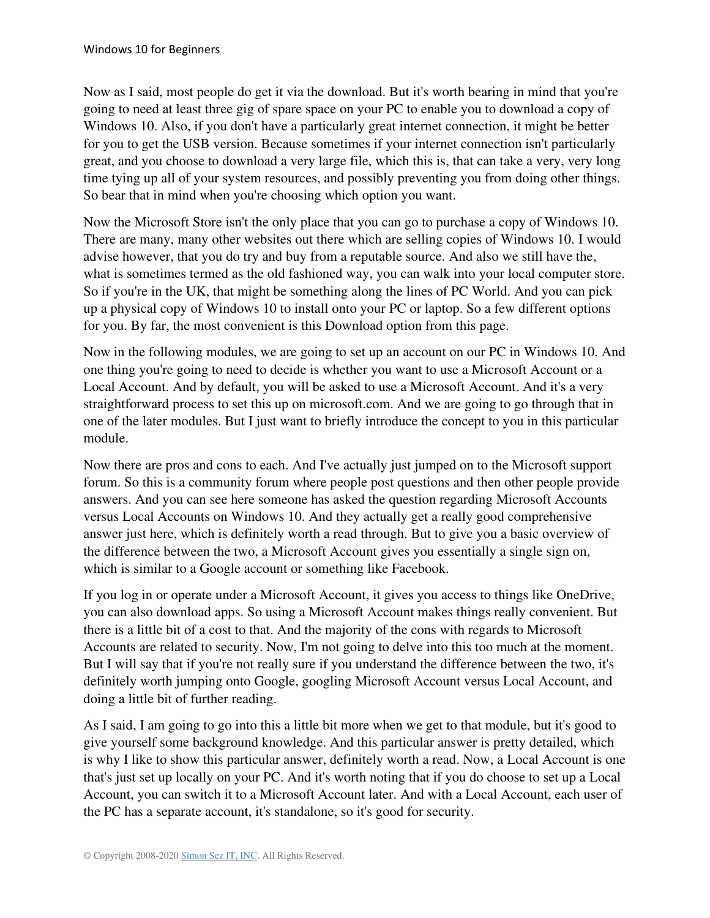Now as I said, most people do get it via the download. But it's worth bearing in mind that you're going to need at least three gig of spare space on your PC to enable you to download a copy of Windows 10. Also, if you don't have a particularly great internet connection, it might be better for you to get the USB version. Because sometimes if your internet connection isn't particularly great, and you choose to download a very large file, which this is, that can take a very, very long time tying up all of your system resources, and possibly preventing you from doing other things. So bear that in mind when you're choosing which option you want.

Now the Microsoft Store isn't the only place that you can go to purchase a copy of Windows 10. There are many, many other websites out there which are selling copies of Windows 10. I would advise however, that you do try and buy from a reputable source. And also we still have the, what is sometimes termed as the old fashioned way, you can walk into your local computer store. So if you're in the UK, that might be something along the lines of PC World. And you can pick up a physical copy of Windows 10 to install onto your PC or laptop. So a few different options for you. By far, the most convenient is this Download option from this page.

Now in the following modules, we are going to set up an account on our PC in Windows 10. And one thing you're going to need to decide is whether you want to use a Microsoft Account or a Local Account. And by default, you will be asked to use a Microsoft Account. And it's a very straightforward process to set this up on microsoft.com. And we are going to go through that in one of the later modules. But I just want to briefly introduce the concept to you in this particular module.

Now there are pros and cons to each. And I've actually just jumped on to the Microsoft support forum. So this is a community forum where people post questions and then other people provide answers. And you can see here someone has asked the question regarding Microsoft Accounts versus Local Accounts on Windows 10. And they actually get a really good comprehensive answer just here, which is definitely worth a read through. But to give you a basic overview of the difference between the two, a Microsoft Account gives you essentially a single sign on, which is similar to a Google account or something like Facebook.

If you log in or operate under a Microsoft Account, it gives you access to things like OneDrive, you can also download apps. So using a Microsoft Account makes things really convenient. But there is a little bit of a cost to that. And the majority of the cons with regards to Microsoft Accounts are related to security. Now, I'm not going to delve into this too much at the moment. But I will say that if you're not really sure if you understand the difference between the two, it's definitely worth jumping onto Google, googling Microsoft Account versus Local Account, and doing a little bit of further reading.

As I said, I am going to go into this a little bit more when we get to that module, but it's good to give yourself some background knowledge. And this particular answer is pretty detailed, which is why I like to show this particular answer, definitely worth a read. Now, a Local Account is one that's just set up locally on your PC. And it's worth noting that if you do choose to set up a Local Account, you can switch it to a Microsoft Account later. And with a Local Account, each user of the PC has a separate account, it's standalone, so it's good for security.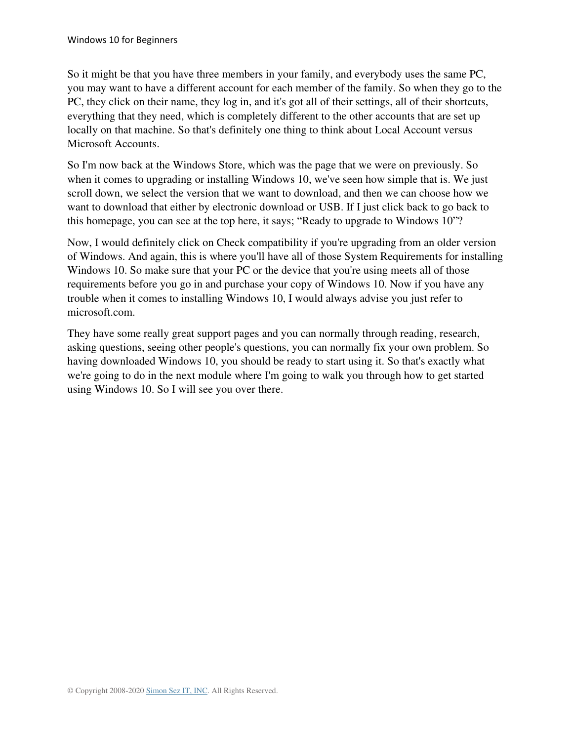So it might be that you have three members in your family, and everybody uses the same PC, you may want to have a different account for each member of the family. So when they go to the PC, they click on their name, they log in, and it's got all of their settings, all of their shortcuts, everything that they need, which is completely different to the other accounts that are set up locally on that machine. So that's definitely one thing to think about Local Account versus Microsoft Accounts.

So I'm now back at the Windows Store, which was the page that we were on previously. So when it comes to upgrading or installing Windows 10, we've seen how simple that is. We just scroll down, we select the version that we want to download, and then we can choose how we want to download that either by electronic download or USB. If I just click back to go back to this homepage, you can see at the top here, it says; "Ready to upgrade to Windows 10"?

Now, I would definitely click on Check compatibility if you're upgrading from an older version of Windows. And again, this is where you'll have all of those System Requirements for installing Windows 10. So make sure that your PC or the device that you're using meets all of those requirements before you go in and purchase your copy of Windows 10. Now if you have any trouble when it comes to installing Windows 10, I would always advise you just refer to microsoft.com.

They have some really great support pages and you can normally through reading, research, asking questions, seeing other people's questions, you can normally fix your own problem. So having downloaded Windows 10, you should be ready to start using it. So that's exactly what we're going to do in the next module where I'm going to walk you through how to get started using Windows 10. So I will see you over there.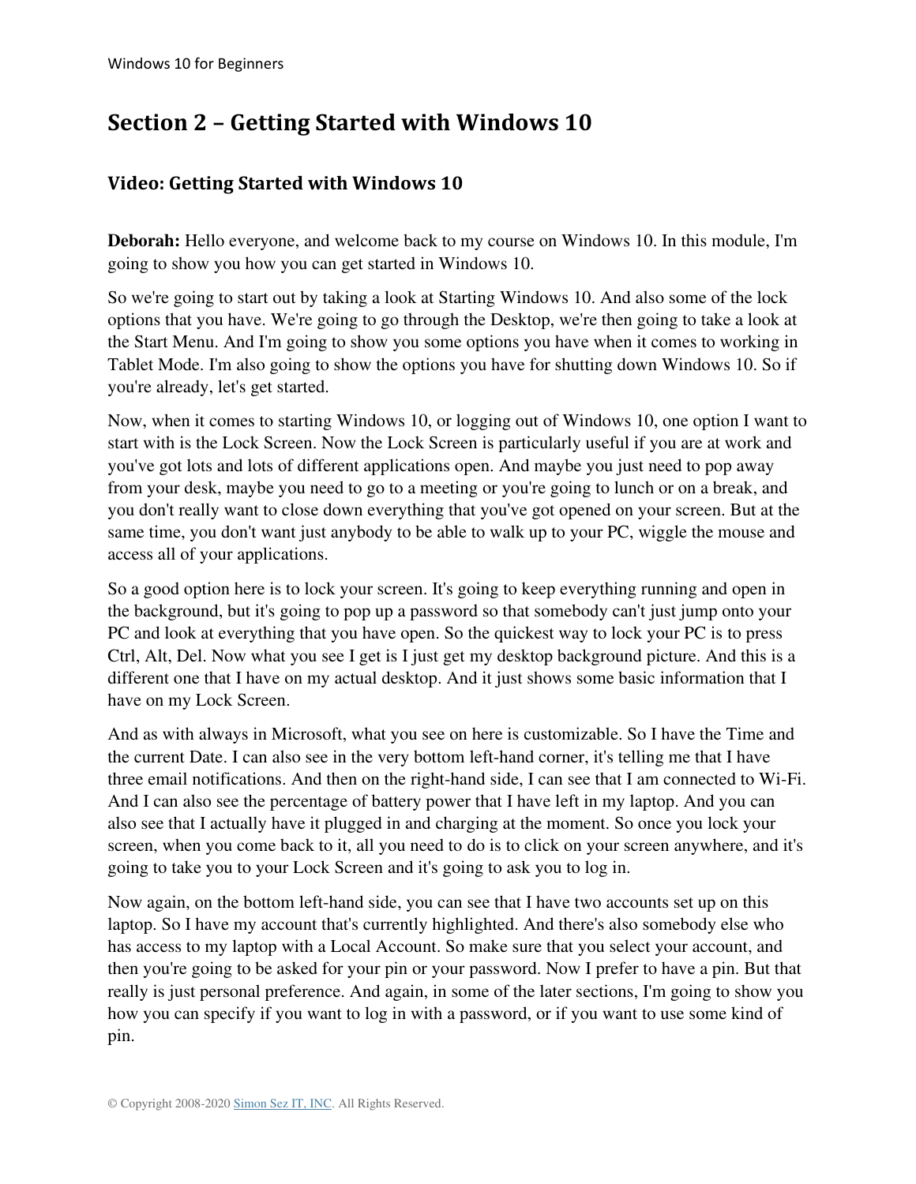# Section 2 – Getting Started with Windows 10

## Video: Getting Started with Windows 10

**Deborah:** Hello everyone, and welcome back to my course on Windows 10. In this module, I'm going to show you how you can get started in Windows 10.

So we're going to start out by taking a look at Starting Windows 10. And also some of the lock options that you have. We're going to go through the Desktop, we're then going to take a look at the Start Menu. And I'm going to show you some options you have when it comes to working in Tablet Mode. I'm also going to show the options you have for shutting down Windows 10. So if you're already, let's get started.

Now, when it comes to starting Windows 10, or logging out of Windows 10, one option I want to start with is the Lock Screen. Now the Lock Screen is particularly useful if you are at work and you've got lots and lots of different applications open. And maybe you just need to pop away from your desk, maybe you need to go to a meeting or you're going to lunch or on a break, and you don't really want to close down everything that you've got opened on your screen. But at the same time, you don't want just anybody to be able to walk up to your PC, wiggle the mouse and access all of your applications.

So a good option here is to lock your screen. It's going to keep everything running and open in the background, but it's going to pop up a password so that somebody can't just jump onto your PC and look at everything that you have open. So the quickest way to lock your PC is to press Ctrl, Alt, Del. Now what you see I get is I just get my desktop background picture. And this is a different one that I have on my actual desktop. And it just shows some basic information that I have on my Lock Screen.

And as with always in Microsoft, what you see on here is customizable. So I have the Time and the current Date. I can also see in the very bottom left-hand corner, it's telling me that I have three email notifications. And then on the right-hand side, I can see that I am connected to Wi-Fi. And I can also see the percentage of battery power that I have left in my laptop. And you can also see that I actually have it plugged in and charging at the moment. So once you lock your screen, when you come back to it, all you need to do is to click on your screen anywhere, and it's going to take you to your Lock Screen and it's going to ask you to log in.

Now again, on the bottom left-hand side, you can see that I have two accounts set up on this laptop. So I have my account that's currently highlighted. And there's also somebody else who has access to my laptop with a Local Account. So make sure that you select your account, and then you're going to be asked for your pin or your password. Now I prefer to have a pin. But that really is just personal preference. And again, in some of the later sections, I'm going to show you how you can specify if you want to log in with a password, or if you want to use some kind of pin.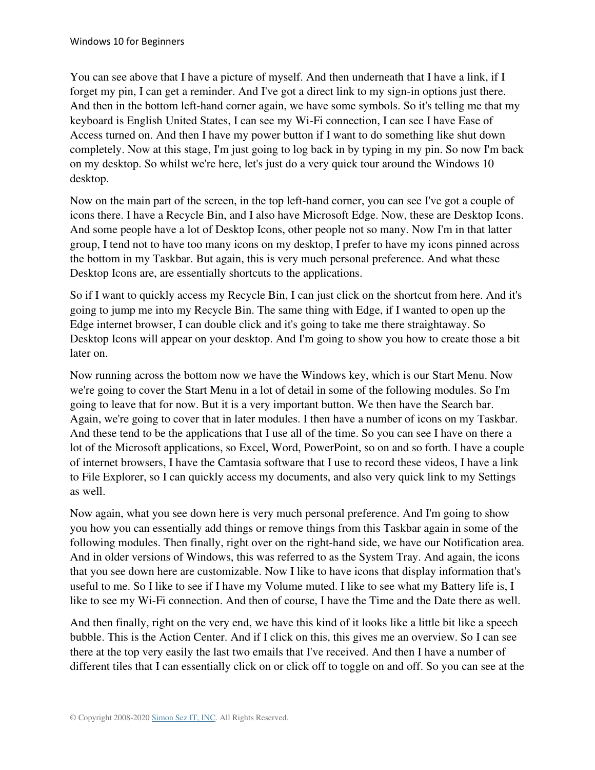You can see above that I have a picture of myself. And then underneath that I have a link, if I forget my pin, I can get a reminder. And I've got a direct link to my sign-in options just there. And then in the bottom left-hand corner again, we have some symbols. So it's telling me that my keyboard is English United States, I can see my Wi-Fi connection, I can see I have Ease of Access turned on. And then I have my power button if I want to do something like shut down completely. Now at this stage, I'm just going to log back in by typing in my pin. So now I'm back on my desktop. So whilst we're here, let's just do a very quick tour around the Windows 10 desktop.

Now on the main part of the screen, in the top left-hand corner, you can see I've got a couple of icons there. I have a Recycle Bin, and I also have Microsoft Edge. Now, these are Desktop Icons. And some people have a lot of Desktop Icons, other people not so many. Now I'm in that latter group, I tend not to have too many icons on my desktop, I prefer to have my icons pinned across the bottom in my Taskbar. But again, this is very much personal preference. And what these Desktop Icons are, are essentially shortcuts to the applications.

So if I want to quickly access my Recycle Bin, I can just click on the shortcut from here. And it's going to jump me into my Recycle Bin. The same thing with Edge, if I wanted to open up the Edge internet browser, I can double click and it's going to take me there straightaway. So Desktop Icons will appear on your desktop. And I'm going to show you how to create those a bit later on.

Now running across the bottom now we have the Windows key, which is our Start Menu. Now we're going to cover the Start Menu in a lot of detail in some of the following modules. So I'm going to leave that for now. But it is a very important button. We then have the Search bar. Again, we're going to cover that in later modules. I then have a number of icons on my Taskbar. And these tend to be the applications that I use all of the time. So you can see I have on there a lot of the Microsoft applications, so Excel, Word, PowerPoint, so on and so forth. I have a couple of internet browsers, I have the Camtasia software that I use to record these videos, I have a link to File Explorer, so I can quickly access my documents, and also very quick link to my Settings as well.

Now again, what you see down here is very much personal preference. And I'm going to show you how you can essentially add things or remove things from this Taskbar again in some of the following modules. Then finally, right over on the right-hand side, we have our Notification area. And in older versions of Windows, this was referred to as the System Tray. And again, the icons that you see down here are customizable. Now I like to have icons that display information that's useful to me. So I like to see if I have my Volume muted. I like to see what my Battery life is, I like to see my Wi-Fi connection. And then of course, I have the Time and the Date there as well.

And then finally, right on the very end, we have this kind of it looks like a little bit like a speech bubble. This is the Action Center. And if I click on this, this gives me an overview. So I can see there at the top very easily the last two emails that I've received. And then I have a number of different tiles that I can essentially click on or click off to toggle on and off. So you can see at the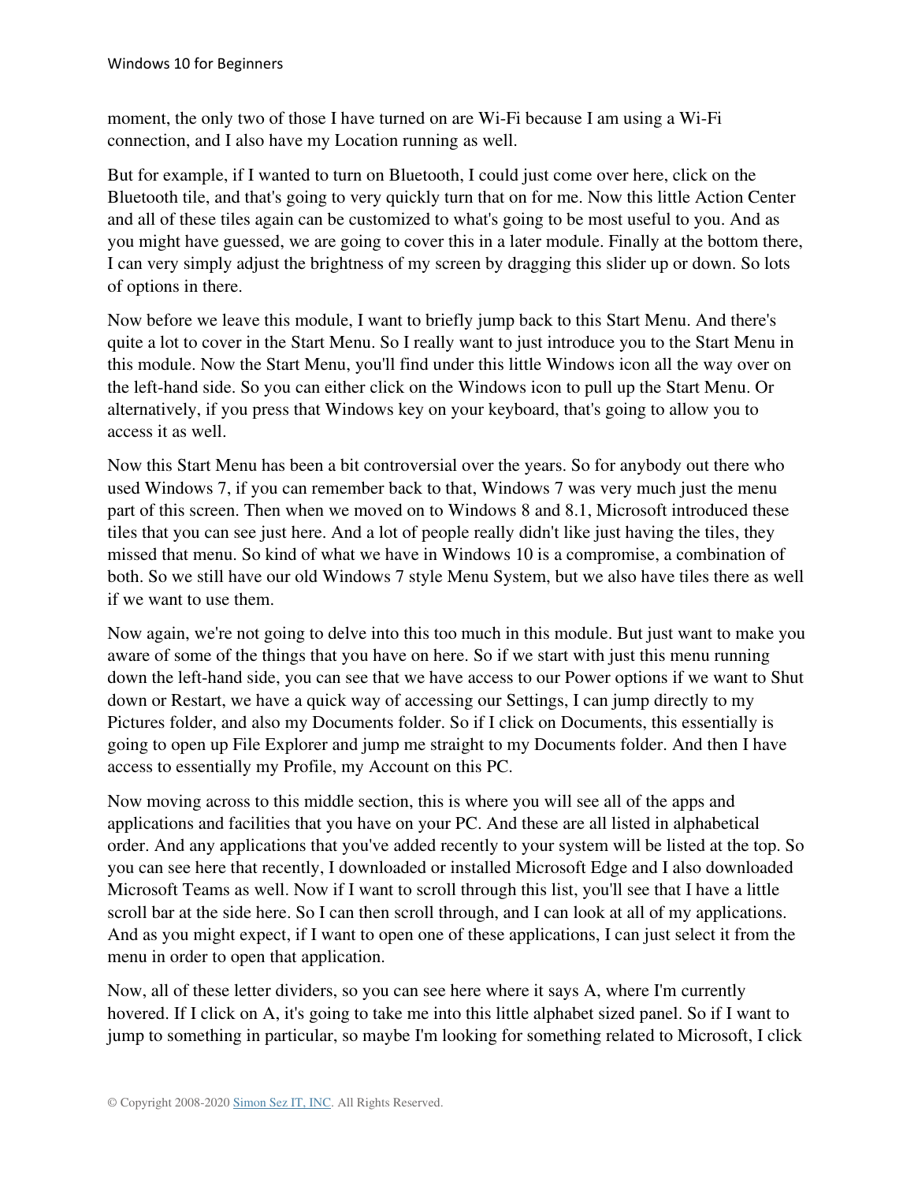moment, the only two of those I have turned on are Wi-Fi because I am using a Wi-Fi connection, and I also have my Location running as well.

But for example, if I wanted to turn on Bluetooth, I could just come over here, click on the Bluetooth tile, and that's going to very quickly turn that on for me. Now this little Action Center and all of these tiles again can be customized to what's going to be most useful to you. And as you might have guessed, we are going to cover this in a later module. Finally at the bottom there, I can very simply adjust the brightness of my screen by dragging this slider up or down. So lots of options in there.

Now before we leave this module, I want to briefly jump back to this Start Menu. And there's quite a lot to cover in the Start Menu. So I really want to just introduce you to the Start Menu in this module. Now the Start Menu, you'll find under this little Windows icon all the way over on the left-hand side. So you can either click on the Windows icon to pull up the Start Menu. Or alternatively, if you press that Windows key on your keyboard, that's going to allow you to access it as well.

Now this Start Menu has been a bit controversial over the years. So for anybody out there who used Windows 7, if you can remember back to that, Windows 7 was very much just the menu part of this screen. Then when we moved on to Windows 8 and 8.1, Microsoft introduced these tiles that you can see just here. And a lot of people really didn't like just having the tiles, they missed that menu. So kind of what we have in Windows 10 is a compromise, a combination of both. So we still have our old Windows 7 style Menu System, but we also have tiles there as well if we want to use them.

Now again, we're not going to delve into this too much in this module. But just want to make you aware of some of the things that you have on here. So if we start with just this menu running down the left-hand side, you can see that we have access to our Power options if we want to Shut down or Restart, we have a quick way of accessing our Settings, I can jump directly to my Pictures folder, and also my Documents folder. So if I click on Documents, this essentially is going to open up File Explorer and jump me straight to my Documents folder. And then I have access to essentially my Profile, my Account on this PC.

Now moving across to this middle section, this is where you will see all of the apps and applications and facilities that you have on your PC. And these are all listed in alphabetical order. And any applications that you've added recently to your system will be listed at the top. So you can see here that recently, I downloaded or installed Microsoft Edge and I also downloaded Microsoft Teams as well. Now if I want to scroll through this list, you'll see that I have a little scroll bar at the side here. So I can then scroll through, and I can look at all of my applications. And as you might expect, if I want to open one of these applications, I can just select it from the menu in order to open that application.

Now, all of these letter dividers, so you can see here where it says A, where I'm currently hovered. If I click on A, it's going to take me into this little alphabet sized panel. So if I want to jump to something in particular, so maybe I'm looking for something related to Microsoft, I click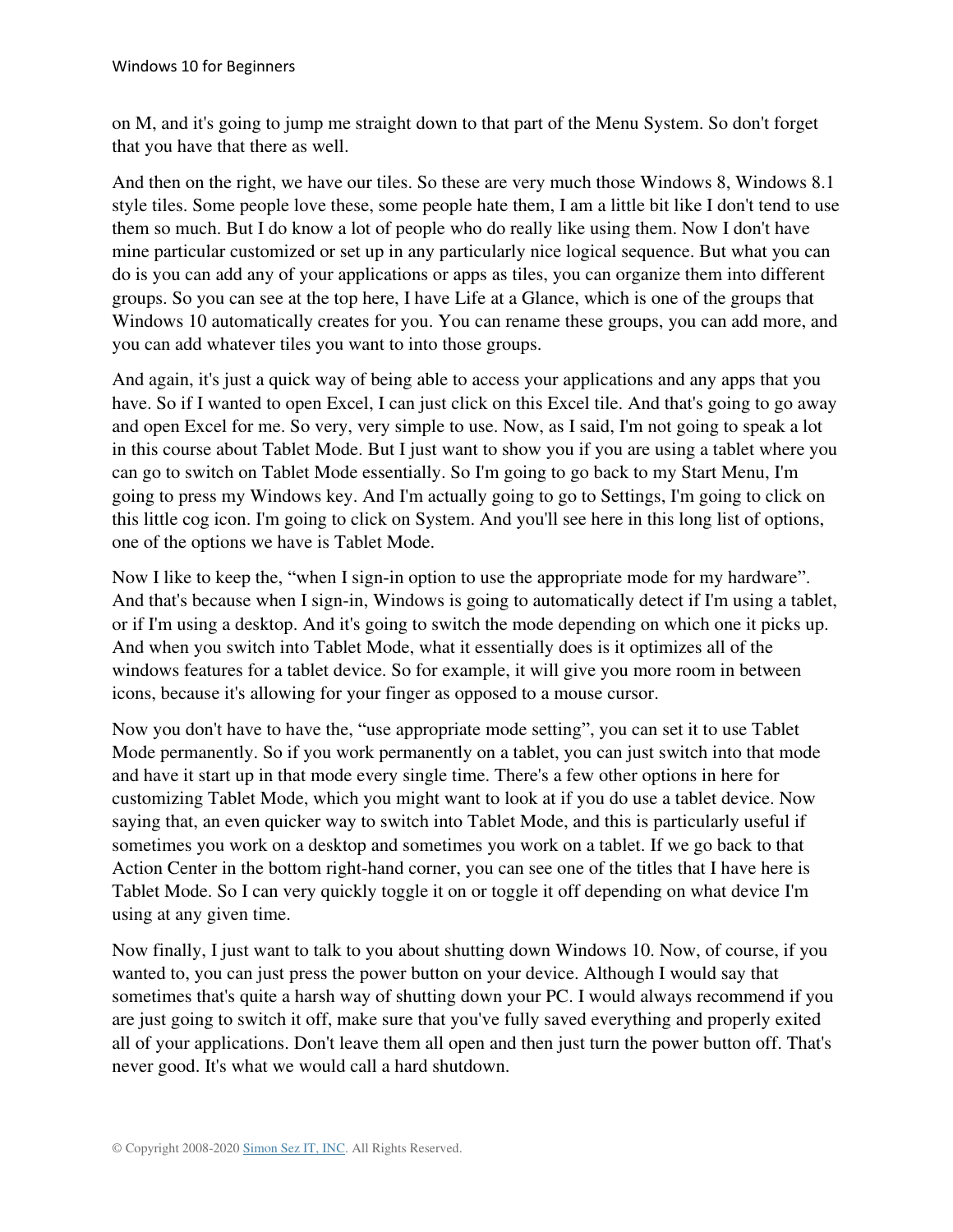on M, and it's going to jump me straight down to that part of the Menu System. So don't forget that you have that there as well.

And then on the right, we have our tiles. So these are very much those Windows 8, Windows 8.1 style tiles. Some people love these, some people hate them, I am a little bit like I don't tend to use them so much. But I do know a lot of people who do really like using them. Now I don't have mine particular customized or set up in any particularly nice logical sequence. But what you can do is you can add any of your applications or apps as tiles, you can organize them into different groups. So you can see at the top here, I have Life at a Glance, which is one of the groups that Windows 10 automatically creates for you. You can rename these groups, you can add more, and you can add whatever tiles you want to into those groups.

And again, it's just a quick way of being able to access your applications and any apps that you have. So if I wanted to open Excel, I can just click on this Excel tile. And that's going to go away and open Excel for me. So very, very simple to use. Now, as I said, I'm not going to speak a lot in this course about Tablet Mode. But I just want to show you if you are using a tablet where you can go to switch on Tablet Mode essentially. So I'm going to go back to my Start Menu, I'm going to press my Windows key. And I'm actually going to go to Settings, I'm going to click on this little cog icon. I'm going to click on System. And you'll see here in this long list of options, one of the options we have is Tablet Mode.

Now I like to keep the, "when I sign-in option to use the appropriate mode for my hardware". And that's because when I sign-in, Windows is going to automatically detect if I'm using a tablet, or if I'm using a desktop. And it's going to switch the mode depending on which one it picks up. And when you switch into Tablet Mode, what it essentially does is it optimizes all of the windows features for a tablet device. So for example, it will give you more room in between icons, because it's allowing for your finger as opposed to a mouse cursor.

Now you don't have to have the, "use appropriate mode setting", you can set it to use Tablet Mode permanently. So if you work permanently on a tablet, you can just switch into that mode and have it start up in that mode every single time. There's a few other options in here for customizing Tablet Mode, which you might want to look at if you do use a tablet device. Now saying that, an even quicker way to switch into Tablet Mode, and this is particularly useful if sometimes you work on a desktop and sometimes you work on a tablet. If we go back to that Action Center in the bottom right-hand corner, you can see one of the titles that I have here is Tablet Mode. So I can very quickly toggle it on or toggle it off depending on what device I'm using at any given time.

Now finally, I just want to talk to you about shutting down Windows 10. Now, of course, if you wanted to, you can just press the power button on your device. Although I would say that sometimes that's quite a harsh way of shutting down your PC. I would always recommend if you are just going to switch it off, make sure that you've fully saved everything and properly exited all of your applications. Don't leave them all open and then just turn the power button off. That's never good. It's what we would call a hard shutdown.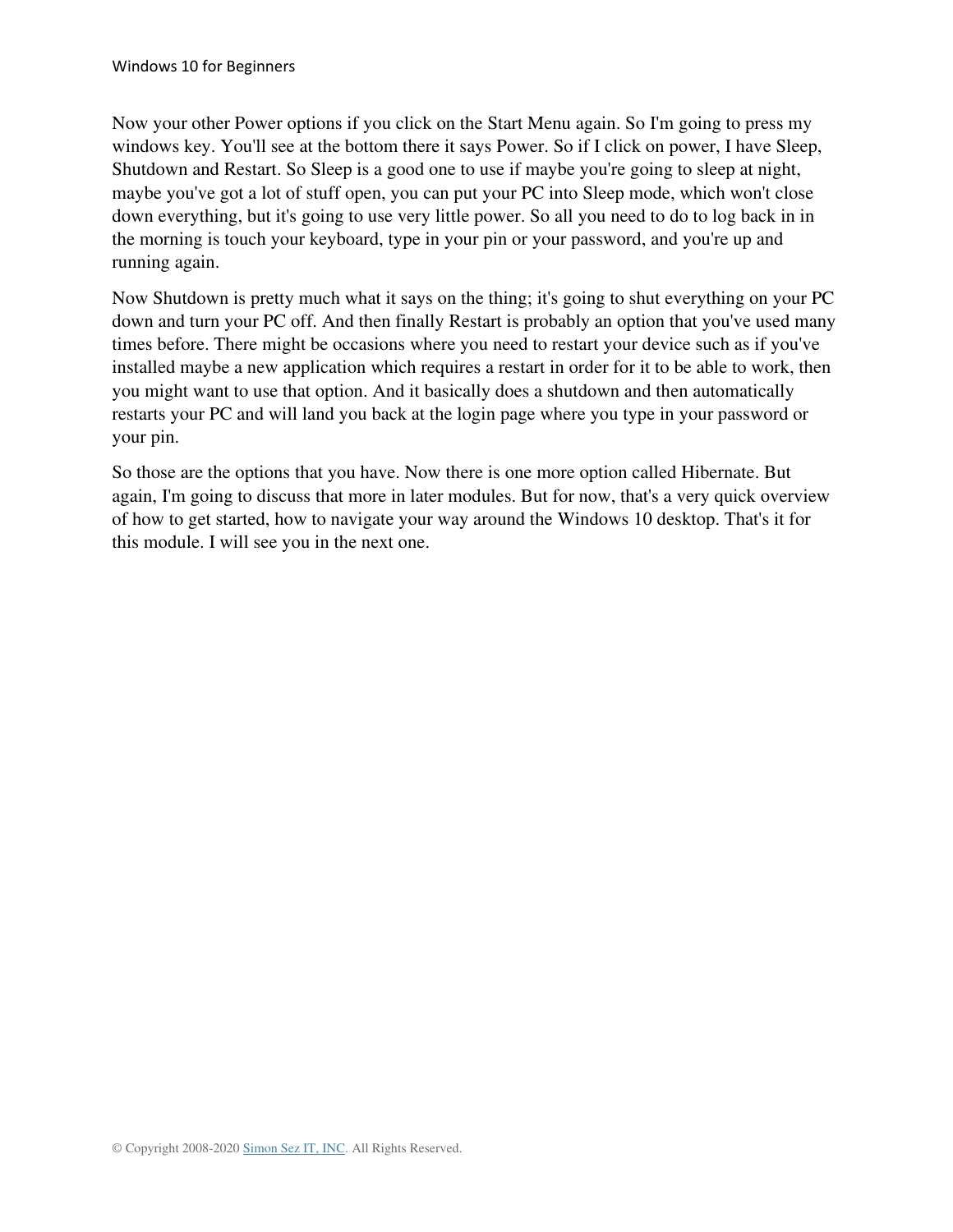Now your other Power options if you click on the Start Menu again. So I'm going to press my windows key. You'll see at the bottom there it says Power. So if I click on power, I have Sleep, Shutdown and Restart. So Sleep is a good one to use if maybe you're going to sleep at night, maybe you've got a lot of stuff open, you can put your PC into Sleep mode, which won't close down everything, but it's going to use very little power. So all you need to do to log back in in the morning is touch your keyboard, type in your pin or your password, and you're up and running again.

Now Shutdown is pretty much what it says on the thing; it's going to shut everything on your PC down and turn your PC off. And then finally Restart is probably an option that you've used many times before. There might be occasions where you need to restart your device such as if you've installed maybe a new application which requires a restart in order for it to be able to work, then you might want to use that option. And it basically does a shutdown and then automatically restarts your PC and will land you back at the login page where you type in your password or your pin.

So those are the options that you have. Now there is one more option called Hibernate. But again, I'm going to discuss that more in later modules. But for now, that's a very quick overview of how to get started, how to navigate your way around the Windows 10 desktop. That's it for this module. I will see you in the next one.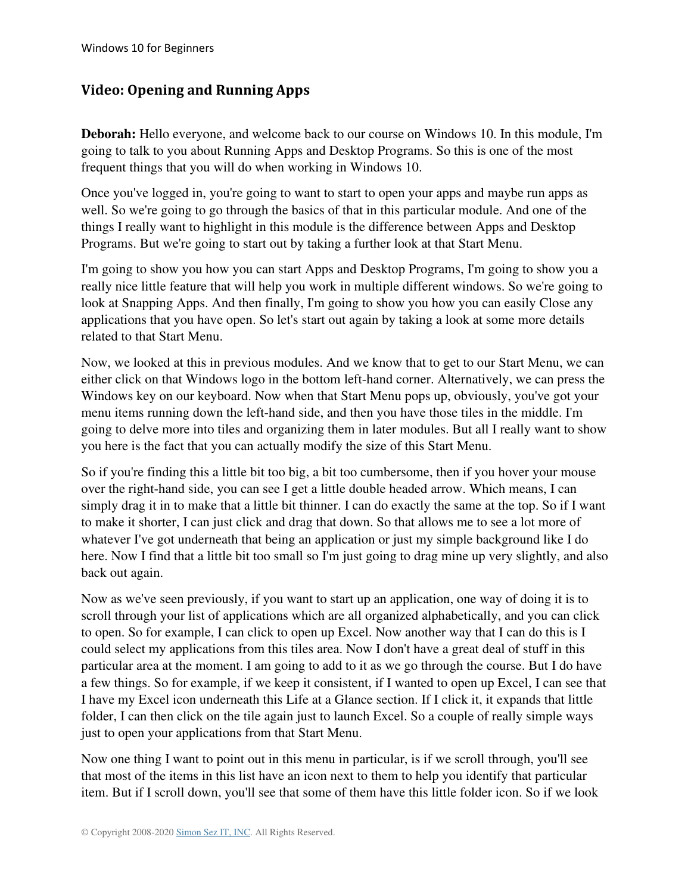## Video: Opening and Running Apps

**Deborah:** Hello everyone, and welcome back to our course on Windows 10. In this module, I'm going to talk to you about Running Apps and Desktop Programs. So this is one of the most frequent things that you will do when working in Windows 10.

Once you've logged in, you're going to want to start to open your apps and maybe run apps as well. So we're going to go through the basics of that in this particular module. And one of the things I really want to highlight in this module is the difference between Apps and Desktop Programs. But we're going to start out by taking a further look at that Start Menu.

I'm going to show you how you can start Apps and Desktop Programs, I'm going to show you a really nice little feature that will help you work in multiple different windows. So we're going to look at Snapping Apps. And then finally, I'm going to show you how you can easily Close any applications that you have open. So let's start out again by taking a look at some more details related to that Start Menu.

Now, we looked at this in previous modules. And we know that to get to our Start Menu, we can either click on that Windows logo in the bottom left-hand corner. Alternatively, we can press the Windows key on our keyboard. Now when that Start Menu pops up, obviously, you've got your menu items running down the left-hand side, and then you have those tiles in the middle. I'm going to delve more into tiles and organizing them in later modules. But all I really want to show you here is the fact that you can actually modify the size of this Start Menu.

So if you're finding this a little bit too big, a bit too cumbersome, then if you hover your mouse over the right-hand side, you can see I get a little double headed arrow. Which means, I can simply drag it in to make that a little bit thinner. I can do exactly the same at the top. So if I want to make it shorter, I can just click and drag that down. So that allows me to see a lot more of whatever I've got underneath that being an application or just my simple background like I do here. Now I find that a little bit too small so I'm just going to drag mine up very slightly, and also back out again.

Now as we've seen previously, if you want to start up an application, one way of doing it is to scroll through your list of applications which are all organized alphabetically, and you can click to open. So for example, I can click to open up Excel. Now another way that I can do this is I could select my applications from this tiles area. Now I don't have a great deal of stuff in this particular area at the moment. I am going to add to it as we go through the course. But I do have a few things. So for example, if we keep it consistent, if I wanted to open up Excel, I can see that I have my Excel icon underneath this Life at a Glance section. If I click it, it expands that little folder, I can then click on the tile again just to launch Excel. So a couple of really simple ways just to open your applications from that Start Menu.

Now one thing I want to point out in this menu in particular, is if we scroll through, you'll see that most of the items in this list have an icon next to them to help you identify that particular item. But if I scroll down, you'll see that some of them have this little folder icon. So if we look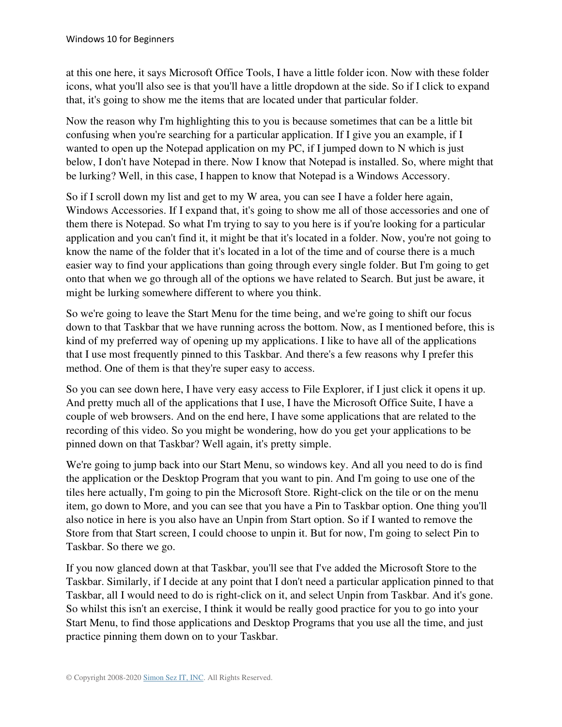at this one here, it says Microsoft Office Tools, I have a little folder icon. Now with these folder icons, what you'll also see is that you'll have a little dropdown at the side. So if I click to expand that, it's going to show me the items that are located under that particular folder.

Now the reason why I'm highlighting this to you is because sometimes that can be a little bit confusing when you're searching for a particular application. If I give you an example, if I wanted to open up the Notepad application on my PC, if I jumped down to N which is just below, I don't have Notepad in there. Now I know that Notepad is installed. So, where might that be lurking? Well, in this case, I happen to know that Notepad is a Windows Accessory.

So if I scroll down my list and get to my W area, you can see I have a folder here again, Windows Accessories. If I expand that, it's going to show me all of those accessories and one of them there is Notepad. So what I'm trying to say to you here is if you're looking for a particular application and you can't find it, it might be that it's located in a folder. Now, you're not going to know the name of the folder that it's located in a lot of the time and of course there is a much easier way to find your applications than going through every single folder. But I'm going to get onto that when we go through all of the options we have related to Search. But just be aware, it might be lurking somewhere different to where you think.

So we're going to leave the Start Menu for the time being, and we're going to shift our focus down to that Taskbar that we have running across the bottom. Now, as I mentioned before, this is kind of my preferred way of opening up my applications. I like to have all of the applications that I use most frequently pinned to this Taskbar. And there's a few reasons why I prefer this method. One of them is that they're super easy to access.

So you can see down here, I have very easy access to File Explorer, if I just click it opens it up. And pretty much all of the applications that I use, I have the Microsoft Office Suite, I have a couple of web browsers. And on the end here, I have some applications that are related to the recording of this video. So you might be wondering, how do you get your applications to be pinned down on that Taskbar? Well again, it's pretty simple.

We're going to jump back into our Start Menu, so windows key. And all you need to do is find the application or the Desktop Program that you want to pin. And I'm going to use one of the tiles here actually, I'm going to pin the Microsoft Store. Right-click on the tile or on the menu item, go down to More, and you can see that you have a Pin to Taskbar option. One thing you'll also notice in here is you also have an Unpin from Start option. So if I wanted to remove the Store from that Start screen, I could choose to unpin it. But for now, I'm going to select Pin to Taskbar. So there we go.

If you now glanced down at that Taskbar, you'll see that I've added the Microsoft Store to the Taskbar. Similarly, if I decide at any point that I don't need a particular application pinned to that Taskbar, all I would need to do is right-click on it, and select Unpin from Taskbar. And it's gone. So whilst this isn't an exercise, I think it would be really good practice for you to go into your Start Menu, to find those applications and Desktop Programs that you use all the time, and just practice pinning them down on to your Taskbar.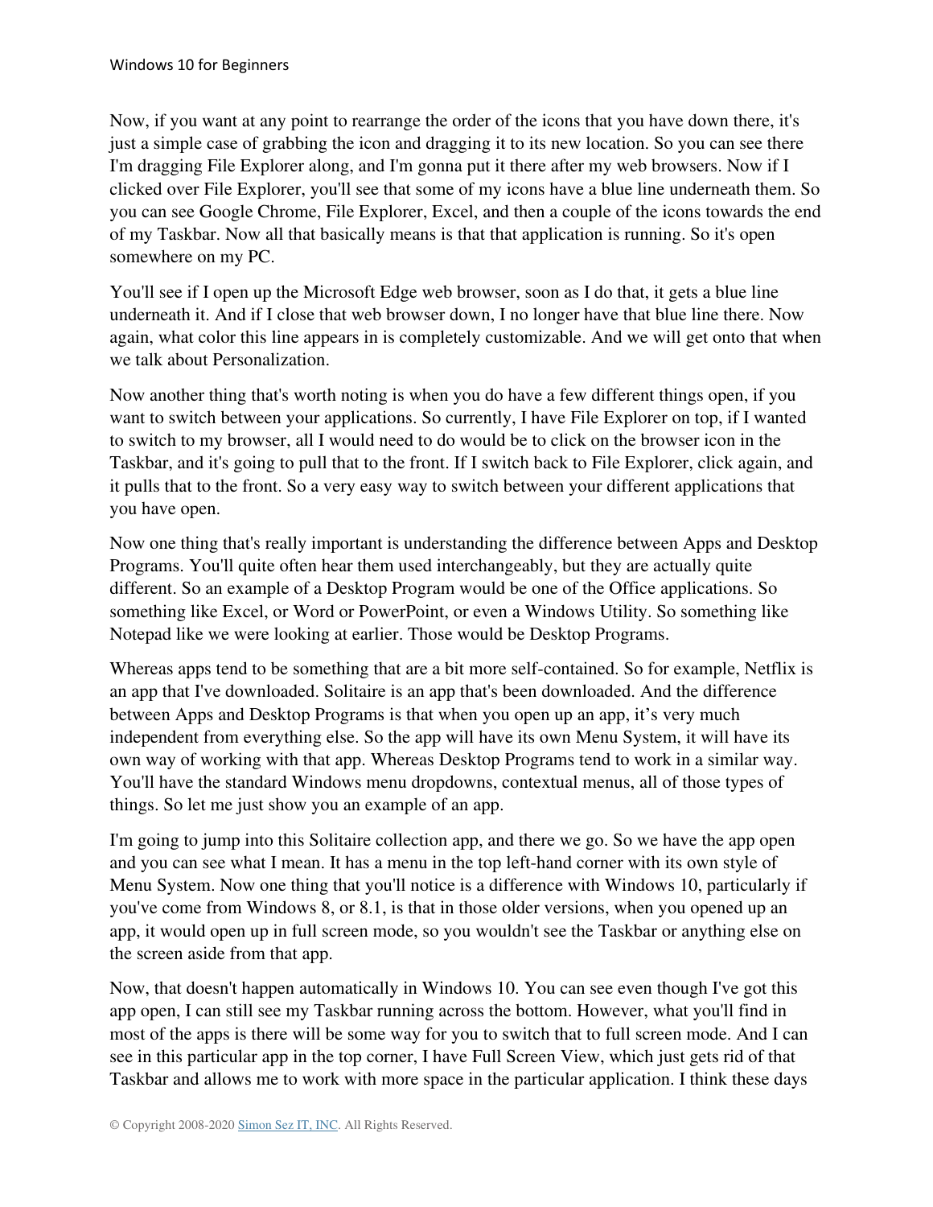Now, if you want at any point to rearrange the order of the icons that you have down there, it's just a simple case of grabbing the icon and dragging it to its new location. So you can see there I'm dragging File Explorer along, and I'm gonna put it there after my web browsers. Now if I clicked over File Explorer, you'll see that some of my icons have a blue line underneath them. So you can see Google Chrome, File Explorer, Excel, and then a couple of the icons towards the end of my Taskbar. Now all that basically means is that that application is running. So it's open somewhere on my PC.

You'll see if I open up the Microsoft Edge web browser, soon as I do that, it gets a blue line underneath it. And if I close that web browser down, I no longer have that blue line there. Now again, what color this line appears in is completely customizable. And we will get onto that when we talk about Personalization.

Now another thing that's worth noting is when you do have a few different things open, if you want to switch between your applications. So currently, I have File Explorer on top, if I wanted to switch to my browser, all I would need to do would be to click on the browser icon in the Taskbar, and it's going to pull that to the front. If I switch back to File Explorer, click again, and it pulls that to the front. So a very easy way to switch between your different applications that you have open.

Now one thing that's really important is understanding the difference between Apps and Desktop Programs. You'll quite often hear them used interchangeably, but they are actually quite different. So an example of a Desktop Program would be one of the Office applications. So something like Excel, or Word or PowerPoint, or even a Windows Utility. So something like Notepad like we were looking at earlier. Those would be Desktop Programs.

Whereas apps tend to be something that are a bit more self-contained. So for example, Netflix is an app that I've downloaded. Solitaire is an app that's been downloaded. And the difference between Apps and Desktop Programs is that when you open up an app, it's very much independent from everything else. So the app will have its own Menu System, it will have its own way of working with that app. Whereas Desktop Programs tend to work in a similar way. You'll have the standard Windows menu dropdowns, contextual menus, all of those types of things. So let me just show you an example of an app.

I'm going to jump into this Solitaire collection app, and there we go. So we have the app open and you can see what I mean. It has a menu in the top left-hand corner with its own style of Menu System. Now one thing that you'll notice is a difference with Windows 10, particularly if you've come from Windows 8, or 8.1, is that in those older versions, when you opened up an app, it would open up in full screen mode, so you wouldn't see the Taskbar or anything else on the screen aside from that app.

Now, that doesn't happen automatically in Windows 10. You can see even though I've got this app open, I can still see my Taskbar running across the bottom. However, what you'll find in most of the apps is there will be some way for you to switch that to full screen mode. And I can see in this particular app in the top corner, I have Full Screen View, which just gets rid of that Taskbar and allows me to work with more space in the particular application. I think these days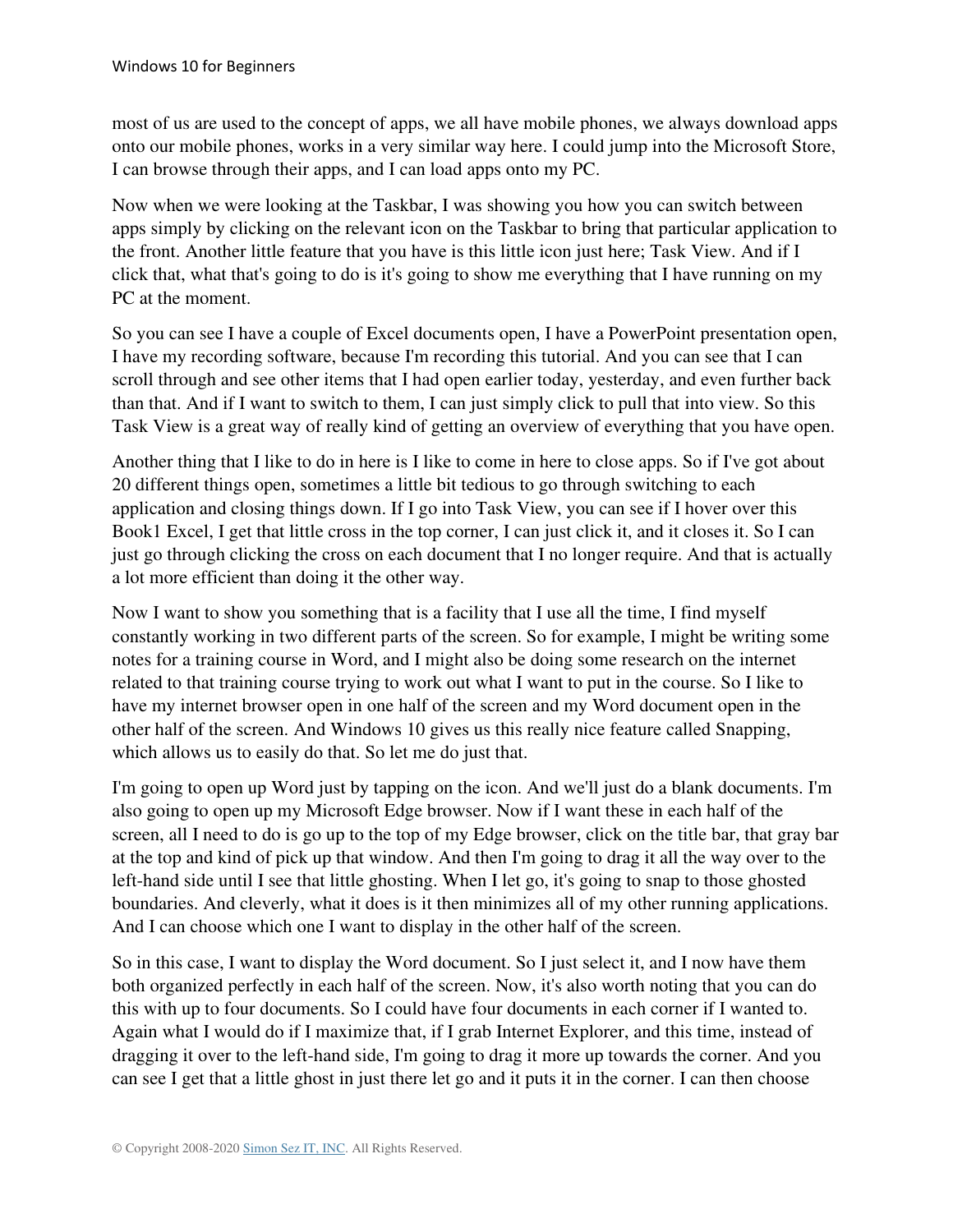most of us are used to the concept of apps, we all have mobile phones, we always download apps onto our mobile phones, works in a very similar way here. I could jump into the Microsoft Store, I can browse through their apps, and I can load apps onto my PC.

Now when we were looking at the Taskbar, I was showing you how you can switch between apps simply by clicking on the relevant icon on the Taskbar to bring that particular application to the front. Another little feature that you have is this little icon just here; Task View. And if I click that, what that's going to do is it's going to show me everything that I have running on my PC at the moment.

So you can see I have a couple of Excel documents open, I have a PowerPoint presentation open, I have my recording software, because I'm recording this tutorial. And you can see that I can scroll through and see other items that I had open earlier today, yesterday, and even further back than that. And if I want to switch to them, I can just simply click to pull that into view. So this Task View is a great way of really kind of getting an overview of everything that you have open.

Another thing that I like to do in here is I like to come in here to close apps. So if I've got about 20 different things open, sometimes a little bit tedious to go through switching to each application and closing things down. If I go into Task View, you can see if I hover over this Book1 Excel, I get that little cross in the top corner, I can just click it, and it closes it. So I can just go through clicking the cross on each document that I no longer require. And that is actually a lot more efficient than doing it the other way.

Now I want to show you something that is a facility that I use all the time, I find myself constantly working in two different parts of the screen. So for example, I might be writing some notes for a training course in Word, and I might also be doing some research on the internet related to that training course trying to work out what I want to put in the course. So I like to have my internet browser open in one half of the screen and my Word document open in the other half of the screen. And Windows 10 gives us this really nice feature called Snapping, which allows us to easily do that. So let me do just that.

I'm going to open up Word just by tapping on the icon. And we'll just do a blank documents. I'm also going to open up my Microsoft Edge browser. Now if I want these in each half of the screen, all I need to do is go up to the top of my Edge browser, click on the title bar, that gray bar at the top and kind of pick up that window. And then I'm going to drag it all the way over to the left-hand side until I see that little ghosting. When I let go, it's going to snap to those ghosted boundaries. And cleverly, what it does is it then minimizes all of my other running applications. And I can choose which one I want to display in the other half of the screen.

So in this case, I want to display the Word document. So I just select it, and I now have them both organized perfectly in each half of the screen. Now, it's also worth noting that you can do this with up to four documents. So I could have four documents in each corner if I wanted to. Again what I would do if I maximize that, if I grab Internet Explorer, and this time, instead of dragging it over to the left-hand side, I'm going to drag it more up towards the corner. And you can see I get that a little ghost in just there let go and it puts it in the corner. I can then choose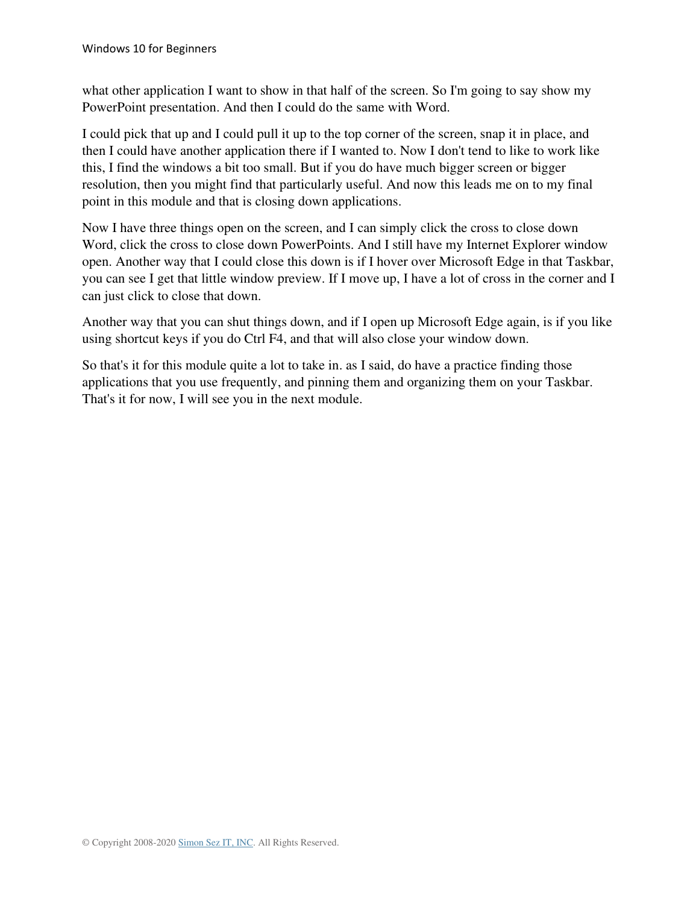what other application I want to show in that half of the screen. So I'm going to say show my PowerPoint presentation. And then I could do the same with Word.

I could pick that up and I could pull it up to the top corner of the screen, snap it in place, and then I could have another application there if I wanted to. Now I don't tend to like to work like this, I find the windows a bit too small. But if you do have much bigger screen or bigger resolution, then you might find that particularly useful. And now this leads me on to my final point in this module and that is closing down applications.

Now I have three things open on the screen, and I can simply click the cross to close down Word, click the cross to close down PowerPoints. And I still have my Internet Explorer window open. Another way that I could close this down is if I hover over Microsoft Edge in that Taskbar, you can see I get that little window preview. If I move up, I have a lot of cross in the corner and I can just click to close that down.

Another way that you can shut things down, and if I open up Microsoft Edge again, is if you like using shortcut keys if you do Ctrl F4, and that will also close your window down.

So that's it for this module quite a lot to take in. as I said, do have a practice finding those applications that you use frequently, and pinning them and organizing them on your Taskbar. That's it for now, I will see you in the next module.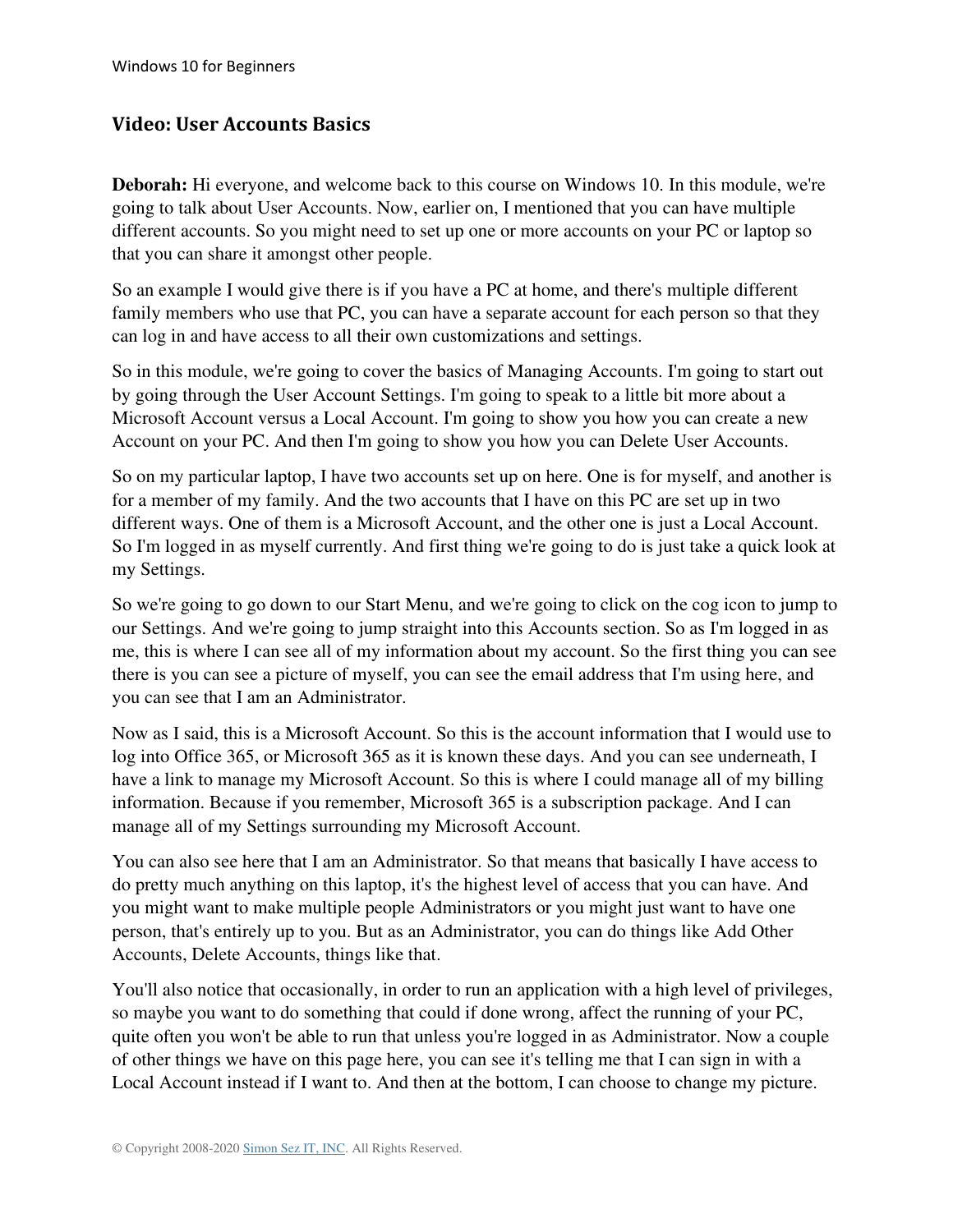## Video: User Accounts Basics

**Deborah:** Hi everyone, and welcome back to this course on Windows 10. In this module, we're going to talk about User Accounts. Now, earlier on, I mentioned that you can have multiple different accounts. So you might need to set up one or more accounts on your PC or laptop so that you can share it amongst other people.

So an example I would give there is if you have a PC at home, and there's multiple different family members who use that PC, you can have a separate account for each person so that they can log in and have access to all their own customizations and settings.

So in this module, we're going to cover the basics of Managing Accounts. I'm going to start out by going through the User Account Settings. I'm going to speak to a little bit more about a Microsoft Account versus a Local Account. I'm going to show you how you can create a new Account on your PC. And then I'm going to show you how you can Delete User Accounts.

So on my particular laptop, I have two accounts set up on here. One is for myself, and another is for a member of my family. And the two accounts that I have on this PC are set up in two different ways. One of them is a Microsoft Account, and the other one is just a Local Account. So I'm logged in as myself currently. And first thing we're going to do is just take a quick look at my Settings.

So we're going to go down to our Start Menu, and we're going to click on the cog icon to jump to our Settings. And we're going to jump straight into this Accounts section. So as I'm logged in as me, this is where I can see all of my information about my account. So the first thing you can see there is you can see a picture of myself, you can see the email address that I'm using here, and you can see that I am an Administrator.

Now as I said, this is a Microsoft Account. So this is the account information that I would use to log into Office 365, or Microsoft 365 as it is known these days. And you can see underneath, I have a link to manage my Microsoft Account. So this is where I could manage all of my billing information. Because if you remember, Microsoft 365 is a subscription package. And I can manage all of my Settings surrounding my Microsoft Account.

You can also see here that I am an Administrator. So that means that basically I have access to do pretty much anything on this laptop, it's the highest level of access that you can have. And you might want to make multiple people Administrators or you might just want to have one person, that's entirely up to you. But as an Administrator, you can do things like Add Other Accounts, Delete Accounts, things like that.

You'll also notice that occasionally, in order to run an application with a high level of privileges, so maybe you want to do something that could if done wrong, affect the running of your PC, quite often you won't be able to run that unless you're logged in as Administrator. Now a couple of other things we have on this page here, you can see it's telling me that I can sign in with a Local Account instead if I want to. And then at the bottom, I can choose to change my picture.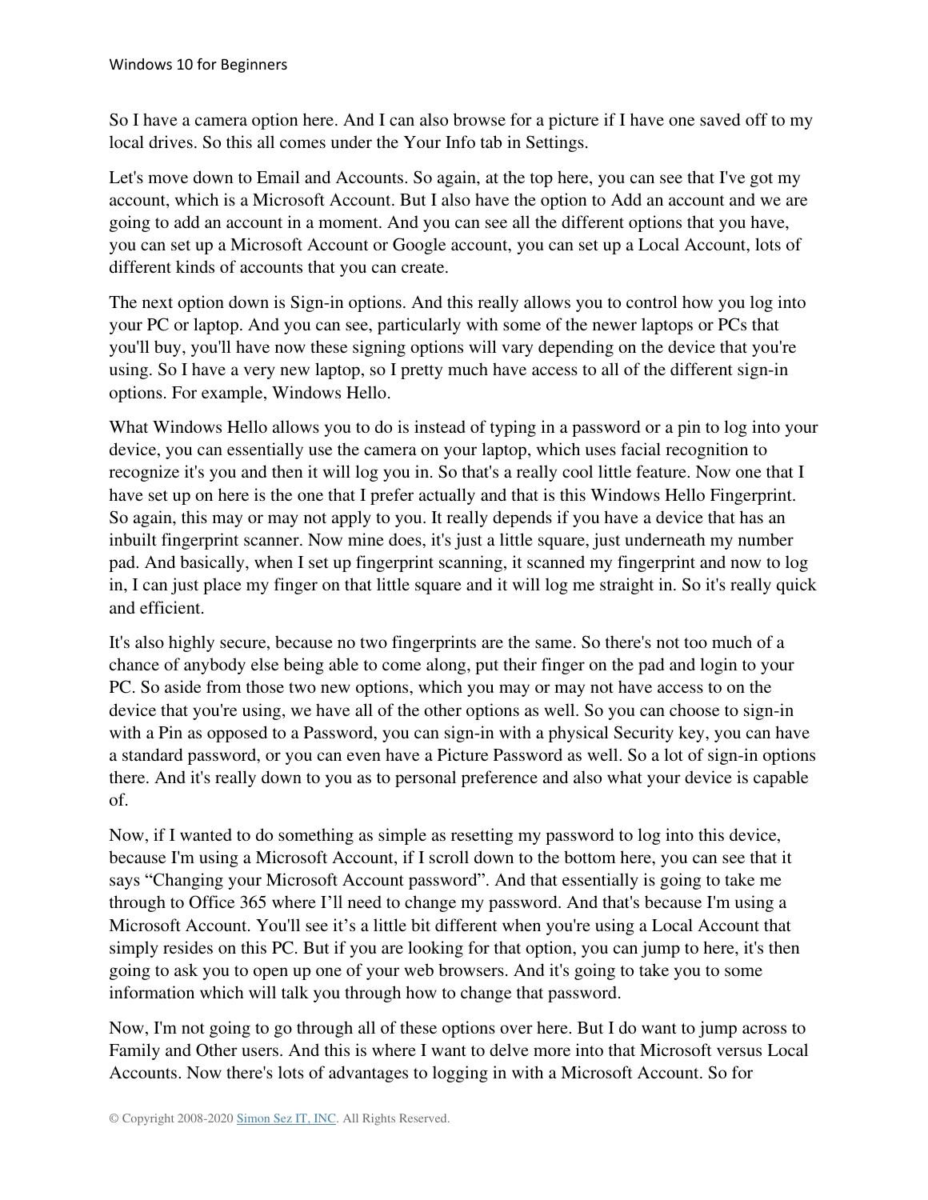So I have a camera option here. And I can also browse for a picture if I have one saved off to my local drives. So this all comes under the Your Info tab in Settings.

Let's move down to Email and Accounts. So again, at the top here, you can see that I've got my account, which is a Microsoft Account. But I also have the option to Add an account and we are going to add an account in a moment. And you can see all the different options that you have, you can set up a Microsoft Account or Google account, you can set up a Local Account, lots of different kinds of accounts that you can create.

The next option down is Sign-in options. And this really allows you to control how you log into your PC or laptop. And you can see, particularly with some of the newer laptops or PCs that you'll buy, you'll have now these signing options will vary depending on the device that you're using. So I have a very new laptop, so I pretty much have access to all of the different sign-in options. For example, Windows Hello.

What Windows Hello allows you to do is instead of typing in a password or a pin to log into your device, you can essentially use the camera on your laptop, which uses facial recognition to recognize it's you and then it will log you in. So that's a really cool little feature. Now one that I have set up on here is the one that I prefer actually and that is this Windows Hello Fingerprint. So again, this may or may not apply to you. It really depends if you have a device that has an inbuilt fingerprint scanner. Now mine does, it's just a little square, just underneath my number pad. And basically, when I set up fingerprint scanning, it scanned my fingerprint and now to log in, I can just place my finger on that little square and it will log me straight in. So it's really quick and efficient.

It's also highly secure, because no two fingerprints are the same. So there's not too much of a chance of anybody else being able to come along, put their finger on the pad and login to your PC. So aside from those two new options, which you may or may not have access to on the device that you're using, we have all of the other options as well. So you can choose to sign-in with a Pin as opposed to a Password, you can sign-in with a physical Security key, you can have a standard password, or you can even have a Picture Password as well. So a lot of sign-in options there. And it's really down to you as to personal preference and also what your device is capable of.

Now, if I wanted to do something as simple as resetting my password to log into this device, because I'm using a Microsoft Account, if I scroll down to the bottom here, you can see that it says "Changing your Microsoft Account password". And that essentially is going to take me through to Office 365 where I'll need to change my password. And that's because I'm using a Microsoft Account. You'll see it's a little bit different when you're using a Local Account that simply resides on this PC. But if you are looking for that option, you can jump to here, it's then going to ask you to open up one of your web browsers. And it's going to take you to some information which will talk you through how to change that password.

Now, I'm not going to go through all of these options over here. But I do want to jump across to Family and Other users. And this is where I want to delve more into that Microsoft versus Local Accounts. Now there's lots of advantages to logging in with a Microsoft Account. So for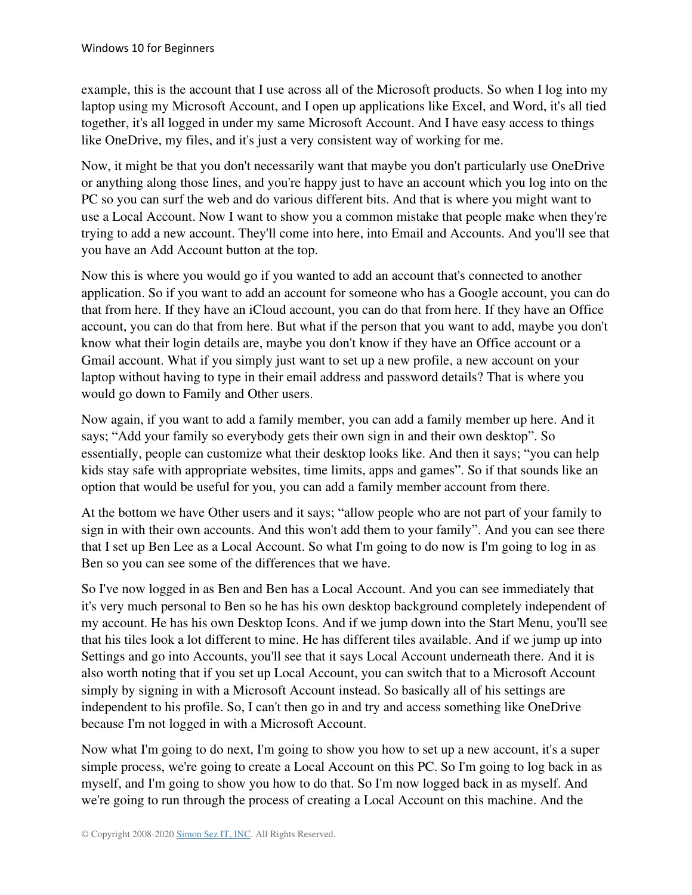example, this is the account that I use across all of the Microsoft products. So when I log into my laptop using my Microsoft Account, and I open up applications like Excel, and Word, it's all tied together, it's all logged in under my same Microsoft Account. And I have easy access to things like OneDrive, my files, and it's just a very consistent way of working for me.

Now, it might be that you don't necessarily want that maybe you don't particularly use OneDrive or anything along those lines, and you're happy just to have an account which you log into on the PC so you can surf the web and do various different bits. And that is where you might want to use a Local Account. Now I want to show you a common mistake that people make when they're trying to add a new account. They'll come into here, into Email and Accounts. And you'll see that you have an Add Account button at the top.

Now this is where you would go if you wanted to add an account that's connected to another application. So if you want to add an account for someone who has a Google account, you can do that from here. If they have an iCloud account, you can do that from here. If they have an Office account, you can do that from here. But what if the person that you want to add, maybe you don't know what their login details are, maybe you don't know if they have an Office account or a Gmail account. What if you simply just want to set up a new profile, a new account on your laptop without having to type in their email address and password details? That is where you would go down to Family and Other users.

Now again, if you want to add a family member, you can add a family member up here. And it says; "Add your family so everybody gets their own sign in and their own desktop". So essentially, people can customize what their desktop looks like. And then it says; "you can help kids stay safe with appropriate websites, time limits, apps and games". So if that sounds like an option that would be useful for you, you can add a family member account from there.

At the bottom we have Other users and it says; "allow people who are not part of your family to sign in with their own accounts. And this won't add them to your family". And you can see there that I set up Ben Lee as a Local Account. So what I'm going to do now is I'm going to log in as Ben so you can see some of the differences that we have.

So I've now logged in as Ben and Ben has a Local Account. And you can see immediately that it's very much personal to Ben so he has his own desktop background completely independent of my account. He has his own Desktop Icons. And if we jump down into the Start Menu, you'll see that his tiles look a lot different to mine. He has different tiles available. And if we jump up into Settings and go into Accounts, you'll see that it says Local Account underneath there. And it is also worth noting that if you set up Local Account, you can switch that to a Microsoft Account simply by signing in with a Microsoft Account instead. So basically all of his settings are independent to his profile. So, I can't then go in and try and access something like OneDrive because I'm not logged in with a Microsoft Account.

Now what I'm going to do next, I'm going to show you how to set up a new account, it's a super simple process, we're going to create a Local Account on this PC. So I'm going to log back in as myself, and I'm going to show you how to do that. So I'm now logged back in as myself. And we're going to run through the process of creating a Local Account on this machine. And the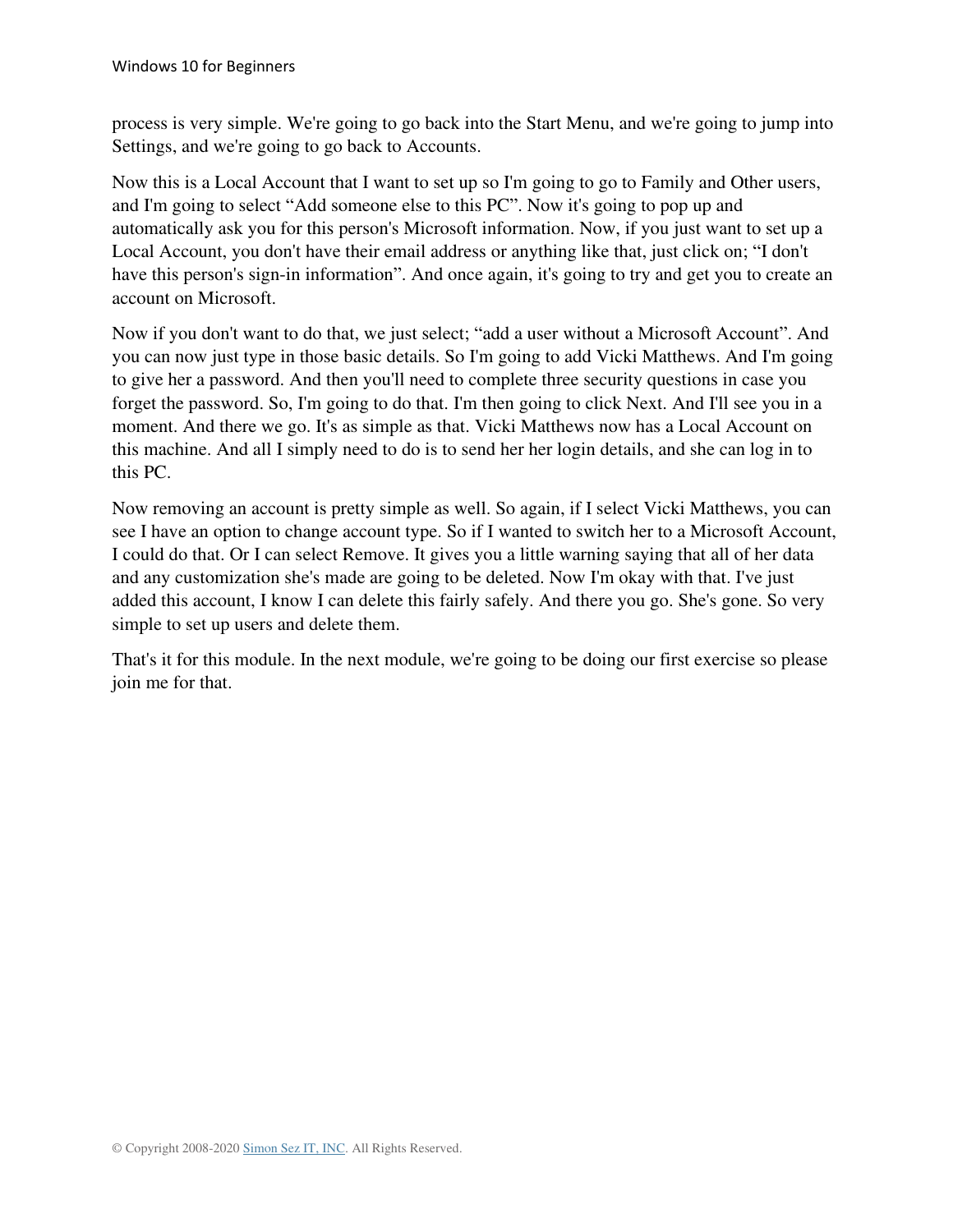process is very simple. We're going to go back into the Start Menu, and we're going to jump into Settings, and we're going to go back to Accounts.

Now this is a Local Account that I want to set up so I'm going to go to Family and Other users, and I'm going to select "Add someone else to this PC". Now it's going to pop up and automatically ask you for this person's Microsoft information. Now, if you just want to set up a Local Account, you don't have their email address or anything like that, just click on; "I don't have this person's sign-in information". And once again, it's going to try and get you to create an account on Microsoft.

Now if you don't want to do that, we just select; "add a user without a Microsoft Account". And you can now just type in those basic details. So I'm going to add Vicki Matthews. And I'm going to give her a password. And then you'll need to complete three security questions in case you forget the password. So, I'm going to do that. I'm then going to click Next. And I'll see you in a moment. And there we go. It's as simple as that. Vicki Matthews now has a Local Account on this machine. And all I simply need to do is to send her her login details, and she can log in to this PC.

Now removing an account is pretty simple as well. So again, if I select Vicki Matthews, you can see I have an option to change account type. So if I wanted to switch her to a Microsoft Account, I could do that. Or I can select Remove. It gives you a little warning saying that all of her data and any customization she's made are going to be deleted. Now I'm okay with that. I've just added this account, I know I can delete this fairly safely. And there you go. She's gone. So very simple to set up users and delete them.

That's it for this module. In the next module, we're going to be doing our first exercise so please join me for that.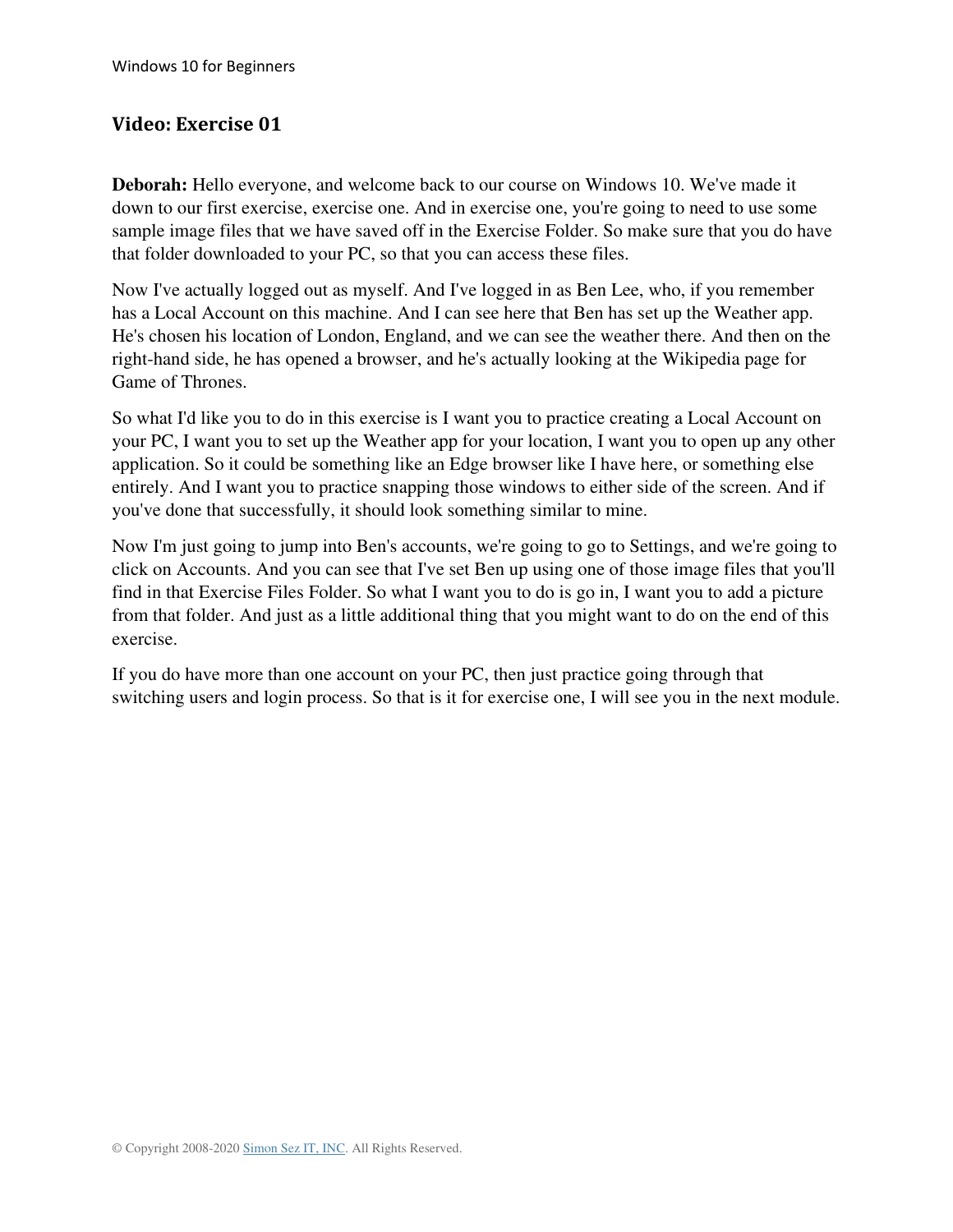## Video: Exercise 01

**Deborah:** Hello everyone, and welcome back to our course on Windows 10. We've made it down to our first exercise, exercise one. And in exercise one, you're going to need to use some sample image files that we have saved off in the Exercise Folder. So make sure that you do have that folder downloaded to your PC, so that you can access these files.

Now I've actually logged out as myself. And I've logged in as Ben Lee, who, if you remember has a Local Account on this machine. And I can see here that Ben has set up the Weather app. He's chosen his location of London, England, and we can see the weather there. And then on the right-hand side, he has opened a browser, and he's actually looking at the Wikipedia page for Game of Thrones.

So what I'd like you to do in this exercise is I want you to practice creating a Local Account on your PC, I want you to set up the Weather app for your location, I want you to open up any other application. So it could be something like an Edge browser like I have here, or something else entirely. And I want you to practice snapping those windows to either side of the screen. And if you've done that successfully, it should look something similar to mine.

Now I'm just going to jump into Ben's accounts, we're going to go to Settings, and we're going to click on Accounts. And you can see that I've set Ben up using one of those image files that you'll find in that Exercise Files Folder. So what I want you to do is go in, I want you to add a picture from that folder. And just as a little additional thing that you might want to do on the end of this exercise.

If you do have more than one account on your PC, then just practice going through that switching users and login process. So that is it for exercise one, I will see you in the next module.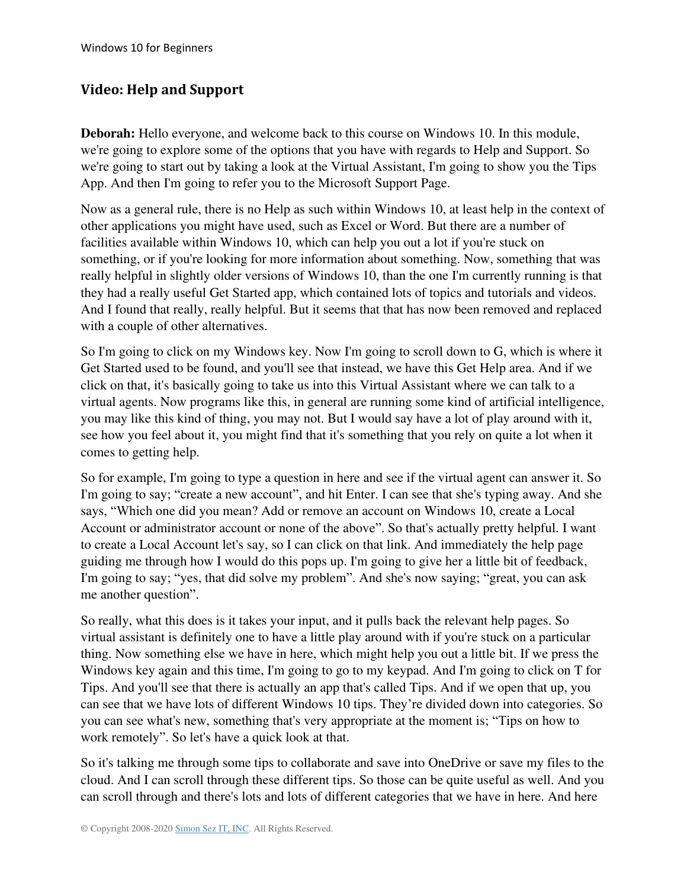## Video: Help and Support

**Deborah:** Hello everyone, and welcome back to this course on Windows 10. In this module, we're going to explore some of the options that you have with regards to Help and Support. So we're going to start out by taking a look at the Virtual Assistant, I'm going to show you the Tips App. And then I'm going to refer you to the Microsoft Support Page.

Now as a general rule, there is no Help as such within Windows 10, at least help in the context of other applications you might have used, such as Excel or Word. But there are a number of facilities available within Windows 10, which can help you out a lot if you're stuck on something, or if you're looking for more information about something. Now, something that was really helpful in slightly older versions of Windows 10, than the one I'm currently running is that they had a really useful Get Started app, which contained lots of topics and tutorials and videos. And I found that really, really helpful. But it seems that that has now been removed and replaced with a couple of other alternatives.

So I'm going to click on my Windows key. Now I'm going to scroll down to G, which is where it Get Started used to be found, and you'll see that instead, we have this Get Help area. And if we click on that, it's basically going to take us into this Virtual Assistant where we can talk to a virtual agents. Now programs like this, in general are running some kind of artificial intelligence, you may like this kind of thing, you may not. But I would say have a lot of play around with it, see how you feel about it, you might find that it's something that you rely on quite a lot when it comes to getting help.

So for example, I'm going to type a question in here and see if the virtual agent can answer it. So I'm going to say; "create a new account", and hit Enter. I can see that she's typing away. And she says, "Which one did you mean? Add or remove an account on Windows 10, create a Local Account or administrator account or none of the above". So that's actually pretty helpful. I want to create a Local Account let's say, so I can click on that link. And immediately the help page guiding me through how I would do this pops up. I'm going to give her a little bit of feedback, I'm going to say; "yes, that did solve my problem". And she's now saying; "great, you can ask me another question".

So really, what this does is it takes your input, and it pulls back the relevant help pages. So virtual assistant is definitely one to have a little play around with if you're stuck on a particular thing. Now something else we have in here, which might help you out a little bit. If we press the Windows key again and this time, I'm going to go to my keypad. And I'm going to click on T for Tips. And you'll see that there is actually an app that's called Tips. And if we open that up, you can see that we have lots of different Windows 10 tips. They're divided down into categories. So you can see what's new, something that's very appropriate at the moment is; "Tips on how to work remotely". So let's have a quick look at that.

So it's talking me through some tips to collaborate and save into OneDrive or save my files to the cloud. And I can scroll through these different tips. So those can be quite useful as well. And you can scroll through and there's lots and lots of different categories that we have in here. And here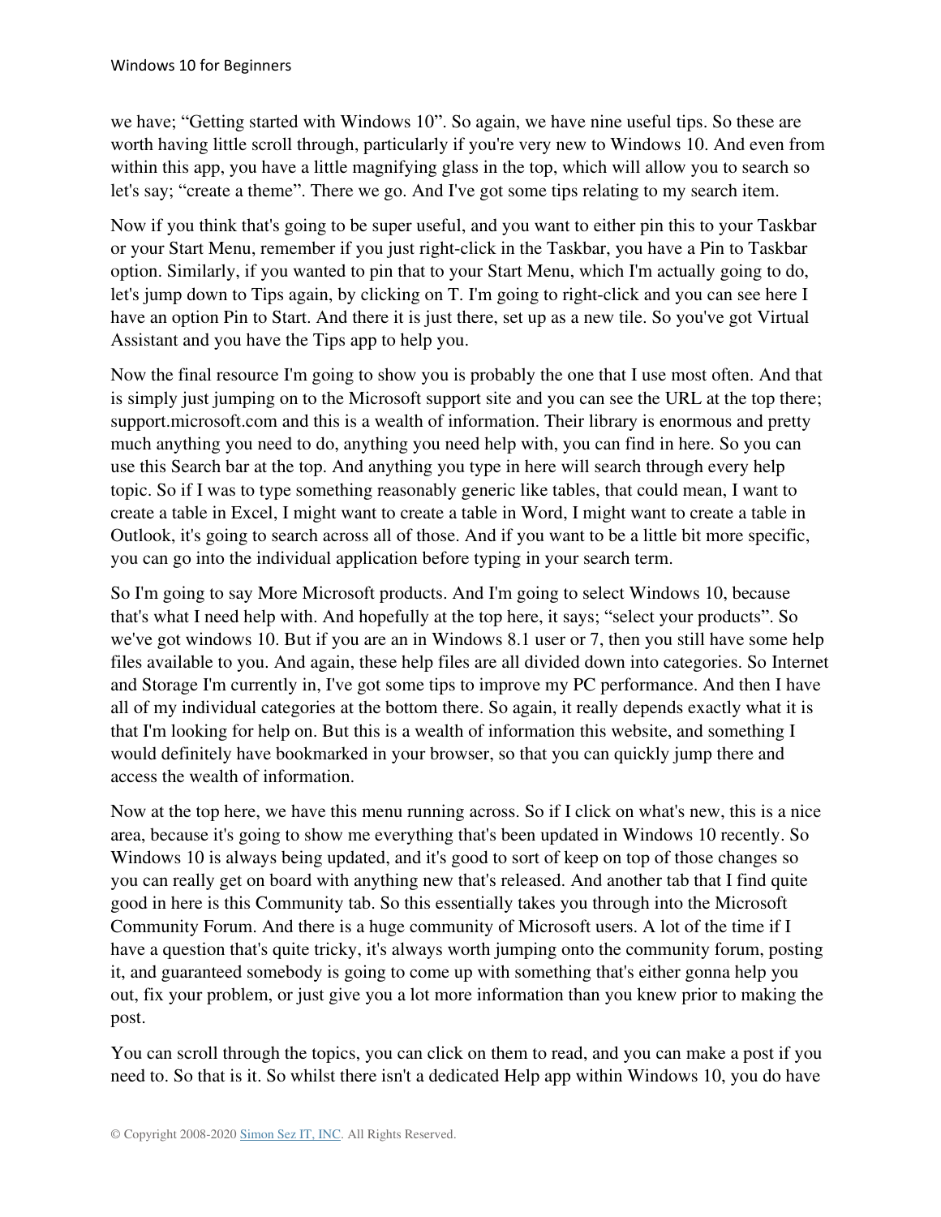we have; “Getting started with Windows 10”. So again, we have nine useful tips. So these are worth having little scroll through, particularly if you're very new to Windows 10. And even from within this app, you have a little magnifying glass in the top, which will allow you to search so let's say; “create a theme”. There we go. And I've got some tips relating to my search item.

Now if you think that's going to be super useful, and you want to either pin this to your Taskbar or your Start Menu, remember if you just right-click in the Taskbar, you have a Pin to Taskbar option. Similarly, if you wanted to pin that to your Start Menu, which I'm actually going to do, let's jump down to Tips again, by clicking on T. I'm going to right-click and you can see here I have an option Pin to Start. And there it is just there, set up as a new tile. So you've got Virtual Assistant and you have the Tips app to help you.

Now the final resource I'm going to show you is probably the one that I use most often. And that is simply just jumping on to the Microsoft support site and you can see the URL at the top there; support.microsoft.com and this is a wealth of information. Their library is enormous and pretty much anything you need to do, anything you need help with, you can find in here. So you can use this Search bar at the top. And anything you type in here will search through every help topic. So if I was to type something reasonably generic like tables, that could mean, I want to create a table in Excel, I might want to create a table in Word, I might want to create a table in Outlook, it's going to search across all of those. And if you want to be a little bit more specific, you can go into the individual application before typing in your search term.

So I'm going to say More Microsoft products. And I'm going to select Windows 10, because that's what I need help with. And hopefully at the top here, it says; “select your products”. So we've got windows 10. But if you are an in Windows 8.1 user or 7, then you still have some help files available to you. And again, these help files are all divided down into categories. So Internet and Storage I'm currently in, I've got some tips to improve my PC performance. And then I have all of my individual categories at the bottom there. So again, it really depends exactly what it is that I'm looking for help on. But this is a wealth of information this website, and something I would definitely have bookmarked in your browser, so that you can quickly jump there and access the wealth of information.

Now at the top here, we have this menu running across. So if I click on what's new, this is a nice area, because it's going to show me everything that's been updated in Windows 10 recently. So Windows 10 is always being updated, and it's good to sort of keep on top of those changes so you can really get on board with anything new that's released. And another tab that I find quite good in here is this Community tab. So this essentially takes you through into the Microsoft Community Forum. And there is a huge community of Microsoft users. A lot of the time if I have a question that's quite tricky, it's always worth jumping onto the community forum, posting it, and guaranteed somebody is going to come up with something that's either gonna help you out, fix your problem, or just give you a lot more information than you knew prior to making the post.

You can scroll through the topics, you can click on them to read, and you can make a post if you need to. So that is it. So whilst there isn't a dedicated Help app within Windows 10, you do have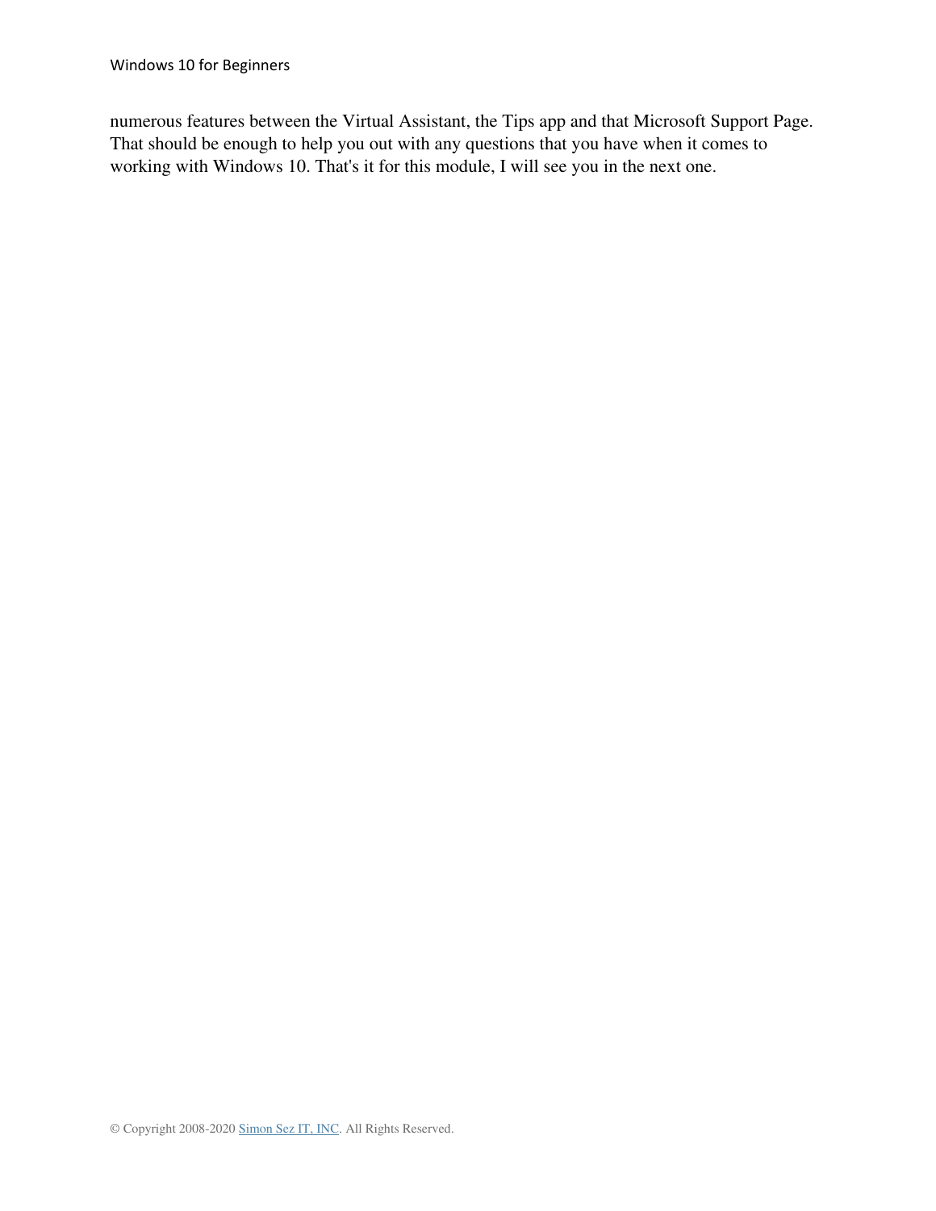numerous features between the Virtual Assistant, the Tips app and that Microsoft Support Page. That should be enough to help you out with any questions that you have when it comes to working with Windows 10. That's it for this module, I will see you in the next one.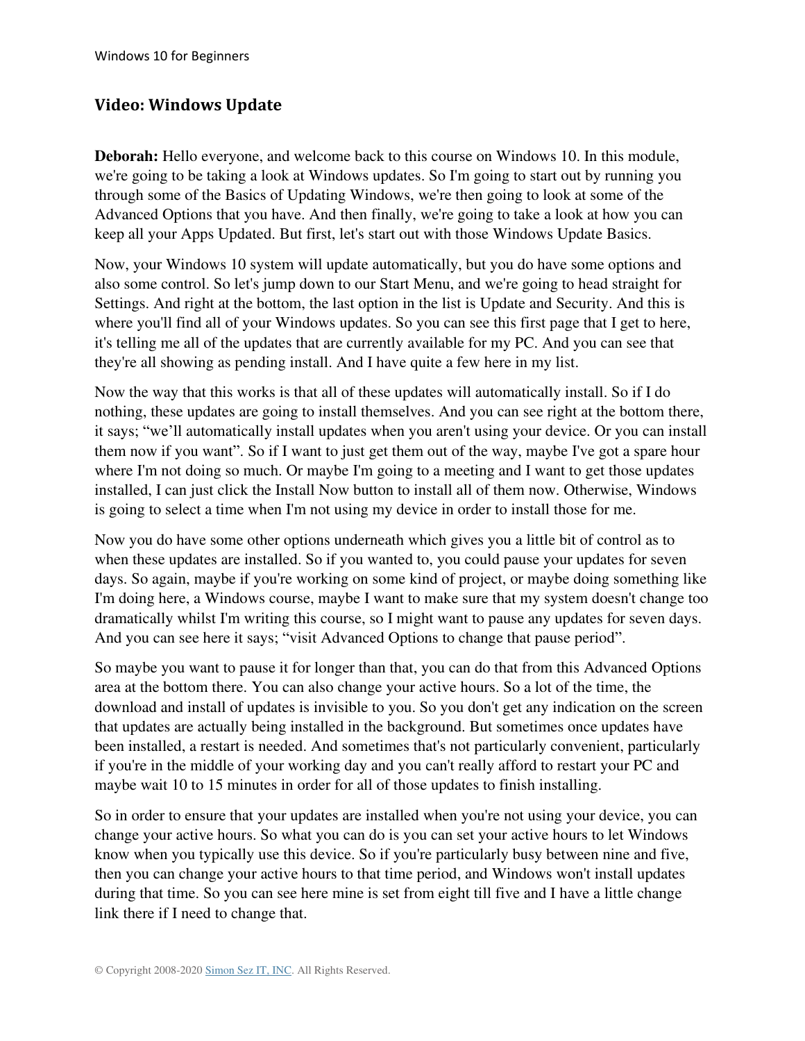## Video: Windows Update

**Deborah:** Hello everyone, and welcome back to this course on Windows 10. In this module, we're going to be taking a look at Windows updates. So I'm going to start out by running you through some of the Basics of Updating Windows, we're then going to look at some of the Advanced Options that you have. And then finally, we're going to take a look at how you can keep all your Apps Updated. But first, let's start out with those Windows Update Basics.

Now, your Windows 10 system will update automatically, but you do have some options and also some control. So let's jump down to our Start Menu, and we're going to head straight for Settings. And right at the bottom, the last option in the list is Update and Security. And this is where you'll find all of your Windows updates. So you can see this first page that I get to here, it's telling me all of the updates that are currently available for my PC. And you can see that they're all showing as pending install. And I have quite a few here in my list.

Now the way that this works is that all of these updates will automatically install. So if I do nothing, these updates are going to install themselves. And you can see right at the bottom there, it says; "we'll automatically install updates when you aren't using your device. Or you can install them now if you want". So if I want to just get them out of the way, maybe I've got a spare hour where I'm not doing so much. Or maybe I'm going to a meeting and I want to get those updates installed, I can just click the Install Now button to install all of them now. Otherwise, Windows is going to select a time when I'm not using my device in order to install those for me.

Now you do have some other options underneath which gives you a little bit of control as to when these updates are installed. So if you wanted to, you could pause your updates for seven days. So again, maybe if you're working on some kind of project, or maybe doing something like I'm doing here, a Windows course, maybe I want to make sure that my system doesn't change too dramatically whilst I'm writing this course, so I might want to pause any updates for seven days. And you can see here it says; "visit Advanced Options to change that pause period".

So maybe you want to pause it for longer than that, you can do that from this Advanced Options area at the bottom there. You can also change your active hours. So a lot of the time, the download and install of updates is invisible to you. So you don't get any indication on the screen that updates are actually being installed in the background. But sometimes once updates have been installed, a restart is needed. And sometimes that's not particularly convenient, particularly if you're in the middle of your working day and you can't really afford to restart your PC and maybe wait 10 to 15 minutes in order for all of those updates to finish installing.

So in order to ensure that your updates are installed when you're not using your device, you can change your active hours. So what you can do is you can set your active hours to let Windows know when you typically use this device. So if you're particularly busy between nine and five, then you can change your active hours to that time period, and Windows won't install updates during that time. So you can see here mine is set from eight till five and I have a little change link there if I need to change that.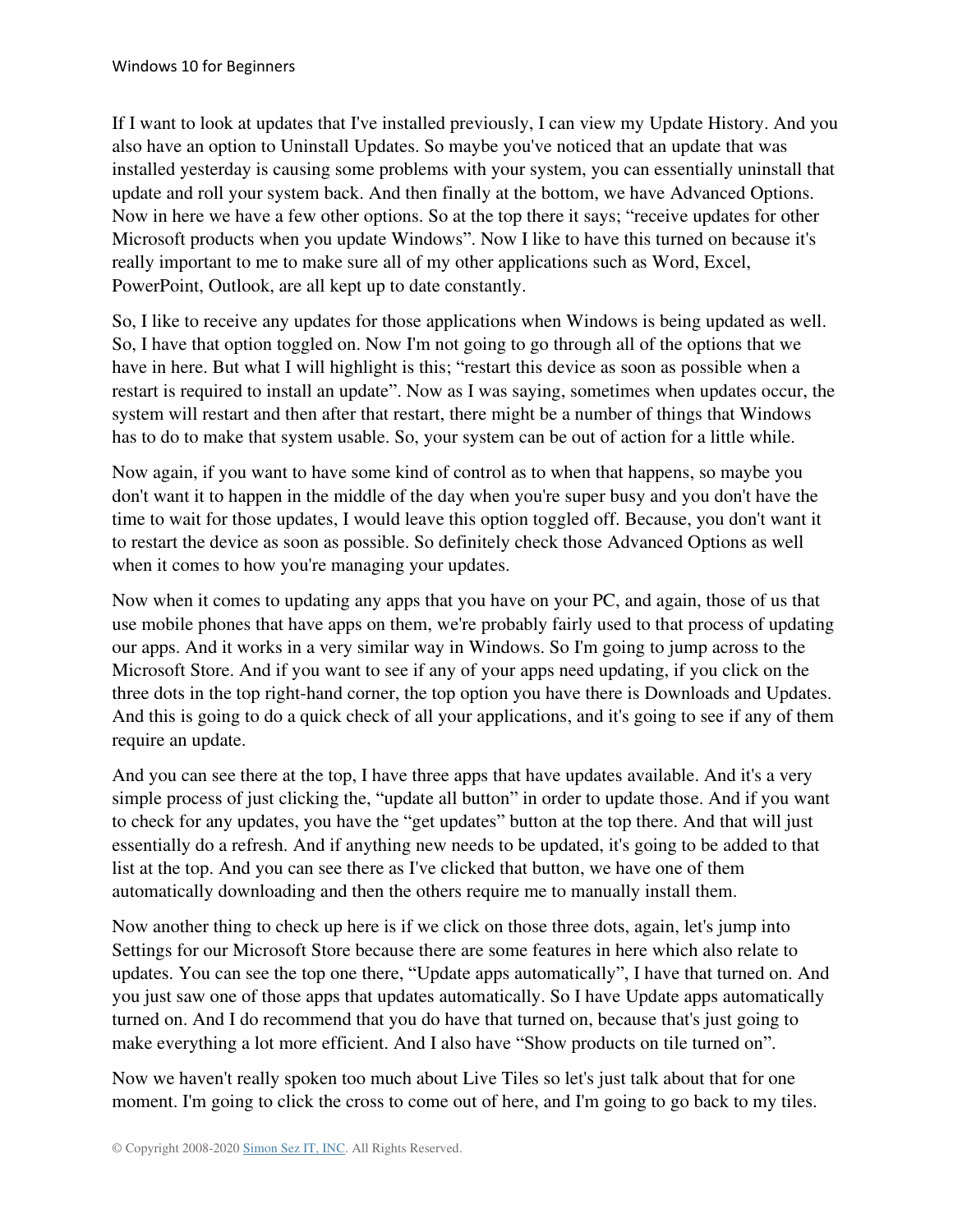If I want to look at updates that I've installed previously, I can view my Update History. And you also have an option to Uninstall Updates. So maybe you've noticed that an update that was installed yesterday is causing some problems with your system, you can essentially uninstall that update and roll your system back. And then finally at the bottom, we have Advanced Options. Now in here we have a few other options. So at the top there it says; "receive updates for other Microsoft products when you update Windows". Now I like to have this turned on because it's really important to me to make sure all of my other applications such as Word, Excel, PowerPoint, Outlook, are all kept up to date constantly.

So, I like to receive any updates for those applications when Windows is being updated as well. So, I have that option toggled on. Now I'm not going to go through all of the options that we have in here. But what I will highlight is this; "restart this device as soon as possible when a restart is required to install an update". Now as I was saying, sometimes when updates occur, the system will restart and then after that restart, there might be a number of things that Windows has to do to make that system usable. So, your system can be out of action for a little while.

Now again, if you want to have some kind of control as to when that happens, so maybe you don't want it to happen in the middle of the day when you're super busy and you don't have the time to wait for those updates, I would leave this option toggled off. Because, you don't want it to restart the device as soon as possible. So definitely check those Advanced Options as well when it comes to how you're managing your updates.

Now when it comes to updating any apps that you have on your PC, and again, those of us that use mobile phones that have apps on them, we're probably fairly used to that process of updating our apps. And it works in a very similar way in Windows. So I'm going to jump across to the Microsoft Store. And if you want to see if any of your apps need updating, if you click on the three dots in the top right-hand corner, the top option you have there is Downloads and Updates. And this is going to do a quick check of all your applications, and it's going to see if any of them require an update.

And you can see there at the top, I have three apps that have updates available. And it's a very simple process of just clicking the, "update all button" in order to update those. And if you want to check for any updates, you have the "get updates" button at the top there. And that will just essentially do a refresh. And if anything new needs to be updated, it's going to be added to that list at the top. And you can see there as I've clicked that button, we have one of them automatically downloading and then the others require me to manually install them.

Now another thing to check up here is if we click on those three dots, again, let's jump into Settings for our Microsoft Store because there are some features in here which also relate to updates. You can see the top one there, "Update apps automatically", I have that turned on. And you just saw one of those apps that updates automatically. So I have Update apps automatically turned on. And I do recommend that you do have that turned on, because that's just going to make everything a lot more efficient. And I also have "Show products on tile turned on".

Now we haven't really spoken too much about Live Tiles so let's just talk about that for one moment. I'm going to click the cross to come out of here, and I'm going to go back to my tiles.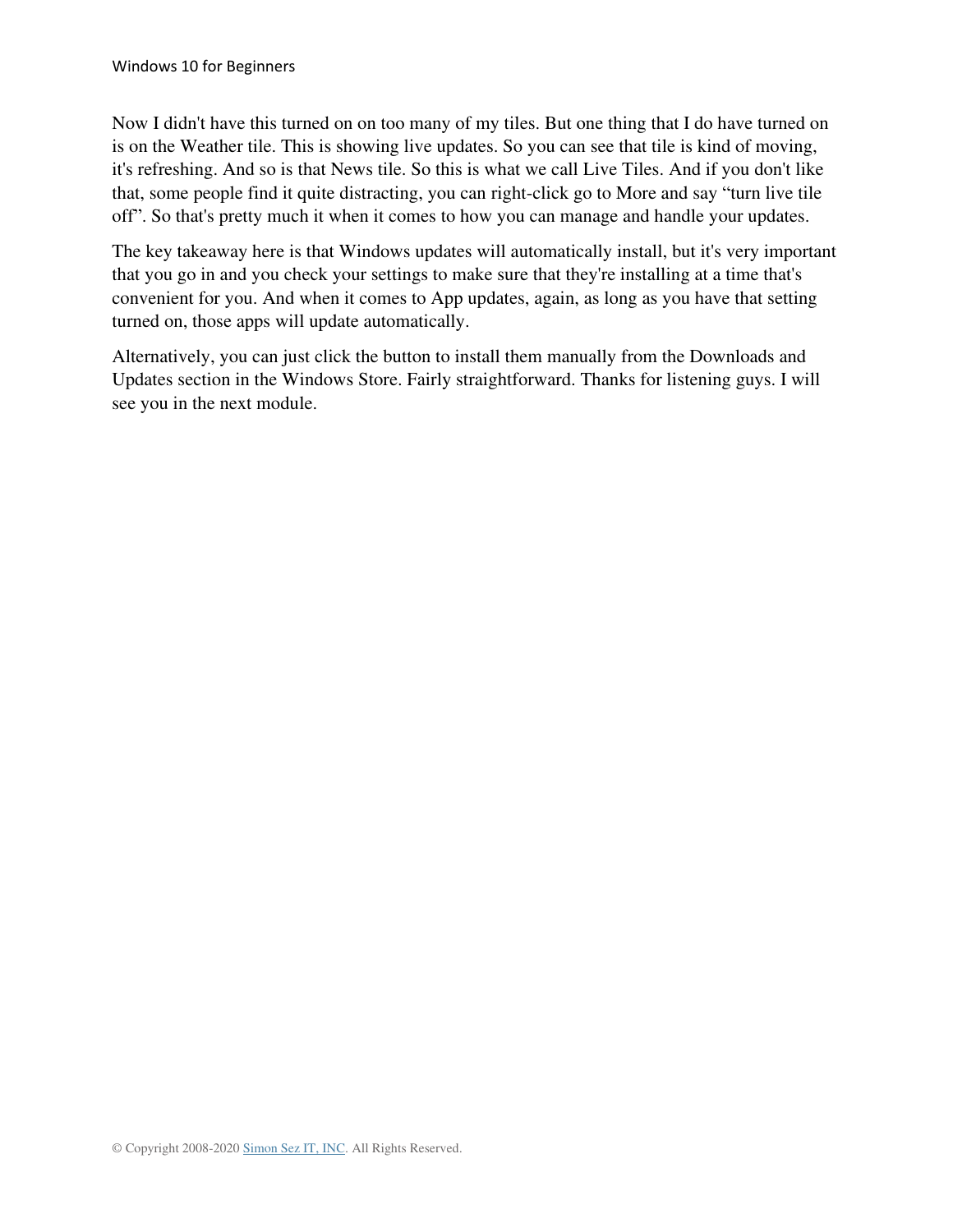Now I didn't have this turned on on too many of my tiles. But one thing that I do have turned on is on the Weather tile. This is showing live updates. So you can see that tile is kind of moving, it's refreshing. And so is that News tile. So this is what we call Live Tiles. And if you don't like that, some people find it quite distracting, you can right-click go to More and say "turn live tile off". So that's pretty much it when it comes to how you can manage and handle your updates.

The key takeaway here is that Windows updates will automatically install, but it's very important that you go in and you check your settings to make sure that they're installing at a time that's convenient for you. And when it comes to App updates, again, as long as you have that setting turned on, those apps will update automatically.

Alternatively, you can just click the button to install them manually from the Downloads and Updates section in the Windows Store. Fairly straightforward. Thanks for listening guys. I will see you in the next module.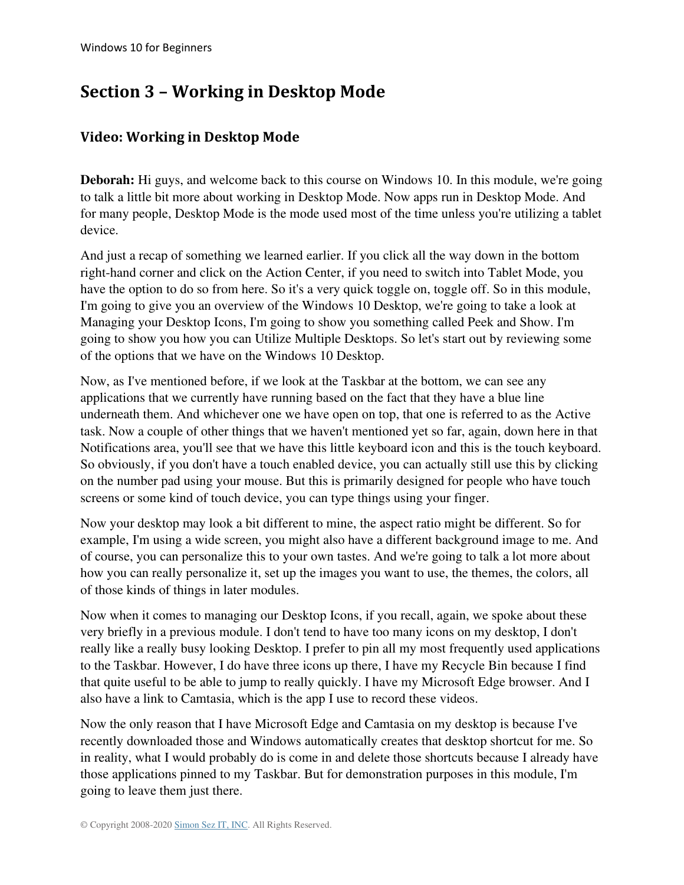# Section 3 – Working in Desktop Mode

## Video: Working in Desktop Mode

**Deborah:** Hi guys, and welcome back to this course on Windows 10. In this module, we're going to talk a little bit more about working in Desktop Mode. Now apps run in Desktop Mode. And for many people, Desktop Mode is the mode used most of the time unless you're utilizing a tablet device.

And just a recap of something we learned earlier. If you click all the way down in the bottom right-hand corner and click on the Action Center, if you need to switch into Tablet Mode, you have the option to do so from here. So it's a very quick toggle on, toggle off. So in this module, I'm going to give you an overview of the Windows 10 Desktop, we're going to take a look at Managing your Desktop Icons, I'm going to show you something called Peek and Show. I'm going to show you how you can Utilize Multiple Desktops. So let's start out by reviewing some of the options that we have on the Windows 10 Desktop.

Now, as I've mentioned before, if we look at the Taskbar at the bottom, we can see any applications that we currently have running based on the fact that they have a blue line underneath them. And whichever one we have open on top, that one is referred to as the Active task. Now a couple of other things that we haven't mentioned yet so far, again, down here in that Notifications area, you'll see that we have this little keyboard icon and this is the touch keyboard. So obviously, if you don't have a touch enabled device, you can actually still use this by clicking on the number pad using your mouse. But this is primarily designed for people who have touch screens or some kind of touch device, you can type things using your finger.

Now your desktop may look a bit different to mine, the aspect ratio might be different. So for example, I'm using a wide screen, you might also have a different background image to me. And of course, you can personalize this to your own tastes. And we're going to talk a lot more about how you can really personalize it, set up the images you want to use, the themes, the colors, all of those kinds of things in later modules.

Now when it comes to managing our Desktop Icons, if you recall, again, we spoke about these very briefly in a previous module. I don't tend to have too many icons on my desktop, I don't really like a really busy looking Desktop. I prefer to pin all my most frequently used applications to the Taskbar. However, I do have three icons up there, I have my Recycle Bin because I find that quite useful to be able to jump to really quickly. I have my Microsoft Edge browser. And I also have a link to Camtasia, which is the app I use to record these videos.

Now the only reason that I have Microsoft Edge and Camtasia on my desktop is because I've recently downloaded those and Windows automatically creates that desktop shortcut for me. So in reality, what I would probably do is come in and delete those shortcuts because I already have those applications pinned to my Taskbar. But for demonstration purposes in this module, I'm going to leave them just there.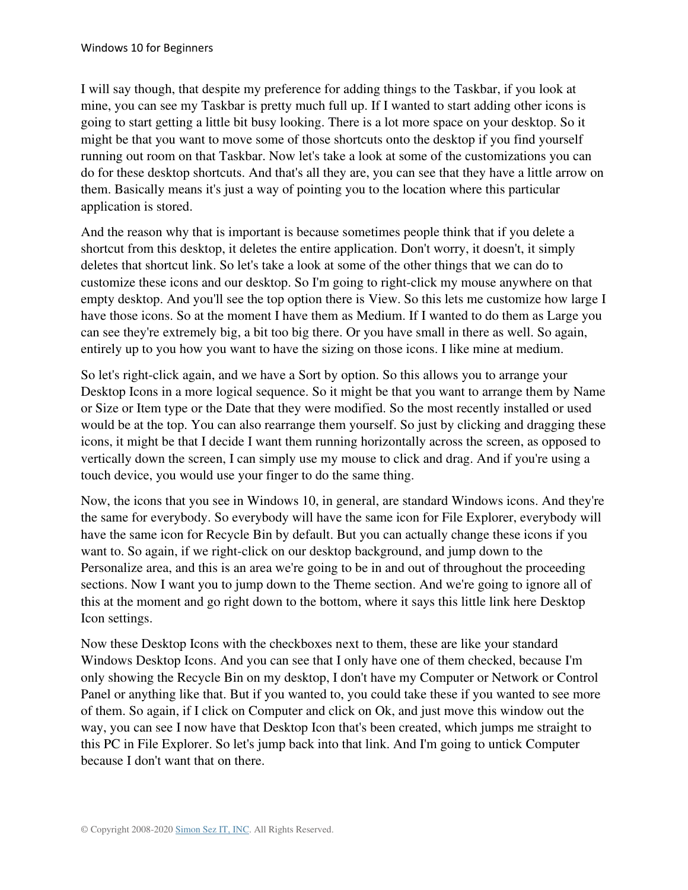I will say though, that despite my preference for adding things to the Taskbar, if you look at mine, you can see my Taskbar is pretty much full up. If I wanted to start adding other icons is going to start getting a little bit busy looking. There is a lot more space on your desktop. So it might be that you want to move some of those shortcuts onto the desktop if you find yourself running out room on that Taskbar. Now let's take a look at some of the customizations you can do for these desktop shortcuts. And that's all they are, you can see that they have a little arrow on them. Basically means it's just a way of pointing you to the location where this particular application is stored.

And the reason why that is important is because sometimes people think that if you delete a shortcut from this desktop, it deletes the entire application. Don't worry, it doesn't, it simply deletes that shortcut link. So let's take a look at some of the other things that we can do to customize these icons and our desktop. So I'm going to right-click my mouse anywhere on that empty desktop. And you'll see the top option there is View. So this lets me customize how large I have those icons. So at the moment I have them as Medium. If I wanted to do them as Large you can see they're extremely big, a bit too big there. Or you have small in there as well. So again, entirely up to you how you want to have the sizing on those icons. I like mine at medium.

So let's right-click again, and we have a Sort by option. So this allows you to arrange your Desktop Icons in a more logical sequence. So it might be that you want to arrange them by Name or Size or Item type or the Date that they were modified. So the most recently installed or used would be at the top. You can also rearrange them yourself. So just by clicking and dragging these icons, it might be that I decide I want them running horizontally across the screen, as opposed to vertically down the screen, I can simply use my mouse to click and drag. And if you're using a touch device, you would use your finger to do the same thing.

Now, the icons that you see in Windows 10, in general, are standard Windows icons. And they're the same for everybody. So everybody will have the same icon for File Explorer, everybody will have the same icon for Recycle Bin by default. But you can actually change these icons if you want to. So again, if we right-click on our desktop background, and jump down to the Personalize area, and this is an area we're going to be in and out of throughout the proceeding sections. Now I want you to jump down to the Theme section. And we're going to ignore all of this at the moment and go right down to the bottom, where it says this little link here Desktop Icon settings.

Now these Desktop Icons with the checkboxes next to them, these are like your standard Windows Desktop Icons. And you can see that I only have one of them checked, because I'm only showing the Recycle Bin on my desktop, I don't have my Computer or Network or Control Panel or anything like that. But if you wanted to, you could take these if you wanted to see more of them. So again, if I click on Computer and click on Ok, and just move this window out the way, you can see I now have that Desktop Icon that's been created, which jumps me straight to this PC in File Explorer. So let's jump back into that link. And I'm going to untick Computer because I don't want that on there.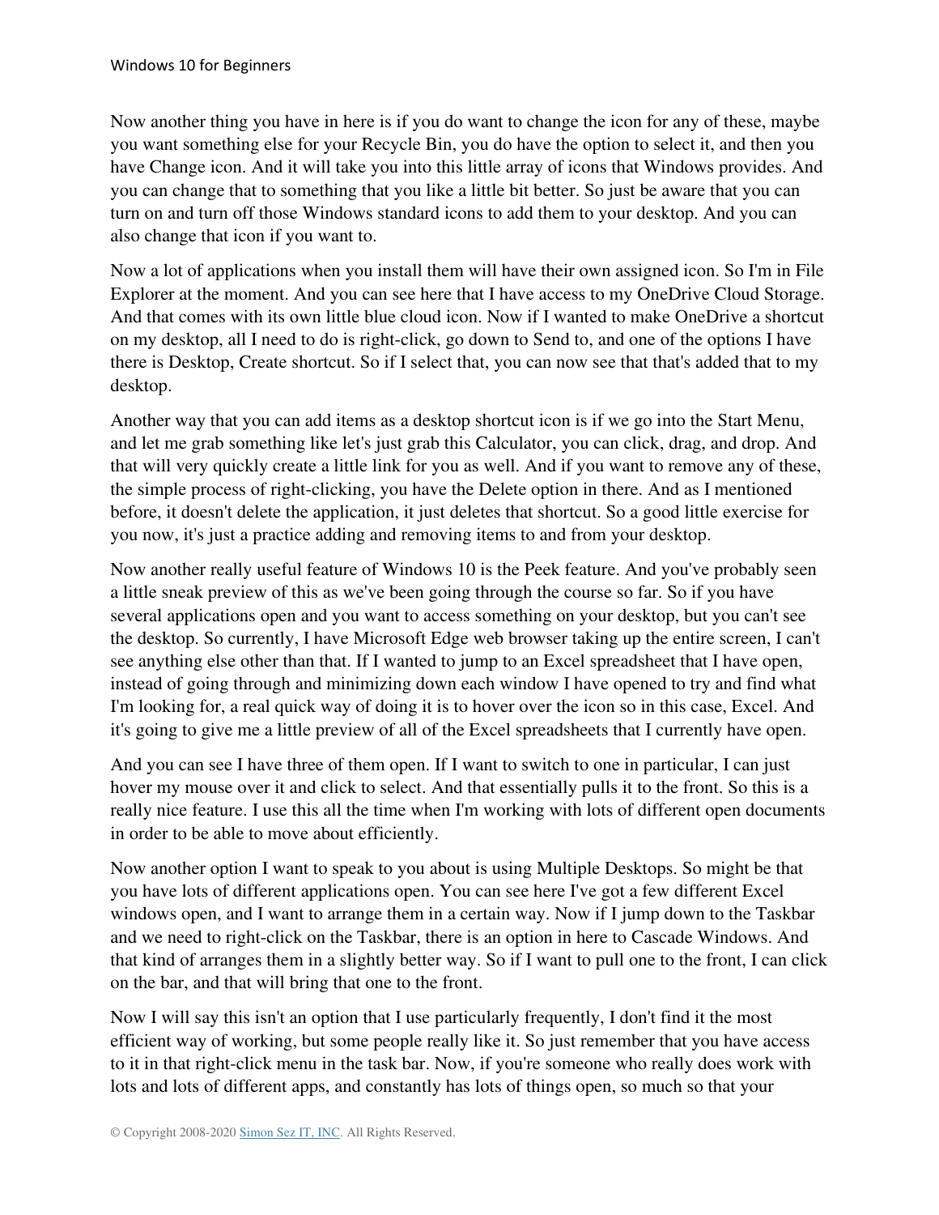Now another thing you have in here is if you do want to change the icon for any of these, maybe you want something else for your Recycle Bin, you do have the option to select it, and then you have Change icon. And it will take you into this little array of icons that Windows provides. And you can change that to something that you like a little bit better. So just be aware that you can turn on and turn off those Windows standard icons to add them to your desktop. And you can also change that icon if you want to.

Now a lot of applications when you install them will have their own assigned icon. So I'm in File Explorer at the moment. And you can see here that I have access to my OneDrive Cloud Storage. And that comes with its own little blue cloud icon. Now if I wanted to make OneDrive a shortcut on my desktop, all I need to do is right-click, go down to Send to, and one of the options I have there is Desktop, Create shortcut. So if I select that, you can now see that that's added that to my desktop.

Another way that you can add items as a desktop shortcut icon is if we go into the Start Menu, and let me grab something like let's just grab this Calculator, you can click, drag, and drop. And that will very quickly create a little link for you as well. And if you want to remove any of these, the simple process of right-clicking, you have the Delete option in there. And as I mentioned before, it doesn't delete the application, it just deletes that shortcut. So a good little exercise for you now, it's just a practice adding and removing items to and from your desktop.

Now another really useful feature of Windows 10 is the Peek feature. And you've probably seen a little sneak preview of this as we've been going through the course so far. So if you have several applications open and you want to access something on your desktop, but you can't see the desktop. So currently, I have Microsoft Edge web browser taking up the entire screen, I can't see anything else other than that. If I wanted to jump to an Excel spreadsheet that I have open, instead of going through and minimizing down each window I have opened to try and find what I'm looking for, a real quick way of doing it is to hover over the icon so in this case, Excel. And it's going to give me a little preview of all of the Excel spreadsheets that I currently have open.

And you can see I have three of them open. If I want to switch to one in particular, I can just hover my mouse over it and click to select. And that essentially pulls it to the front. So this is a really nice feature. I use this all the time when I'm working with lots of different open documents in order to be able to move about efficiently.

Now another option I want to speak to you about is using Multiple Desktops. So might be that you have lots of different applications open. You can see here I've got a few different Excel windows open, and I want to arrange them in a certain way. Now if I jump down to the Taskbar and we need to right-click on the Taskbar, there is an option in here to Cascade Windows. And that kind of arranges them in a slightly better way. So if I want to pull one to the front, I can click on the bar, and that will bring that one to the front.

Now I will say this isn't an option that I use particularly frequently, I don't find it the most efficient way of working, but some people really like it. So just remember that you have access to it in that right-click menu in the task bar. Now, if you're someone who really does work with lots and lots of different apps, and constantly has lots of things open, so much so that your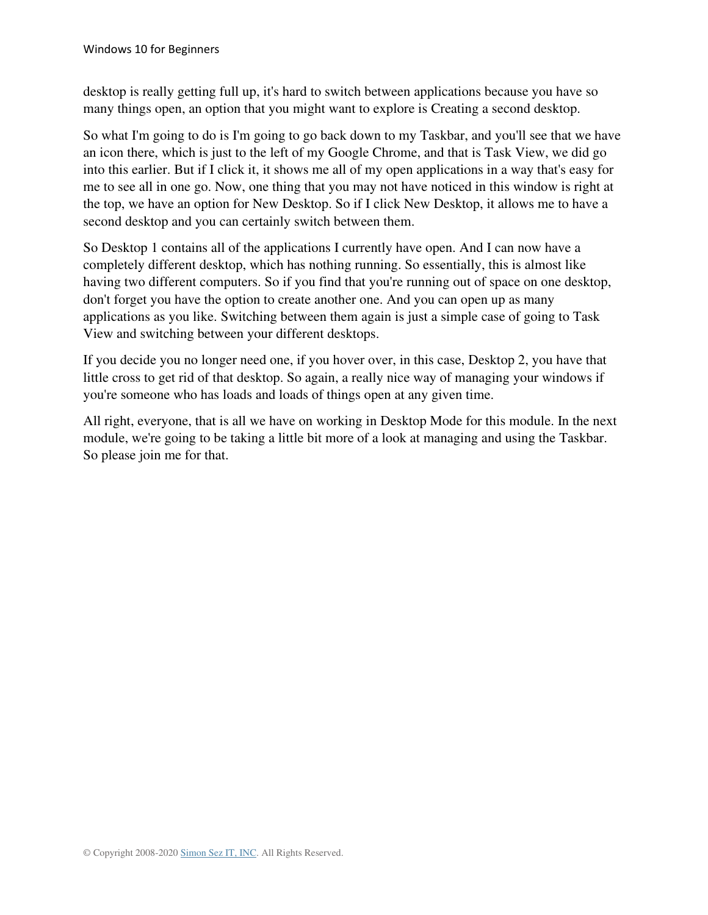desktop is really getting full up, it's hard to switch between applications because you have so many things open, an option that you might want to explore is Creating a second desktop.

So what I'm going to do is I'm going to go back down to my Taskbar, and you'll see that we have an icon there, which is just to the left of my Google Chrome, and that is Task View, we did go into this earlier. But if I click it, it shows me all of my open applications in a way that's easy for me to see all in one go. Now, one thing that you may not have noticed in this window is right at the top, we have an option for New Desktop. So if I click New Desktop, it allows me to have a second desktop and you can certainly switch between them.

So Desktop 1 contains all of the applications I currently have open. And I can now have a completely different desktop, which has nothing running. So essentially, this is almost like having two different computers. So if you find that you're running out of space on one desktop, don't forget you have the option to create another one. And you can open up as many applications as you like. Switching between them again is just a simple case of going to Task View and switching between your different desktops.

If you decide you no longer need one, if you hover over, in this case, Desktop 2, you have that little cross to get rid of that desktop. So again, a really nice way of managing your windows if you're someone who has loads and loads of things open at any given time.

All right, everyone, that is all we have on working in Desktop Mode for this module. In the next module, we're going to be taking a little bit more of a look at managing and using the Taskbar. So please join me for that.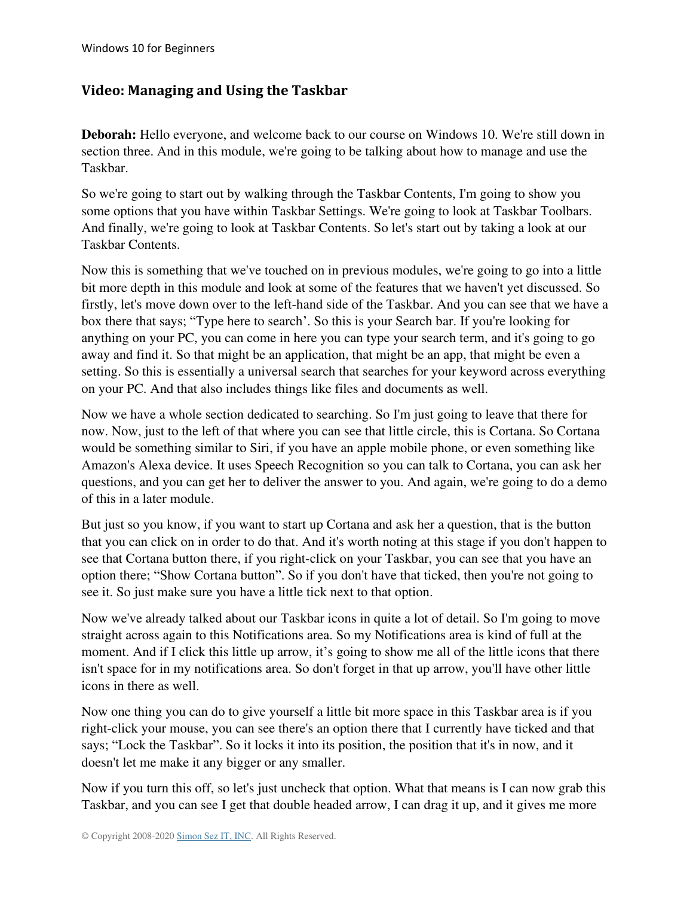## Video: Managing and Using the Taskbar

**Deborah:** Hello everyone, and welcome back to our course on Windows 10. We're still down in section three. And in this module, we're going to be talking about how to manage and use the Taskbar.

So we're going to start out by walking through the Taskbar Contents, I'm going to show you some options that you have within Taskbar Settings. We're going to look at Taskbar Toolbars. And finally, we're going to look at Taskbar Contents. So let's start out by taking a look at our Taskbar Contents.

Now this is something that we've touched on in previous modules, we're going to go into a little bit more depth in this module and look at some of the features that we haven't yet discussed. So firstly, let's move down over to the left-hand side of the Taskbar. And you can see that we have a box there that says; "Type here to search'. So this is your Search bar. If you're looking for anything on your PC, you can come in here you can type your search term, and it's going to go away and find it. So that might be an application, that might be an app, that might be even a setting. So this is essentially a universal search that searches for your keyword across everything on your PC. And that also includes things like files and documents as well.

Now we have a whole section dedicated to searching. So I'm just going to leave that there for now. Now, just to the left of that where you can see that little circle, this is Cortana. So Cortana would be something similar to Siri, if you have an apple mobile phone, or even something like Amazon's Alexa device. It uses Speech Recognition so you can talk to Cortana, you can ask her questions, and you can get her to deliver the answer to you. And again, we're going to do a demo of this in a later module.

But just so you know, if you want to start up Cortana and ask her a question, that is the button that you can click on in order to do that. And it's worth noting at this stage if you don't happen to see that Cortana button there, if you right-click on your Taskbar, you can see that you have an option there; "Show Cortana button". So if you don't have that ticked, then you're not going to see it. So just make sure you have a little tick next to that option.

Now we've already talked about our Taskbar icons in quite a lot of detail. So I'm going to move straight across again to this Notifications area. So my Notifications area is kind of full at the moment. And if I click this little up arrow, it's going to show me all of the little icons that there isn't space for in my notifications area. So don't forget in that up arrow, you'll have other little icons in there as well.

Now one thing you can do to give yourself a little bit more space in this Taskbar area is if you right-click your mouse, you can see there's an option there that I currently have ticked and that says; "Lock the Taskbar". So it locks it into its position, the position that it's in now, and it doesn't let me make it any bigger or any smaller.

Now if you turn this off, so let's just uncheck that option. What that means is I can now grab this Taskbar, and you can see I get that double headed arrow, I can drag it up, and it gives me more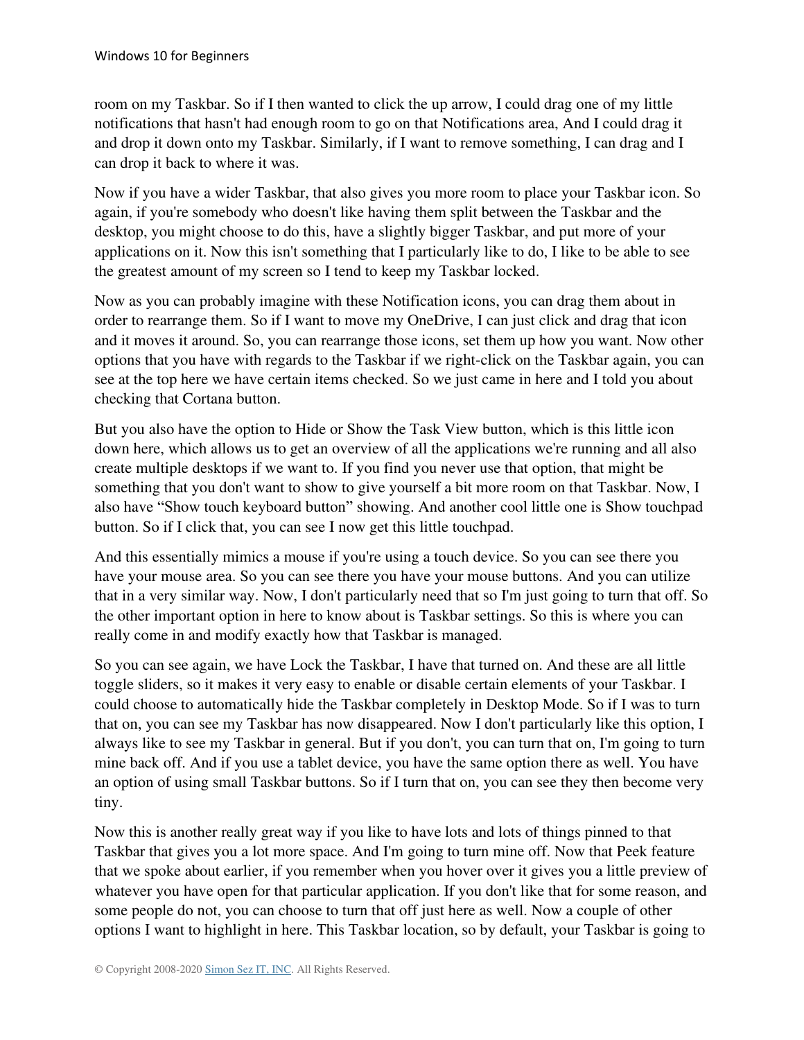room on my Taskbar. So if I then wanted to click the up arrow, I could drag one of my little notifications that hasn't had enough room to go on that Notifications area, And I could drag it and drop it down onto my Taskbar. Similarly, if I want to remove something, I can drag and I can drop it back to where it was.

Now if you have a wider Taskbar, that also gives you more room to place your Taskbar icon. So again, if you're somebody who doesn't like having them split between the Taskbar and the desktop, you might choose to do this, have a slightly bigger Taskbar, and put more of your applications on it. Now this isn't something that I particularly like to do, I like to be able to see the greatest amount of my screen so I tend to keep my Taskbar locked.

Now as you can probably imagine with these Notification icons, you can drag them about in order to rearrange them. So if I want to move my OneDrive, I can just click and drag that icon and it moves it around. So, you can rearrange those icons, set them up how you want. Now other options that you have with regards to the Taskbar if we right-click on the Taskbar again, you can see at the top here we have certain items checked. So we just came in here and I told you about checking that Cortana button.

But you also have the option to Hide or Show the Task View button, which is this little icon down here, which allows us to get an overview of all the applications we're running and all also create multiple desktops if we want to. If you find you never use that option, that might be something that you don't want to show to give yourself a bit more room on that Taskbar. Now, I also have "Show touch keyboard button" showing. And another cool little one is Show touchpad button. So if I click that, you can see I now get this little touchpad.

And this essentially mimics a mouse if you're using a touch device. So you can see there you have your mouse area. So you can see there you have your mouse buttons. And you can utilize that in a very similar way. Now, I don't particularly need that so I'm just going to turn that off. So the other important option in here to know about is Taskbar settings. So this is where you can really come in and modify exactly how that Taskbar is managed.

So you can see again, we have Lock the Taskbar, I have that turned on. And these are all little toggle sliders, so it makes it very easy to enable or disable certain elements of your Taskbar. I could choose to automatically hide the Taskbar completely in Desktop Mode. So if I was to turn that on, you can see my Taskbar has now disappeared. Now I don't particularly like this option, I always like to see my Taskbar in general. But if you don't, you can turn that on, I'm going to turn mine back off. And if you use a tablet device, you have the same option there as well. You have an option of using small Taskbar buttons. So if I turn that on, you can see they then become very tiny.

Now this is another really great way if you like to have lots and lots of things pinned to that Taskbar that gives you a lot more space. And I'm going to turn mine off. Now that Peek feature that we spoke about earlier, if you remember when you hover over it gives you a little preview of whatever you have open for that particular application. If you don't like that for some reason, and some people do not, you can choose to turn that off just here as well. Now a couple of other options I want to highlight in here. This Taskbar location, so by default, your Taskbar is going to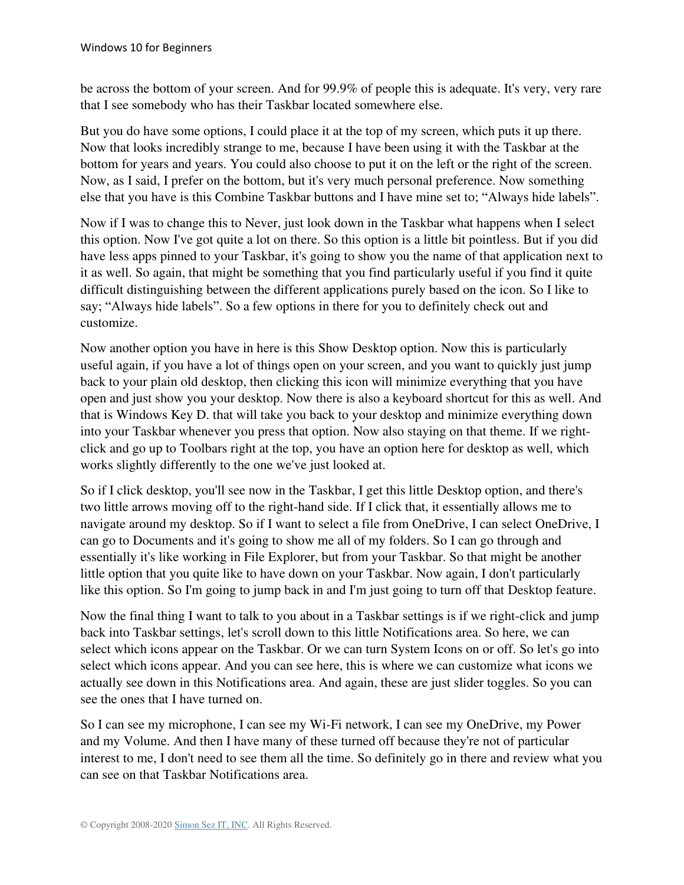be across the bottom of your screen. And for 99.9% of people this is adequate. It's very, very rare that I see somebody who has their Taskbar located somewhere else.

But you do have some options, I could place it at the top of my screen, which puts it up there. Now that looks incredibly strange to me, because I have been using it with the Taskbar at the bottom for years and years. You could also choose to put it on the left or the right of the screen. Now, as I said, I prefer on the bottom, but it's very much personal preference. Now something else that you have is this Combine Taskbar buttons and I have mine set to; “Always hide labels”.

Now if I was to change this to Never, just look down in the Taskbar what happens when I select this option. Now I've got quite a lot on there. So this option is a little bit pointless. But if you did have less apps pinned to your Taskbar, it's going to show you the name of that application next to it as well. So again, that might be something that you find particularly useful if you find it quite difficult distinguishing between the different applications purely based on the icon. So I like to say; “Always hide labels”. So a few options in there for you to definitely check out and customize.

Now another option you have in here is this Show Desktop option. Now this is particularly useful again, if you have a lot of things open on your screen, and you want to quickly just jump back to your plain old desktop, then clicking this icon will minimize everything that you have open and just show you your desktop. Now there is also a keyboard shortcut for this as well. And that is Windows Key D. that will take you back to your desktop and minimize everything down into your Taskbar whenever you press that option. Now also staying on that theme. If we right-click and go up to Toolbars right at the top, you have an option here for desktop as well, which works slightly differently to the one we've just looked at.

So if I click desktop, you'll see now in the Taskbar, I get this little Desktop option, and there's two little arrows moving off to the right-hand side. If I click that, it essentially allows me to navigate around my desktop. So if I want to select a file from OneDrive, I can select OneDrive, I can go to Documents and it's going to show me all of my folders. So I can go through and essentially it's like working in File Explorer, but from your Taskbar. So that might be another little option that you quite like to have down on your Taskbar. Now again, I don't particularly like this option. So I'm going to jump back in and I'm just going to turn off that Desktop feature.

Now the final thing I want to talk to you about in a Taskbar settings is if we right-click and jump back into Taskbar settings, let's scroll down to this little Notifications area. So here, we can select which icons appear on the Taskbar. Or we can turn System Icons on or off. So let's go into select which icons appear. And you can see here, this is where we can customize what icons we actually see down in this Notifications area. And again, these are just slider toggles. So you can see the ones that I have turned on.

So I can see my microphone, I can see my Wi-Fi network, I can see my OneDrive, my Power and my Volume. And then I have many of these turned off because they're not of particular interest to me, I don't need to see them all the time. So definitely go in there and review what you can see on that Taskbar Notifications area.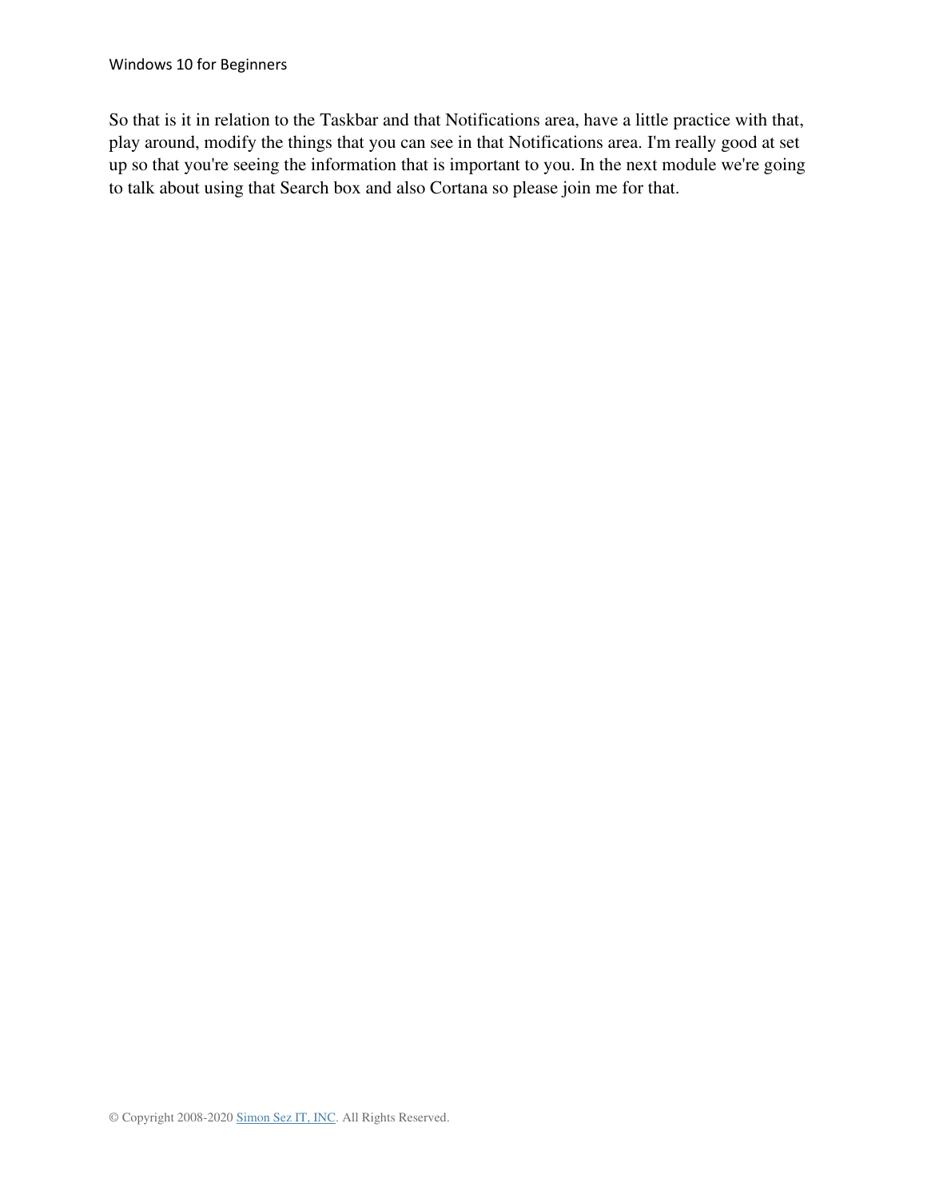So that is it in relation to the Taskbar and that Notifications area, have a little practice with that, play around, modify the things that you can see in that Notifications area. I'm really good at set up so that you're seeing the information that is important to you. In the next module we're going to talk about using that Search box and also Cortana so please join me for that.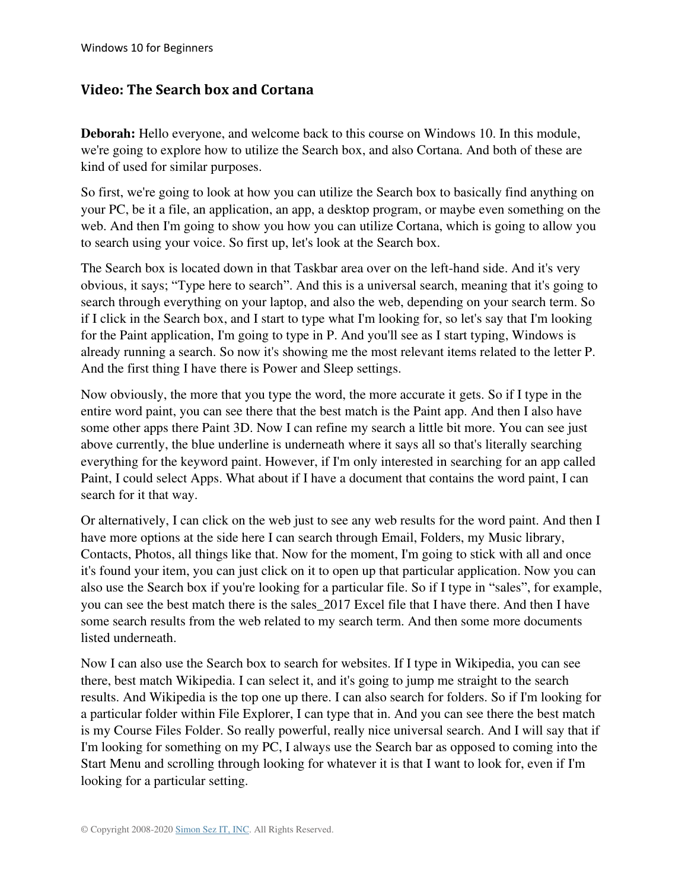## Video: The Search box and Cortana

**Deborah:** Hello everyone, and welcome back to this course on Windows 10. In this module, we're going to explore how to utilize the Search box, and also Cortana. And both of these are kind of used for similar purposes.

So first, we're going to look at how you can utilize the Search box to basically find anything on your PC, be it a file, an application, an app, a desktop program, or maybe even something on the web. And then I'm going to show you how you can utilize Cortana, which is going to allow you to search using your voice. So first up, let's look at the Search box.

The Search box is located down in that Taskbar area over on the left-hand side. And it's very obvious, it says; "Type here to search". And this is a universal search, meaning that it's going to search through everything on your laptop, and also the web, depending on your search term. So if I click in the Search box, and I start to type what I'm looking for, so let's say that I'm looking for the Paint application, I'm going to type in P. And you'll see as I start typing, Windows is already running a search. So now it's showing me the most relevant items related to the letter P. And the first thing I have there is Power and Sleep settings.

Now obviously, the more that you type the word, the more accurate it gets. So if I type in the entire word paint, you can see there that the best match is the Paint app. And then I also have some other apps there Paint 3D. Now I can refine my search a little bit more. You can see just above currently, the blue underline is underneath where it says all so that's literally searching everything for the keyword paint. However, if I'm only interested in searching for an app called Paint, I could select Apps. What about if I have a document that contains the word paint, I can search for it that way.

Or alternatively, I can click on the web just to see any web results for the word paint. And then I have more options at the side here I can search through Email, Folders, my Music library, Contacts, Photos, all things like that. Now for the moment, I'm going to stick with all and once it's found your item, you can just click on it to open up that particular application. Now you can also use the Search box if you're looking for a particular file. So if I type in "sales", for example, you can see the best match there is the sales_2017 Excel file that I have there. And then I have some search results from the web related to my search term. And then some more documents listed underneath.

Now I can also use the Search box to search for websites. If I type in Wikipedia, you can see there, best match Wikipedia. I can select it, and it's going to jump me straight to the search results. And Wikipedia is the top one up there. I can also search for folders. So if I'm looking for a particular folder within File Explorer, I can type that in. And you can see there the best match is my Course Files Folder. So really powerful, really nice universal search. And I will say that if I'm looking for something on my PC, I always use the Search bar as opposed to coming into the Start Menu and scrolling through looking for whatever it is that I want to look for, even if I'm looking for a particular setting.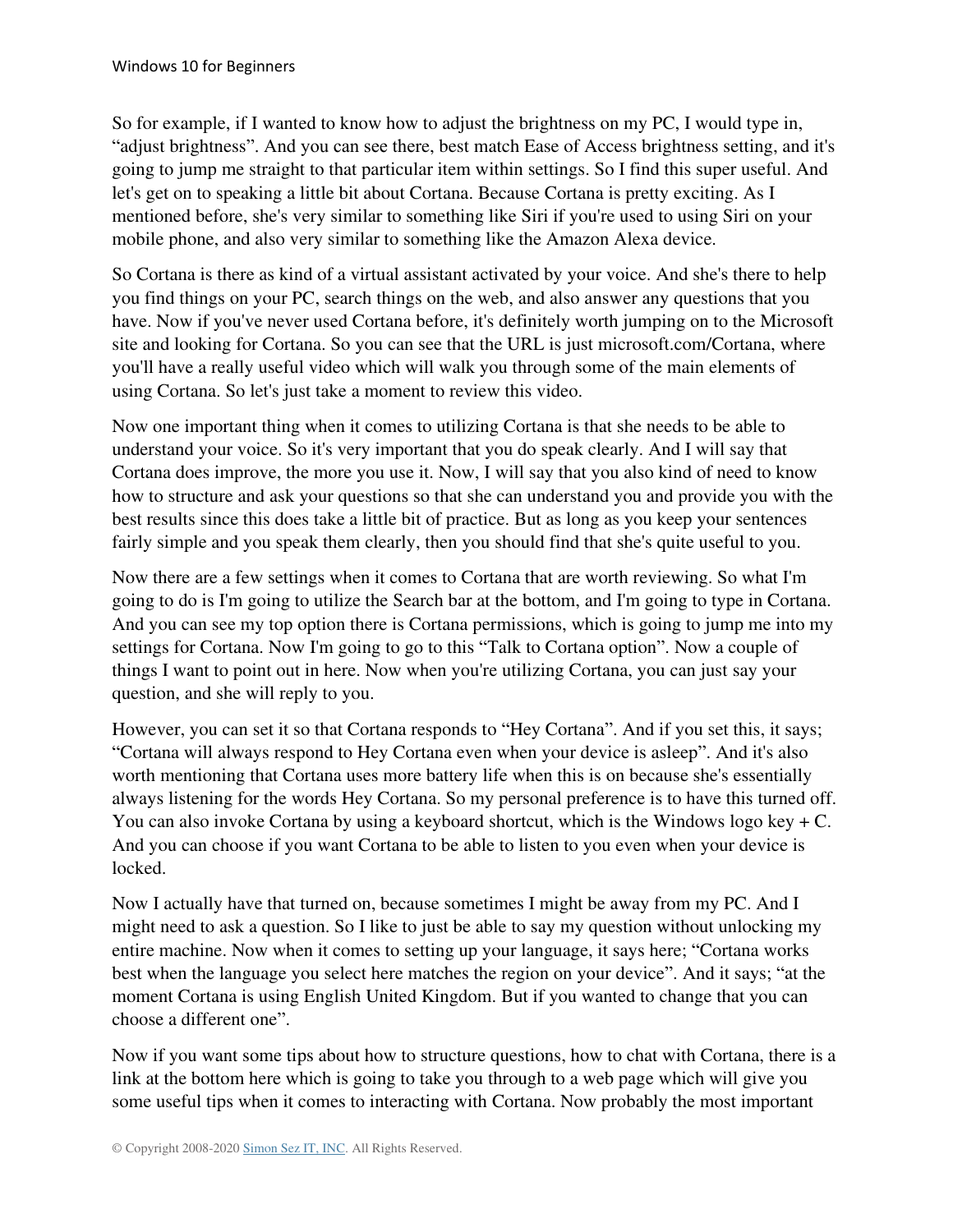So for example, if I wanted to know how to adjust the brightness on my PC, I would type in, “adjust brightness”. And you can see there, best match Ease of Access brightness setting, and it's going to jump me straight to that particular item within settings. So I find this super useful. And let's get on to speaking a little bit about Cortana. Because Cortana is pretty exciting. As I mentioned before, she's very similar to something like Siri if you're used to using Siri on your mobile phone, and also very similar to something like the Amazon Alexa device.

So Cortana is there as kind of a virtual assistant activated by your voice. And she's there to help you find things on your PC, search things on the web, and also answer any questions that you have. Now if you've never used Cortana before, it's definitely worth jumping on to the Microsoft site and looking for Cortana. So you can see that the URL is just microsoft.com/Cortana, where you'll have a really useful video which will walk you through some of the main elements of using Cortana. So let's just take a moment to review this video.

Now one important thing when it comes to utilizing Cortana is that she needs to be able to understand your voice. So it's very important that you do speak clearly. And I will say that Cortana does improve, the more you use it. Now, I will say that you also kind of need to know how to structure and ask your questions so that she can understand you and provide you with the best results since this does take a little bit of practice. But as long as you keep your sentences fairly simple and you speak them clearly, then you should find that she's quite useful to you.

Now there are a few settings when it comes to Cortana that are worth reviewing. So what I'm going to do is I'm going to utilize the Search bar at the bottom, and I'm going to type in Cortana. And you can see my top option there is Cortana permissions, which is going to jump me into my settings for Cortana. Now I'm going to go to this “Talk to Cortana option”. Now a couple of things I want to point out in here. Now when you're utilizing Cortana, you can just say your question, and she will reply to you.

However, you can set it so that Cortana responds to “Hey Cortana”. And if you set this, it says; “Cortana will always respond to Hey Cortana even when your device is asleep”. And it's also worth mentioning that Cortana uses more battery life when this is on because she's essentially always listening for the words Hey Cortana. So my personal preference is to have this turned off. You can also invoke Cortana by using a keyboard shortcut, which is the Windows logo key + C. And you can choose if you want Cortana to be able to listen to you even when your device is locked.

Now I actually have that turned on, because sometimes I might be away from my PC. And I might need to ask a question. So I like to just be able to say my question without unlocking my entire machine. Now when it comes to setting up your language, it says here; “Cortana works best when the language you select here matches the region on your device”. And it says; “at the moment Cortana is using English United Kingdom. But if you wanted to change that you can choose a different one”.

Now if you want some tips about how to structure questions, how to chat with Cortana, there is a link at the bottom here which is going to take you through to a web page which will give you some useful tips when it comes to interacting with Cortana. Now probably the most important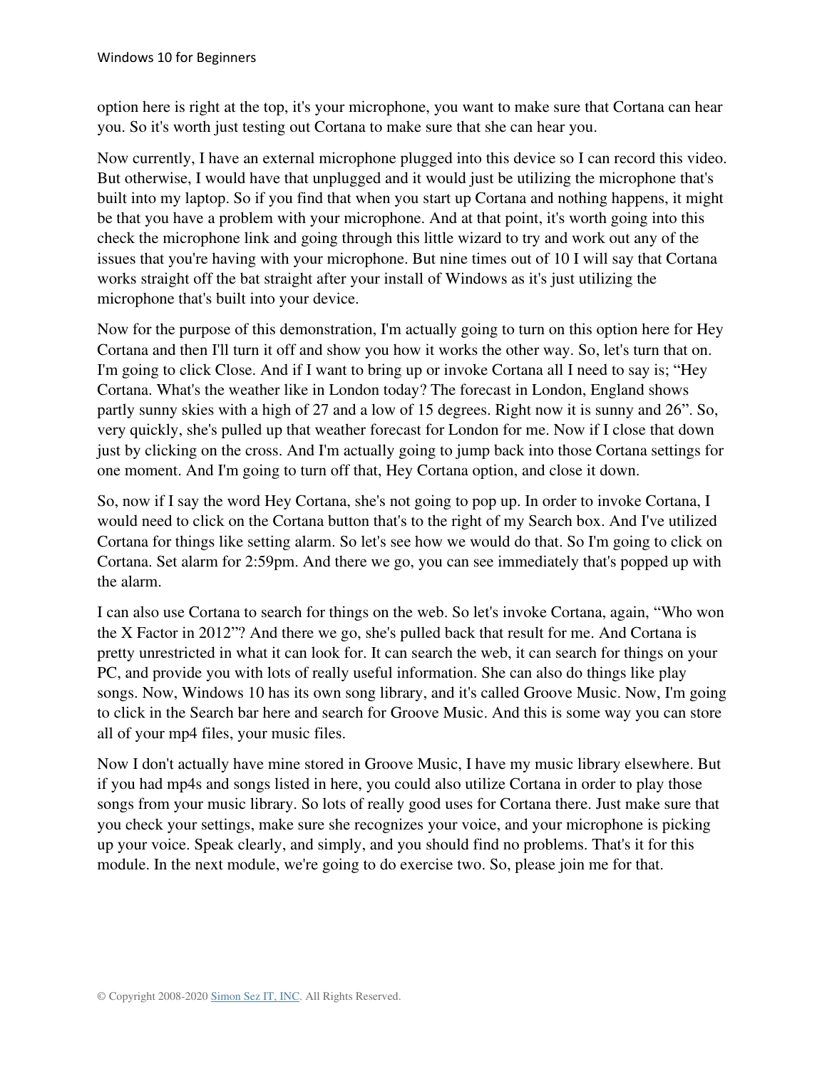option here is right at the top, it's your microphone, you want to make sure that Cortana can hear you. So it's worth just testing out Cortana to make sure that she can hear you.

Now currently, I have an external microphone plugged into this device so I can record this video. But otherwise, I would have that unplugged and it would just be utilizing the microphone that's built into my laptop. So if you find that when you start up Cortana and nothing happens, it might be that you have a problem with your microphone. And at that point, it's worth going into this check the microphone link and going through this little wizard to try and work out any of the issues that you're having with your microphone. But nine times out of 10 I will say that Cortana works straight off the bat straight after your install of Windows as it's just utilizing the microphone that's built into your device.

Now for the purpose of this demonstration, I'm actually going to turn on this option here for Hey Cortana and then I'll turn it off and show you how it works the other way. So, let's turn that on. I'm going to click Close. And if I want to bring up or invoke Cortana all I need to say is; "Hey Cortana. What's the weather like in London today? The forecast in London, England shows partly sunny skies with a high of 27 and a low of 15 degrees. Right now it is sunny and 26". So, very quickly, she's pulled up that weather forecast for London for me. Now if I close that down just by clicking on the cross. And I'm actually going to jump back into those Cortana settings for one moment. And I'm going to turn off that, Hey Cortana option, and close it down.

So, now if I say the word Hey Cortana, she's not going to pop up. In order to invoke Cortana, I would need to click on the Cortana button that's to the right of my Search box. And I've utilized Cortana for things like setting alarm. So let's see how we would do that. So I'm going to click on Cortana. Set alarm for 2:59pm. And there we go, you can see immediately that's popped up with the alarm.

I can also use Cortana to search for things on the web. So let's invoke Cortana, again, "Who won the X Factor in 2012"? And there we go, she's pulled back that result for me. And Cortana is pretty unrestricted in what it can look for. It can search the web, it can search for things on your PC, and provide you with lots of really useful information. She can also do things like play songs. Now, Windows 10 has its own song library, and it's called Groove Music. Now, I'm going to click in the Search bar here and search for Groove Music. And this is some way you can store all of your mp4 files, your music files.

Now I don't actually have mine stored in Groove Music, I have my music library elsewhere. But if you had mp4s and songs listed in here, you could also utilize Cortana in order to play those songs from your music library. So lots of really good uses for Cortana there. Just make sure that you check your settings, make sure she recognizes your voice, and your microphone is picking up your voice. Speak clearly, and simply, and you should find no problems. That's it for this module. In the next module, we're going to do exercise two. So, please join me for that.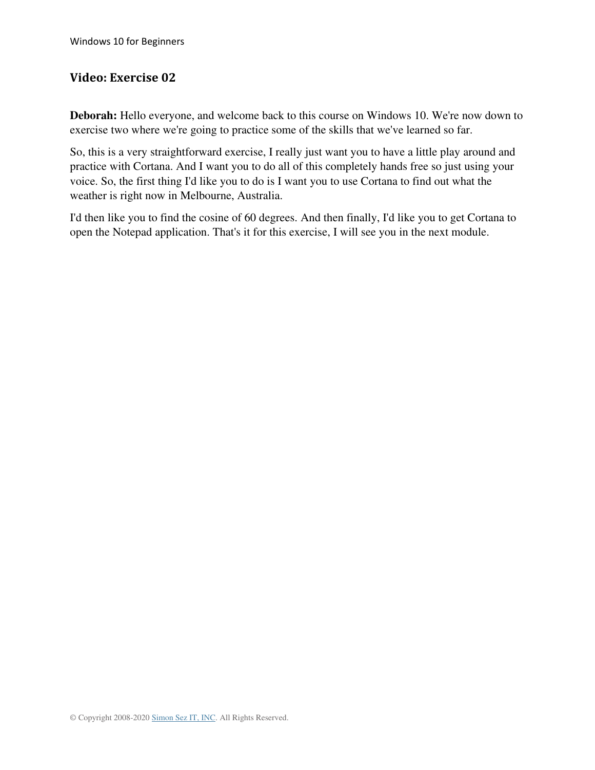## Video: Exercise 02

**Deborah:** Hello everyone, and welcome back to this course on Windows 10. We're now down to exercise two where we're going to practice some of the skills that we've learned so far.

So, this is a very straightforward exercise, I really just want you to have a little play around and practice with Cortana. And I want you to do all of this completely hands free so just using your voice. So, the first thing I'd like you to do is I want you to use Cortana to find out what the weather is right now in Melbourne, Australia.

I'd then like you to find the cosine of 60 degrees. And then finally, I'd like you to get Cortana to open the Notepad application. That's it for this exercise, I will see you in the next module.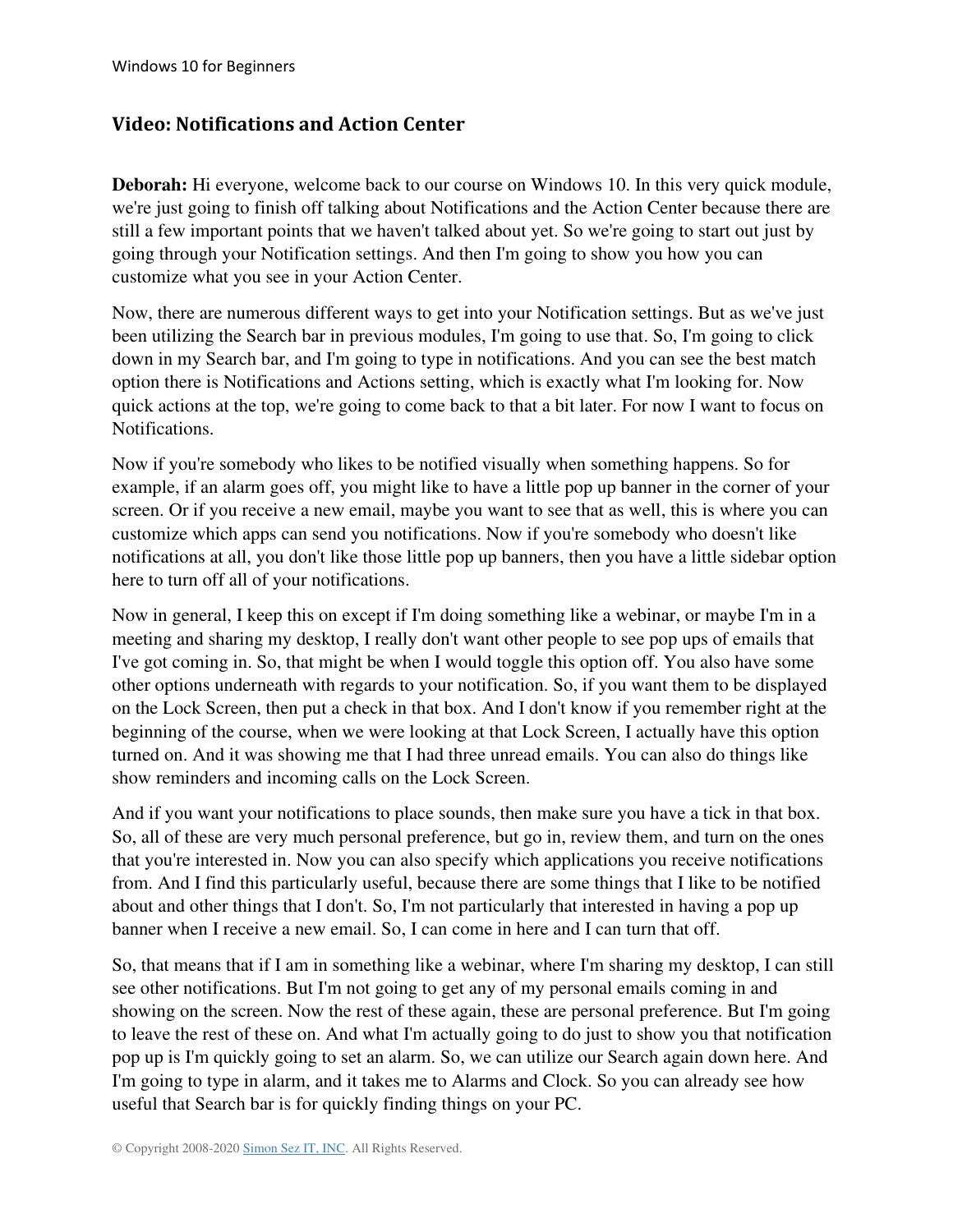## Video: Notifications and Action Center

**Deborah:** Hi everyone, welcome back to our course on Windows 10. In this very quick module, we're just going to finish off talking about Notifications and the Action Center because there are still a few important points that we haven't talked about yet. So we're going to start out just by going through your Notification settings. And then I'm going to show you how you can customize what you see in your Action Center.

Now, there are numerous different ways to get into your Notification settings. But as we've just been utilizing the Search bar in previous modules, I'm going to use that. So, I'm going to click down in my Search bar, and I'm going to type in notifications. And you can see the best match option there is Notifications and Actions setting, which is exactly what I'm looking for. Now quick actions at the top, we're going to come back to that a bit later. For now I want to focus on Notifications.

Now if you're somebody who likes to be notified visually when something happens. So for example, if an alarm goes off, you might like to have a little pop up banner in the corner of your screen. Or if you receive a new email, maybe you want to see that as well, this is where you can customize which apps can send you notifications. Now if you're somebody who doesn't like notifications at all, you don't like those little pop up banners, then you have a little sidebar option here to turn off all of your notifications.

Now in general, I keep this on except if I'm doing something like a webinar, or maybe I'm in a meeting and sharing my desktop, I really don't want other people to see pop ups of emails that I've got coming in. So, that might be when I would toggle this option off. You also have some other options underneath with regards to your notification. So, if you want them to be displayed on the Lock Screen, then put a check in that box. And I don't know if you remember right at the beginning of the course, when we were looking at that Lock Screen, I actually have this option turned on. And it was showing me that I had three unread emails. You can also do things like show reminders and incoming calls on the Lock Screen.

And if you want your notifications to place sounds, then make sure you have a tick in that box. So, all of these are very much personal preference, but go in, review them, and turn on the ones that you're interested in. Now you can also specify which applications you receive notifications from. And I find this particularly useful, because there are some things that I like to be notified about and other things that I don't. So, I'm not particularly that interested in having a pop up banner when I receive a new email. So, I can come in here and I can turn that off.

So, that means that if I am in something like a webinar, where I'm sharing my desktop, I can still see other notifications. But I'm not going to get any of my personal emails coming in and showing on the screen. Now the rest of these again, these are personal preference. But I'm going to leave the rest of these on. And what I'm actually going to do just to show you that notification pop up is I'm quickly going to set an alarm. So, we can utilize our Search again down here. And I'm going to type in alarm, and it takes me to Alarms and Clock. So you can already see how useful that Search bar is for quickly finding things on your PC.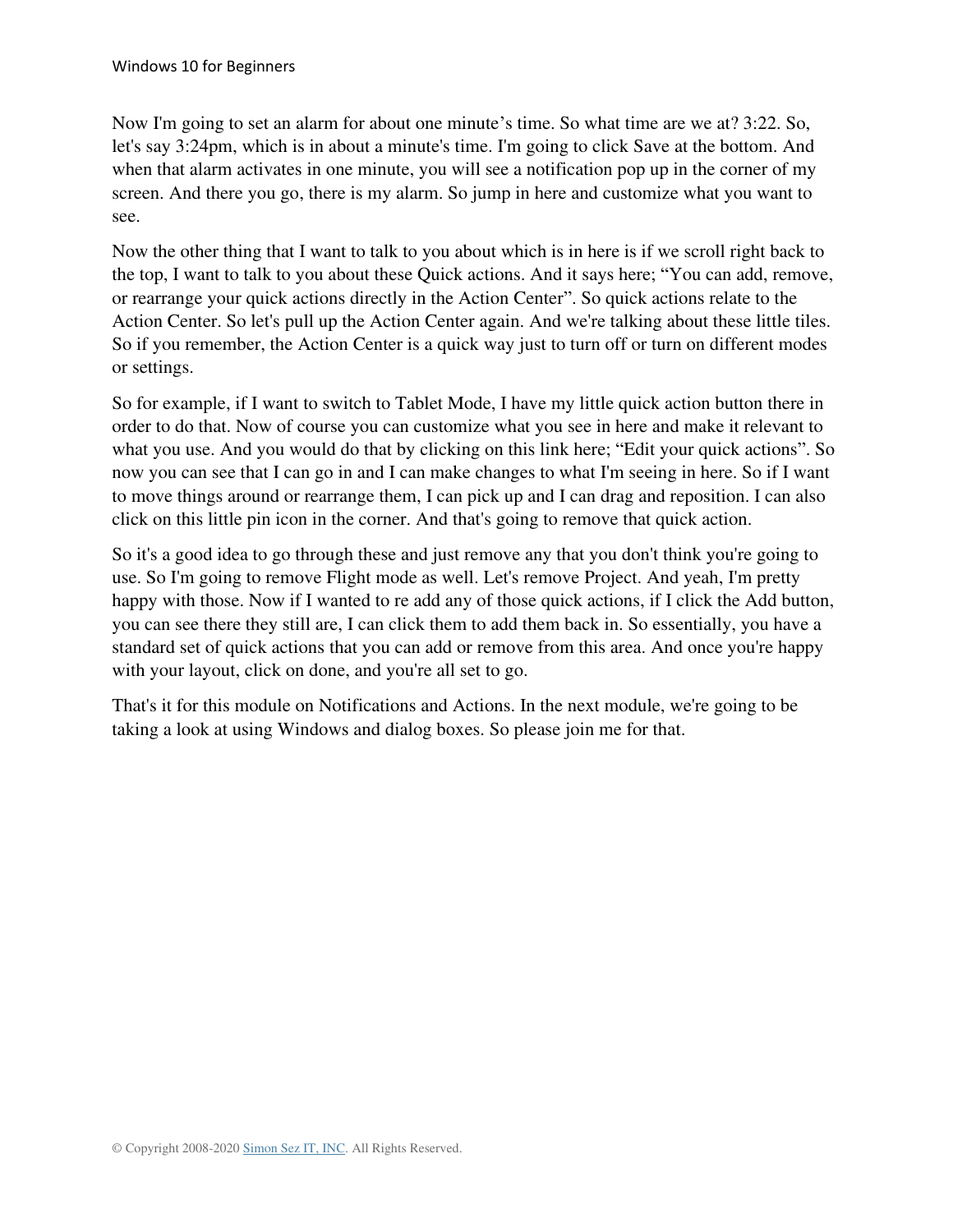Now I'm going to set an alarm for about one minute's time. So what time are we at? 3:22. So, let's say 3:24pm, which is in about a minute's time. I'm going to click Save at the bottom. And when that alarm activates in one minute, you will see a notification pop up in the corner of my screen. And there you go, there is my alarm. So jump in here and customize what you want to see.

Now the other thing that I want to talk to you about which is in here is if we scroll right back to the top, I want to talk to you about these Quick actions. And it says here; "You can add, remove, or rearrange your quick actions directly in the Action Center". So quick actions relate to the Action Center. So let's pull up the Action Center again. And we're talking about these little tiles. So if you remember, the Action Center is a quick way just to turn off or turn on different modes or settings.

So for example, if I want to switch to Tablet Mode, I have my little quick action button there in order to do that. Now of course you can customize what you see in here and make it relevant to what you use. And you would do that by clicking on this link here; "Edit your quick actions". So now you can see that I can go in and I can make changes to what I'm seeing in here. So if I want to move things around or rearrange them, I can pick up and I can drag and reposition. I can also click on this little pin icon in the corner. And that's going to remove that quick action.

So it's a good idea to go through these and just remove any that you don't think you're going to use. So I'm going to remove Flight mode as well. Let's remove Project. And yeah, I'm pretty happy with those. Now if I wanted to re add any of those quick actions, if I click the Add button, you can see there they still are, I can click them to add them back in. So essentially, you have a standard set of quick actions that you can add or remove from this area. And once you're happy with your layout, click on done, and you're all set to go.

That's it for this module on Notifications and Actions. In the next module, we're going to be taking a look at using Windows and dialog boxes. So please join me for that.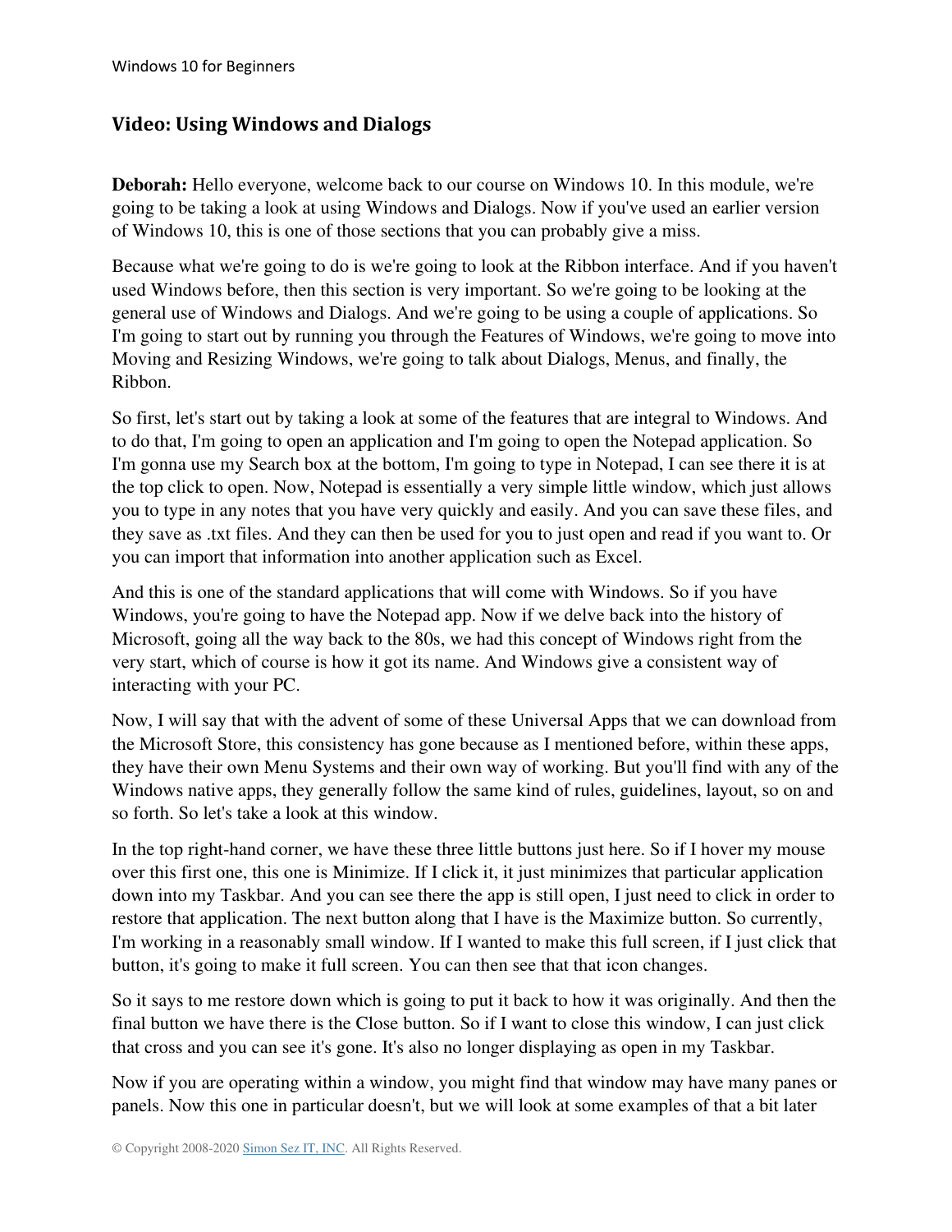## Video: Using Windows and Dialogs

**Deborah:** Hello everyone, welcome back to our course on Windows 10. In this module, we're going to be taking a look at using Windows and Dialogs. Now if you've used an earlier version of Windows 10, this is one of those sections that you can probably give a miss.

Because what we're going to do is we're going to look at the Ribbon interface. And if you haven't used Windows before, then this section is very important. So we're going to be looking at the general use of Windows and Dialogs. And we're going to be using a couple of applications. So I'm going to start out by running you through the Features of Windows, we're going to move into Moving and Resizing Windows, we're going to talk about Dialogs, Menus, and finally, the Ribbon.

So first, let's start out by taking a look at some of the features that are integral to Windows. And to do that, I'm going to open an application and I'm going to open the Notepad application. So I'm gonna use my Search box at the bottom, I'm going to type in Notepad, I can see there it is at the top click to open. Now, Notepad is essentially a very simple little window, which just allows you to type in any notes that you have very quickly and easily. And you can save these files, and they save as .txt files. And they can then be used for you to just open and read if you want to. Or you can import that information into another application such as Excel.

And this is one of the standard applications that will come with Windows. So if you have Windows, you're going to have the Notepad app. Now if we delve back into the history of Microsoft, going all the way back to the 80s, we had this concept of Windows right from the very start, which of course is how it got its name. And Windows give a consistent way of interacting with your PC.

Now, I will say that with the advent of some of these Universal Apps that we can download from the Microsoft Store, this consistency has gone because as I mentioned before, within these apps, they have their own Menu Systems and their own way of working. But you'll find with any of the Windows native apps, they generally follow the same kind of rules, guidelines, layout, so on and so forth. So let's take a look at this window.

In the top right-hand corner, we have these three little buttons just here. So if I hover my mouse over this first one, this one is Minimize. If I click it, it just minimizes that particular application down into my Taskbar. And you can see there the app is still open, I just need to click in order to restore that application. The next button along that I have is the Maximize button. So currently, I'm working in a reasonably small window. If I wanted to make this full screen, if I just click that button, it's going to make it full screen. You can then see that that icon changes.

So it says to me restore down which is going to put it back to how it was originally. And then the final button we have there is the Close button. So if I want to close this window, I can just click that cross and you can see it's gone. It's also no longer displaying as open in my Taskbar.

Now if you are operating within a window, you might find that window may have many panes or panels. Now this one in particular doesn't, but we will look at some examples of that a bit later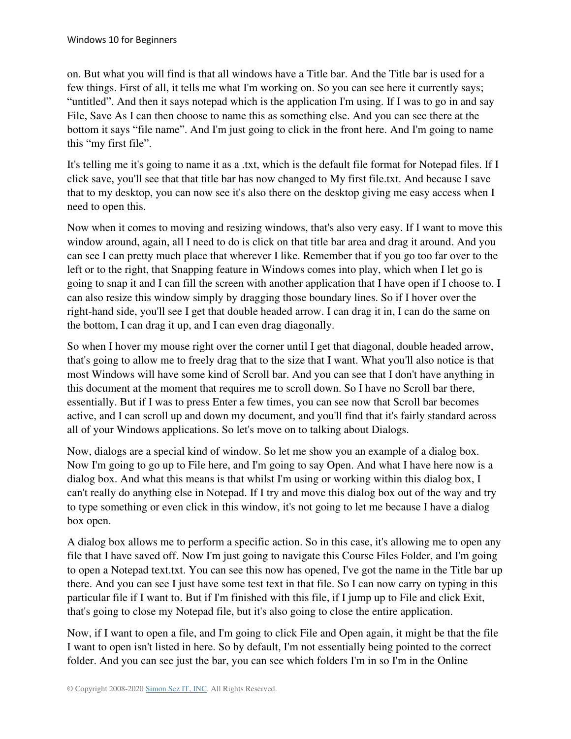on. But what you will find is that all windows have a Title bar. And the Title bar is used for a few things. First of all, it tells me what I'm working on. So you can see here it currently says; "untitled". And then it says notepad which is the application I'm using. If I was to go in and say File, Save As I can then choose to name this as something else. And you can see there at the bottom it says "file name". And I'm just going to click in the front here. And I'm going to name this "my first file".

It's telling me it's going to name it as a .txt, which is the default file format for Notepad files. If I click save, you'll see that that title bar has now changed to My first file.txt. And because I save that to my desktop, you can now see it's also there on the desktop giving me easy access when I need to open this.

Now when it comes to moving and resizing windows, that's also very easy. If I want to move this window around, again, all I need to do is click on that title bar area and drag it around. And you can see I can pretty much place that wherever I like. Remember that if you go too far over to the left or to the right, that Snapping feature in Windows comes into play, which when I let go is going to snap it and I can fill the screen with another application that I have open if I choose to. I can also resize this window simply by dragging those boundary lines. So if I hover over the right-hand side, you'll see I get that double headed arrow. I can drag it in, I can do the same on the bottom, I can drag it up, and I can even drag diagonally.

So when I hover my mouse right over the corner until I get that diagonal, double headed arrow, that's going to allow me to freely drag that to the size that I want. What you'll also notice is that most Windows will have some kind of Scroll bar. And you can see that I don't have anything in this document at the moment that requires me to scroll down. So I have no Scroll bar there, essentially. But if I was to press Enter a few times, you can see now that Scroll bar becomes active, and I can scroll up and down my document, and you'll find that it's fairly standard across all of your Windows applications. So let's move on to talking about Dialogs.

Now, dialogs are a special kind of window. So let me show you an example of a dialog box. Now I'm going to go up to File here, and I'm going to say Open. And what I have here now is a dialog box. And what this means is that whilst I'm using or working within this dialog box, I can't really do anything else in Notepad. If I try and move this dialog box out of the way and try to type something or even click in this window, it's not going to let me because I have a dialog box open.

A dialog box allows me to perform a specific action. So in this case, it's allowing me to open any file that I have saved off. Now I'm just going to navigate this Course Files Folder, and I'm going to open a Notepad text.txt. You can see this now has opened, I've got the name in the Title bar up there. And you can see I just have some test text in that file. So I can now carry on typing in this particular file if I want to. But if I'm finished with this file, if I jump up to File and click Exit, that's going to close my Notepad file, but it's also going to close the entire application.

Now, if I want to open a file, and I'm going to click File and Open again, it might be that the file I want to open isn't listed in here. So by default, I'm not essentially being pointed to the correct folder. And you can see just the bar, you can see which folders I'm in so I'm in the Online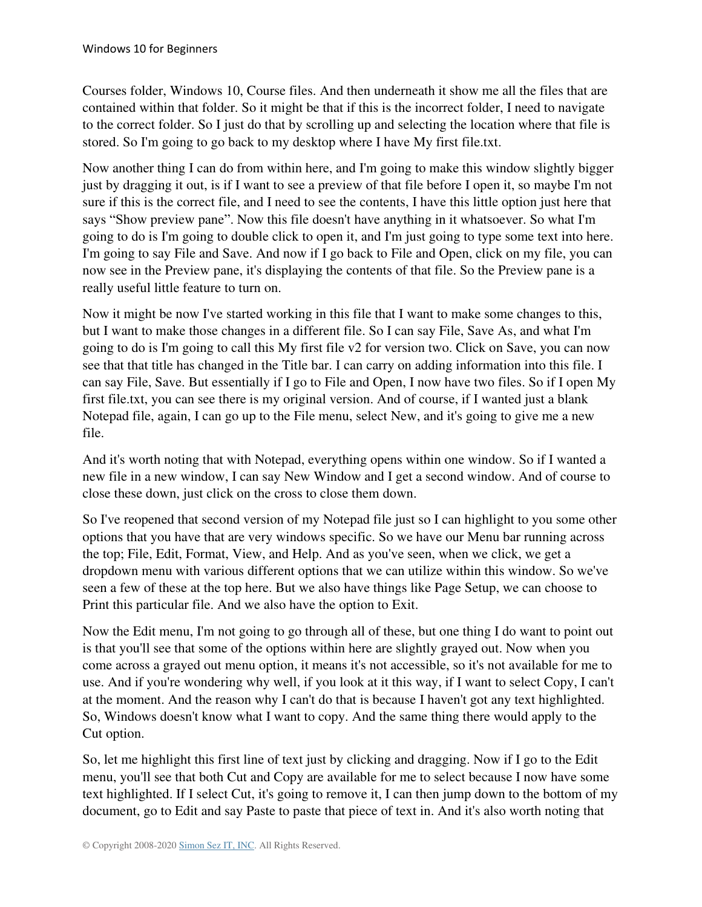Courses folder, Windows 10, Course files. And then underneath it show me all the files that are contained within that folder. So it might be that if this is the incorrect folder, I need to navigate to the correct folder. So I just do that by scrolling up and selecting the location where that file is stored. So I'm going to go back to my desktop where I have My first file.txt.

Now another thing I can do from within here, and I'm going to make this window slightly bigger just by dragging it out, is if I want to see a preview of that file before I open it, so maybe I'm not sure if this is the correct file, and I need to see the contents, I have this little option just here that says "Show preview pane". Now this file doesn't have anything in it whatsoever. So what I'm going to do is I'm going to double click to open it, and I'm just going to type some text into here. I'm going to say File and Save. And now if I go back to File and Open, click on my file, you can now see in the Preview pane, it's displaying the contents of that file. So the Preview pane is a really useful little feature to turn on.

Now it might be now I've started working in this file that I want to make some changes to this, but I want to make those changes in a different file. So I can say File, Save As, and what I'm going to do is I'm going to call this My first file v2 for version two. Click on Save, you can now see that that title has changed in the Title bar. I can carry on adding information into this file. I can say File, Save. But essentially if I go to File and Open, I now have two files. So if I open My first file.txt, you can see there is my original version. And of course, if I wanted just a blank Notepad file, again, I can go up to the File menu, select New, and it's going to give me a new file.

And it's worth noting that with Notepad, everything opens within one window. So if I wanted a new file in a new window, I can say New Window and I get a second window. And of course to close these down, just click on the cross to close them down.

So I've reopened that second version of my Notepad file just so I can highlight to you some other options that you have that are very windows specific. So we have our Menu bar running across the top; File, Edit, Format, View, and Help. And as you've seen, when we click, we get a dropdown menu with various different options that we can utilize within this window. So we've seen a few of these at the top here. But we also have things like Page Setup, we can choose to Print this particular file. And we also have the option to Exit.

Now the Edit menu, I'm not going to go through all of these, but one thing I do want to point out is that you'll see that some of the options within here are slightly grayed out. Now when you come across a grayed out menu option, it means it's not accessible, so it's not available for me to use. And if you're wondering why well, if you look at it this way, if I want to select Copy, I can't at the moment. And the reason why I can't do that is because I haven't got any text highlighted. So, Windows doesn't know what I want to copy. And the same thing there would apply to the Cut option.

So, let me highlight this first line of text just by clicking and dragging. Now if I go to the Edit menu, you'll see that both Cut and Copy are available for me to select because I now have some text highlighted. If I select Cut, it's going to remove it, I can then jump down to the bottom of my document, go to Edit and say Paste to paste that piece of text in. And it's also worth noting that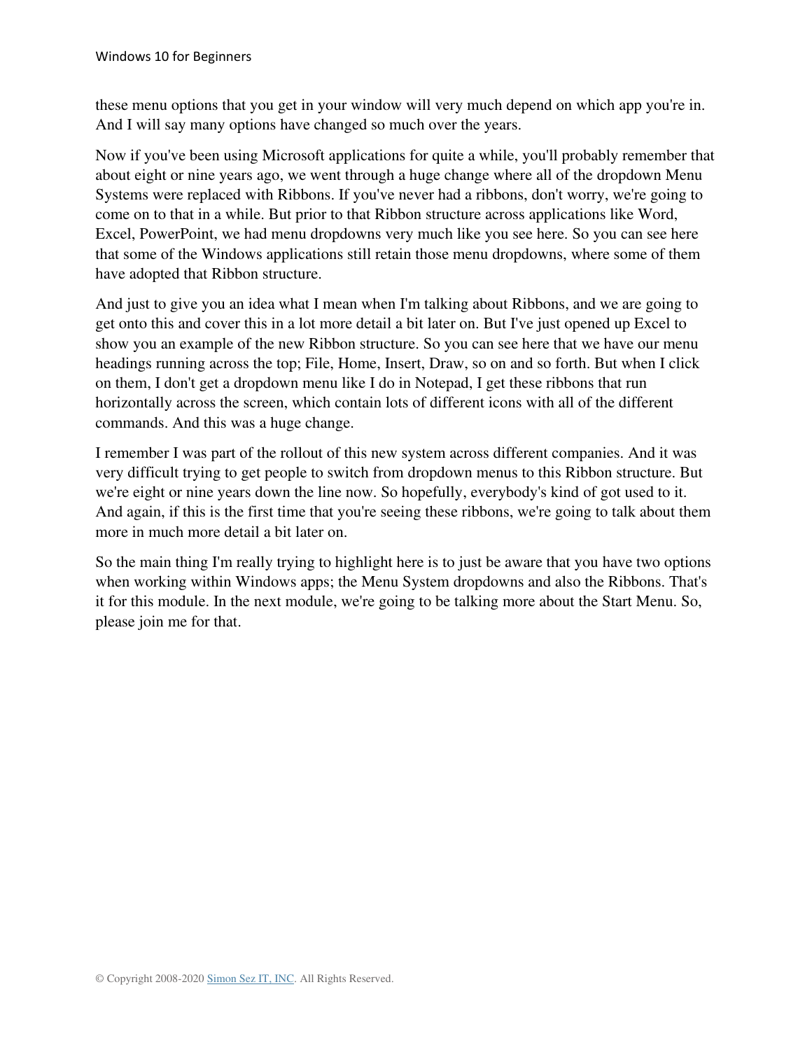these menu options that you get in your window will very much depend on which app you're in. And I will say many options have changed so much over the years.

Now if you've been using Microsoft applications for quite a while, you'll probably remember that about eight or nine years ago, we went through a huge change where all of the dropdown Menu Systems were replaced with Ribbons. If you've never had a ribbons, don't worry, we're going to come on to that in a while. But prior to that Ribbon structure across applications like Word, Excel, PowerPoint, we had menu dropdowns very much like you see here. So you can see here that some of the Windows applications still retain those menu dropdowns, where some of them have adopted that Ribbon structure.

And just to give you an idea what I mean when I'm talking about Ribbons, and we are going to get onto this and cover this in a lot more detail a bit later on. But I've just opened up Excel to show you an example of the new Ribbon structure. So you can see here that we have our menu headings running across the top; File, Home, Insert, Draw, so on and so forth. But when I click on them, I don't get a dropdown menu like I do in Notepad, I get these ribbons that run horizontally across the screen, which contain lots of different icons with all of the different commands. And this was a huge change.

I remember I was part of the rollout of this new system across different companies. And it was very difficult trying to get people to switch from dropdown menus to this Ribbon structure. But we're eight or nine years down the line now. So hopefully, everybody's kind of got used to it. And again, if this is the first time that you're seeing these ribbons, we're going to talk about them more in much more detail a bit later on.

So the main thing I'm really trying to highlight here is to just be aware that you have two options when working within Windows apps; the Menu System dropdowns and also the Ribbons. That's it for this module. In the next module, we're going to be talking more about the Start Menu. So, please join me for that.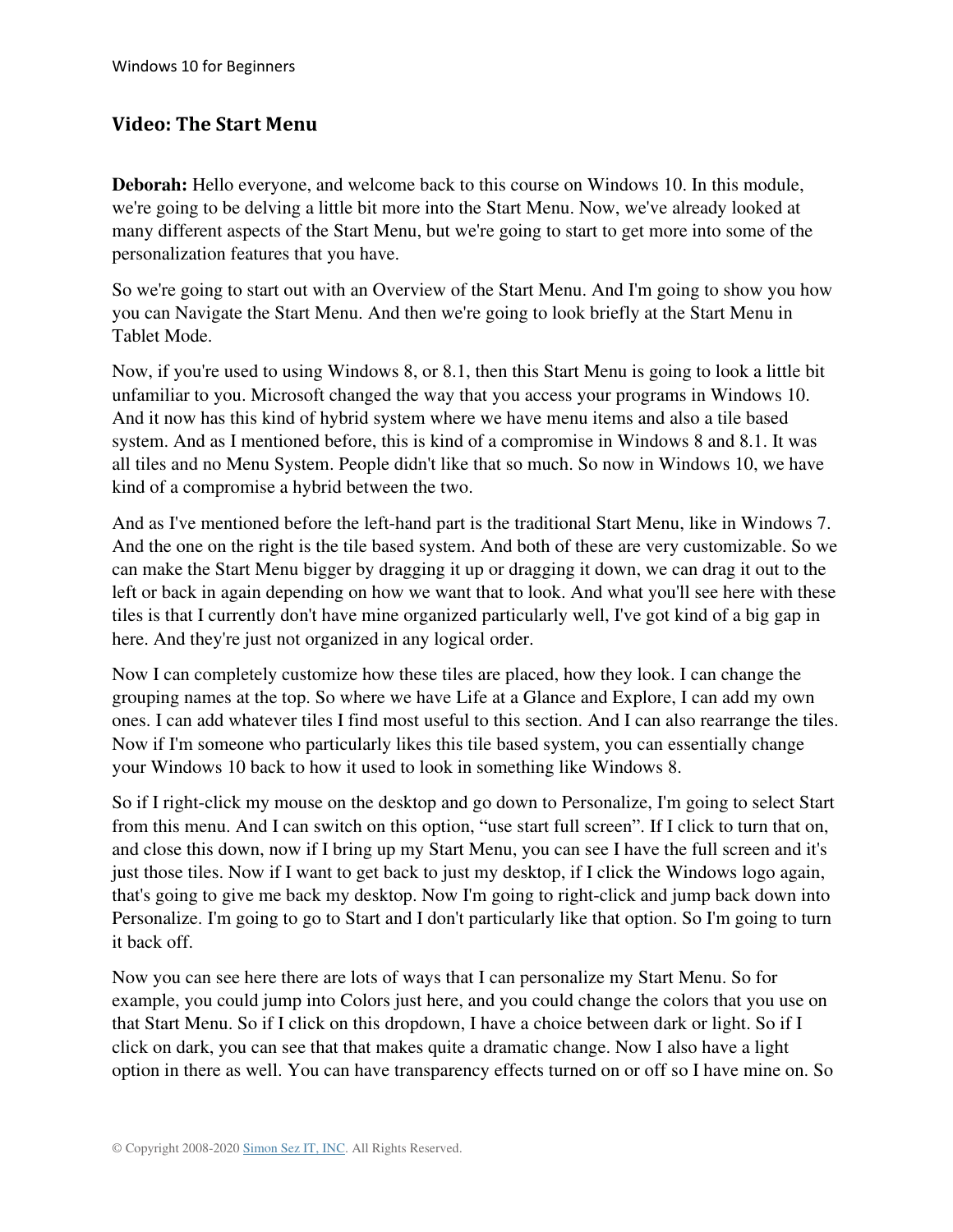## Video: The Start Menu

**Deborah:** Hello everyone, and welcome back to this course on Windows 10. In this module, we're going to be delving a little bit more into the Start Menu. Now, we've already looked at many different aspects of the Start Menu, but we're going to start to get more into some of the personalization features that you have.

So we're going to start out with an Overview of the Start Menu. And I'm going to show you how you can Navigate the Start Menu. And then we're going to look briefly at the Start Menu in Tablet Mode.

Now, if you're used to using Windows 8, or 8.1, then this Start Menu is going to look a little bit unfamiliar to you. Microsoft changed the way that you access your programs in Windows 10. And it now has this kind of hybrid system where we have menu items and also a tile based system. And as I mentioned before, this is kind of a compromise in Windows 8 and 8.1. It was all tiles and no Menu System. People didn't like that so much. So now in Windows 10, we have kind of a compromise a hybrid between the two.

And as I've mentioned before the left-hand part is the traditional Start Menu, like in Windows 7. And the one on the right is the tile based system. And both of these are very customizable. So we can make the Start Menu bigger by dragging it up or dragging it down, we can drag it out to the left or back in again depending on how we want that to look. And what you'll see here with these tiles is that I currently don't have mine organized particularly well, I've got kind of a big gap in here. And they're just not organized in any logical order.

Now I can completely customize how these tiles are placed, how they look. I can change the grouping names at the top. So where we have Life at a Glance and Explore, I can add my own ones. I can add whatever tiles I find most useful to this section. And I can also rearrange the tiles. Now if I'm someone who particularly likes this tile based system, you can essentially change your Windows 10 back to how it used to look in something like Windows 8.

So if I right-click my mouse on the desktop and go down to Personalize, I'm going to select Start from this menu. And I can switch on this option, "use start full screen". If I click to turn that on, and close this down, now if I bring up my Start Menu, you can see I have the full screen and it's just those tiles. Now if I want to get back to just my desktop, if I click the Windows logo again, that's going to give me back my desktop. Now I'm going to right-click and jump back down into Personalize. I'm going to go to Start and I don't particularly like that option. So I'm going to turn it back off.

Now you can see here there are lots of ways that I can personalize my Start Menu. So for example, you could jump into Colors just here, and you could change the colors that you use on that Start Menu. So if I click on this dropdown, I have a choice between dark or light. So if I click on dark, you can see that that makes quite a dramatic change. Now I also have a light option in there as well. You can have transparency effects turned on or off so I have mine on. So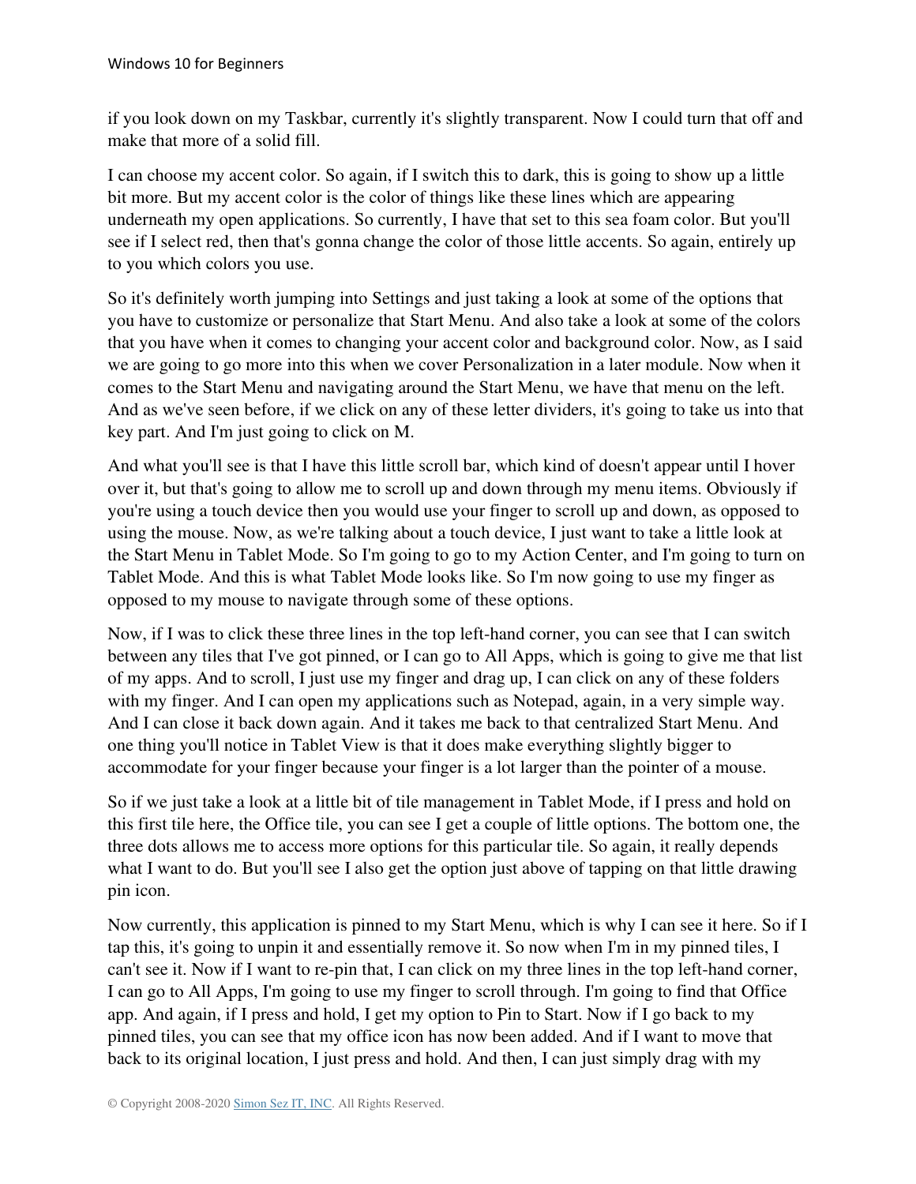if you look down on my Taskbar, currently it's slightly transparent. Now I could turn that off and make that more of a solid fill.

I can choose my accent color. So again, if I switch this to dark, this is going to show up a little bit more. But my accent color is the color of things like these lines which are appearing underneath my open applications. So currently, I have that set to this sea foam color. But you'll see if I select red, then that's gonna change the color of those little accents. So again, entirely up to you which colors you use.

So it's definitely worth jumping into Settings and just taking a look at some of the options that you have to customize or personalize that Start Menu. And also take a look at some of the colors that you have when it comes to changing your accent color and background color. Now, as I said we are going to go more into this when we cover Personalization in a later module. Now when it comes to the Start Menu and navigating around the Start Menu, we have that menu on the left. And as we've seen before, if we click on any of these letter dividers, it's going to take us into that key part. And I'm just going to click on M.

And what you'll see is that I have this little scroll bar, which kind of doesn't appear until I hover over it, but that's going to allow me to scroll up and down through my menu items. Obviously if you're using a touch device then you would use your finger to scroll up and down, as opposed to using the mouse. Now, as we're talking about a touch device, I just want to take a little look at the Start Menu in Tablet Mode. So I'm going to go to my Action Center, and I'm going to turn on Tablet Mode. And this is what Tablet Mode looks like. So I'm now going to use my finger as opposed to my mouse to navigate through some of these options.

Now, if I was to click these three lines in the top left-hand corner, you can see that I can switch between any tiles that I've got pinned, or I can go to All Apps, which is going to give me that list of my apps. And to scroll, I just use my finger and drag up, I can click on any of these folders with my finger. And I can open my applications such as Notepad, again, in a very simple way. And I can close it back down again. And it takes me back to that centralized Start Menu. And one thing you'll notice in Tablet View is that it does make everything slightly bigger to accommodate for your finger because your finger is a lot larger than the pointer of a mouse.

So if we just take a look at a little bit of tile management in Tablet Mode, if I press and hold on this first tile here, the Office tile, you can see I get a couple of little options. The bottom one, the three dots allows me to access more options for this particular tile. So again, it really depends what I want to do. But you'll see I also get the option just above of tapping on that little drawing pin icon.

Now currently, this application is pinned to my Start Menu, which is why I can see it here. So if I tap this, it's going to unpin it and essentially remove it. So now when I'm in my pinned tiles, I can't see it. Now if I want to re-pin that, I can click on my three lines in the top left-hand corner, I can go to All Apps, I'm going to use my finger to scroll through. I'm going to find that Office app. And again, if I press and hold, I get my option to Pin to Start. Now if I go back to my pinned tiles, you can see that my office icon has now been added. And if I want to move that back to its original location, I just press and hold. And then, I can just simply drag with my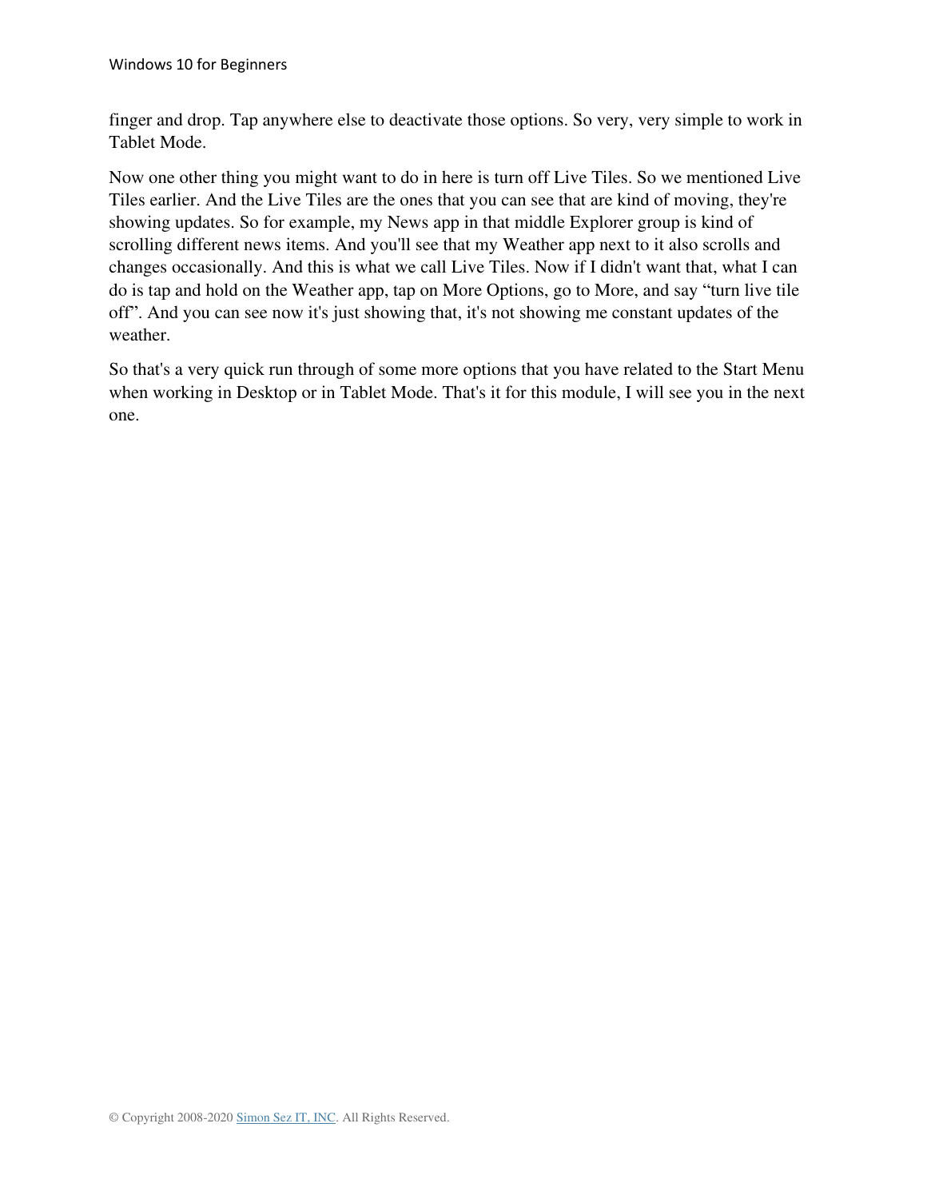finger and drop. Tap anywhere else to deactivate those options. So very, very simple to work in Tablet Mode.

Now one other thing you might want to do in here is turn off Live Tiles. So we mentioned Live Tiles earlier. And the Live Tiles are the ones that you can see that are kind of moving, they're showing updates. So for example, my News app in that middle Explorer group is kind of scrolling different news items. And you'll see that my Weather app next to it also scrolls and changes occasionally. And this is what we call Live Tiles. Now if I didn't want that, what I can do is tap and hold on the Weather app, tap on More Options, go to More, and say "turn live tile off". And you can see now it's just showing that, it's not showing me constant updates of the weather.

So that's a very quick run through of some more options that you have related to the Start Menu when working in Desktop or in Tablet Mode. That's it for this module, I will see you in the next one.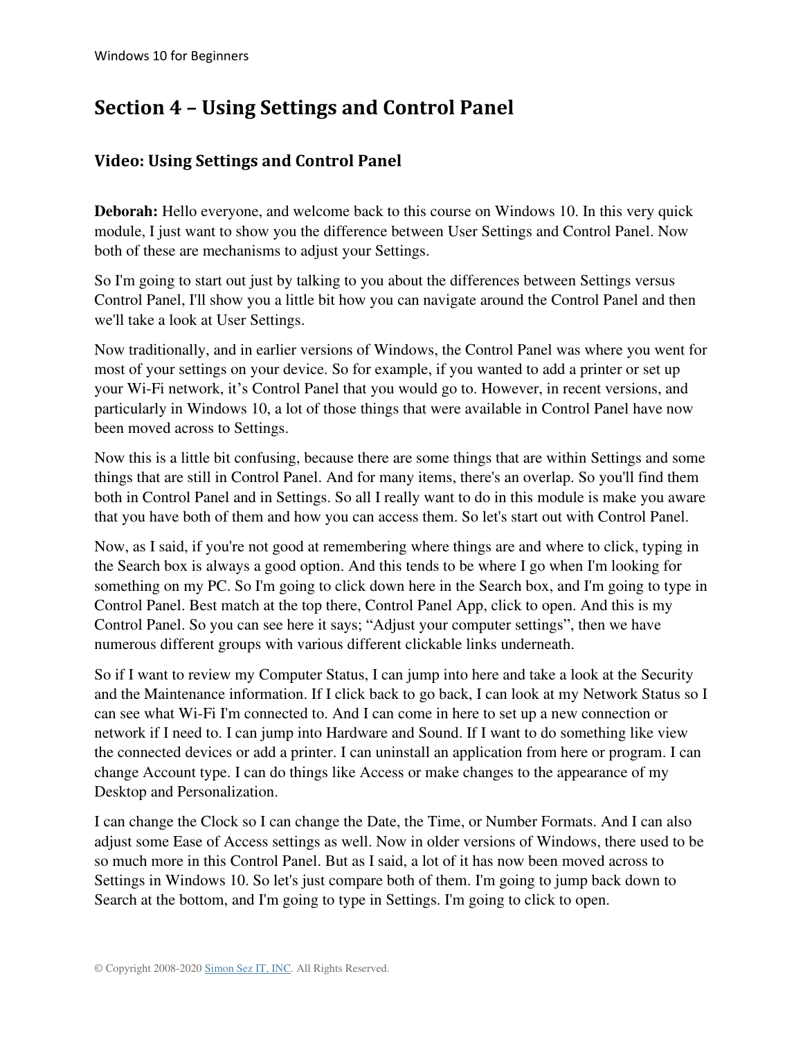# Section 4 – Using Settings and Control Panel

## Video: Using Settings and Control Panel

**Deborah:** Hello everyone, and welcome back to this course on Windows 10. In this very quick module, I just want to show you the difference between User Settings and Control Panel. Now both of these are mechanisms to adjust your Settings.

So I'm going to start out just by talking to you about the differences between Settings versus Control Panel, I'll show you a little bit how you can navigate around the Control Panel and then we'll take a look at User Settings.

Now traditionally, and in earlier versions of Windows, the Control Panel was where you went for most of your settings on your device. So for example, if you wanted to add a printer or set up your Wi-Fi network, it's Control Panel that you would go to. However, in recent versions, and particularly in Windows 10, a lot of those things that were available in Control Panel have now been moved across to Settings.

Now this is a little bit confusing, because there are some things that are within Settings and some things that are still in Control Panel. And for many items, there's an overlap. So you'll find them both in Control Panel and in Settings. So all I really want to do in this module is make you aware that you have both of them and how you can access them. So let's start out with Control Panel.

Now, as I said, if you're not good at remembering where things are and where to click, typing in the Search box is always a good option. And this tends to be where I go when I'm looking for something on my PC. So I'm going to click down here in the Search box, and I'm going to type in Control Panel. Best match at the top there, Control Panel App, click to open. And this is my Control Panel. So you can see here it says; "Adjust your computer settings", then we have numerous different groups with various different clickable links underneath.

So if I want to review my Computer Status, I can jump into here and take a look at the Security and the Maintenance information. If I click back to go back, I can look at my Network Status so I can see what Wi-Fi I'm connected to. And I can come in here to set up a new connection or network if I need to. I can jump into Hardware and Sound. If I want to do something like view the connected devices or add a printer. I can uninstall an application from here or program. I can change Account type. I can do things like Access or make changes to the appearance of my Desktop and Personalization.

I can change the Clock so I can change the Date, the Time, or Number Formats. And I can also adjust some Ease of Access settings as well. Now in older versions of Windows, there used to be so much more in this Control Panel. But as I said, a lot of it has now been moved across to Settings in Windows 10. So let's just compare both of them. I'm going to jump back down to Search at the bottom, and I'm going to type in Settings. I'm going to click to open.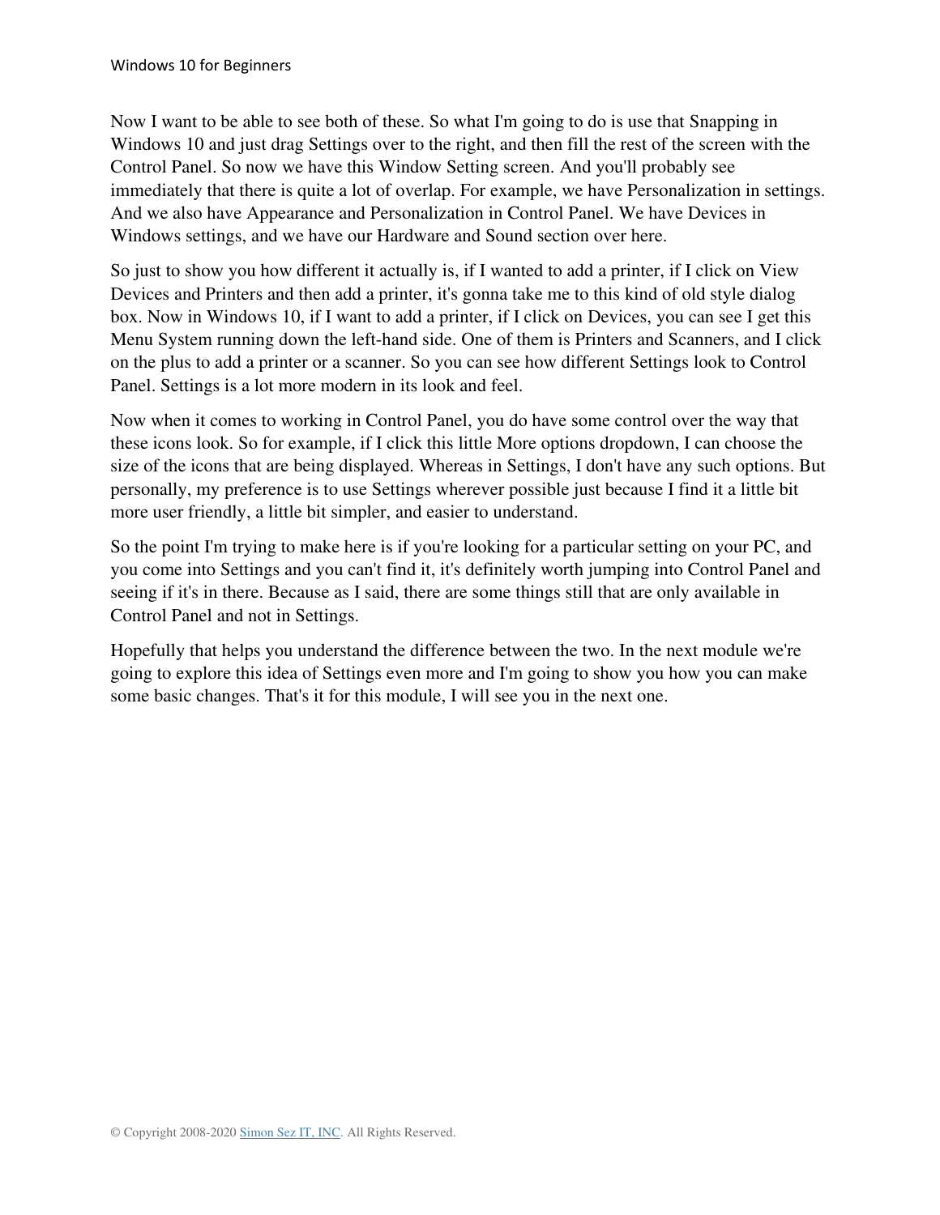Now I want to be able to see both of these. So what I'm going to do is use that Snapping in Windows 10 and just drag Settings over to the right, and then fill the rest of the screen with the Control Panel. So now we have this Window Setting screen. And you'll probably see immediately that there is quite a lot of overlap. For example, we have Personalization in settings. And we also have Appearance and Personalization in Control Panel. We have Devices in Windows settings, and we have our Hardware and Sound section over here.

So just to show you how different it actually is, if I wanted to add a printer, if I click on View Devices and Printers and then add a printer, it's gonna take me to this kind of old style dialog box. Now in Windows 10, if I want to add a printer, if I click on Devices, you can see I get this Menu System running down the left-hand side. One of them is Printers and Scanners, and I click on the plus to add a printer or a scanner. So you can see how different Settings look to Control Panel. Settings is a lot more modern in its look and feel.

Now when it comes to working in Control Panel, you do have some control over the way that these icons look. So for example, if I click this little More options dropdown, I can choose the size of the icons that are being displayed. Whereas in Settings, I don't have any such options. But personally, my preference is to use Settings wherever possible just because I find it a little bit more user friendly, a little bit simpler, and easier to understand.

So the point I'm trying to make here is if you're looking for a particular setting on your PC, and you come into Settings and you can't find it, it's definitely worth jumping into Control Panel and seeing if it's in there. Because as I said, there are some things still that are only available in Control Panel and not in Settings.

Hopefully that helps you understand the difference between the two. In the next module we're going to explore this idea of Settings even more and I'm going to show you how you can make some basic changes. That's it for this module, I will see you in the next one.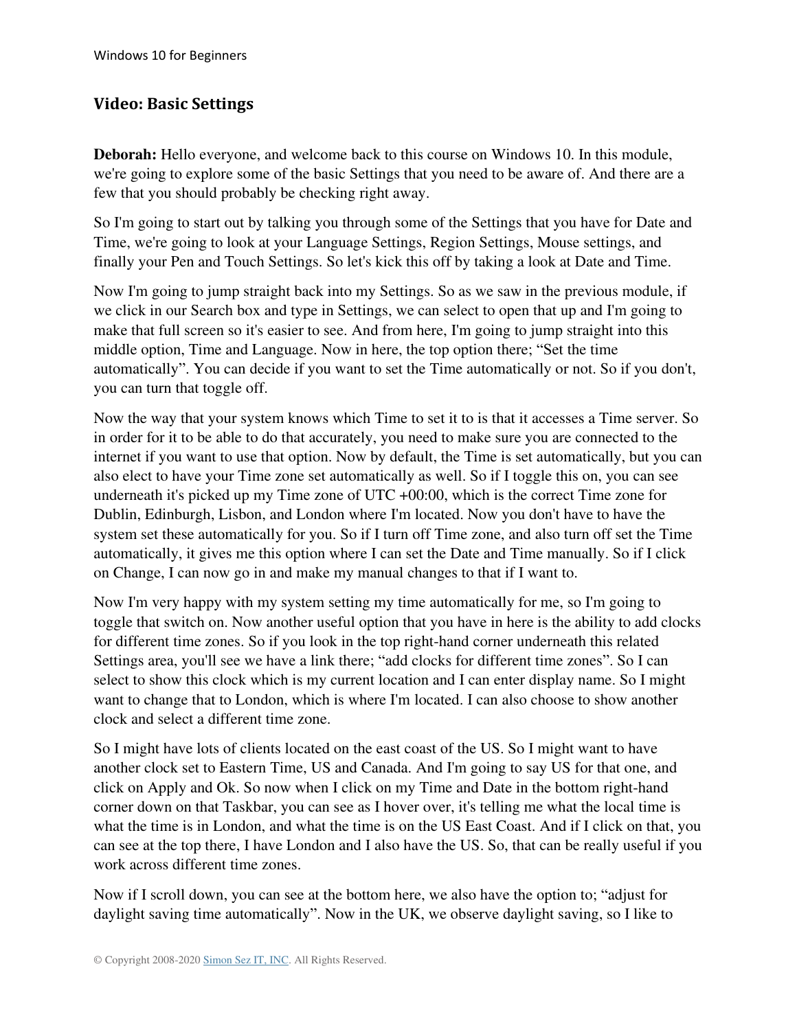## Video: Basic Settings

**Deborah:** Hello everyone, and welcome back to this course on Windows 10. In this module, we're going to explore some of the basic Settings that you need to be aware of. And there are a few that you should probably be checking right away.

So I'm going to start out by talking you through some of the Settings that you have for Date and Time, we're going to look at your Language Settings, Region Settings, Mouse settings, and finally your Pen and Touch Settings. So let's kick this off by taking a look at Date and Time.

Now I'm going to jump straight back into my Settings. So as we saw in the previous module, if we click in our Search box and type in Settings, we can select to open that up and I'm going to make that full screen so it's easier to see. And from here, I'm going to jump straight into this middle option, Time and Language. Now in here, the top option there; "Set the time automatically". You can decide if you want to set the Time automatically or not. So if you don't, you can turn that toggle off.

Now the way that your system knows which Time to set it to is that it accesses a Time server. So in order for it to be able to do that accurately, you need to make sure you are connected to the internet if you want to use that option. Now by default, the Time is set automatically, but you can also elect to have your Time zone set automatically as well. So if I toggle this on, you can see underneath it's picked up my Time zone of UTC +00:00, which is the correct Time zone for Dublin, Edinburgh, Lisbon, and London where I'm located. Now you don't have to have the system set these automatically for you. So if I turn off Time zone, and also turn off set the Time automatically, it gives me this option where I can set the Date and Time manually. So if I click on Change, I can now go in and make my manual changes to that if I want to.

Now I'm very happy with my system setting my time automatically for me, so I'm going to toggle that switch on. Now another useful option that you have in here is the ability to add clocks for different time zones. So if you look in the top right-hand corner underneath this related Settings area, you'll see we have a link there; "add clocks for different time zones". So I can select to show this clock which is my current location and I can enter display name. So I might want to change that to London, which is where I'm located. I can also choose to show another clock and select a different time zone.

So I might have lots of clients located on the east coast of the US. So I might want to have another clock set to Eastern Time, US and Canada. And I'm going to say US for that one, and click on Apply and Ok. So now when I click on my Time and Date in the bottom right-hand corner down on that Taskbar, you can see as I hover over, it's telling me what the local time is what the time is in London, and what the time is on the US East Coast. And if I click on that, you can see at the top there, I have London and I also have the US. So, that can be really useful if you work across different time zones.

Now if I scroll down, you can see at the bottom here, we also have the option to; "adjust for daylight saving time automatically". Now in the UK, we observe daylight saving, so I like to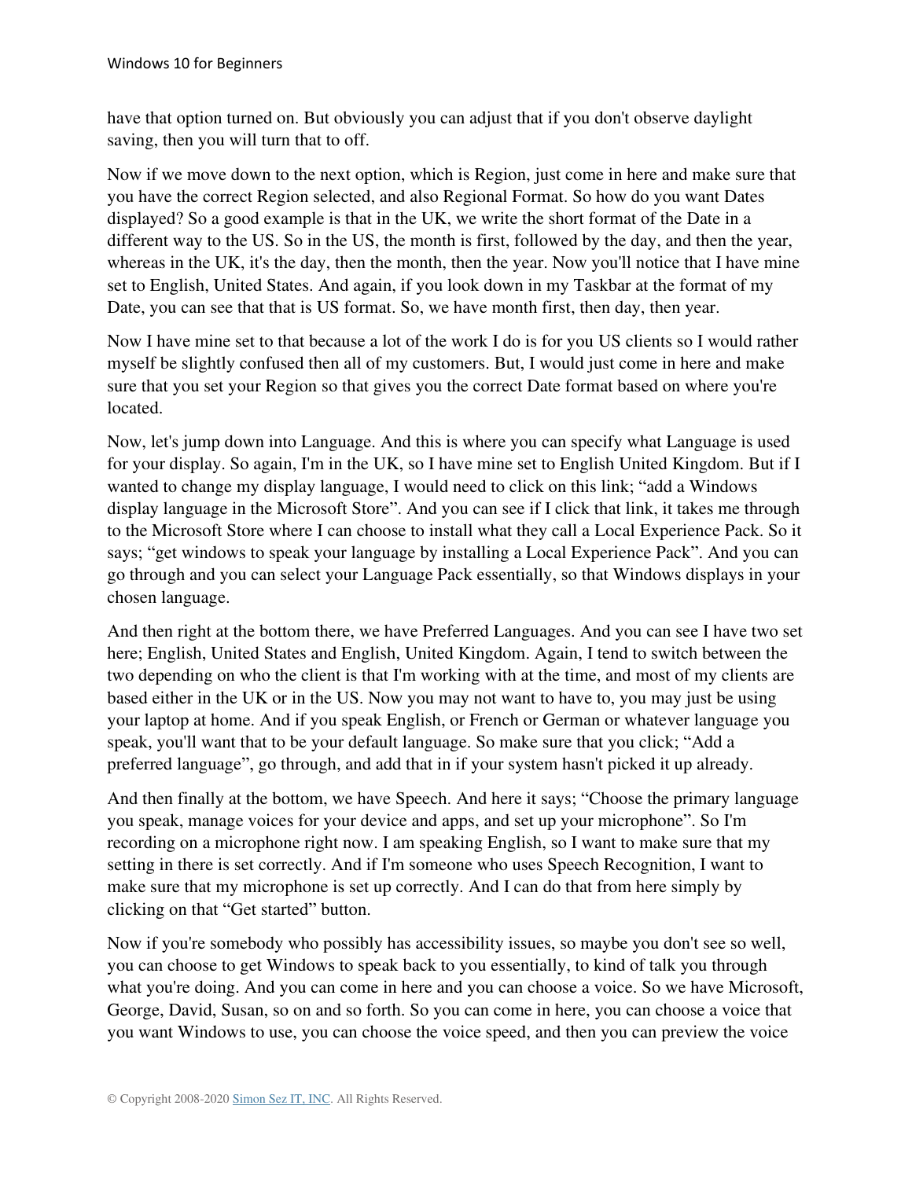have that option turned on. But obviously you can adjust that if you don't observe daylight saving, then you will turn that to off.

Now if we move down to the next option, which is Region, just come in here and make sure that you have the correct Region selected, and also Regional Format. So how do you want Dates displayed? So a good example is that in the UK, we write the short format of the Date in a different way to the US. So in the US, the month is first, followed by the day, and then the year, whereas in the UK, it's the day, then the month, then the year. Now you'll notice that I have mine set to English, United States. And again, if you look down in my Taskbar at the format of my Date, you can see that that is US format. So, we have month first, then day, then year.

Now I have mine set to that because a lot of the work I do is for you US clients so I would rather myself be slightly confused then all of my customers. But, I would just come in here and make sure that you set your Region so that gives you the correct Date format based on where you're located.

Now, let's jump down into Language. And this is where you can specify what Language is used for your display. So again, I'm in the UK, so I have mine set to English United Kingdom. But if I wanted to change my display language, I would need to click on this link; "add a Windows display language in the Microsoft Store". And you can see if I click that link, it takes me through to the Microsoft Store where I can choose to install what they call a Local Experience Pack. So it says; "get windows to speak your language by installing a Local Experience Pack". And you can go through and you can select your Language Pack essentially, so that Windows displays in your chosen language.

And then right at the bottom there, we have Preferred Languages. And you can see I have two set here; English, United States and English, United Kingdom. Again, I tend to switch between the two depending on who the client is that I'm working with at the time, and most of my clients are based either in the UK or in the US. Now you may not want to have to, you may just be using your laptop at home. And if you speak English, or French or German or whatever language you speak, you'll want that to be your default language. So make sure that you click; "Add a preferred language", go through, and add that in if your system hasn't picked it up already.

And then finally at the bottom, we have Speech. And here it says; "Choose the primary language you speak, manage voices for your device and apps, and set up your microphone". So I'm recording on a microphone right now. I am speaking English, so I want to make sure that my setting in there is set correctly. And if I'm someone who uses Speech Recognition, I want to make sure that my microphone is set up correctly. And I can do that from here simply by clicking on that "Get started" button.

Now if you're somebody who possibly has accessibility issues, so maybe you don't see so well, you can choose to get Windows to speak back to you essentially, to kind of talk you through what you're doing. And you can come in here and you can choose a voice. So we have Microsoft, George, David, Susan, so on and so forth. So you can come in here, you can choose a voice that you want Windows to use, you can choose the voice speed, and then you can preview the voice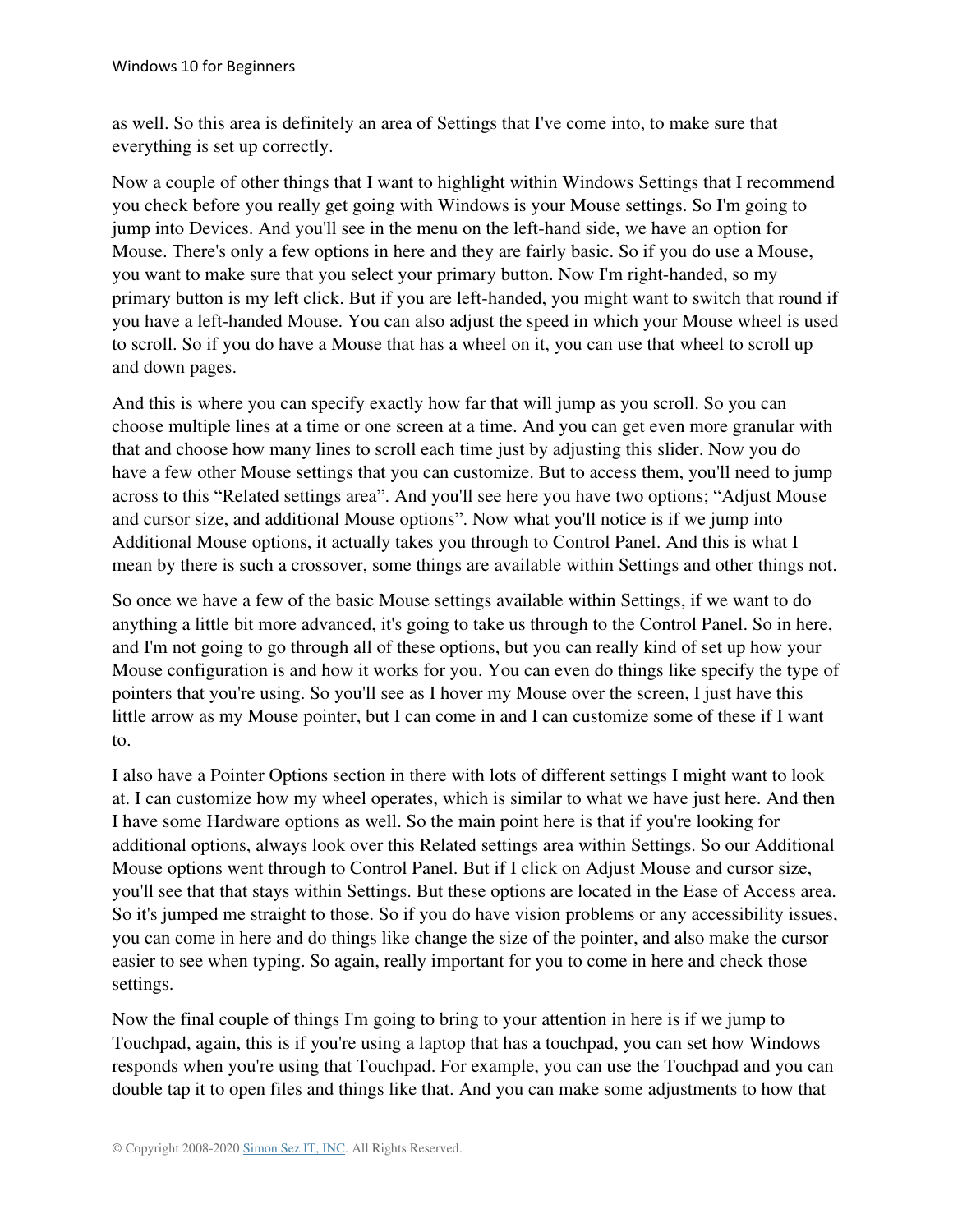as well. So this area is definitely an area of Settings that I've come into, to make sure that everything is set up correctly.

Now a couple of other things that I want to highlight within Windows Settings that I recommend you check before you really get going with Windows is your Mouse settings. So I'm going to jump into Devices. And you'll see in the menu on the left-hand side, we have an option for Mouse. There's only a few options in here and they are fairly basic. So if you do use a Mouse, you want to make sure that you select your primary button. Now I'm right-handed, so my primary button is my left click. But if you are left-handed, you might want to switch that round if you have a left-handed Mouse. You can also adjust the speed in which your Mouse wheel is used to scroll. So if you do have a Mouse that has a wheel on it, you can use that wheel to scroll up and down pages.

And this is where you can specify exactly how far that will jump as you scroll. So you can choose multiple lines at a time or one screen at a time. And you can get even more granular with that and choose how many lines to scroll each time just by adjusting this slider. Now you do have a few other Mouse settings that you can customize. But to access them, you'll need to jump across to this "Related settings area". And you'll see here you have two options; "Adjust Mouse and cursor size, and additional Mouse options". Now what you'll notice is if we jump into Additional Mouse options, it actually takes you through to Control Panel. And this is what I mean by there is such a crossover, some things are available within Settings and other things not.

So once we have a few of the basic Mouse settings available within Settings, if we want to do anything a little bit more advanced, it's going to take us through to the Control Panel. So in here, and I'm not going to go through all of these options, but you can really kind of set up how your Mouse configuration is and how it works for you. You can even do things like specify the type of pointers that you're using. So you'll see as I hover my Mouse over the screen, I just have this little arrow as my Mouse pointer, but I can come in and I can customize some of these if I want to.

I also have a Pointer Options section in there with lots of different settings I might want to look at. I can customize how my wheel operates, which is similar to what we have just here. And then I have some Hardware options as well. So the main point here is that if you're looking for additional options, always look over this Related settings area within Settings. So our Additional Mouse options went through to Control Panel. But if I click on Adjust Mouse and cursor size, you'll see that that stays within Settings. But these options are located in the Ease of Access area. So it's jumped me straight to those. So if you do have vision problems or any accessibility issues, you can come in here and do things like change the size of the pointer, and also make the cursor easier to see when typing. So again, really important for you to come in here and check those settings.

Now the final couple of things I'm going to bring to your attention in here is if we jump to Touchpad, again, this is if you're using a laptop that has a touchpad, you can set how Windows responds when you're using that Touchpad. For example, you can use the Touchpad and you can double tap it to open files and things like that. And you can make some adjustments to how that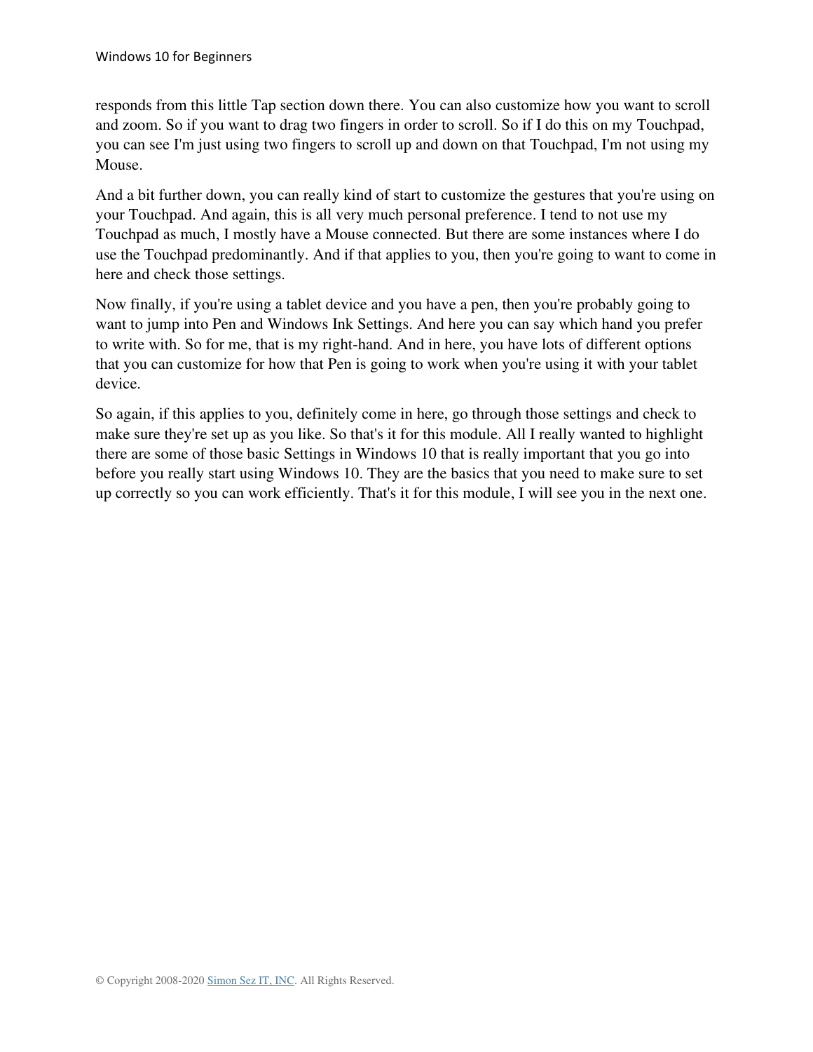responds from this little Tap section down there. You can also customize how you want to scroll and zoom. So if you want to drag two fingers in order to scroll. So if I do this on my Touchpad, you can see I'm just using two fingers to scroll up and down on that Touchpad, I'm not using my Mouse.

And a bit further down, you can really kind of start to customize the gestures that you're using on your Touchpad. And again, this is all very much personal preference. I tend to not use my Touchpad as much, I mostly have a Mouse connected. But there are some instances where I do use the Touchpad predominantly. And if that applies to you, then you're going to want to come in here and check those settings.

Now finally, if you're using a tablet device and you have a pen, then you're probably going to want to jump into Pen and Windows Ink Settings. And here you can say which hand you prefer to write with. So for me, that is my right-hand. And in here, you have lots of different options that you can customize for how that Pen is going to work when you're using it with your tablet device.

So again, if this applies to you, definitely come in here, go through those settings and check to make sure they're set up as you like. So that's it for this module. All I really wanted to highlight there are some of those basic Settings in Windows 10 that is really important that you go into before you really start using Windows 10. They are the basics that you need to make sure to set up correctly so you can work efficiently. That's it for this module, I will see you in the next one.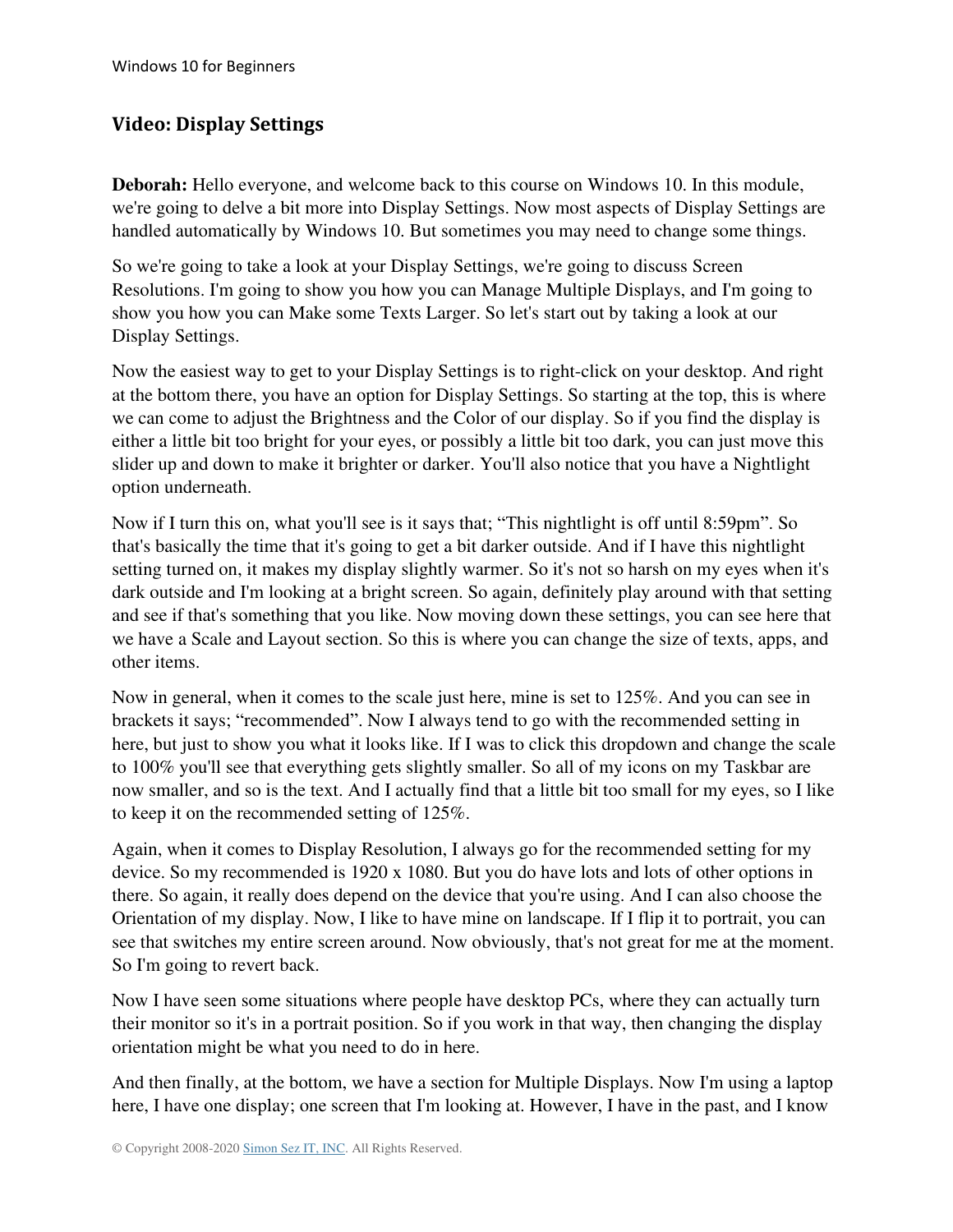## Video: Display Settings

**Deborah:** Hello everyone, and welcome back to this course on Windows 10. In this module, we're going to delve a bit more into Display Settings. Now most aspects of Display Settings are handled automatically by Windows 10. But sometimes you may need to change some things.

So we're going to take a look at your Display Settings, we're going to discuss Screen Resolutions. I'm going to show you how you can Manage Multiple Displays, and I'm going to show you how you can Make some Texts Larger. So let's start out by taking a look at our Display Settings.

Now the easiest way to get to your Display Settings is to right-click on your desktop. And right at the bottom there, you have an option for Display Settings. So starting at the top, this is where we can come to adjust the Brightness and the Color of our display. So if you find the display is either a little bit too bright for your eyes, or possibly a little bit too dark, you can just move this slider up and down to make it brighter or darker. You'll also notice that you have a Nightlight option underneath.

Now if I turn this on, what you'll see is it says that; "This nightlight is off until 8:59pm". So that's basically the time that it's going to get a bit darker outside. And if I have this nightlight setting turned on, it makes my display slightly warmer. So it's not so harsh on my eyes when it's dark outside and I'm looking at a bright screen. So again, definitely play around with that setting and see if that's something that you like. Now moving down these settings, you can see here that we have a Scale and Layout section. So this is where you can change the size of texts, apps, and other items.

Now in general, when it comes to the scale just here, mine is set to 125%. And you can see in brackets it says; "recommended". Now I always tend to go with the recommended setting in here, but just to show you what it looks like. If I was to click this dropdown and change the scale to 100% you'll see that everything gets slightly smaller. So all of my icons on my Taskbar are now smaller, and so is the text. And I actually find that a little bit too small for my eyes, so I like to keep it on the recommended setting of 125%.

Again, when it comes to Display Resolution, I always go for the recommended setting for my device. So my recommended is 1920 x 1080. But you do have lots and lots of other options in there. So again, it really does depend on the device that you're using. And I can also choose the Orientation of my display. Now, I like to have mine on landscape. If I flip it to portrait, you can see that switches my entire screen around. Now obviously, that's not great for me at the moment. So I'm going to revert back.

Now I have seen some situations where people have desktop PCs, where they can actually turn their monitor so it's in a portrait position. So if you work in that way, then changing the display orientation might be what you need to do in here.

And then finally, at the bottom, we have a section for Multiple Displays. Now I'm using a laptop here, I have one display; one screen that I'm looking at. However, I have in the past, and I know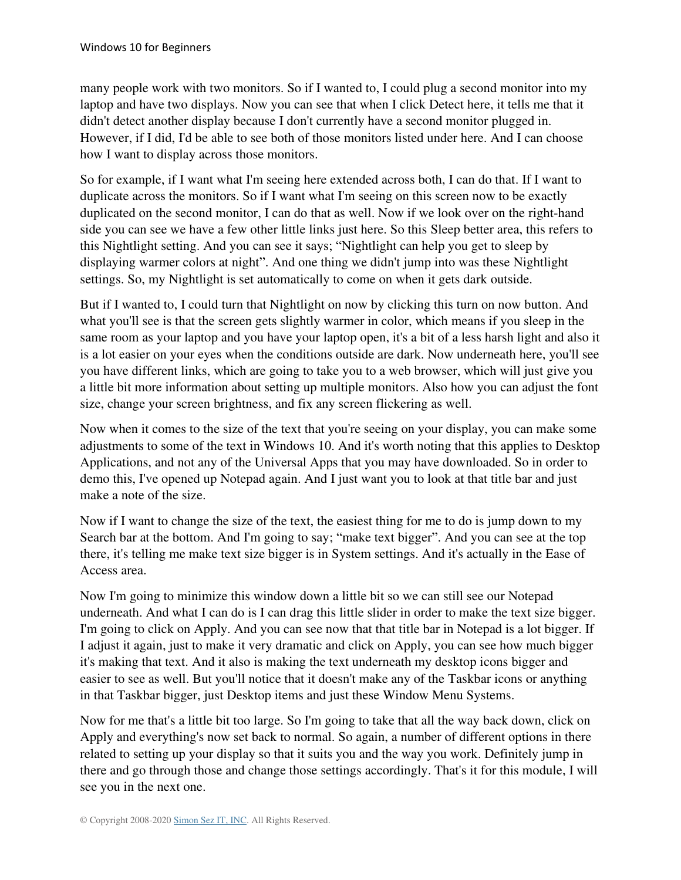many people work with two monitors. So if I wanted to, I could plug a second monitor into my laptop and have two displays. Now you can see that when I click Detect here, it tells me that it didn't detect another display because I don't currently have a second monitor plugged in. However, if I did, I'd be able to see both of those monitors listed under here. And I can choose how I want to display across those monitors.

So for example, if I want what I'm seeing here extended across both, I can do that. If I want to duplicate across the monitors. So if I want what I'm seeing on this screen now to be exactly duplicated on the second monitor, I can do that as well. Now if we look over on the right-hand side you can see we have a few other little links just here. So this Sleep better area, this refers to this Nightlight setting. And you can see it says; "Nightlight can help you get to sleep by displaying warmer colors at night". And one thing we didn't jump into was these Nightlight settings. So, my Nightlight is set automatically to come on when it gets dark outside.

But if I wanted to, I could turn that Nightlight on now by clicking this turn on now button. And what you'll see is that the screen gets slightly warmer in color, which means if you sleep in the same room as your laptop and you have your laptop open, it's a bit of a less harsh light and also it is a lot easier on your eyes when the conditions outside are dark. Now underneath here, you'll see you have different links, which are going to take you to a web browser, which will just give you a little bit more information about setting up multiple monitors. Also how you can adjust the font size, change your screen brightness, and fix any screen flickering as well.

Now when it comes to the size of the text that you're seeing on your display, you can make some adjustments to some of the text in Windows 10. And it's worth noting that this applies to Desktop Applications, and not any of the Universal Apps that you may have downloaded. So in order to demo this, I've opened up Notepad again. And I just want you to look at that title bar and just make a note of the size.

Now if I want to change the size of the text, the easiest thing for me to do is jump down to my Search bar at the bottom. And I'm going to say; "make text bigger". And you can see at the top there, it's telling me make text size bigger is in System settings. And it's actually in the Ease of Access area.

Now I'm going to minimize this window down a little bit so we can still see our Notepad underneath. And what I can do is I can drag this little slider in order to make the text size bigger. I'm going to click on Apply. And you can see now that that title bar in Notepad is a lot bigger. If I adjust it again, just to make it very dramatic and click on Apply, you can see how much bigger it's making that text. And it also is making the text underneath my desktop icons bigger and easier to see as well. But you'll notice that it doesn't make any of the Taskbar icons or anything in that Taskbar bigger, just Desktop items and just these Window Menu Systems.

Now for me that's a little bit too large. So I'm going to take that all the way back down, click on Apply and everything's now set back to normal. So again, a number of different options in there related to setting up your display so that it suits you and the way you work. Definitely jump in there and go through those and change those settings accordingly. That's it for this module, I will see you in the next one.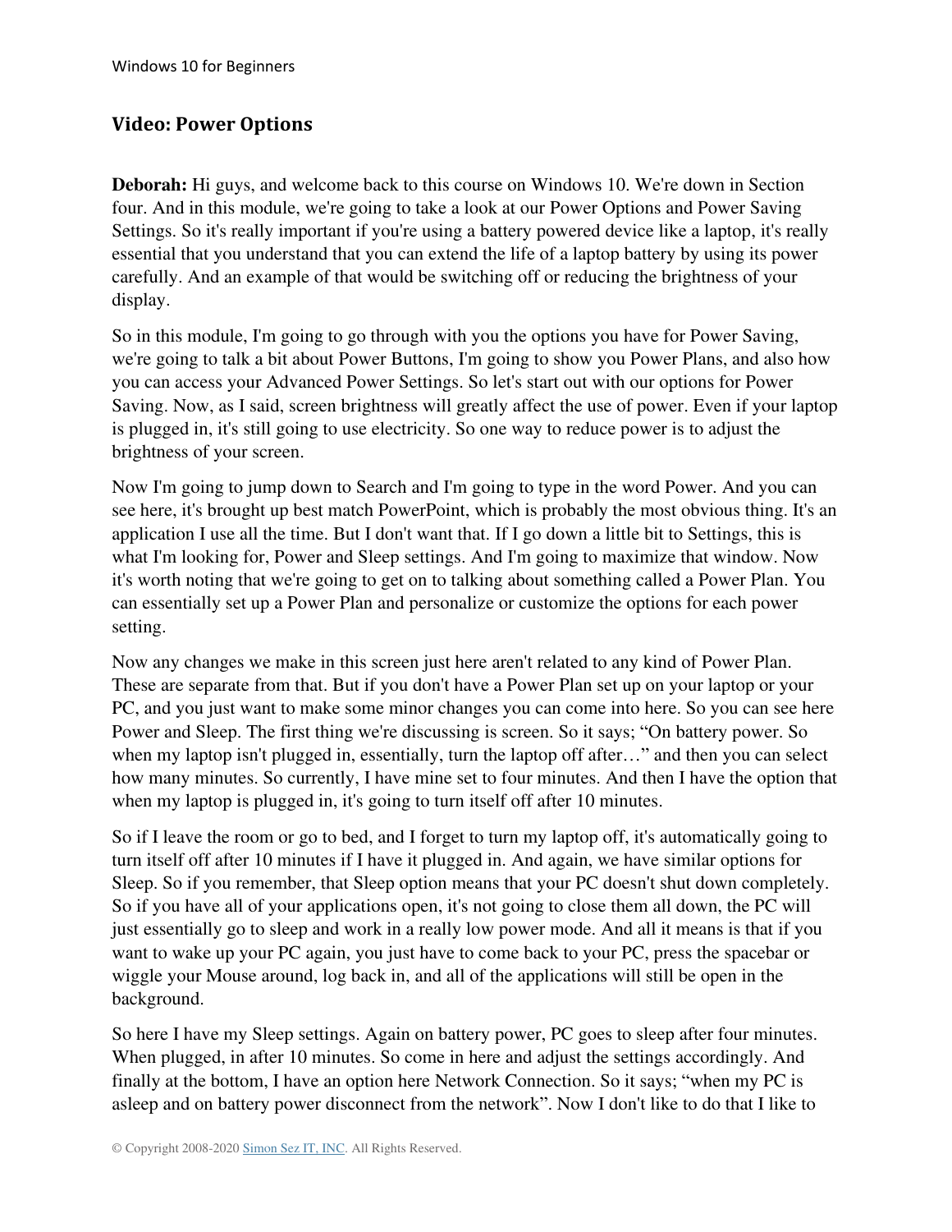## Video: Power Options

**Deborah:** Hi guys, and welcome back to this course on Windows 10. We're down in Section four. And in this module, we're going to take a look at our Power Options and Power Saving Settings. So it's really important if you're using a battery powered device like a laptop, it's really essential that you understand that you can extend the life of a laptop battery by using its power carefully. And an example of that would be switching off or reducing the brightness of your display.

So in this module, I'm going to go through with you the options you have for Power Saving, we're going to talk a bit about Power Buttons, I'm going to show you Power Plans, and also how you can access your Advanced Power Settings. So let's start out with our options for Power Saving. Now, as I said, screen brightness will greatly affect the use of power. Even if your laptop is plugged in, it's still going to use electricity. So one way to reduce power is to adjust the brightness of your screen.

Now I'm going to jump down to Search and I'm going to type in the word Power. And you can see here, it's brought up best match PowerPoint, which is probably the most obvious thing. It's an application I use all the time. But I don't want that. If I go down a little bit to Settings, this is what I'm looking for, Power and Sleep settings. And I'm going to maximize that window. Now it's worth noting that we're going to get on to talking about something called a Power Plan. You can essentially set up a Power Plan and personalize or customize the options for each power setting.

Now any changes we make in this screen just here aren't related to any kind of Power Plan. These are separate from that. But if you don't have a Power Plan set up on your laptop or your PC, and you just want to make some minor changes you can come into here. So you can see here Power and Sleep. The first thing we're discussing is screen. So it says; "On battery power. So when my laptop isn't plugged in, essentially, turn the laptop off after…" and then you can select how many minutes. So currently, I have mine set to four minutes. And then I have the option that when my laptop is plugged in, it's going to turn itself off after 10 minutes.

So if I leave the room or go to bed, and I forget to turn my laptop off, it's automatically going to turn itself off after 10 minutes if I have it plugged in. And again, we have similar options for Sleep. So if you remember, that Sleep option means that your PC doesn't shut down completely. So if you have all of your applications open, it's not going to close them all down, the PC will just essentially go to sleep and work in a really low power mode. And all it means is that if you want to wake up your PC again, you just have to come back to your PC, press the spacebar or wiggle your Mouse around, log back in, and all of the applications will still be open in the background.

So here I have my Sleep settings. Again on battery power, PC goes to sleep after four minutes. When plugged, in after 10 minutes. So come in here and adjust the settings accordingly. And finally at the bottom, I have an option here Network Connection. So it says; "when my PC is asleep and on battery power disconnect from the network". Now I don't like to do that I like to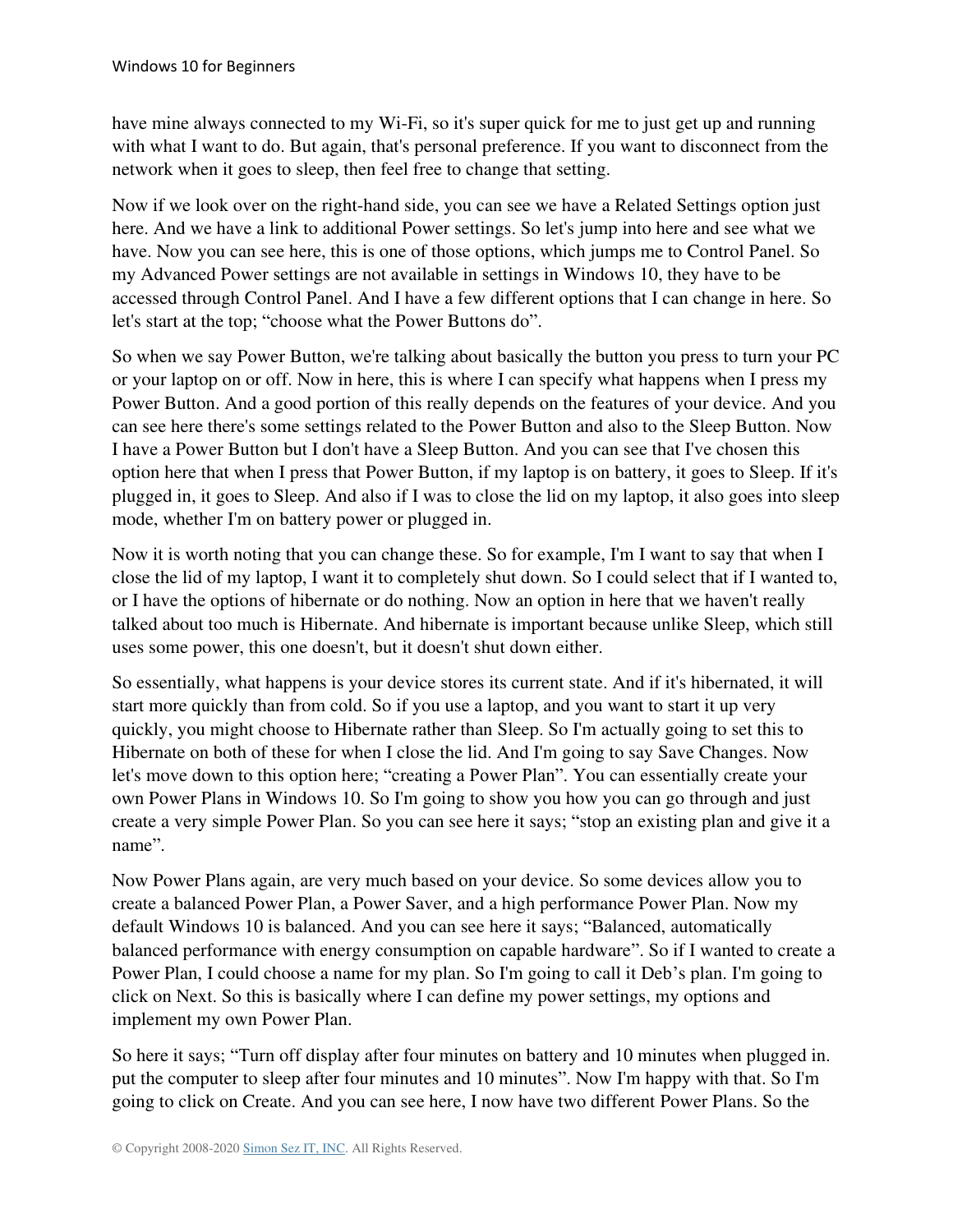have mine always connected to my Wi-Fi, so it's super quick for me to just get up and running with what I want to do. But again, that's personal preference. If you want to disconnect from the network when it goes to sleep, then feel free to change that setting.

Now if we look over on the right-hand side, you can see we have a Related Settings option just here. And we have a link to additional Power settings. So let's jump into here and see what we have. Now you can see here, this is one of those options, which jumps me to Control Panel. So my Advanced Power settings are not available in settings in Windows 10, they have to be accessed through Control Panel. And I have a few different options that I can change in here. So let's start at the top; "choose what the Power Buttons do".

So when we say Power Button, we're talking about basically the button you press to turn your PC or your laptop on or off. Now in here, this is where I can specify what happens when I press my Power Button. And a good portion of this really depends on the features of your device. And you can see here there's some settings related to the Power Button and also to the Sleep Button. Now I have a Power Button but I don't have a Sleep Button. And you can see that I've chosen this option here that when I press that Power Button, if my laptop is on battery, it goes to Sleep. If it's plugged in, it goes to Sleep. And also if I was to close the lid on my laptop, it also goes into sleep mode, whether I'm on battery power or plugged in.

Now it is worth noting that you can change these. So for example, I'm I want to say that when I close the lid of my laptop, I want it to completely shut down. So I could select that if I wanted to, or I have the options of hibernate or do nothing. Now an option in here that we haven't really talked about too much is Hibernate. And hibernate is important because unlike Sleep, which still uses some power, this one doesn't, but it doesn't shut down either.

So essentially, what happens is your device stores its current state. And if it's hibernated, it will start more quickly than from cold. So if you use a laptop, and you want to start it up very quickly, you might choose to Hibernate rather than Sleep. So I'm actually going to set this to Hibernate on both of these for when I close the lid. And I'm going to say Save Changes. Now let's move down to this option here; "creating a Power Plan". You can essentially create your own Power Plans in Windows 10. So I'm going to show you how you can go through and just create a very simple Power Plan. So you can see here it says; "stop an existing plan and give it a name".

Now Power Plans again, are very much based on your device. So some devices allow you to create a balanced Power Plan, a Power Saver, and a high performance Power Plan. Now my default Windows 10 is balanced. And you can see here it says; "Balanced, automatically balanced performance with energy consumption on capable hardware". So if I wanted to create a Power Plan, I could choose a name for my plan. So I'm going to call it Deb's plan. I'm going to click on Next. So this is basically where I can define my power settings, my options and implement my own Power Plan.

So here it says; "Turn off display after four minutes on battery and 10 minutes when plugged in. put the computer to sleep after four minutes and 10 minutes". Now I'm happy with that. So I'm going to click on Create. And you can see here, I now have two different Power Plans. So the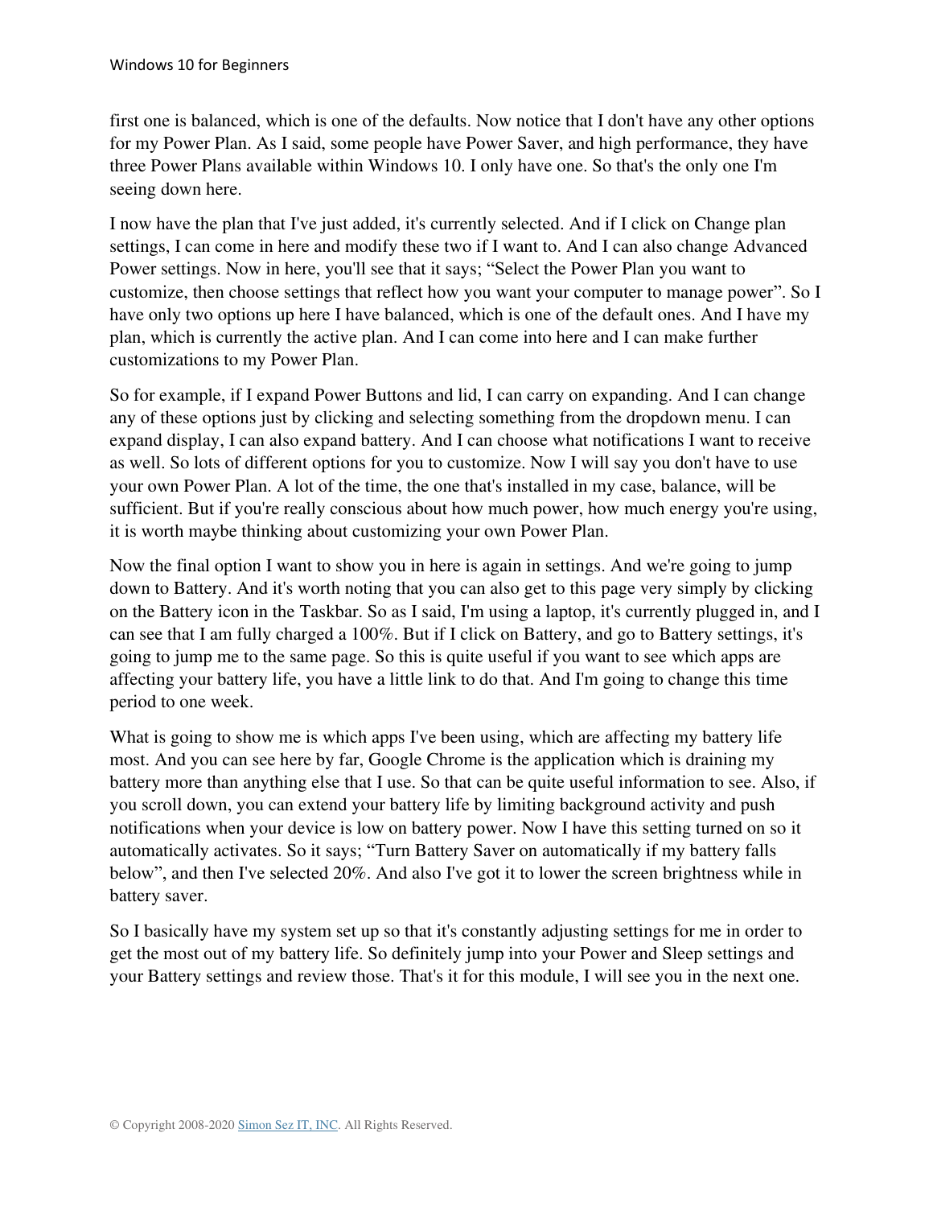first one is balanced, which is one of the defaults. Now notice that I don't have any other options for my Power Plan. As I said, some people have Power Saver, and high performance, they have three Power Plans available within Windows 10. I only have one. So that's the only one I'm seeing down here.

I now have the plan that I've just added, it's currently selected. And if I click on Change plan settings, I can come in here and modify these two if I want to. And I can also change Advanced Power settings. Now in here, you'll see that it says; "Select the Power Plan you want to customize, then choose settings that reflect how you want your computer to manage power". So I have only two options up here I have balanced, which is one of the default ones. And I have my plan, which is currently the active plan. And I can come into here and I can make further customizations to my Power Plan.

So for example, if I expand Power Buttons and lid, I can carry on expanding. And I can change any of these options just by clicking and selecting something from the dropdown menu. I can expand display, I can also expand battery. And I can choose what notifications I want to receive as well. So lots of different options for you to customize. Now I will say you don't have to use your own Power Plan. A lot of the time, the one that's installed in my case, balance, will be sufficient. But if you're really conscious about how much power, how much energy you're using, it is worth maybe thinking about customizing your own Power Plan.

Now the final option I want to show you in here is again in settings. And we're going to jump down to Battery. And it's worth noting that you can also get to this page very simply by clicking on the Battery icon in the Taskbar. So as I said, I'm using a laptop, it's currently plugged in, and I can see that I am fully charged a 100%. But if I click on Battery, and go to Battery settings, it's going to jump me to the same page. So this is quite useful if you want to see which apps are affecting your battery life, you have a little link to do that. And I'm going to change this time period to one week.

What is going to show me is which apps I've been using, which are affecting my battery life most. And you can see here by far, Google Chrome is the application which is draining my battery more than anything else that I use. So that can be quite useful information to see. Also, if you scroll down, you can extend your battery life by limiting background activity and push notifications when your device is low on battery power. Now I have this setting turned on so it automatically activates. So it says; "Turn Battery Saver on automatically if my battery falls below", and then I've selected 20%. And also I've got it to lower the screen brightness while in battery saver.

So I basically have my system set up so that it's constantly adjusting settings for me in order to get the most out of my battery life. So definitely jump into your Power and Sleep settings and your Battery settings and review those. That's it for this module, I will see you in the next one.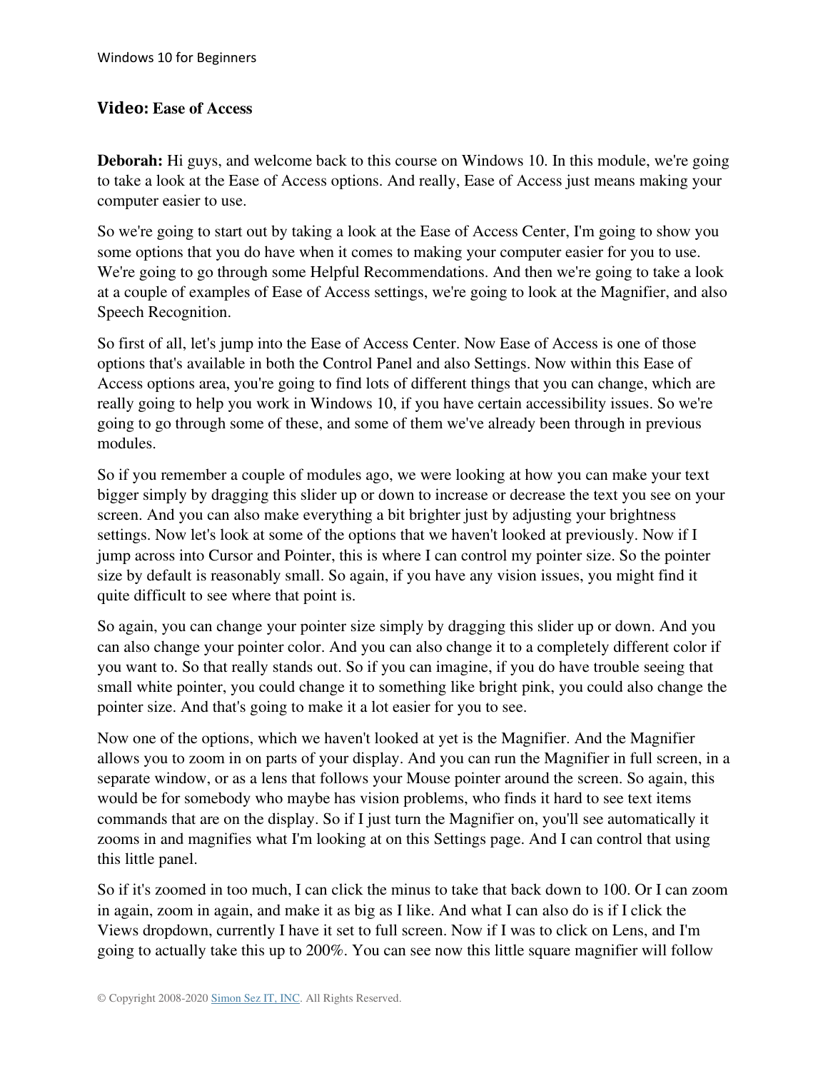## Video: Ease of Access

**Deborah:** Hi guys, and welcome back to this course on Windows 10. In this module, we're going to take a look at the Ease of Access options. And really, Ease of Access just means making your computer easier to use.

So we're going to start out by taking a look at the Ease of Access Center, I'm going to show you some options that you do have when it comes to making your computer easier for you to use. We're going to go through some Helpful Recommendations. And then we're going to take a look at a couple of examples of Ease of Access settings, we're going to look at the Magnifier, and also Speech Recognition.

So first of all, let's jump into the Ease of Access Center. Now Ease of Access is one of those options that's available in both the Control Panel and also Settings. Now within this Ease of Access options area, you're going to find lots of different things that you can change, which are really going to help you work in Windows 10, if you have certain accessibility issues. So we're going to go through some of these, and some of them we've already been through in previous modules.

So if you remember a couple of modules ago, we were looking at how you can make your text bigger simply by dragging this slider up or down to increase or decrease the text you see on your screen. And you can also make everything a bit brighter just by adjusting your brightness settings. Now let's look at some of the options that we haven't looked at previously. Now if I jump across into Cursor and Pointer, this is where I can control my pointer size. So the pointer size by default is reasonably small. So again, if you have any vision issues, you might find it quite difficult to see where that point is.

So again, you can change your pointer size simply by dragging this slider up or down. And you can also change your pointer color. And you can also change it to a completely different color if you want to. So that really stands out. So if you can imagine, if you do have trouble seeing that small white pointer, you could change it to something like bright pink, you could also change the pointer size. And that's going to make it a lot easier for you to see.

Now one of the options, which we haven't looked at yet is the Magnifier. And the Magnifier allows you to zoom in on parts of your display. And you can run the Magnifier in full screen, in a separate window, or as a lens that follows your Mouse pointer around the screen. So again, this would be for somebody who maybe has vision problems, who finds it hard to see text items commands that are on the display. So if I just turn the Magnifier on, you'll see automatically it zooms in and magnifies what I'm looking at on this Settings page. And I can control that using this little panel.

So if it's zoomed in too much, I can click the minus to take that back down to 100. Or I can zoom in again, zoom in again, and make it as big as I like. And what I can also do is if I click the Views dropdown, currently I have it set to full screen. Now if I was to click on Lens, and I'm going to actually take this up to 200%. You can see now this little square magnifier will follow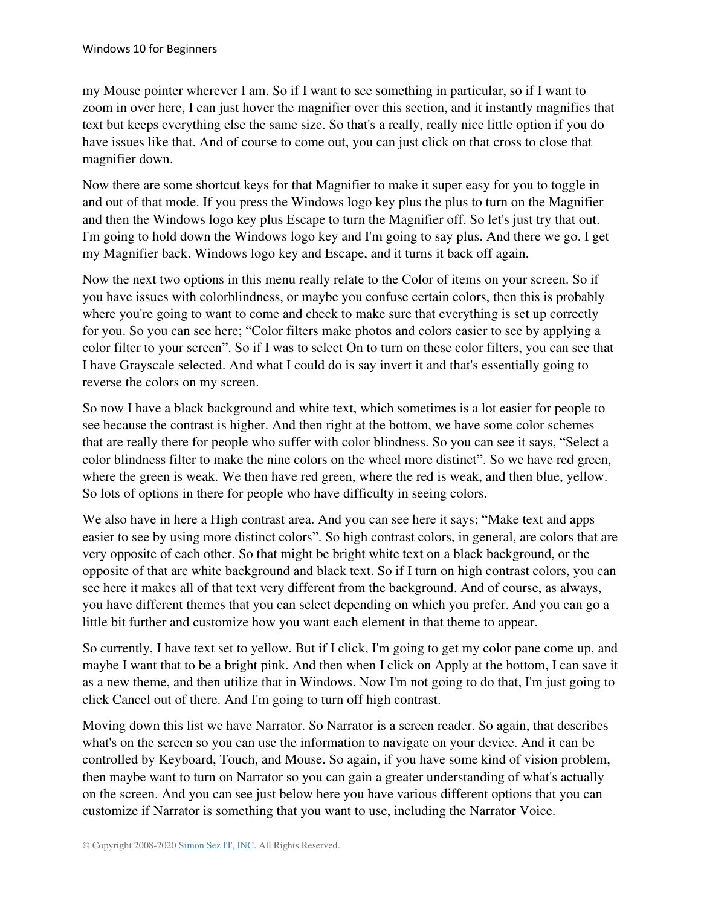my Mouse pointer wherever I am. So if I want to see something in particular, so if I want to zoom in over here, I can just hover the magnifier over this section, and it instantly magnifies that text but keeps everything else the same size. So that's a really, really nice little option if you do have issues like that. And of course to come out, you can just click on that cross to close that magnifier down.

Now there are some shortcut keys for that Magnifier to make it super easy for you to toggle in and out of that mode. If you press the Windows logo key plus the plus to turn on the Magnifier and then the Windows logo key plus Escape to turn the Magnifier off. So let's just try that out. I'm going to hold down the Windows logo key and I'm going to say plus. And there we go. I get my Magnifier back. Windows logo key and Escape, and it turns it back off again.

Now the next two options in this menu really relate to the Color of items on your screen. So if you have issues with colorblindness, or maybe you confuse certain colors, then this is probably where you're going to want to come and check to make sure that everything is set up correctly for you. So you can see here; "Color filters make photos and colors easier to see by applying a color filter to your screen". So if I was to select On to turn on these color filters, you can see that I have Grayscale selected. And what I could do is say invert it and that's essentially going to reverse the colors on my screen.

So now I have a black background and white text, which sometimes is a lot easier for people to see because the contrast is higher. And then right at the bottom, we have some color schemes that are really there for people who suffer with color blindness. So you can see it says, "Select a color blindness filter to make the nine colors on the wheel more distinct". So we have red green, where the green is weak. We then have red green, where the red is weak, and then blue, yellow. So lots of options in there for people who have difficulty in seeing colors.

We also have in here a High contrast area. And you can see here it says; "Make text and apps easier to see by using more distinct colors". So high contrast colors, in general, are colors that are very opposite of each other. So that might be bright white text on a black background, or the opposite of that are white background and black text. So if I turn on high contrast colors, you can see here it makes all of that text very different from the background. And of course, as always, you have different themes that you can select depending on which you prefer. And you can go a little bit further and customize how you want each element in that theme to appear.

So currently, I have text set to yellow. But if I click, I'm going to get my color pane come up, and maybe I want that to be a bright pink. And then when I click on Apply at the bottom, I can save it as a new theme, and then utilize that in Windows. Now I'm not going to do that, I'm just going to click Cancel out of there. And I'm going to turn off high contrast.

Moving down this list we have Narrator. So Narrator is a screen reader. So again, that describes what's on the screen so you can use the information to navigate on your device. And it can be controlled by Keyboard, Touch, and Mouse. So again, if you have some kind of vision problem, then maybe want to turn on Narrator so you can gain a greater understanding of what's actually on the screen. And you can see just below here you have various different options that you can customize if Narrator is something that you want to use, including the Narrator Voice.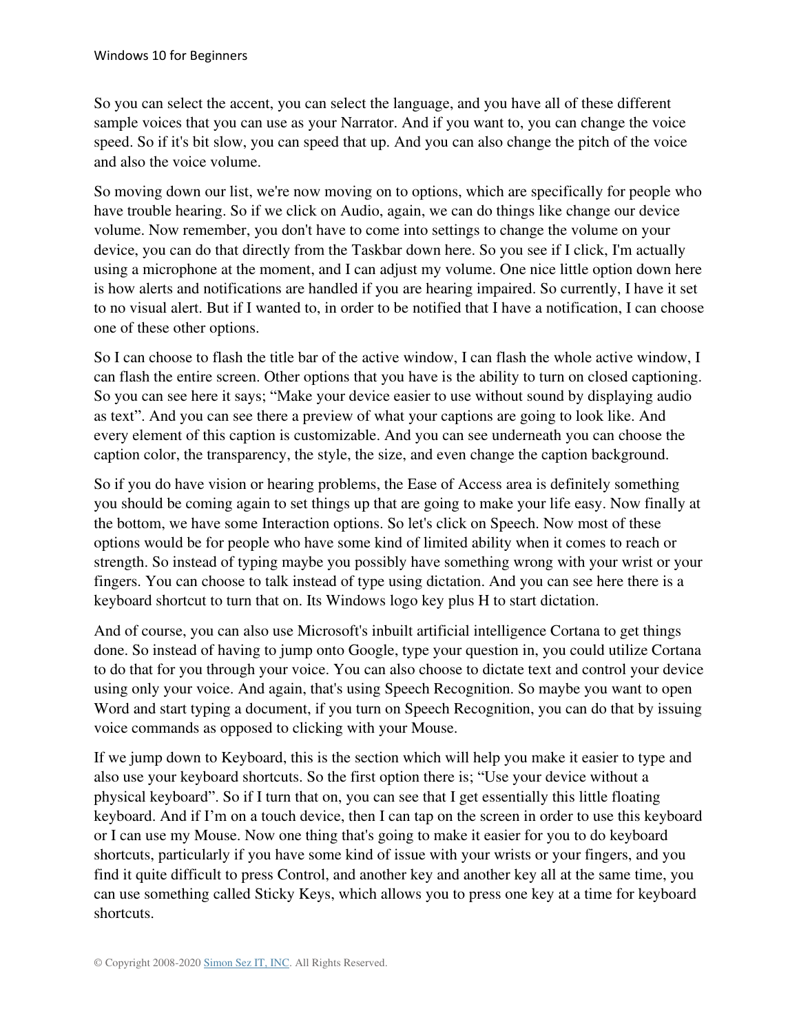So you can select the accent, you can select the language, and you have all of these different sample voices that you can use as your Narrator. And if you want to, you can change the voice speed. So if it's bit slow, you can speed that up. And you can also change the pitch of the voice and also the voice volume.

So moving down our list, we're now moving on to options, which are specifically for people who have trouble hearing. So if we click on Audio, again, we can do things like change our device volume. Now remember, you don't have to come into settings to change the volume on your device, you can do that directly from the Taskbar down here. So you see if I click, I'm actually using a microphone at the moment, and I can adjust my volume. One nice little option down here is how alerts and notifications are handled if you are hearing impaired. So currently, I have it set to no visual alert. But if I wanted to, in order to be notified that I have a notification, I can choose one of these other options.

So I can choose to flash the title bar of the active window, I can flash the whole active window, I can flash the entire screen. Other options that you have is the ability to turn on closed captioning. So you can see here it says; "Make your device easier to use without sound by displaying audio as text". And you can see there a preview of what your captions are going to look like. And every element of this caption is customizable. And you can see underneath you can choose the caption color, the transparency, the style, the size, and even change the caption background.

So if you do have vision or hearing problems, the Ease of Access area is definitely something you should be coming again to set things up that are going to make your life easy. Now finally at the bottom, we have some Interaction options. So let's click on Speech. Now most of these options would be for people who have some kind of limited ability when it comes to reach or strength. So instead of typing maybe you possibly have something wrong with your wrist or your fingers. You can choose to talk instead of type using dictation. And you can see here there is a keyboard shortcut to turn that on. Its Windows logo key plus H to start dictation.

And of course, you can also use Microsoft's inbuilt artificial intelligence Cortana to get things done. So instead of having to jump onto Google, type your question in, you could utilize Cortana to do that for you through your voice. You can also choose to dictate text and control your device using only your voice. And again, that's using Speech Recognition. So maybe you want to open Word and start typing a document, if you turn on Speech Recognition, you can do that by issuing voice commands as opposed to clicking with your Mouse.

If we jump down to Keyboard, this is the section which will help you make it easier to type and also use your keyboard shortcuts. So the first option there is; "Use your device without a physical keyboard". So if I turn that on, you can see that I get essentially this little floating keyboard. And if I'm on a touch device, then I can tap on the screen in order to use this keyboard or I can use my Mouse. Now one thing that's going to make it easier for you to do keyboard shortcuts, particularly if you have some kind of issue with your wrists or your fingers, and you find it quite difficult to press Control, and another key and another key all at the same time, you can use something called Sticky Keys, which allows you to press one key at a time for keyboard shortcuts.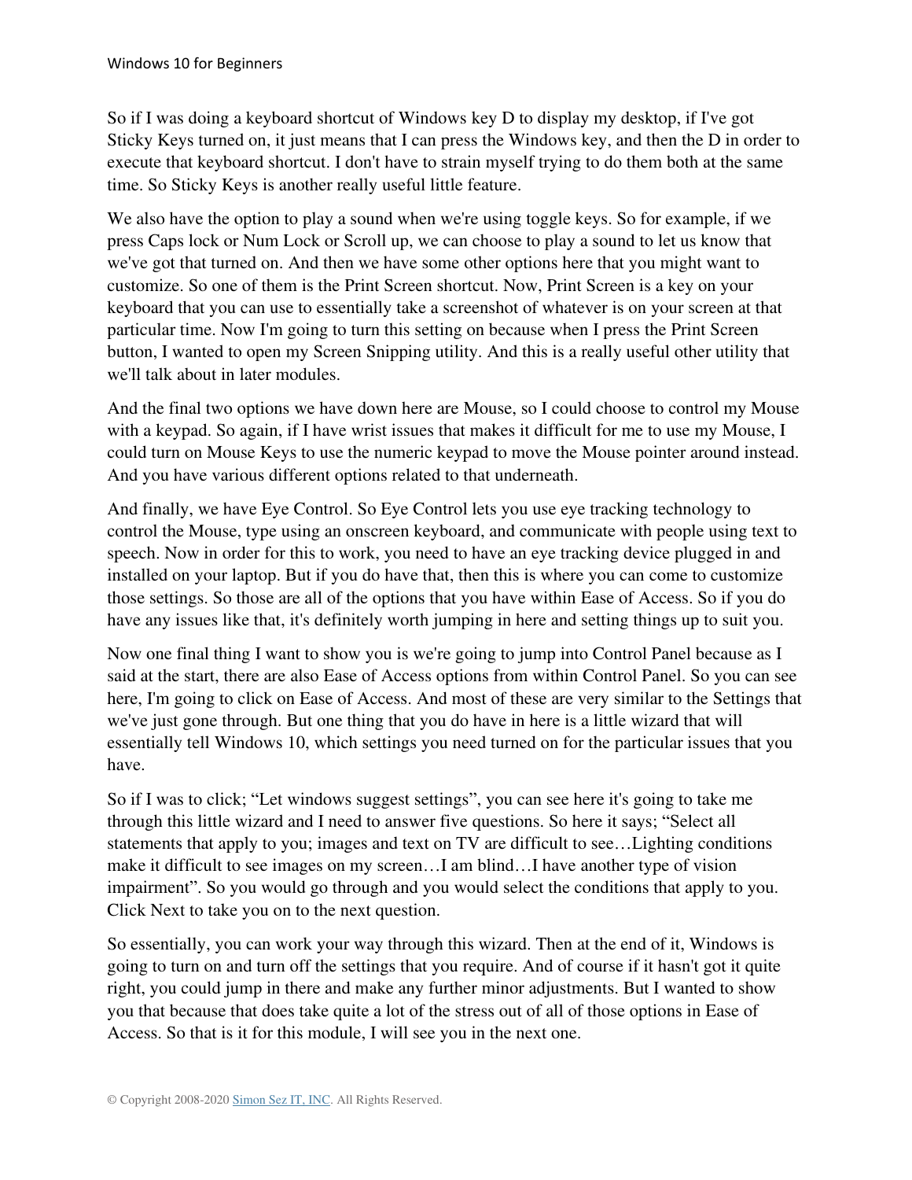So if I was doing a keyboard shortcut of Windows key D to display my desktop, if I've got Sticky Keys turned on, it just means that I can press the Windows key, and then the D in order to execute that keyboard shortcut. I don't have to strain myself trying to do them both at the same time. So Sticky Keys is another really useful little feature.

We also have the option to play a sound when we're using toggle keys. So for example, if we press Caps lock or Num Lock or Scroll up, we can choose to play a sound to let us know that we've got that turned on. And then we have some other options here that you might want to customize. So one of them is the Print Screen shortcut. Now, Print Screen is a key on your keyboard that you can use to essentially take a screenshot of whatever is on your screen at that particular time. Now I'm going to turn this setting on because when I press the Print Screen button, I wanted to open my Screen Snipping utility. And this is a really useful other utility that we'll talk about in later modules.

And the final two options we have down here are Mouse, so I could choose to control my Mouse with a keypad. So again, if I have wrist issues that makes it difficult for me to use my Mouse, I could turn on Mouse Keys to use the numeric keypad to move the Mouse pointer around instead. And you have various different options related to that underneath.

And finally, we have Eye Control. So Eye Control lets you use eye tracking technology to control the Mouse, type using an onscreen keyboard, and communicate with people using text to speech. Now in order for this to work, you need to have an eye tracking device plugged in and installed on your laptop. But if you do have that, then this is where you can come to customize those settings. So those are all of the options that you have within Ease of Access. So if you do have any issues like that, it's definitely worth jumping in here and setting things up to suit you.

Now one final thing I want to show you is we're going to jump into Control Panel because as I said at the start, there are also Ease of Access options from within Control Panel. So you can see here, I'm going to click on Ease of Access. And most of these are very similar to the Settings that we've just gone through. But one thing that you do have in here is a little wizard that will essentially tell Windows 10, which settings you need turned on for the particular issues that you have.

So if I was to click; "Let windows suggest settings", you can see here it's going to take me through this little wizard and I need to answer five questions. So here it says; "Select all statements that apply to you; images and text on TV are difficult to see…Lighting conditions make it difficult to see images on my screen…I am blind…I have another type of vision impairment". So you would go through and you would select the conditions that apply to you. Click Next to take you on to the next question.

So essentially, you can work your way through this wizard. Then at the end of it, Windows is going to turn on and turn off the settings that you require. And of course if it hasn't got it quite right, you could jump in there and make any further minor adjustments. But I wanted to show you that because that does take quite a lot of the stress out of all of those options in Ease of Access. So that is it for this module, I will see you in the next one.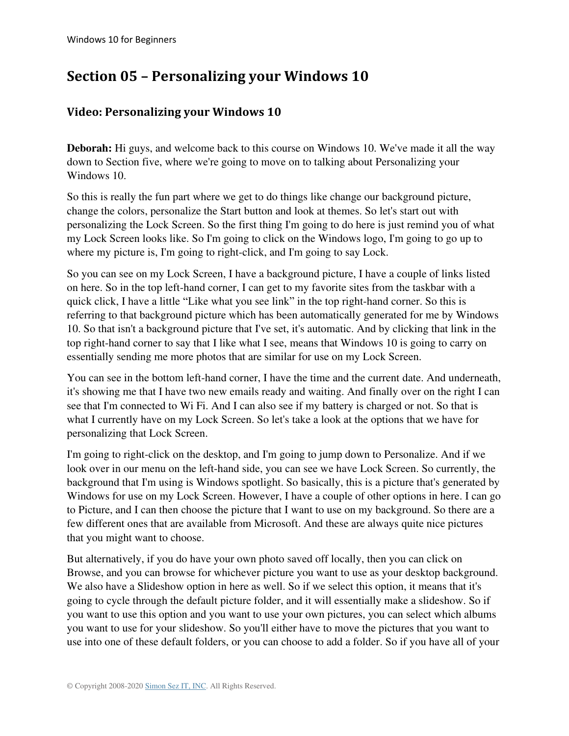# Section 05 – Personalizing your Windows 10

## Video: Personalizing your Windows 10

**Deborah:** Hi guys, and welcome back to this course on Windows 10. We've made it all the way down to Section five, where we're going to move on to talking about Personalizing your Windows 10.

So this is really the fun part where we get to do things like change our background picture, change the colors, personalize the Start button and look at themes. So let's start out with personalizing the Lock Screen. So the first thing I'm going to do here is just remind you of what my Lock Screen looks like. So I'm going to click on the Windows logo, I'm going to go up to where my picture is, I'm going to right-click, and I'm going to say Lock.

So you can see on my Lock Screen, I have a background picture, I have a couple of links listed on here. So in the top left-hand corner, I can get to my favorite sites from the taskbar with a quick click, I have a little "Like what you see link" in the top right-hand corner. So this is referring to that background picture which has been automatically generated for me by Windows 10. So that isn't a background picture that I've set, it's automatic. And by clicking that link in the top right-hand corner to say that I like what I see, means that Windows 10 is going to carry on essentially sending me more photos that are similar for use on my Lock Screen.

You can see in the bottom left-hand corner, I have the time and the current date. And underneath, it's showing me that I have two new emails ready and waiting. And finally over on the right I can see that I'm connected to Wi Fi. And I can also see if my battery is charged or not. So that is what I currently have on my Lock Screen. So let's take a look at the options that we have for personalizing that Lock Screen.

I'm going to right-click on the desktop, and I'm going to jump down to Personalize. And if we look over in our menu on the left-hand side, you can see we have Lock Screen. So currently, the background that I'm using is Windows spotlight. So basically, this is a picture that's generated by Windows for use on my Lock Screen. However, I have a couple of other options in here. I can go to Picture, and I can then choose the picture that I want to use on my background. So there are a few different ones that are available from Microsoft. And these are always quite nice pictures that you might want to choose.

But alternatively, if you do have your own photo saved off locally, then you can click on Browse, and you can browse for whichever picture you want to use as your desktop background. We also have a Slideshow option in here as well. So if we select this option, it means that it's going to cycle through the default picture folder, and it will essentially make a slideshow. So if you want to use this option and you want to use your own pictures, you can select which albums you want to use for your slideshow. So you'll either have to move the pictures that you want to use into one of these default folders, or you can choose to add a folder. So if you have all of your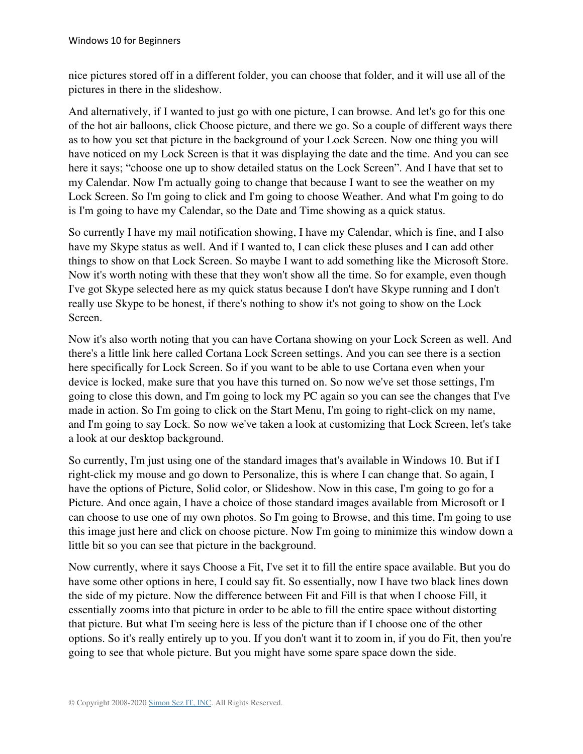nice pictures stored off in a different folder, you can choose that folder, and it will use all of the pictures in there in the slideshow.

And alternatively, if I wanted to just go with one picture, I can browse. And let's go for this one of the hot air balloons, click Choose picture, and there we go. So a couple of different ways there as to how you set that picture in the background of your Lock Screen. Now one thing you will have noticed on my Lock Screen is that it was displaying the date and the time. And you can see here it says; "choose one up to show detailed status on the Lock Screen". And I have that set to my Calendar. Now I'm actually going to change that because I want to see the weather on my Lock Screen. So I'm going to click and I'm going to choose Weather. And what I'm going to do is I'm going to have my Calendar, so the Date and Time showing as a quick status.

So currently I have my mail notification showing, I have my Calendar, which is fine, and I also have my Skype status as well. And if I wanted to, I can click these pluses and I can add other things to show on that Lock Screen. So maybe I want to add something like the Microsoft Store. Now it's worth noting with these that they won't show all the time. So for example, even though I've got Skype selected here as my quick status because I don't have Skype running and I don't really use Skype to be honest, if there's nothing to show it's not going to show on the Lock Screen.

Now it's also worth noting that you can have Cortana showing on your Lock Screen as well. And there's a little link here called Cortana Lock Screen settings. And you can see there is a section here specifically for Lock Screen. So if you want to be able to use Cortana even when your device is locked, make sure that you have this turned on. So now we've set those settings, I'm going to close this down, and I'm going to lock my PC again so you can see the changes that I've made in action. So I'm going to click on the Start Menu, I'm going to right-click on my name, and I'm going to say Lock. So now we've taken a look at customizing that Lock Screen, let's take a look at our desktop background.

So currently, I'm just using one of the standard images that's available in Windows 10. But if I right-click my mouse and go down to Personalize, this is where I can change that. So again, I have the options of Picture, Solid color, or Slideshow. Now in this case, I'm going to go for a Picture. And once again, I have a choice of those standard images available from Microsoft or I can choose to use one of my own photos. So I'm going to Browse, and this time, I'm going to use this image just here and click on choose picture. Now I'm going to minimize this window down a little bit so you can see that picture in the background.

Now currently, where it says Choose a Fit, I've set it to fill the entire space available. But you do have some other options in here, I could say fit. So essentially, now I have two black lines down the side of my picture. Now the difference between Fit and Fill is that when I choose Fill, it essentially zooms into that picture in order to be able to fill the entire space without distorting that picture. But what I'm seeing here is less of the picture than if I choose one of the other options. So it's really entirely up to you. If you don't want it to zoom in, if you do Fit, then you're going to see that whole picture. But you might have some spare space down the side.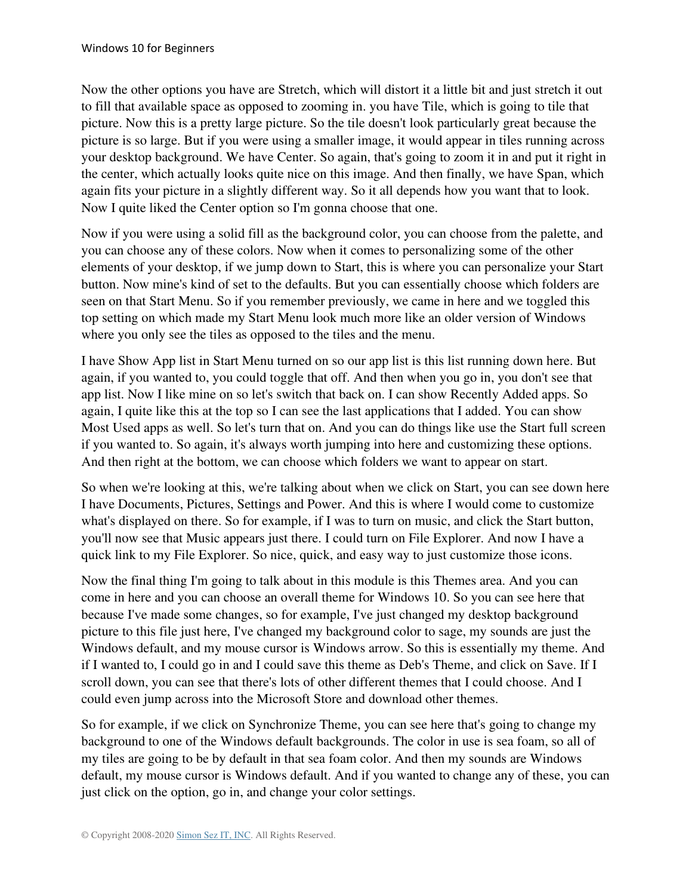Now the other options you have are Stretch, which will distort it a little bit and just stretch it out to fill that available space as opposed to zooming in. you have Tile, which is going to tile that picture. Now this is a pretty large picture. So the tile doesn't look particularly great because the picture is so large. But if you were using a smaller image, it would appear in tiles running across your desktop background. We have Center. So again, that's going to zoom it in and put it right in the center, which actually looks quite nice on this image. And then finally, we have Span, which again fits your picture in a slightly different way. So it all depends how you want that to look. Now I quite liked the Center option so I'm gonna choose that one.

Now if you were using a solid fill as the background color, you can choose from the palette, and you can choose any of these colors. Now when it comes to personalizing some of the other elements of your desktop, if we jump down to Start, this is where you can personalize your Start button. Now mine's kind of set to the defaults. But you can essentially choose which folders are seen on that Start Menu. So if you remember previously, we came in here and we toggled this top setting on which made my Start Menu look much more like an older version of Windows where you only see the tiles as opposed to the tiles and the menu.

I have Show App list in Start Menu turned on so our app list is this list running down here. But again, if you wanted to, you could toggle that off. And then when you go in, you don't see that app list. Now I like mine on so let's switch that back on. I can show Recently Added apps. So again, I quite like this at the top so I can see the last applications that I added. You can show Most Used apps as well. So let's turn that on. And you can do things like use the Start full screen if you wanted to. So again, it's always worth jumping into here and customizing these options. And then right at the bottom, we can choose which folders we want to appear on start.

So when we're looking at this, we're talking about when we click on Start, you can see down here I have Documents, Pictures, Settings and Power. And this is where I would come to customize what's displayed on there. So for example, if I was to turn on music, and click the Start button, you'll now see that Music appears just there. I could turn on File Explorer. And now I have a quick link to my File Explorer. So nice, quick, and easy way to just customize those icons.

Now the final thing I'm going to talk about in this module is this Themes area. And you can come in here and you can choose an overall theme for Windows 10. So you can see here that because I've made some changes, so for example, I've just changed my desktop background picture to this file just here, I've changed my background color to sage, my sounds are just the Windows default, and my mouse cursor is Windows arrow. So this is essentially my theme. And if I wanted to, I could go in and I could save this theme as Deb's Theme, and click on Save. If I scroll down, you can see that there's lots of other different themes that I could choose. And I could even jump across into the Microsoft Store and download other themes.

So for example, if we click on Synchronize Theme, you can see here that's going to change my background to one of the Windows default backgrounds. The color in use is sea foam, so all of my tiles are going to be by default in that sea foam color. And then my sounds are Windows default, my mouse cursor is Windows default. And if you wanted to change any of these, you can just click on the option, go in, and change your color settings.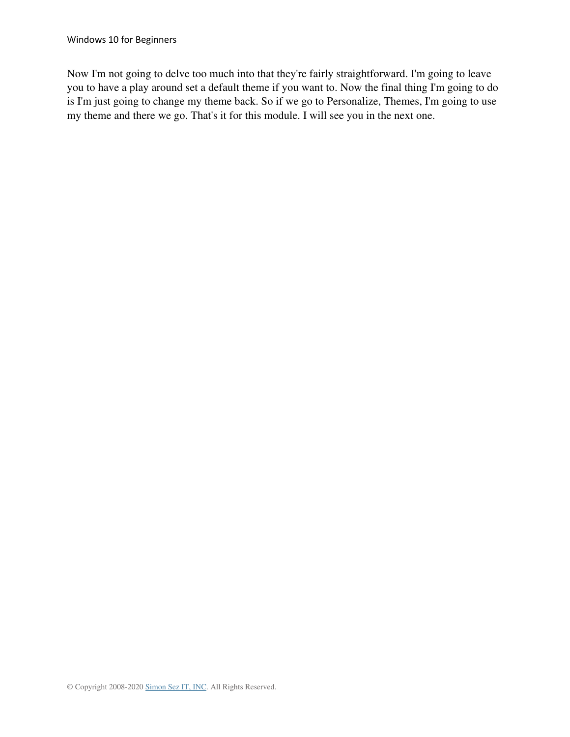Now I'm not going to delve too much into that they're fairly straightforward. I'm going to leave you to have a play around set a default theme if you want to. Now the final thing I'm going to do is I'm just going to change my theme back. So if we go to Personalize, Themes, I'm going to use my theme and there we go. That's it for this module. I will see you in the next one.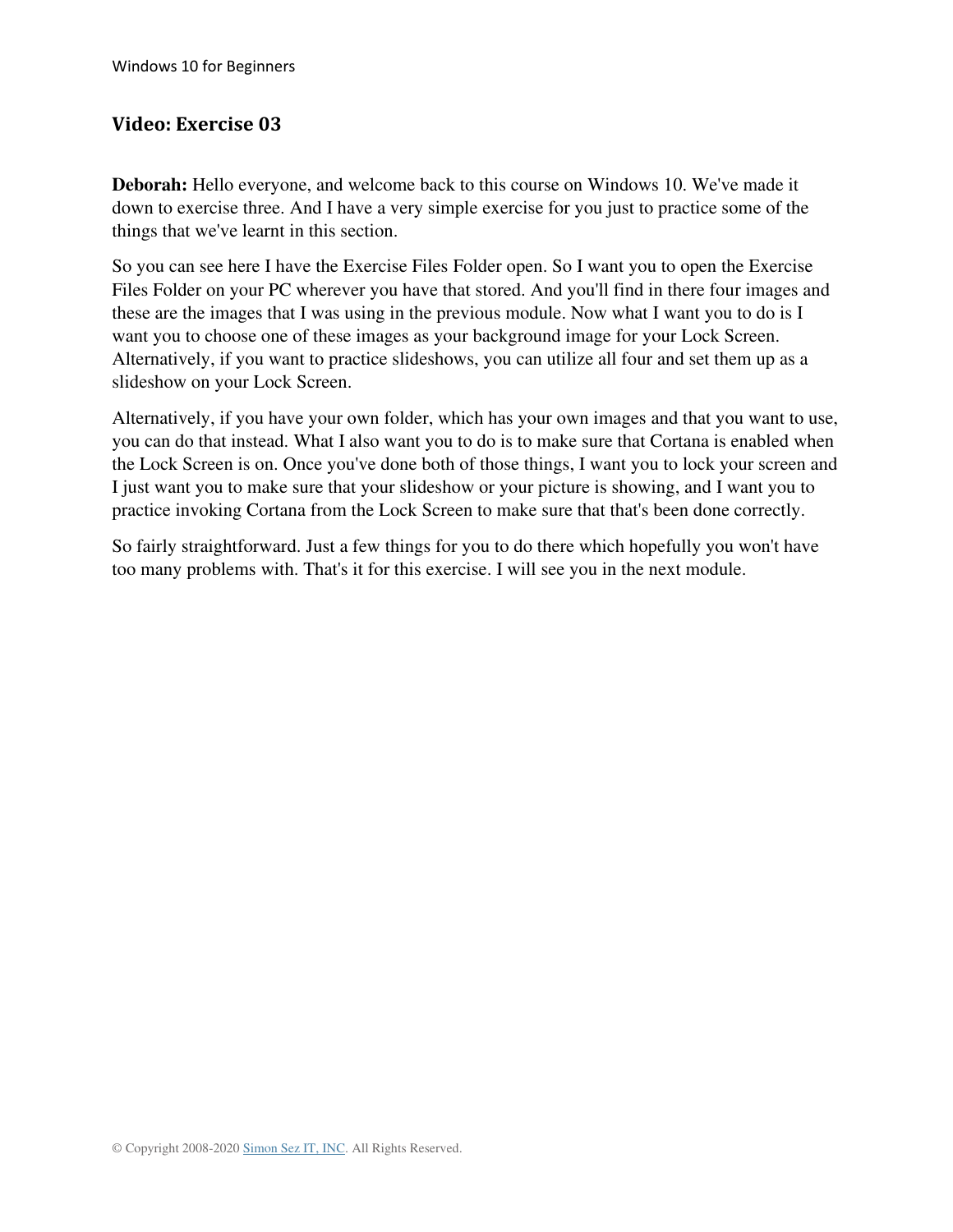## Video: Exercise 03

**Deborah:** Hello everyone, and welcome back to this course on Windows 10. We've made it down to exercise three. And I have a very simple exercise for you just to practice some of the things that we've learnt in this section.

So you can see here I have the Exercise Files Folder open. So I want you to open the Exercise Files Folder on your PC wherever you have that stored. And you'll find in there four images and these are the images that I was using in the previous module. Now what I want you to do is I want you to choose one of these images as your background image for your Lock Screen. Alternatively, if you want to practice slideshows, you can utilize all four and set them up as a slideshow on your Lock Screen.

Alternatively, if you have your own folder, which has your own images and that you want to use, you can do that instead. What I also want you to do is to make sure that Cortana is enabled when the Lock Screen is on. Once you've done both of those things, I want you to lock your screen and I just want you to make sure that your slideshow or your picture is showing, and I want you to practice invoking Cortana from the Lock Screen to make sure that that's been done correctly.

So fairly straightforward. Just a few things for you to do there which hopefully you won't have too many problems with. That's it for this exercise. I will see you in the next module.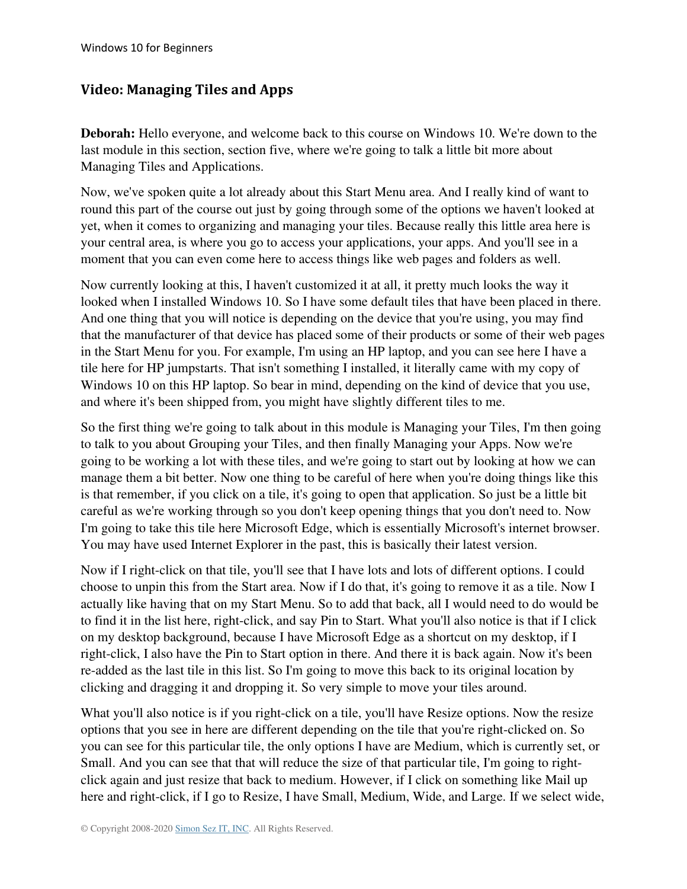## Video: Managing Tiles and Apps

**Deborah:** Hello everyone, and welcome back to this course on Windows 10. We're down to the last module in this section, section five, where we're going to talk a little bit more about Managing Tiles and Applications.

Now, we've spoken quite a lot already about this Start Menu area. And I really kind of want to round this part of the course out just by going through some of the options we haven't looked at yet, when it comes to organizing and managing your tiles. Because really this little area here is your central area, is where you go to access your applications, your apps. And you'll see in a moment that you can even come here to access things like web pages and folders as well.

Now currently looking at this, I haven't customized it at all, it pretty much looks the way it looked when I installed Windows 10. So I have some default tiles that have been placed in there. And one thing that you will notice is depending on the device that you're using, you may find that the manufacturer of that device has placed some of their products or some of their web pages in the Start Menu for you. For example, I'm using an HP laptop, and you can see here I have a tile here for HP jumpstarts. That isn't something I installed, it literally came with my copy of Windows 10 on this HP laptop. So bear in mind, depending on the kind of device that you use, and where it's been shipped from, you might have slightly different tiles to me.

So the first thing we're going to talk about in this module is Managing your Tiles, I'm then going to talk to you about Grouping your Tiles, and then finally Managing your Apps. Now we're going to be working a lot with these tiles, and we're going to start out by looking at how we can manage them a bit better. Now one thing to be careful of here when you're doing things like this is that remember, if you click on a tile, it's going to open that application. So just be a little bit careful as we're working through so you don't keep opening things that you don't need to. Now I'm going to take this tile here Microsoft Edge, which is essentially Microsoft's internet browser. You may have used Internet Explorer in the past, this is basically their latest version.

Now if I right-click on that tile, you'll see that I have lots and lots of different options. I could choose to unpin this from the Start area. Now if I do that, it's going to remove it as a tile. Now I actually like having that on my Start Menu. So to add that back, all I would need to do would be to find it in the list here, right-click, and say Pin to Start. What you'll also notice is that if I click on my desktop background, because I have Microsoft Edge as a shortcut on my desktop, if I right-click, I also have the Pin to Start option in there. And there it is back again. Now it's been re-added as the last tile in this list. So I'm going to move this back to its original location by clicking and dragging it and dropping it. So very simple to move your tiles around.

What you'll also notice is if you right-click on a tile, you'll have Resize options. Now the resize options that you see in here are different depending on the tile that you're right-clicked on. So you can see for this particular tile, the only options I have are Medium, which is currently set, or Small. And you can see that that will reduce the size of that particular tile, I'm going to right-click again and just resize that back to medium. However, if I click on something like Mail up here and right-click, if I go to Resize, I have Small, Medium, Wide, and Large. If we select wide,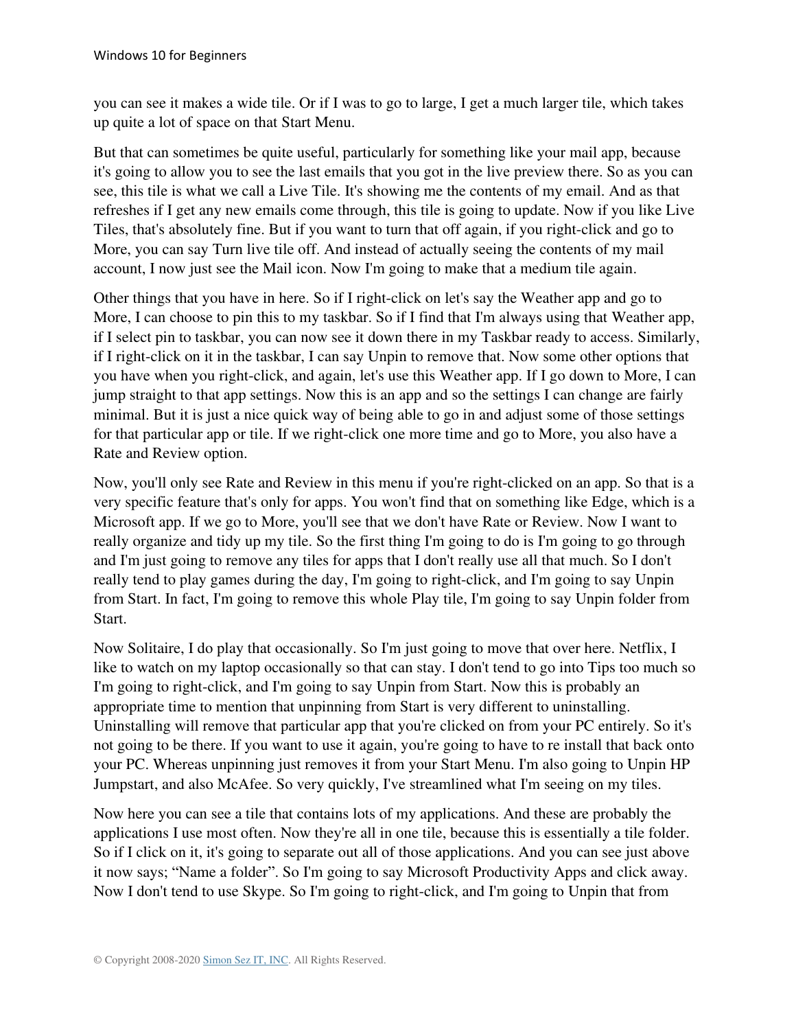you can see it makes a wide tile. Or if I was to go to large, I get a much larger tile, which takes up quite a lot of space on that Start Menu.

But that can sometimes be quite useful, particularly for something like your mail app, because it's going to allow you to see the last emails that you got in the live preview there. So as you can see, this tile is what we call a Live Tile. It's showing me the contents of my email. And as that refreshes if I get any new emails come through, this tile is going to update. Now if you like Live Tiles, that's absolutely fine. But if you want to turn that off again, if you right-click and go to More, you can say Turn live tile off. And instead of actually seeing the contents of my mail account, I now just see the Mail icon. Now I'm going to make that a medium tile again.

Other things that you have in here. So if I right-click on let's say the Weather app and go to More, I can choose to pin this to my taskbar. So if I find that I'm always using that Weather app, if I select pin to taskbar, you can now see it down there in my Taskbar ready to access. Similarly, if I right-click on it in the taskbar, I can say Unpin to remove that. Now some other options that you have when you right-click, and again, let's use this Weather app. If I go down to More, I can jump straight to that app settings. Now this is an app and so the settings I can change are fairly minimal. But it is just a nice quick way of being able to go in and adjust some of those settings for that particular app or tile. If we right-click one more time and go to More, you also have a Rate and Review option.

Now, you'll only see Rate and Review in this menu if you're right-clicked on an app. So that is a very specific feature that's only for apps. You won't find that on something like Edge, which is a Microsoft app. If we go to More, you'll see that we don't have Rate or Review. Now I want to really organize and tidy up my tile. So the first thing I'm going to do is I'm going to go through and I'm just going to remove any tiles for apps that I don't really use all that much. So I don't really tend to play games during the day, I'm going to right-click, and I'm going to say Unpin from Start. In fact, I'm going to remove this whole Play tile, I'm going to say Unpin folder from Start.

Now Solitaire, I do play that occasionally. So I'm just going to move that over here. Netflix, I like to watch on my laptop occasionally so that can stay. I don't tend to go into Tips too much so I'm going to right-click, and I'm going to say Unpin from Start. Now this is probably an appropriate time to mention that unpinning from Start is very different to uninstalling. Uninstalling will remove that particular app that you're clicked on from your PC entirely. So it's not going to be there. If you want to use it again, you're going to have to re install that back onto your PC. Whereas unpinning just removes it from your Start Menu. I'm also going to Unpin HP Jumpstart, and also McAfee. So very quickly, I've streamlined what I'm seeing on my tiles.

Now here you can see a tile that contains lots of my applications. And these are probably the applications I use most often. Now they're all in one tile, because this is essentially a tile folder. So if I click on it, it's going to separate out all of those applications. And you can see just above it now says; "Name a folder". So I'm going to say Microsoft Productivity Apps and click away. Now I don't tend to use Skype. So I'm going to right-click, and I'm going to Unpin that from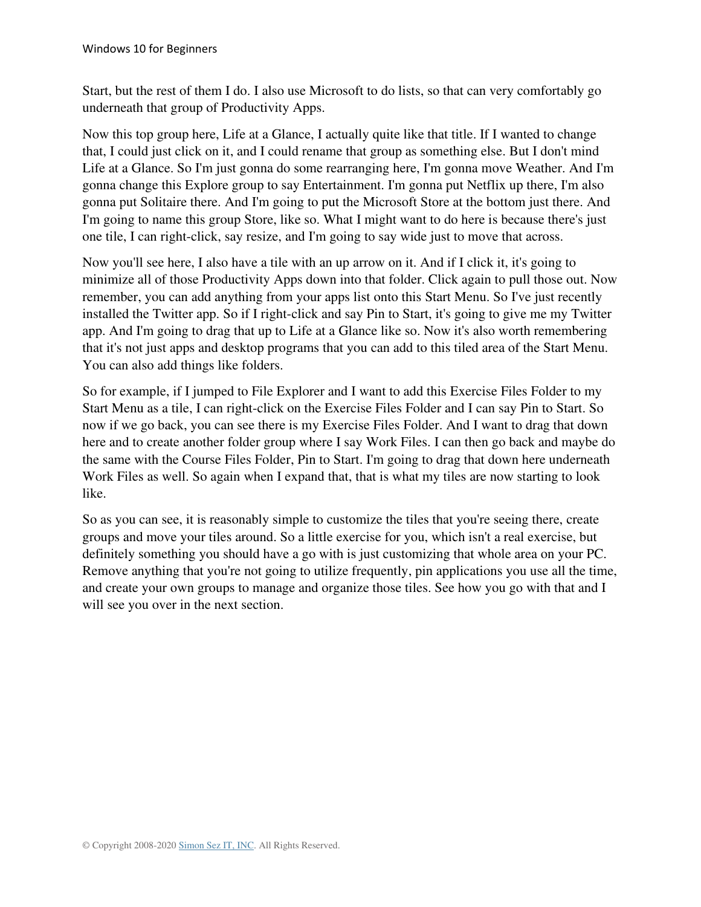Start, but the rest of them I do. I also use Microsoft to do lists, so that can very comfortably go underneath that group of Productivity Apps.

Now this top group here, Life at a Glance, I actually quite like that title. If I wanted to change that, I could just click on it, and I could rename that group as something else. But I don't mind Life at a Glance. So I'm just gonna do some rearranging here, I'm gonna move Weather. And I'm gonna change this Explore group to say Entertainment. I'm gonna put Netflix up there, I'm also gonna put Solitaire there. And I'm going to put the Microsoft Store at the bottom just there. And I'm going to name this group Store, like so. What I might want to do here is because there's just one tile, I can right-click, say resize, and I'm going to say wide just to move that across.

Now you'll see here, I also have a tile with an up arrow on it. And if I click it, it's going to minimize all of those Productivity Apps down into that folder. Click again to pull those out. Now remember, you can add anything from your apps list onto this Start Menu. So I've just recently installed the Twitter app. So if I right-click and say Pin to Start, it's going to give me my Twitter app. And I'm going to drag that up to Life at a Glance like so. Now it's also worth remembering that it's not just apps and desktop programs that you can add to this tiled area of the Start Menu. You can also add things like folders.

So for example, if I jumped to File Explorer and I want to add this Exercise Files Folder to my Start Menu as a tile, I can right-click on the Exercise Files Folder and I can say Pin to Start. So now if we go back, you can see there is my Exercise Files Folder. And I want to drag that down here and to create another folder group where I say Work Files. I can then go back and maybe do the same with the Course Files Folder, Pin to Start. I'm going to drag that down here underneath Work Files as well. So again when I expand that, that is what my tiles are now starting to look like.

So as you can see, it is reasonably simple to customize the tiles that you're seeing there, create groups and move your tiles around. So a little exercise for you, which isn't a real exercise, but definitely something you should have a go with is just customizing that whole area on your PC. Remove anything that you're not going to utilize frequently, pin applications you use all the time, and create your own groups to manage and organize those tiles. See how you go with that and I will see you over in the next section.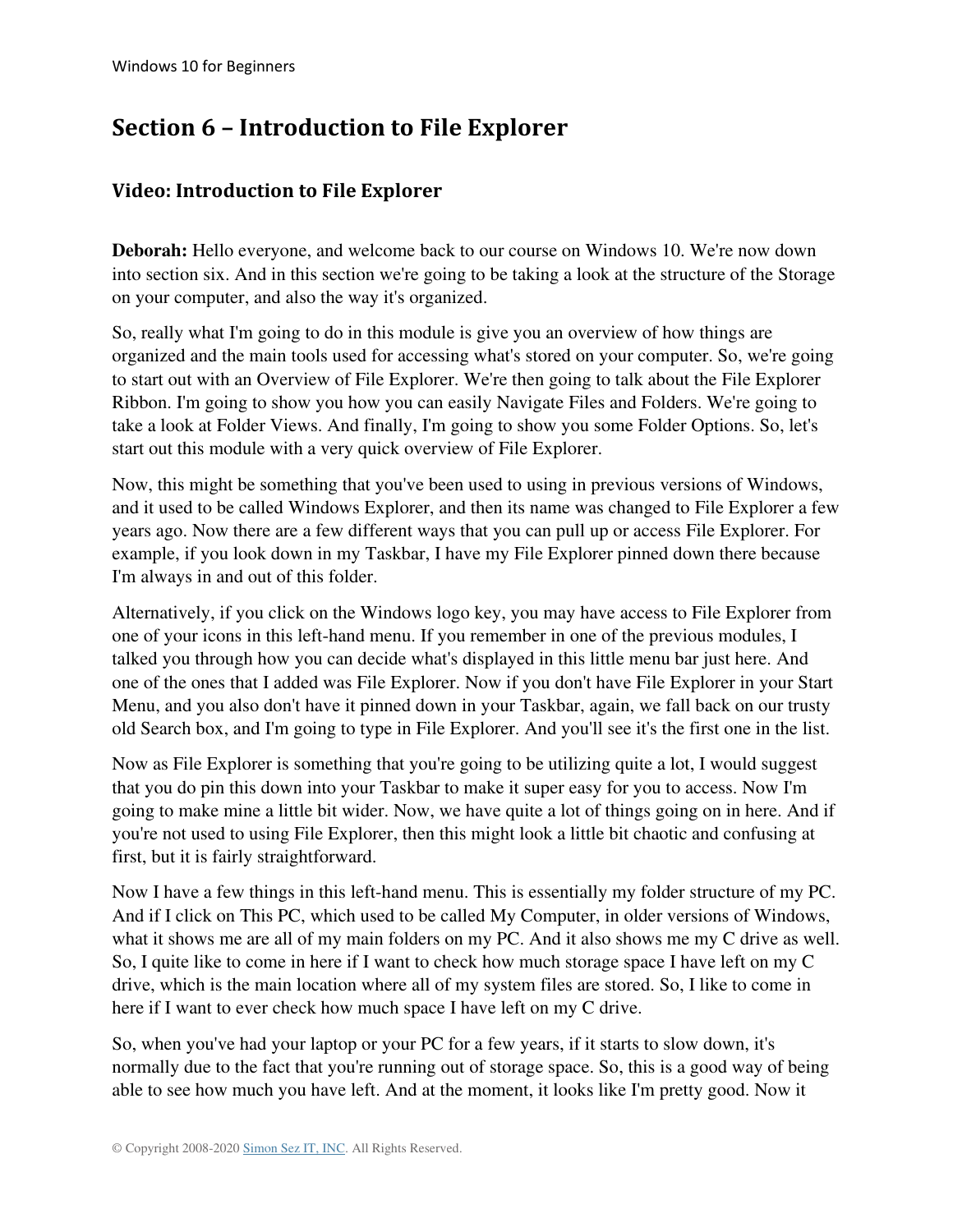# Section 6 – Introduction to File Explorer

## Video: Introduction to File Explorer

**Deborah:** Hello everyone, and welcome back to our course on Windows 10. We're now down into section six. And in this section we're going to be taking a look at the structure of the Storage on your computer, and also the way it's organized.

So, really what I'm going to do in this module is give you an overview of how things are organized and the main tools used for accessing what's stored on your computer. So, we're going to start out with an Overview of File Explorer. We're then going to talk about the File Explorer Ribbon. I'm going to show you how you can easily Navigate Files and Folders. We're going to take a look at Folder Views. And finally, I'm going to show you some Folder Options. So, let's start out this module with a very quick overview of File Explorer.

Now, this might be something that you've been used to using in previous versions of Windows, and it used to be called Windows Explorer, and then its name was changed to File Explorer a few years ago. Now there are a few different ways that you can pull up or access File Explorer. For example, if you look down in my Taskbar, I have my File Explorer pinned down there because I'm always in and out of this folder.

Alternatively, if you click on the Windows logo key, you may have access to File Explorer from one of your icons in this left-hand menu. If you remember in one of the previous modules, I talked you through how you can decide what's displayed in this little menu bar just here. And one of the ones that I added was File Explorer. Now if you don't have File Explorer in your Start Menu, and you also don't have it pinned down in your Taskbar, again, we fall back on our trusty old Search box, and I'm going to type in File Explorer. And you'll see it's the first one in the list.

Now as File Explorer is something that you're going to be utilizing quite a lot, I would suggest that you do pin this down into your Taskbar to make it super easy for you to access. Now I'm going to make mine a little bit wider. Now, we have quite a lot of things going on in here. And if you're not used to using File Explorer, then this might look a little bit chaotic and confusing at first, but it is fairly straightforward.

Now I have a few things in this left-hand menu. This is essentially my folder structure of my PC. And if I click on This PC, which used to be called My Computer, in older versions of Windows, what it shows me are all of my main folders on my PC. And it also shows me my C drive as well. So, I quite like to come in here if I want to check how much storage space I have left on my C drive, which is the main location where all of my system files are stored. So, I like to come in here if I want to ever check how much space I have left on my C drive.

So, when you've had your laptop or your PC for a few years, if it starts to slow down, it's normally due to the fact that you're running out of storage space. So, this is a good way of being able to see how much you have left. And at the moment, it looks like I'm pretty good. Now it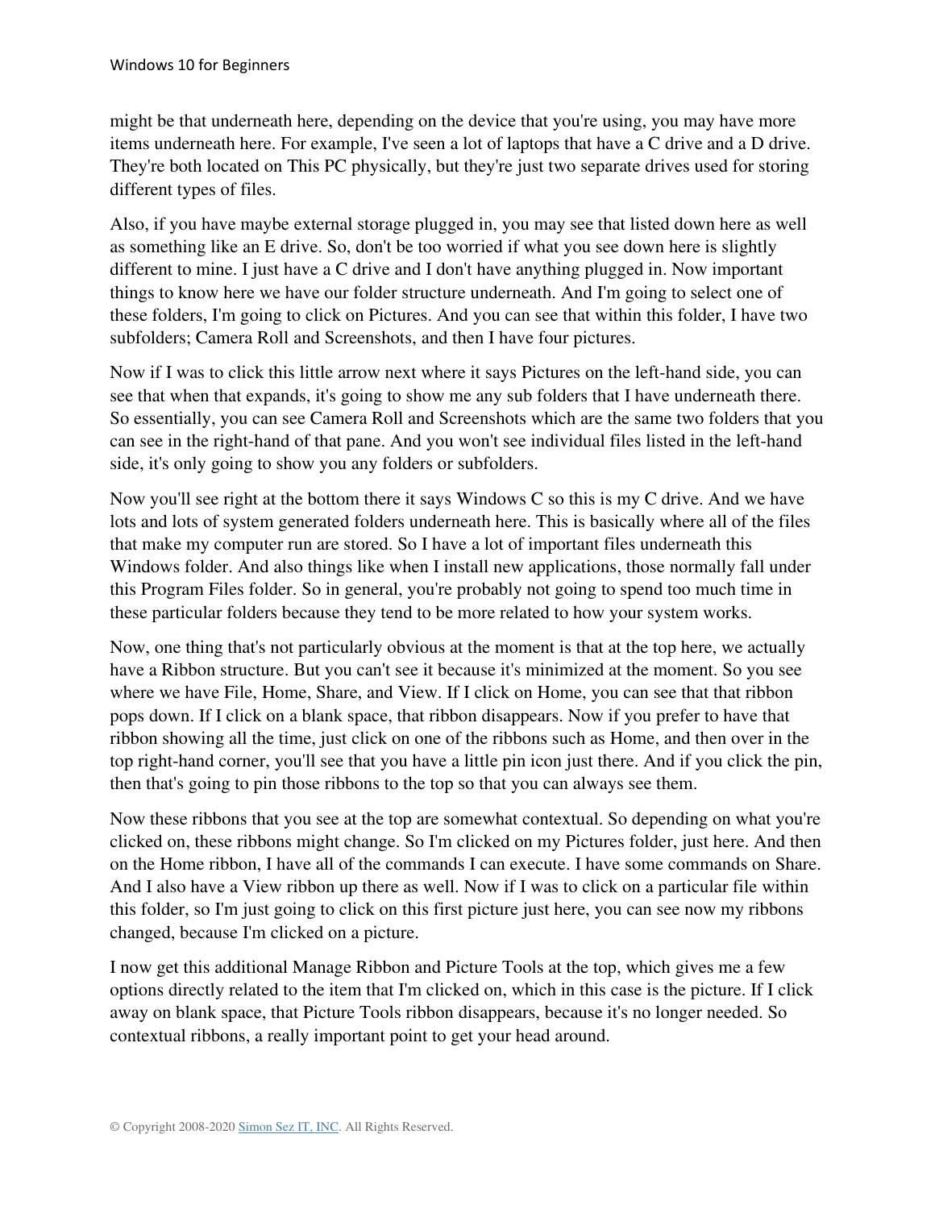might be that underneath here, depending on the device that you're using, you may have more items underneath here. For example, I've seen a lot of laptops that have a C drive and a D drive. They're both located on This PC physically, but they're just two separate drives used for storing different types of files.

Also, if you have maybe external storage plugged in, you may see that listed down here as well as something like an E drive. So, don't be too worried if what you see down here is slightly different to mine. I just have a C drive and I don't have anything plugged in. Now important things to know here we have our folder structure underneath. And I'm going to select one of these folders, I'm going to click on Pictures. And you can see that within this folder, I have two subfolders; Camera Roll and Screenshots, and then I have four pictures.

Now if I was to click this little arrow next where it says Pictures on the left-hand side, you can see that when that expands, it's going to show me any sub folders that I have underneath there. So essentially, you can see Camera Roll and Screenshots which are the same two folders that you can see in the right-hand of that pane. And you won't see individual files listed in the left-hand side, it's only going to show you any folders or subfolders.

Now you'll see right at the bottom there it says Windows C so this is my C drive. And we have lots and lots of system generated folders underneath here. This is basically where all of the files that make my computer run are stored. So I have a lot of important files underneath this Windows folder. And also things like when I install new applications, those normally fall under this Program Files folder. So in general, you're probably not going to spend too much time in these particular folders because they tend to be more related to how your system works.

Now, one thing that's not particularly obvious at the moment is that at the top here, we actually have a Ribbon structure. But you can't see it because it's minimized at the moment. So you see where we have File, Home, Share, and View. If I click on Home, you can see that that ribbon pops down. If I click on a blank space, that ribbon disappears. Now if you prefer to have that ribbon showing all the time, just click on one of the ribbons such as Home, and then over in the top right-hand corner, you'll see that you have a little pin icon just there. And if you click the pin, then that's going to pin those ribbons to the top so that you can always see them.

Now these ribbons that you see at the top are somewhat contextual. So depending on what you're clicked on, these ribbons might change. So I'm clicked on my Pictures folder, just here. And then on the Home ribbon, I have all of the commands I can execute. I have some commands on Share. And I also have a View ribbon up there as well. Now if I was to click on a particular file within this folder, so I'm just going to click on this first picture just here, you can see now my ribbons changed, because I'm clicked on a picture.

I now get this additional Manage Ribbon and Picture Tools at the top, which gives me a few options directly related to the item that I'm clicked on, which in this case is the picture. If I click away on blank space, that Picture Tools ribbon disappears, because it's no longer needed. So contextual ribbons, a really important point to get your head around.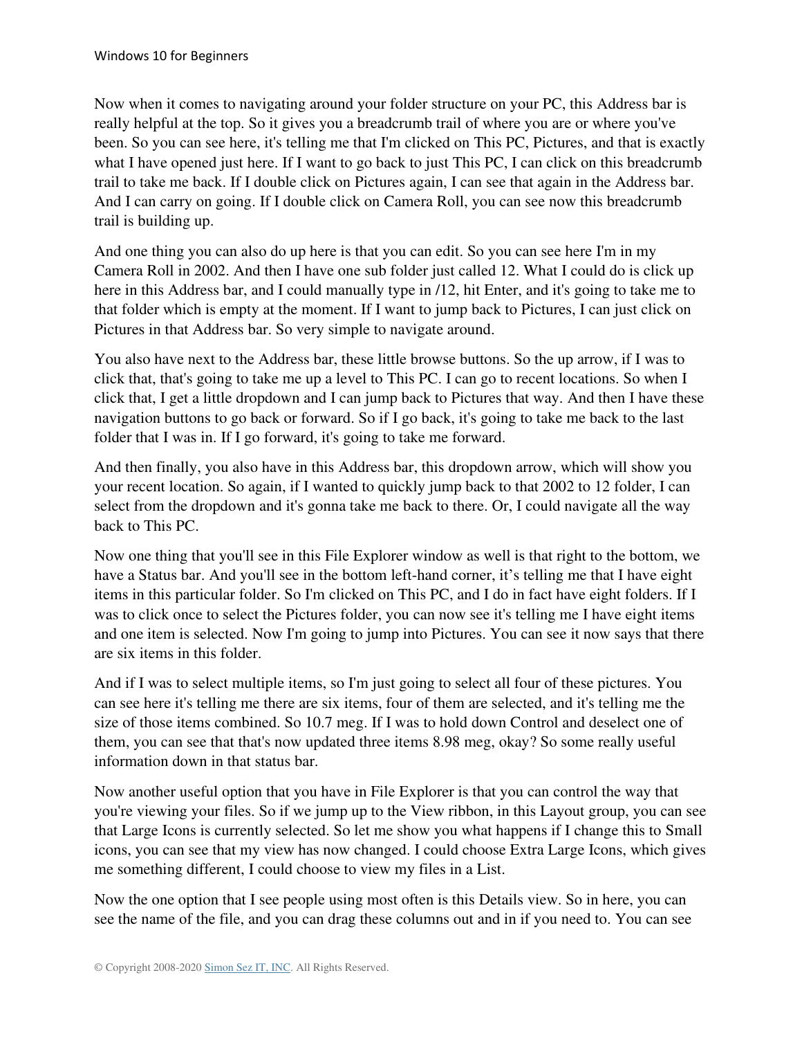Now when it comes to navigating around your folder structure on your PC, this Address bar is really helpful at the top. So it gives you a breadcrumb trail of where you are or where you've been. So you can see here, it's telling me that I'm clicked on This PC, Pictures, and that is exactly what I have opened just here. If I want to go back to just This PC, I can click on this breadcrumb trail to take me back. If I double click on Pictures again, I can see that again in the Address bar. And I can carry on going. If I double click on Camera Roll, you can see now this breadcrumb trail is building up.

And one thing you can also do up here is that you can edit. So you can see here I'm in my Camera Roll in 2002. And then I have one sub folder just called 12. What I could do is click up here in this Address bar, and I could manually type in /12, hit Enter, and it's going to take me to that folder which is empty at the moment. If I want to jump back to Pictures, I can just click on Pictures in that Address bar. So very simple to navigate around.

You also have next to the Address bar, these little browse buttons. So the up arrow, if I was to click that, that's going to take me up a level to This PC. I can go to recent locations. So when I click that, I get a little dropdown and I can jump back to Pictures that way. And then I have these navigation buttons to go back or forward. So if I go back, it's going to take me back to the last folder that I was in. If I go forward, it's going to take me forward.

And then finally, you also have in this Address bar, this dropdown arrow, which will show you your recent location. So again, if I wanted to quickly jump back to that 2002 to 12 folder, I can select from the dropdown and it's gonna take me back to there. Or, I could navigate all the way back to This PC.

Now one thing that you'll see in this File Explorer window as well is that right to the bottom, we have a Status bar. And you'll see in the bottom left-hand corner, it's telling me that I have eight items in this particular folder. So I'm clicked on This PC, and I do in fact have eight folders. If I was to click once to select the Pictures folder, you can now see it's telling me I have eight items and one item is selected. Now I'm going to jump into Pictures. You can see it now says that there are six items in this folder.

And if I was to select multiple items, so I'm just going to select all four of these pictures. You can see here it's telling me there are six items, four of them are selected, and it's telling me the size of those items combined. So 10.7 meg. If I was to hold down Control and deselect one of them, you can see that that's now updated three items 8.98 meg, okay? So some really useful information down in that status bar.

Now another useful option that you have in File Explorer is that you can control the way that you're viewing your files. So if we jump up to the View ribbon, in this Layout group, you can see that Large Icons is currently selected. So let me show you what happens if I change this to Small icons, you can see that my view has now changed. I could choose Extra Large Icons, which gives me something different, I could choose to view my files in a List.

Now the one option that I see people using most often is this Details view. So in here, you can see the name of the file, and you can drag these columns out and in if you need to. You can see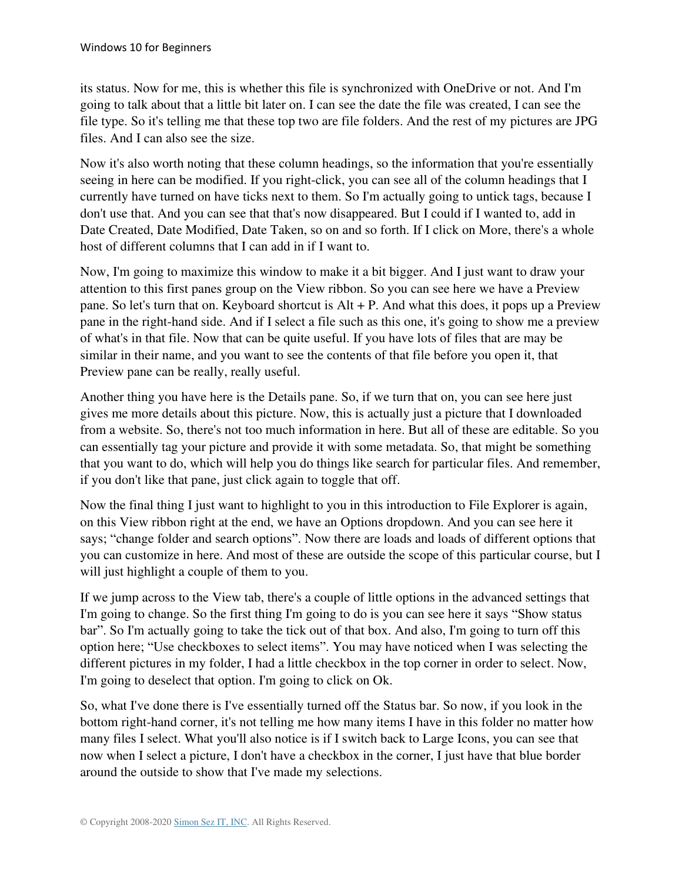its status. Now for me, this is whether this file is synchronized with OneDrive or not. And I'm going to talk about that a little bit later on. I can see the date the file was created, I can see the file type. So it's telling me that these top two are file folders. And the rest of my pictures are JPG files. And I can also see the size.

Now it's also worth noting that these column headings, so the information that you're essentially seeing in here can be modified. If you right-click, you can see all of the column headings that I currently have turned on have ticks next to them. So I'm actually going to untick tags, because I don't use that. And you can see that that's now disappeared. But I could if I wanted to, add in Date Created, Date Modified, Date Taken, so on and so forth. If I click on More, there's a whole host of different columns that I can add in if I want to.

Now, I'm going to maximize this window to make it a bit bigger. And I just want to draw your attention to this first panes group on the View ribbon. So you can see here we have a Preview pane. So let's turn that on. Keyboard shortcut is Alt + P. And what this does, it pops up a Preview pane in the right-hand side. And if I select a file such as this one, it's going to show me a preview of what's in that file. Now that can be quite useful. If you have lots of files that are may be similar in their name, and you want to see the contents of that file before you open it, that Preview pane can be really, really useful.

Another thing you have here is the Details pane. So, if we turn that on, you can see here just gives me more details about this picture. Now, this is actually just a picture that I downloaded from a website. So, there's not too much information in here. But all of these are editable. So you can essentially tag your picture and provide it with some metadata. So, that might be something that you want to do, which will help you do things like search for particular files. And remember, if you don't like that pane, just click again to toggle that off.

Now the final thing I just want to highlight to you in this introduction to File Explorer is again, on this View ribbon right at the end, we have an Options dropdown. And you can see here it says; "change folder and search options". Now there are loads and loads of different options that you can customize in here. And most of these are outside the scope of this particular course, but I will just highlight a couple of them to you.

If we jump across to the View tab, there's a couple of little options in the advanced settings that I'm going to change. So the first thing I'm going to do is you can see here it says "Show status bar". So I'm actually going to take the tick out of that box. And also, I'm going to turn off this option here; "Use checkboxes to select items". You may have noticed when I was selecting the different pictures in my folder, I had a little checkbox in the top corner in order to select. Now, I'm going to deselect that option. I'm going to click on Ok.

So, what I've done there is I've essentially turned off the Status bar. So now, if you look in the bottom right-hand corner, it's not telling me how many items I have in this folder no matter how many files I select. What you'll also notice is if I switch back to Large Icons, you can see that now when I select a picture, I don't have a checkbox in the corner, I just have that blue border around the outside to show that I've made my selections.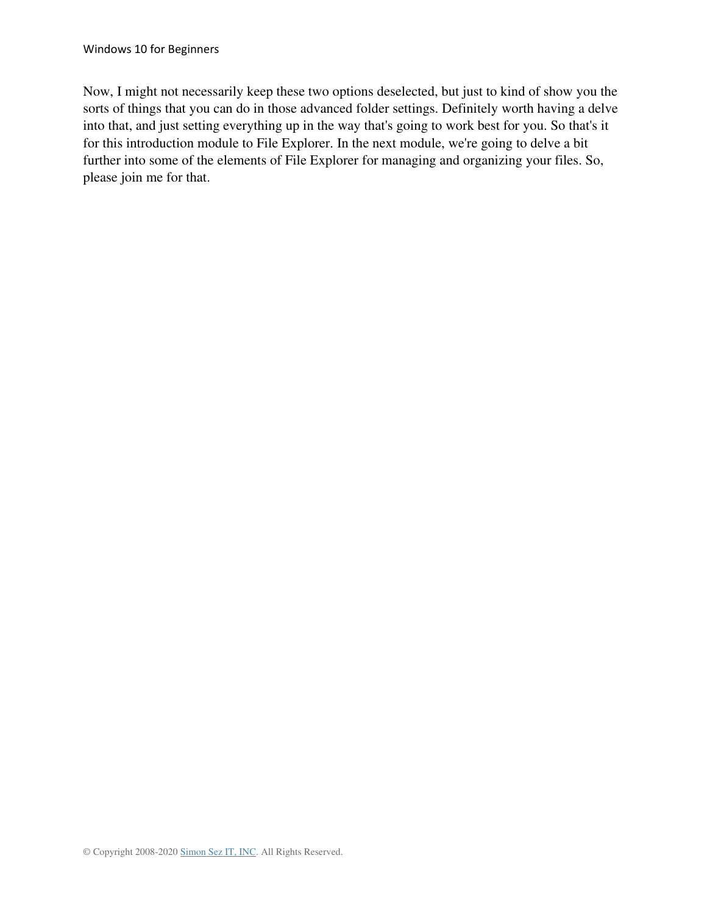Now, I might not necessarily keep these two options deselected, but just to kind of show you the sorts of things that you can do in those advanced folder settings. Definitely worth having a delve into that, and just setting everything up in the way that's going to work best for you. So that's it for this introduction module to File Explorer. In the next module, we're going to delve a bit further into some of the elements of File Explorer for managing and organizing your files. So, please join me for that.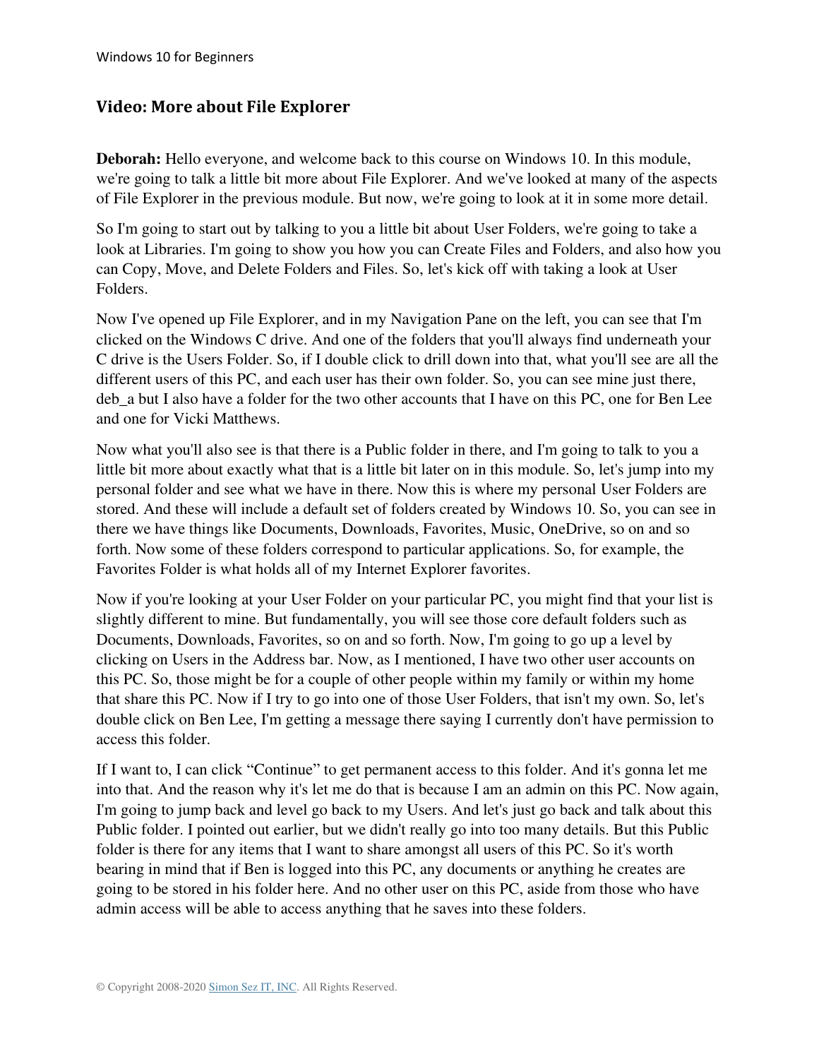## Video: More about File Explorer

**Deborah:** Hello everyone, and welcome back to this course on Windows 10. In this module, we're going to talk a little bit more about File Explorer. And we've looked at many of the aspects of File Explorer in the previous module. But now, we're going to look at it in some more detail.

So I'm going to start out by talking to you a little bit about User Folders, we're going to take a look at Libraries. I'm going to show you how you can Create Files and Folders, and also how you can Copy, Move, and Delete Folders and Files. So, let's kick off with taking a look at User Folders.

Now I've opened up File Explorer, and in my Navigation Pane on the left, you can see that I'm clicked on the Windows C drive. And one of the folders that you'll always find underneath your C drive is the Users Folder. So, if I double click to drill down into that, what you'll see are all the different users of this PC, and each user has their own folder. So, you can see mine just there, deb_a but I also have a folder for the two other accounts that I have on this PC, one for Ben Lee and one for Vicki Matthews.

Now what you'll also see is that there is a Public folder in there, and I'm going to talk to you a little bit more about exactly what that is a little bit later on in this module. So, let's jump into my personal folder and see what we have in there. Now this is where my personal User Folders are stored. And these will include a default set of folders created by Windows 10. So, you can see in there we have things like Documents, Downloads, Favorites, Music, OneDrive, so on and so forth. Now some of these folders correspond to particular applications. So, for example, the Favorites Folder is what holds all of my Internet Explorer favorites.

Now if you're looking at your User Folder on your particular PC, you might find that your list is slightly different to mine. But fundamentally, you will see those core default folders such as Documents, Downloads, Favorites, so on and so forth. Now, I'm going to go up a level by clicking on Users in the Address bar. Now, as I mentioned, I have two other user accounts on this PC. So, those might be for a couple of other people within my family or within my home that share this PC. Now if I try to go into one of those User Folders, that isn't my own. So, let's double click on Ben Lee, I'm getting a message there saying I currently don't have permission to access this folder.

If I want to, I can click "Continue" to get permanent access to this folder. And it's gonna let me into that. And the reason why it's let me do that is because I am an admin on this PC. Now again, I'm going to jump back and level go back to my Users. And let's just go back and talk about this Public folder. I pointed out earlier, but we didn't really go into too many details. But this Public folder is there for any items that I want to share amongst all users of this PC. So it's worth bearing in mind that if Ben is logged into this PC, any documents or anything he creates are going to be stored in his folder here. And no other user on this PC, aside from those who have admin access will be able to access anything that he saves into these folders.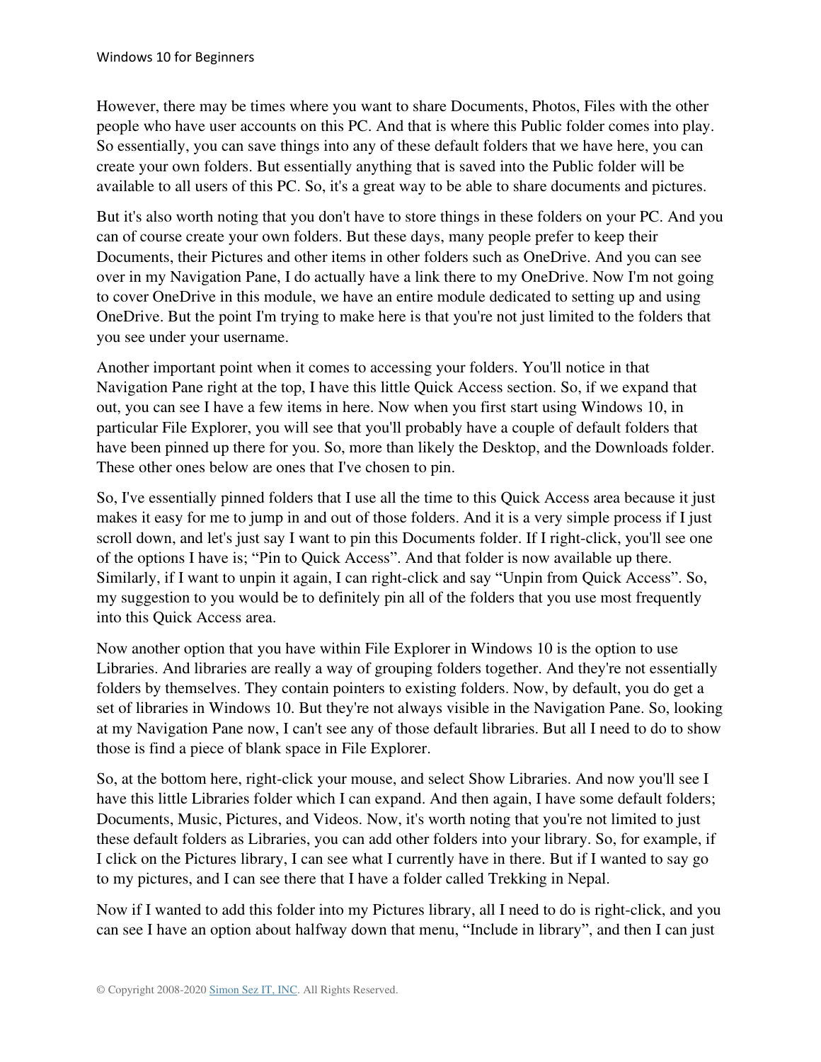However, there may be times where you want to share Documents, Photos, Files with the other people who have user accounts on this PC. And that is where this Public folder comes into play. So essentially, you can save things into any of these default folders that we have here, you can create your own folders. But essentially anything that is saved into the Public folder will be available to all users of this PC. So, it's a great way to be able to share documents and pictures.

But it's also worth noting that you don't have to store things in these folders on your PC. And you can of course create your own folders. But these days, many people prefer to keep their Documents, their Pictures and other items in other folders such as OneDrive. And you can see over in my Navigation Pane, I do actually have a link there to my OneDrive. Now I'm not going to cover OneDrive in this module, we have an entire module dedicated to setting up and using OneDrive. But the point I'm trying to make here is that you're not just limited to the folders that you see under your username.

Another important point when it comes to accessing your folders. You'll notice in that Navigation Pane right at the top, I have this little Quick Access section. So, if we expand that out, you can see I have a few items in here. Now when you first start using Windows 10, in particular File Explorer, you will see that you'll probably have a couple of default folders that have been pinned up there for you. So, more than likely the Desktop, and the Downloads folder. These other ones below are ones that I've chosen to pin.

So, I've essentially pinned folders that I use all the time to this Quick Access area because it just makes it easy for me to jump in and out of those folders. And it is a very simple process if I just scroll down, and let's just say I want to pin this Documents folder. If I right-click, you'll see one of the options I have is; "Pin to Quick Access". And that folder is now available up there. Similarly, if I want to unpin it again, I can right-click and say "Unpin from Quick Access". So, my suggestion to you would be to definitely pin all of the folders that you use most frequently into this Quick Access area.

Now another option that you have within File Explorer in Windows 10 is the option to use Libraries. And libraries are really a way of grouping folders together. And they're not essentially folders by themselves. They contain pointers to existing folders. Now, by default, you do get a set of libraries in Windows 10. But they're not always visible in the Navigation Pane. So, looking at my Navigation Pane now, I can't see any of those default libraries. But all I need to do to show those is find a piece of blank space in File Explorer.

So, at the bottom here, right-click your mouse, and select Show Libraries. And now you'll see I have this little Libraries folder which I can expand. And then again, I have some default folders; Documents, Music, Pictures, and Videos. Now, it's worth noting that you're not limited to just these default folders as Libraries, you can add other folders into your library. So, for example, if I click on the Pictures library, I can see what I currently have in there. But if I wanted to say go to my pictures, and I can see there that I have a folder called Trekking in Nepal.

Now if I wanted to add this folder into my Pictures library, all I need to do is right-click, and you can see I have an option about halfway down that menu, "Include in library", and then I can just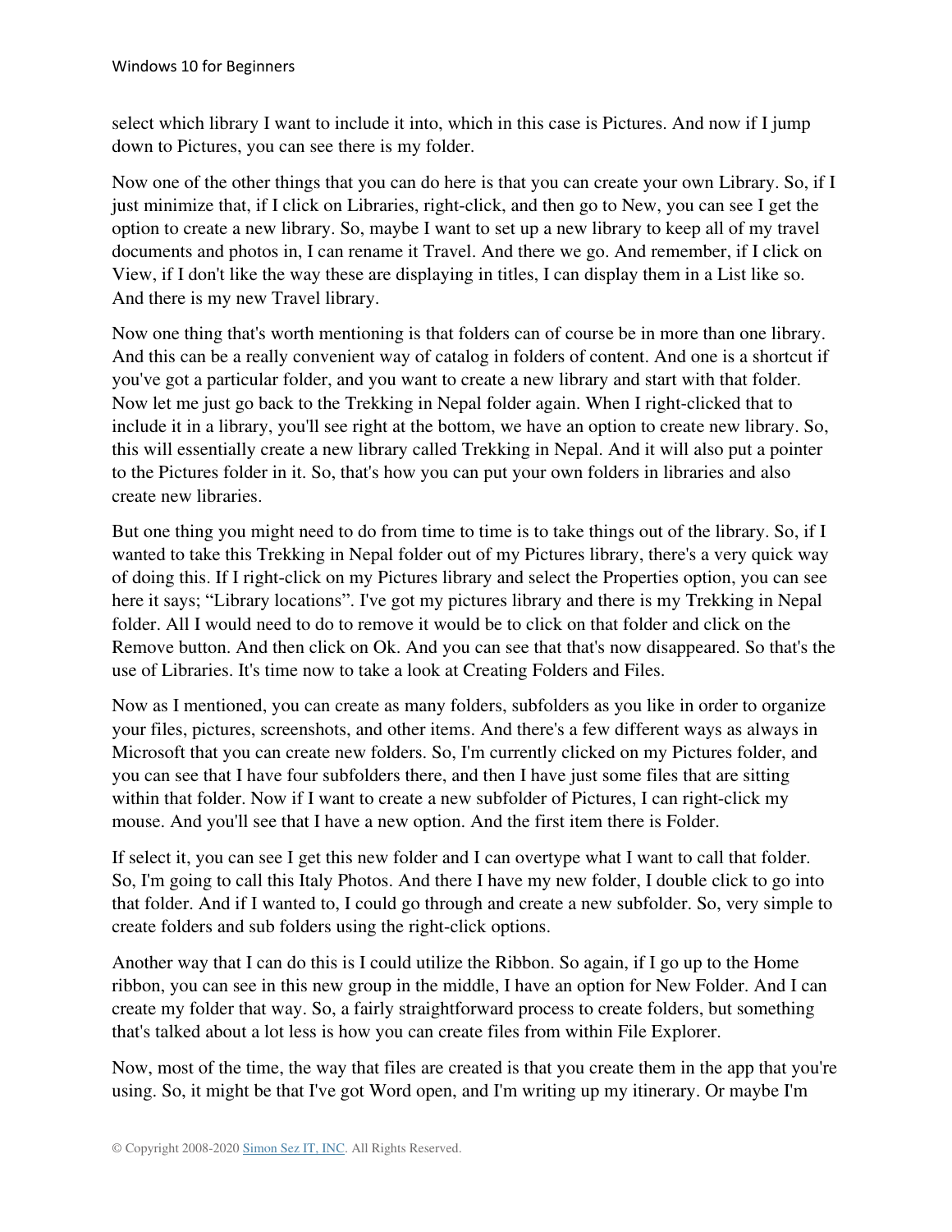select which library I want to include it into, which in this case is Pictures. And now if I jump down to Pictures, you can see there is my folder.

Now one of the other things that you can do here is that you can create your own Library. So, if I just minimize that, if I click on Libraries, right-click, and then go to New, you can see I get the option to create a new library. So, maybe I want to set up a new library to keep all of my travel documents and photos in, I can rename it Travel. And there we go. And remember, if I click on View, if I don't like the way these are displaying in titles, I can display them in a List like so. And there is my new Travel library.

Now one thing that's worth mentioning is that folders can of course be in more than one library. And this can be a really convenient way of catalog in folders of content. And one is a shortcut if you've got a particular folder, and you want to create a new library and start with that folder. Now let me just go back to the Trekking in Nepal folder again. When I right-clicked that to include it in a library, you'll see right at the bottom, we have an option to create new library. So, this will essentially create a new library called Trekking in Nepal. And it will also put a pointer to the Pictures folder in it. So, that's how you can put your own folders in libraries and also create new libraries.

But one thing you might need to do from time to time is to take things out of the library. So, if I wanted to take this Trekking in Nepal folder out of my Pictures library, there's a very quick way of doing this. If I right-click on my Pictures library and select the Properties option, you can see here it says; "Library locations". I've got my pictures library and there is my Trekking in Nepal folder. All I would need to do to remove it would be to click on that folder and click on the Remove button. And then click on Ok. And you can see that that's now disappeared. So that's the use of Libraries. It's time now to take a look at Creating Folders and Files.

Now as I mentioned, you can create as many folders, subfolders as you like in order to organize your files, pictures, screenshots, and other items. And there's a few different ways as always in Microsoft that you can create new folders. So, I'm currently clicked on my Pictures folder, and you can see that I have four subfolders there, and then I have just some files that are sitting within that folder. Now if I want to create a new subfolder of Pictures, I can right-click my mouse. And you'll see that I have a new option. And the first item there is Folder.

If select it, you can see I get this new folder and I can overtype what I want to call that folder. So, I'm going to call this Italy Photos. And there I have my new folder, I double click to go into that folder. And if I wanted to, I could go through and create a new subfolder. So, very simple to create folders and sub folders using the right-click options.

Another way that I can do this is I could utilize the Ribbon. So again, if I go up to the Home ribbon, you can see in this new group in the middle, I have an option for New Folder. And I can create my folder that way. So, a fairly straightforward process to create folders, but something that's talked about a lot less is how you can create files from within File Explorer.

Now, most of the time, the way that files are created is that you create them in the app that you're using. So, it might be that I've got Word open, and I'm writing up my itinerary. Or maybe I'm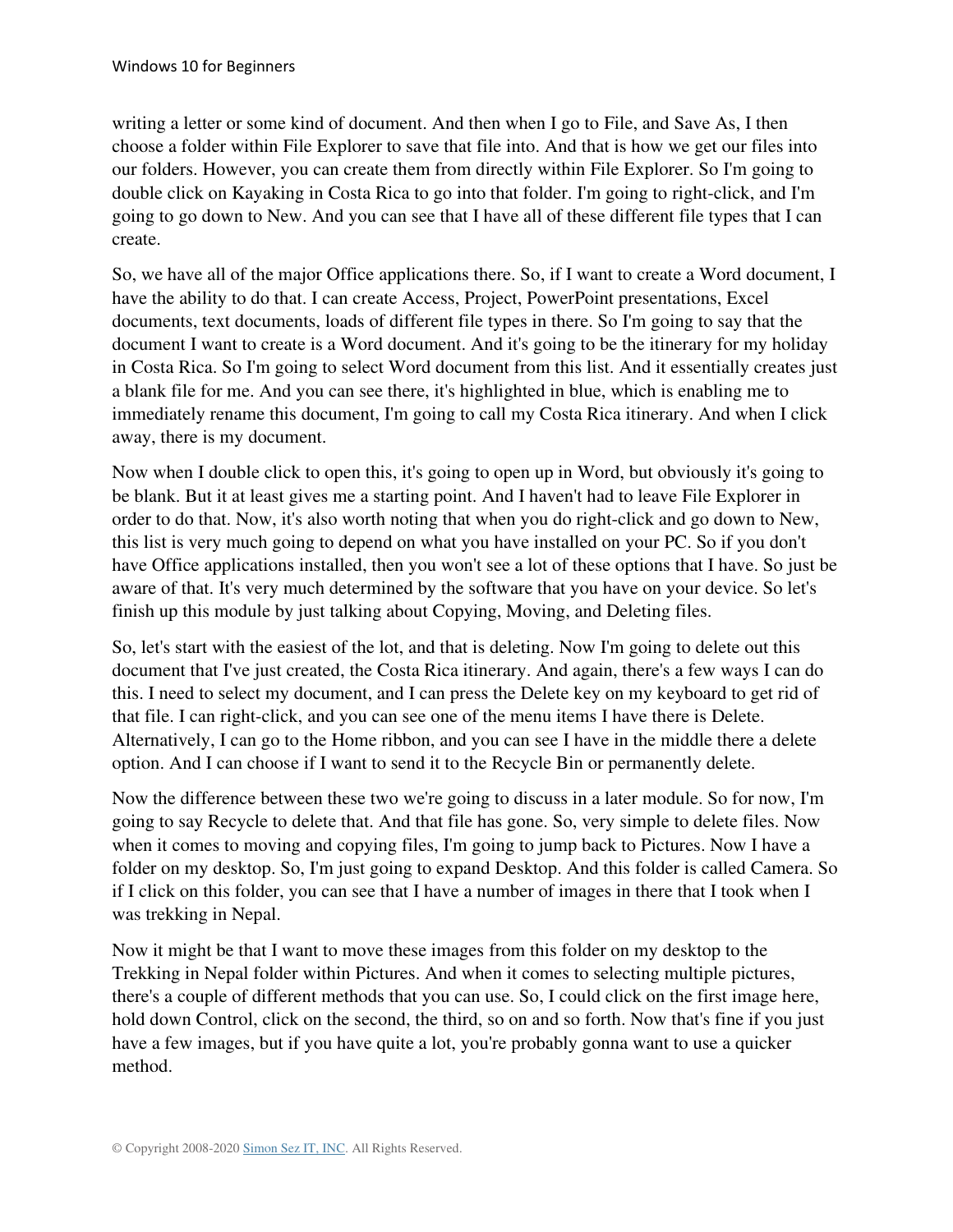writing a letter or some kind of document. And then when I go to File, and Save As, I then choose a folder within File Explorer to save that file into. And that is how we get our files into our folders. However, you can create them from directly within File Explorer. So I'm going to double click on Kayaking in Costa Rica to go into that folder. I'm going to right-click, and I'm going to go down to New. And you can see that I have all of these different file types that I can create.

So, we have all of the major Office applications there. So, if I want to create a Word document, I have the ability to do that. I can create Access, Project, PowerPoint presentations, Excel documents, text documents, loads of different file types in there. So I'm going to say that the document I want to create is a Word document. And it's going to be the itinerary for my holiday in Costa Rica. So I'm going to select Word document from this list. And it essentially creates just a blank file for me. And you can see there, it's highlighted in blue, which is enabling me to immediately rename this document, I'm going to call my Costa Rica itinerary. And when I click away, there is my document.

Now when I double click to open this, it's going to open up in Word, but obviously it's going to be blank. But it at least gives me a starting point. And I haven't had to leave File Explorer in order to do that. Now, it's also worth noting that when you do right-click and go down to New, this list is very much going to depend on what you have installed on your PC. So if you don't have Office applications installed, then you won't see a lot of these options that I have. So just be aware of that. It's very much determined by the software that you have on your device. So let's finish up this module by just talking about Copying, Moving, and Deleting files.

So, let's start with the easiest of the lot, and that is deleting. Now I'm going to delete out this document that I've just created, the Costa Rica itinerary. And again, there's a few ways I can do this. I need to select my document, and I can press the Delete key on my keyboard to get rid of that file. I can right-click, and you can see one of the menu items I have there is Delete. Alternatively, I can go to the Home ribbon, and you can see I have in the middle there a delete option. And I can choose if I want to send it to the Recycle Bin or permanently delete.

Now the difference between these two we're going to discuss in a later module. So for now, I'm going to say Recycle to delete that. And that file has gone. So, very simple to delete files. Now when it comes to moving and copying files, I'm going to jump back to Pictures. Now I have a folder on my desktop. So, I'm just going to expand Desktop. And this folder is called Camera. So if I click on this folder, you can see that I have a number of images in there that I took when I was trekking in Nepal.

Now it might be that I want to move these images from this folder on my desktop to the Trekking in Nepal folder within Pictures. And when it comes to selecting multiple pictures, there's a couple of different methods that you can use. So, I could click on the first image here, hold down Control, click on the second, the third, so on and so forth. Now that's fine if you just have a few images, but if you have quite a lot, you're probably gonna want to use a quicker method.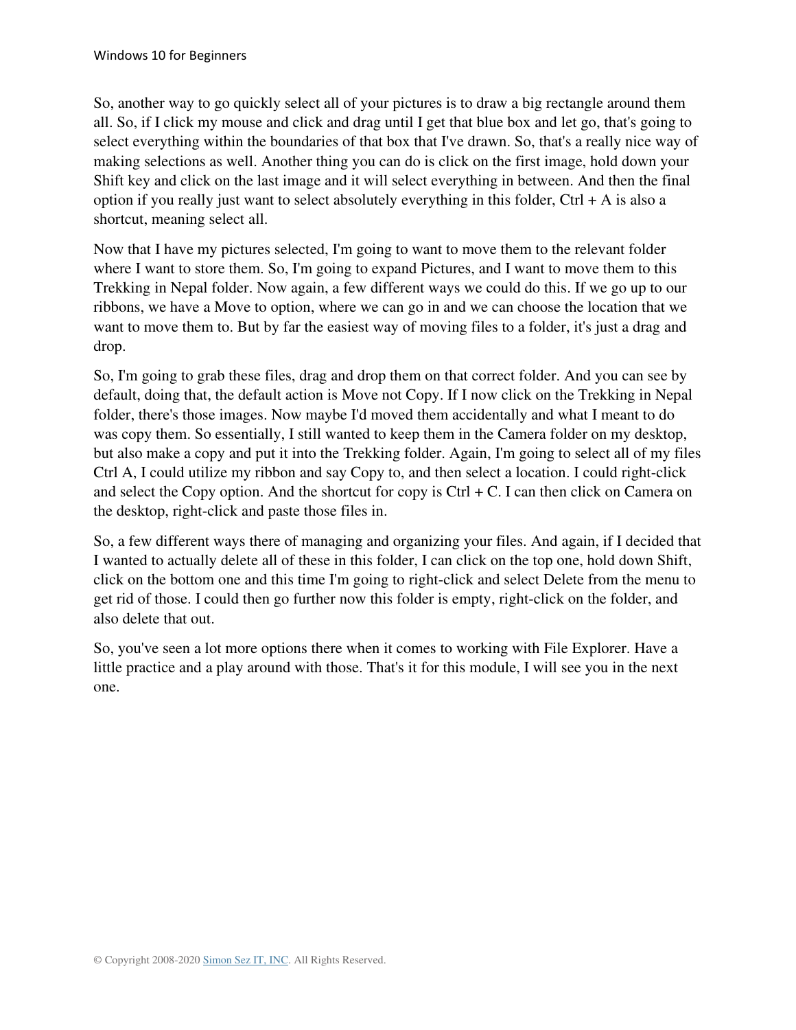So, another way to go quickly select all of your pictures is to draw a big rectangle around them all. So, if I click my mouse and click and drag until I get that blue box and let go, that's going to select everything within the boundaries of that box that I've drawn. So, that's a really nice way of making selections as well. Another thing you can do is click on the first image, hold down your Shift key and click on the last image and it will select everything in between. And then the final option if you really just want to select absolutely everything in this folder, Ctrl + A is also a shortcut, meaning select all.

Now that I have my pictures selected, I'm going to want to move them to the relevant folder where I want to store them. So, I'm going to expand Pictures, and I want to move them to this Trekking in Nepal folder. Now again, a few different ways we could do this. If we go up to our ribbons, we have a Move to option, where we can go in and we can choose the location that we want to move them to. But by far the easiest way of moving files to a folder, it's just a drag and drop.

So, I'm going to grab these files, drag and drop them on that correct folder. And you can see by default, doing that, the default action is Move not Copy. If I now click on the Trekking in Nepal folder, there's those images. Now maybe I'd moved them accidentally and what I meant to do was copy them. So essentially, I still wanted to keep them in the Camera folder on my desktop, but also make a copy and put it into the Trekking folder. Again, I'm going to select all of my files Ctrl A, I could utilize my ribbon and say Copy to, and then select a location. I could right-click and select the Copy option. And the shortcut for copy is Ctrl + C. I can then click on Camera on the desktop, right-click and paste those files in.

So, a few different ways there of managing and organizing your files. And again, if I decided that I wanted to actually delete all of these in this folder, I can click on the top one, hold down Shift, click on the bottom one and this time I'm going to right-click and select Delete from the menu to get rid of those. I could then go further now this folder is empty, right-click on the folder, and also delete that out.

So, you've seen a lot more options there when it comes to working with File Explorer. Have a little practice and a play around with those. That's it for this module, I will see you in the next one.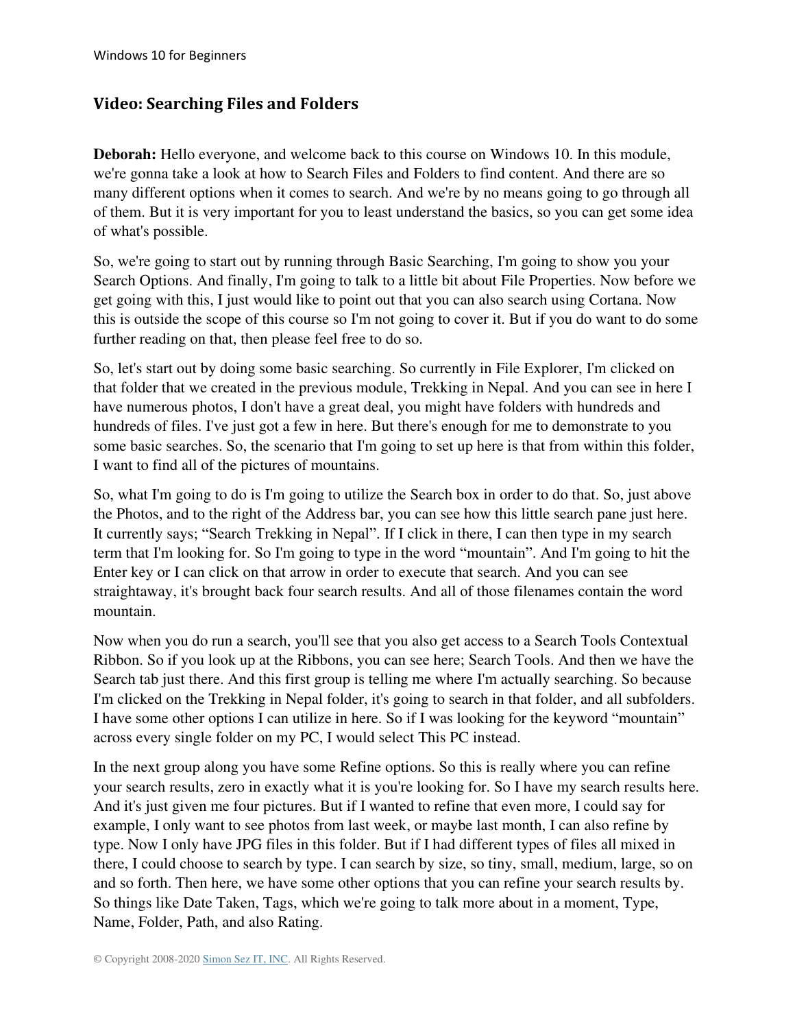## Video: Searching Files and Folders

**Deborah:** Hello everyone, and welcome back to this course on Windows 10. In this module, we're gonna take a look at how to Search Files and Folders to find content. And there are so many different options when it comes to search. And we're by no means going to go through all of them. But it is very important for you to least understand the basics, so you can get some idea of what's possible.

So, we're going to start out by running through Basic Searching, I'm going to show you your Search Options. And finally, I'm going to talk to a little bit about File Properties. Now before we get going with this, I just would like to point out that you can also search using Cortana. Now this is outside the scope of this course so I'm not going to cover it. But if you do want to do some further reading on that, then please feel free to do so.

So, let's start out by doing some basic searching. So currently in File Explorer, I'm clicked on that folder that we created in the previous module, Trekking in Nepal. And you can see in here I have numerous photos, I don't have a great deal, you might have folders with hundreds and hundreds of files. I've just got a few in here. But there's enough for me to demonstrate to you some basic searches. So, the scenario that I'm going to set up here is that from within this folder, I want to find all of the pictures of mountains.

So, what I'm going to do is I'm going to utilize the Search box in order to do that. So, just above the Photos, and to the right of the Address bar, you can see how this little search pane just here. It currently says; "Search Trekking in Nepal". If I click in there, I can then type in my search term that I'm looking for. So I'm going to type in the word "mountain". And I'm going to hit the Enter key or I can click on that arrow in order to execute that search. And you can see straightaway, it's brought back four search results. And all of those filenames contain the word mountain.

Now when you do run a search, you'll see that you also get access to a Search Tools Contextual Ribbon. So if you look up at the Ribbons, you can see here; Search Tools. And then we have the Search tab just there. And this first group is telling me where I'm actually searching. So because I'm clicked on the Trekking in Nepal folder, it's going to search in that folder, and all subfolders. I have some other options I can utilize in here. So if I was looking for the keyword "mountain" across every single folder on my PC, I would select This PC instead.

In the next group along you have some Refine options. So this is really where you can refine your search results, zero in exactly what it is you're looking for. So I have my search results here. And it's just given me four pictures. But if I wanted to refine that even more, I could say for example, I only want to see photos from last week, or maybe last month, I can also refine by type. Now I only have JPG files in this folder. But if I had different types of files all mixed in there, I could choose to search by type. I can search by size, so tiny, small, medium, large, so on and so forth. Then here, we have some other options that you can refine your search results by. So things like Date Taken, Tags, which we're going to talk more about in a moment, Type, Name, Folder, Path, and also Rating.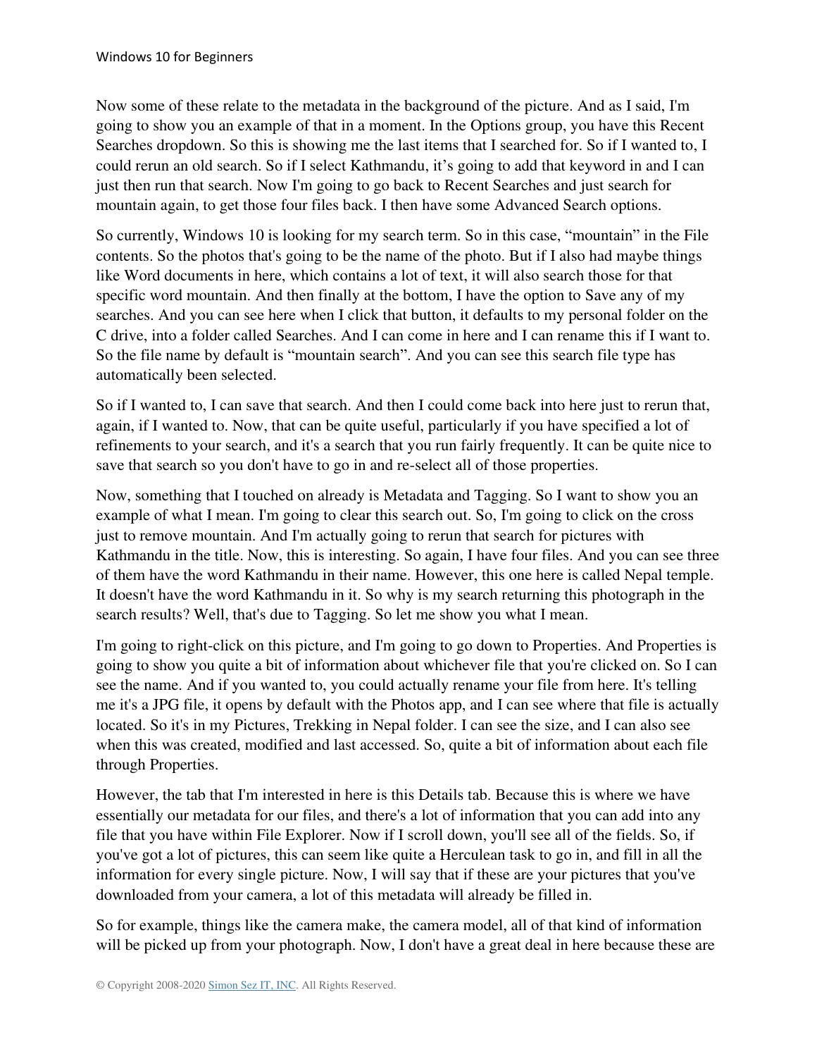Now some of these relate to the metadata in the background of the picture. And as I said, I'm going to show you an example of that in a moment. In the Options group, you have this Recent Searches dropdown. So this is showing me the last items that I searched for. So if I wanted to, I could rerun an old search. So if I select Kathmandu, it's going to add that keyword in and I can just then run that search. Now I'm going to go back to Recent Searches and just search for mountain again, to get those four files back. I then have some Advanced Search options.

So currently, Windows 10 is looking for my search term. So in this case, "mountain" in the File contents. So the photos that's going to be the name of the photo. But if I also had maybe things like Word documents in here, which contains a lot of text, it will also search those for that specific word mountain. And then finally at the bottom, I have the option to Save any of my searches. And you can see here when I click that button, it defaults to my personal folder on the C drive, into a folder called Searches. And I can come in here and I can rename this if I want to. So the file name by default is "mountain search". And you can see this search file type has automatically been selected.

So if I wanted to, I can save that search. And then I could come back into here just to rerun that, again, if I wanted to. Now, that can be quite useful, particularly if you have specified a lot of refinements to your search, and it's a search that you run fairly frequently. It can be quite nice to save that search so you don't have to go in and re-select all of those properties.

Now, something that I touched on already is Metadata and Tagging. So I want to show you an example of what I mean. I'm going to clear this search out. So, I'm going to click on the cross just to remove mountain. And I'm actually going to rerun that search for pictures with Kathmandu in the title. Now, this is interesting. So again, I have four files. And you can see three of them have the word Kathmandu in their name. However, this one here is called Nepal temple. It doesn't have the word Kathmandu in it. So why is my search returning this photograph in the search results? Well, that's due to Tagging. So let me show you what I mean.

I'm going to right-click on this picture, and I'm going to go down to Properties. And Properties is going to show you quite a bit of information about whichever file that you're clicked on. So I can see the name. And if you wanted to, you could actually rename your file from here. It's telling me it's a JPG file, it opens by default with the Photos app, and I can see where that file is actually located. So it's in my Pictures, Trekking in Nepal folder. I can see the size, and I can also see when this was created, modified and last accessed. So, quite a bit of information about each file through Properties.

However, the tab that I'm interested in here is this Details tab. Because this is where we have essentially our metadata for our files, and there's a lot of information that you can add into any file that you have within File Explorer. Now if I scroll down, you'll see all of the fields. So, if you've got a lot of pictures, this can seem like quite a Herculean task to go in, and fill in all the information for every single picture. Now, I will say that if these are your pictures that you've downloaded from your camera, a lot of this metadata will already be filled in.

So for example, things like the camera make, the camera model, all of that kind of information will be picked up from your photograph. Now, I don't have a great deal in here because these are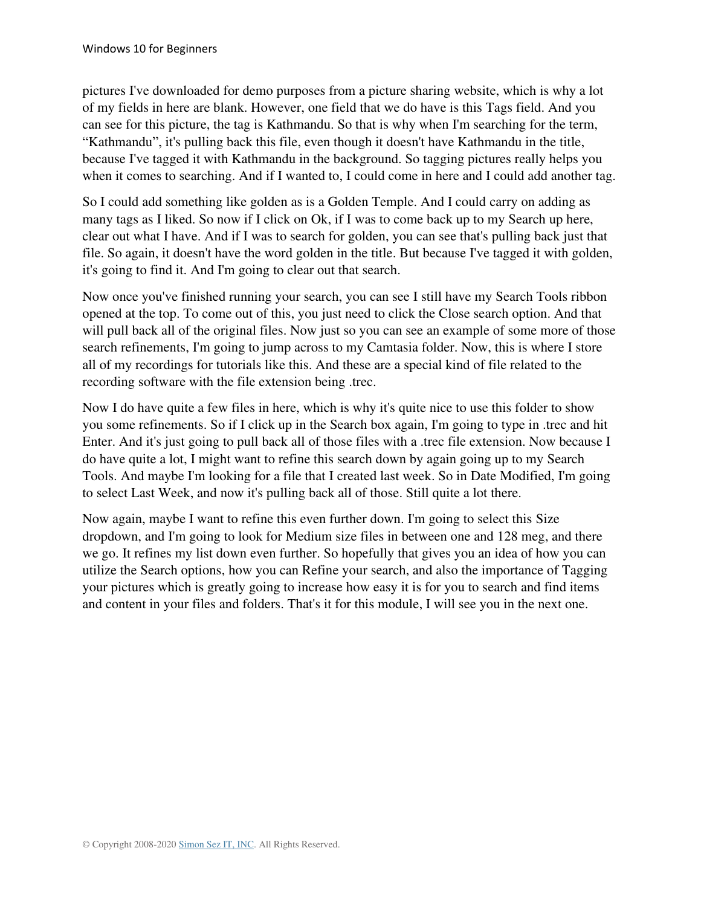pictures I've downloaded for demo purposes from a picture sharing website, which is why a lot of my fields in here are blank. However, one field that we do have is this Tags field. And you can see for this picture, the tag is Kathmandu. So that is why when I'm searching for the term, “Kathmandu”, it's pulling back this file, even though it doesn't have Kathmandu in the title, because I've tagged it with Kathmandu in the background. So tagging pictures really helps you when it comes to searching. And if I wanted to, I could come in here and I could add another tag.

So I could add something like golden as is a Golden Temple. And I could carry on adding as many tags as I liked. So now if I click on Ok, if I was to come back up to my Search up here, clear out what I have. And if I was to search for golden, you can see that's pulling back just that file. So again, it doesn't have the word golden in the title. But because I've tagged it with golden, it's going to find it. And I'm going to clear out that search.

Now once you've finished running your search, you can see I still have my Search Tools ribbon opened at the top. To come out of this, you just need to click the Close search option. And that will pull back all of the original files. Now just so you can see an example of some more of those search refinements, I'm going to jump across to my Camtasia folder. Now, this is where I store all of my recordings for tutorials like this. And these are a special kind of file related to the recording software with the file extension being .trec.

Now I do have quite a few files in here, which is why it's quite nice to use this folder to show you some refinements. So if I click up in the Search box again, I'm going to type in .trec and hit Enter. And it's just going to pull back all of those files with a .trec file extension. Now because I do have quite a lot, I might want to refine this search down by again going up to my Search Tools. And maybe I'm looking for a file that I created last week. So in Date Modified, I'm going to select Last Week, and now it's pulling back all of those. Still quite a lot there.

Now again, maybe I want to refine this even further down. I'm going to select this Size dropdown, and I'm going to look for Medium size files in between one and 128 meg, and there we go. It refines my list down even further. So hopefully that gives you an idea of how you can utilize the Search options, how you can Refine your search, and also the importance of Tagging your pictures which is greatly going to increase how easy it is for you to search and find items and content in your files and folders. That's it for this module, I will see you in the next one.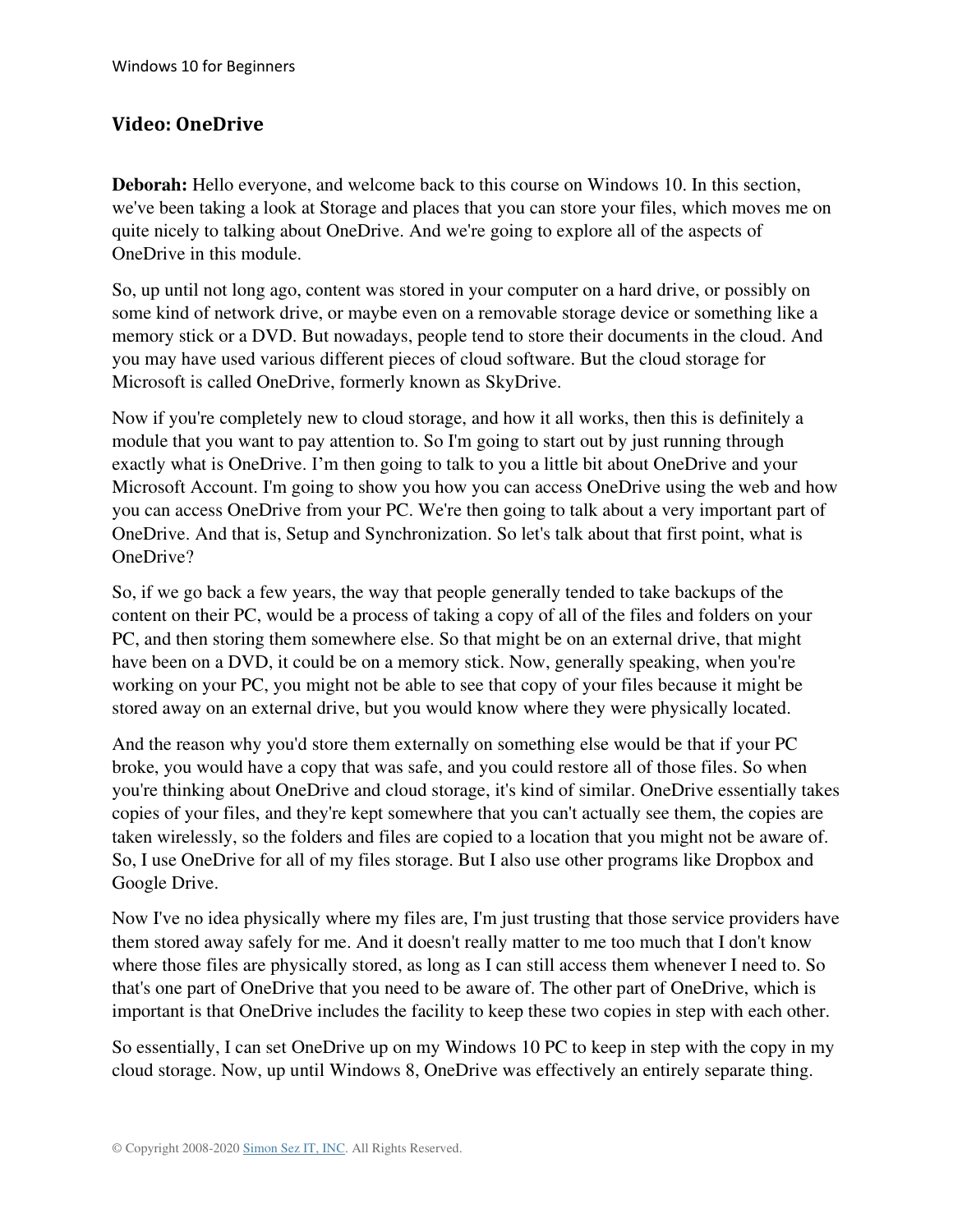## Video: OneDrive

**Deborah:** Hello everyone, and welcome back to this course on Windows 10. In this section, we've been taking a look at Storage and places that you can store your files, which moves me on quite nicely to talking about OneDrive. And we're going to explore all of the aspects of OneDrive in this module.

So, up until not long ago, content was stored in your computer on a hard drive, or possibly on some kind of network drive, or maybe even on a removable storage device or something like a memory stick or a DVD. But nowadays, people tend to store their documents in the cloud. And you may have used various different pieces of cloud software. But the cloud storage for Microsoft is called OneDrive, formerly known as SkyDrive.

Now if you're completely new to cloud storage, and how it all works, then this is definitely a module that you want to pay attention to. So I'm going to start out by just running through exactly what is OneDrive. I'm then going to talk to you a little bit about OneDrive and your Microsoft Account. I'm going to show you how you can access OneDrive using the web and how you can access OneDrive from your PC. We're then going to talk about a very important part of OneDrive. And that is, Setup and Synchronization. So let's talk about that first point, what is OneDrive?

So, if we go back a few years, the way that people generally tended to take backups of the content on their PC, would be a process of taking a copy of all of the files and folders on your PC, and then storing them somewhere else. So that might be on an external drive, that might have been on a DVD, it could be on a memory stick. Now, generally speaking, when you're working on your PC, you might not be able to see that copy of your files because it might be stored away on an external drive, but you would know where they were physically located.

And the reason why you'd store them externally on something else would be that if your PC broke, you would have a copy that was safe, and you could restore all of those files. So when you're thinking about OneDrive and cloud storage, it's kind of similar. OneDrive essentially takes copies of your files, and they're kept somewhere that you can't actually see them, the copies are taken wirelessly, so the folders and files are copied to a location that you might not be aware of. So, I use OneDrive for all of my files storage. But I also use other programs like Dropbox and Google Drive.

Now I've no idea physically where my files are, I'm just trusting that those service providers have them stored away safely for me. And it doesn't really matter to me too much that I don't know where those files are physically stored, as long as I can still access them whenever I need to. So that's one part of OneDrive that you need to be aware of. The other part of OneDrive, which is important is that OneDrive includes the facility to keep these two copies in step with each other.

So essentially, I can set OneDrive up on my Windows 10 PC to keep in step with the copy in my cloud storage. Now, up until Windows 8, OneDrive was effectively an entirely separate thing.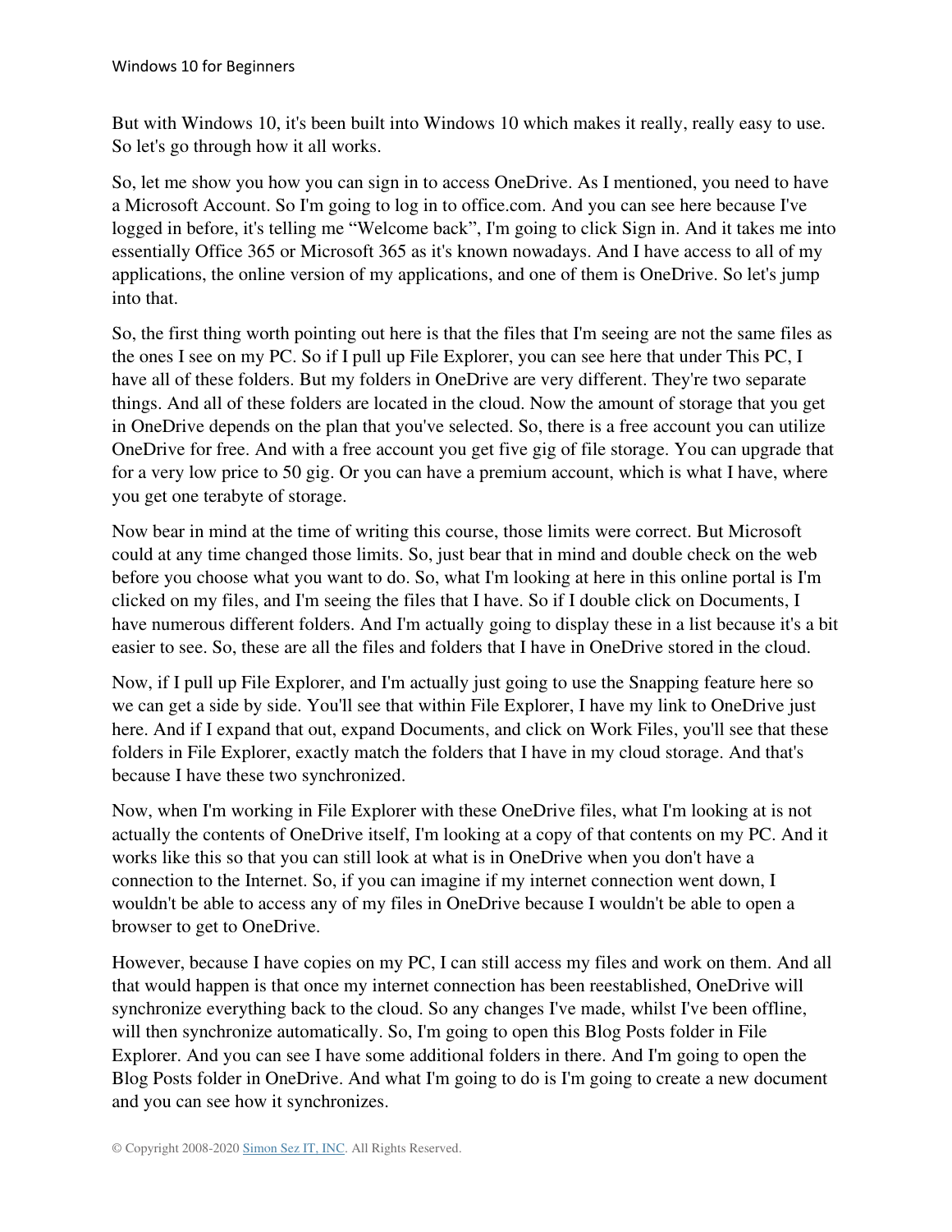But with Windows 10, it's been built into Windows 10 which makes it really, really easy to use. So let's go through how it all works.

So, let me show you how you can sign in to access OneDrive. As I mentioned, you need to have a Microsoft Account. So I'm going to log in to office.com. And you can see here because I've logged in before, it's telling me "Welcome back", I'm going to click Sign in. And it takes me into essentially Office 365 or Microsoft 365 as it's known nowadays. And I have access to all of my applications, the online version of my applications, and one of them is OneDrive. So let's jump into that.

So, the first thing worth pointing out here is that the files that I'm seeing are not the same files as the ones I see on my PC. So if I pull up File Explorer, you can see here that under This PC, I have all of these folders. But my folders in OneDrive are very different. They're two separate things. And all of these folders are located in the cloud. Now the amount of storage that you get in OneDrive depends on the plan that you've selected. So, there is a free account you can utilize OneDrive for free. And with a free account you get five gig of file storage. You can upgrade that for a very low price to 50 gig. Or you can have a premium account, which is what I have, where you get one terabyte of storage.

Now bear in mind at the time of writing this course, those limits were correct. But Microsoft could at any time changed those limits. So, just bear that in mind and double check on the web before you choose what you want to do. So, what I'm looking at here in this online portal is I'm clicked on my files, and I'm seeing the files that I have. So if I double click on Documents, I have numerous different folders. And I'm actually going to display these in a list because it's a bit easier to see. So, these are all the files and folders that I have in OneDrive stored in the cloud.

Now, if I pull up File Explorer, and I'm actually just going to use the Snapping feature here so we can get a side by side. You'll see that within File Explorer, I have my link to OneDrive just here. And if I expand that out, expand Documents, and click on Work Files, you'll see that these folders in File Explorer, exactly match the folders that I have in my cloud storage. And that's because I have these two synchronized.

Now, when I'm working in File Explorer with these OneDrive files, what I'm looking at is not actually the contents of OneDrive itself, I'm looking at a copy of that contents on my PC. And it works like this so that you can still look at what is in OneDrive when you don't have a connection to the Internet. So, if you can imagine if my internet connection went down, I wouldn't be able to access any of my files in OneDrive because I wouldn't be able to open a browser to get to OneDrive.

However, because I have copies on my PC, I can still access my files and work on them. And all that would happen is that once my internet connection has been reestablished, OneDrive will synchronize everything back to the cloud. So any changes I've made, whilst I've been offline, will then synchronize automatically. So, I'm going to open this Blog Posts folder in File Explorer. And you can see I have some additional folders in there. And I'm going to open the Blog Posts folder in OneDrive. And what I'm going to do is I'm going to create a new document and you can see how it synchronizes.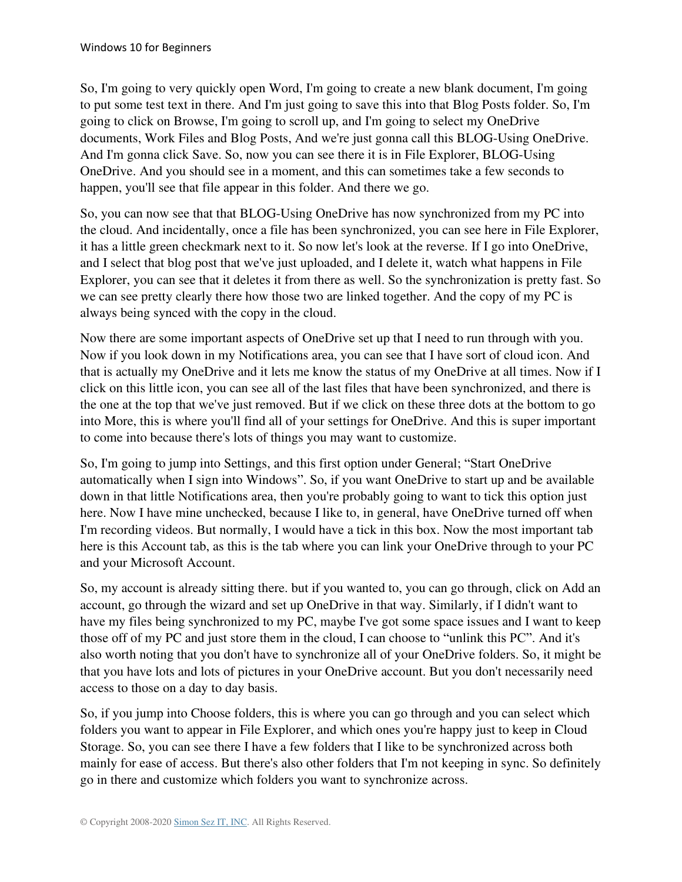So, I'm going to very quickly open Word, I'm going to create a new blank document, I'm going to put some test text in there. And I'm just going to save this into that Blog Posts folder. So, I'm going to click on Browse, I'm going to scroll up, and I'm going to select my OneDrive documents, Work Files and Blog Posts, And we're just gonna call this BLOG-Using OneDrive. And I'm gonna click Save. So, now you can see there it is in File Explorer, BLOG-Using OneDrive. And you should see in a moment, and this can sometimes take a few seconds to happen, you'll see that file appear in this folder. And there we go.

So, you can now see that that BLOG-Using OneDrive has now synchronized from my PC into the cloud. And incidentally, once a file has been synchronized, you can see here in File Explorer, it has a little green checkmark next to it. So now let's look at the reverse. If I go into OneDrive, and I select that blog post that we've just uploaded, and I delete it, watch what happens in File Explorer, you can see that it deletes it from there as well. So the synchronization is pretty fast. So we can see pretty clearly there how those two are linked together. And the copy of my PC is always being synced with the copy in the cloud.

Now there are some important aspects of OneDrive set up that I need to run through with you. Now if you look down in my Notifications area, you can see that I have sort of cloud icon. And that is actually my OneDrive and it lets me know the status of my OneDrive at all times. Now if I click on this little icon, you can see all of the last files that have been synchronized, and there is the one at the top that we've just removed. But if we click on these three dots at the bottom to go into More, this is where you'll find all of your settings for OneDrive. And this is super important to come into because there's lots of things you may want to customize.

So, I'm going to jump into Settings, and this first option under General; "Start OneDrive automatically when I sign into Windows". So, if you want OneDrive to start up and be available down in that little Notifications area, then you're probably going to want to tick this option just here. Now I have mine unchecked, because I like to, in general, have OneDrive turned off when I'm recording videos. But normally, I would have a tick in this box. Now the most important tab here is this Account tab, as this is the tab where you can link your OneDrive through to your PC and your Microsoft Account.

So, my account is already sitting there. but if you wanted to, you can go through, click on Add an account, go through the wizard and set up OneDrive in that way. Similarly, if I didn't want to have my files being synchronized to my PC, maybe I've got some space issues and I want to keep those off of my PC and just store them in the cloud, I can choose to "unlink this PC". And it's also worth noting that you don't have to synchronize all of your OneDrive folders. So, it might be that you have lots and lots of pictures in your OneDrive account. But you don't necessarily need access to those on a day to day basis.

So, if you jump into Choose folders, this is where you can go through and you can select which folders you want to appear in File Explorer, and which ones you're happy just to keep in Cloud Storage. So, you can see there I have a few folders that I like to be synchronized across both mainly for ease of access. But there's also other folders that I'm not keeping in sync. So definitely go in there and customize which folders you want to synchronize across.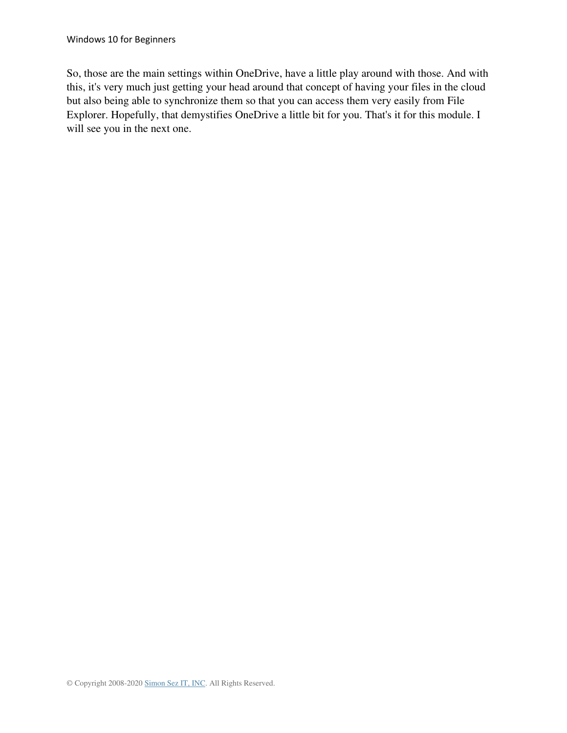So, those are the main settings within OneDrive, have a little play around with those. And with this, it's very much just getting your head around that concept of having your files in the cloud but also being able to synchronize them so that you can access them very easily from File Explorer. Hopefully, that demystifies OneDrive a little bit for you. That's it for this module. I will see you in the next one.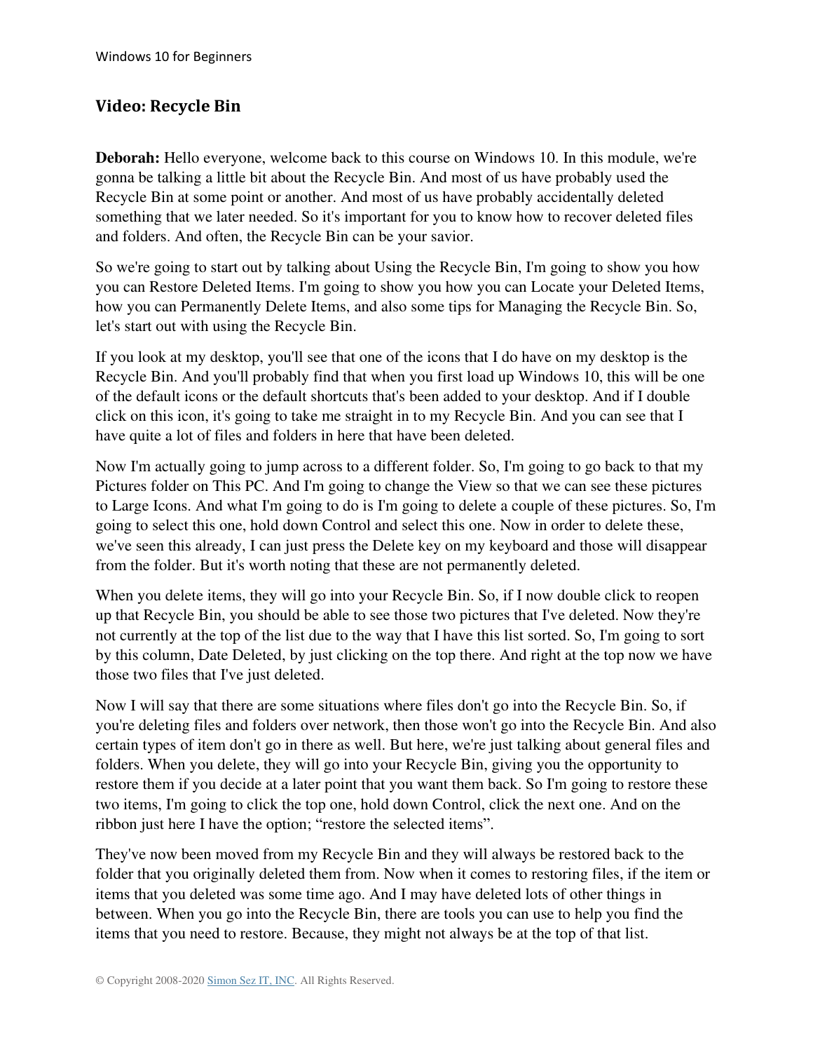## Video: Recycle Bin

**Deborah:** Hello everyone, welcome back to this course on Windows 10. In this module, we're gonna be talking a little bit about the Recycle Bin. And most of us have probably used the Recycle Bin at some point or another. And most of us have probably accidentally deleted something that we later needed. So it's important for you to know how to recover deleted files and folders. And often, the Recycle Bin can be your savior.

So we're going to start out by talking about Using the Recycle Bin, I'm going to show you how you can Restore Deleted Items. I'm going to show you how you can Locate your Deleted Items, how you can Permanently Delete Items, and also some tips for Managing the Recycle Bin. So, let's start out with using the Recycle Bin.

If you look at my desktop, you'll see that one of the icons that I do have on my desktop is the Recycle Bin. And you'll probably find that when you first load up Windows 10, this will be one of the default icons or the default shortcuts that's been added to your desktop. And if I double click on this icon, it's going to take me straight in to my Recycle Bin. And you can see that I have quite a lot of files and folders in here that have been deleted.

Now I'm actually going to jump across to a different folder. So, I'm going to go back to that my Pictures folder on This PC. And I'm going to change the View so that we can see these pictures to Large Icons. And what I'm going to do is I'm going to delete a couple of these pictures. So, I'm going to select this one, hold down Control and select this one. Now in order to delete these, we've seen this already, I can just press the Delete key on my keyboard and those will disappear from the folder. But it's worth noting that these are not permanently deleted.

When you delete items, they will go into your Recycle Bin. So, if I now double click to reopen up that Recycle Bin, you should be able to see those two pictures that I've deleted. Now they're not currently at the top of the list due to the way that I have this list sorted. So, I'm going to sort by this column, Date Deleted, by just clicking on the top there. And right at the top now we have those two files that I've just deleted.

Now I will say that there are some situations where files don't go into the Recycle Bin. So, if you're deleting files and folders over network, then those won't go into the Recycle Bin. And also certain types of item don't go in there as well. But here, we're just talking about general files and folders. When you delete, they will go into your Recycle Bin, giving you the opportunity to restore them if you decide at a later point that you want them back. So I'm going to restore these two items, I'm going to click the top one, hold down Control, click the next one. And on the ribbon just here I have the option; "restore the selected items".

They've now been moved from my Recycle Bin and they will always be restored back to the folder that you originally deleted them from. Now when it comes to restoring files, if the item or items that you deleted was some time ago. And I may have deleted lots of other things in between. When you go into the Recycle Bin, there are tools you can use to help you find the items that you need to restore. Because, they might not always be at the top of that list.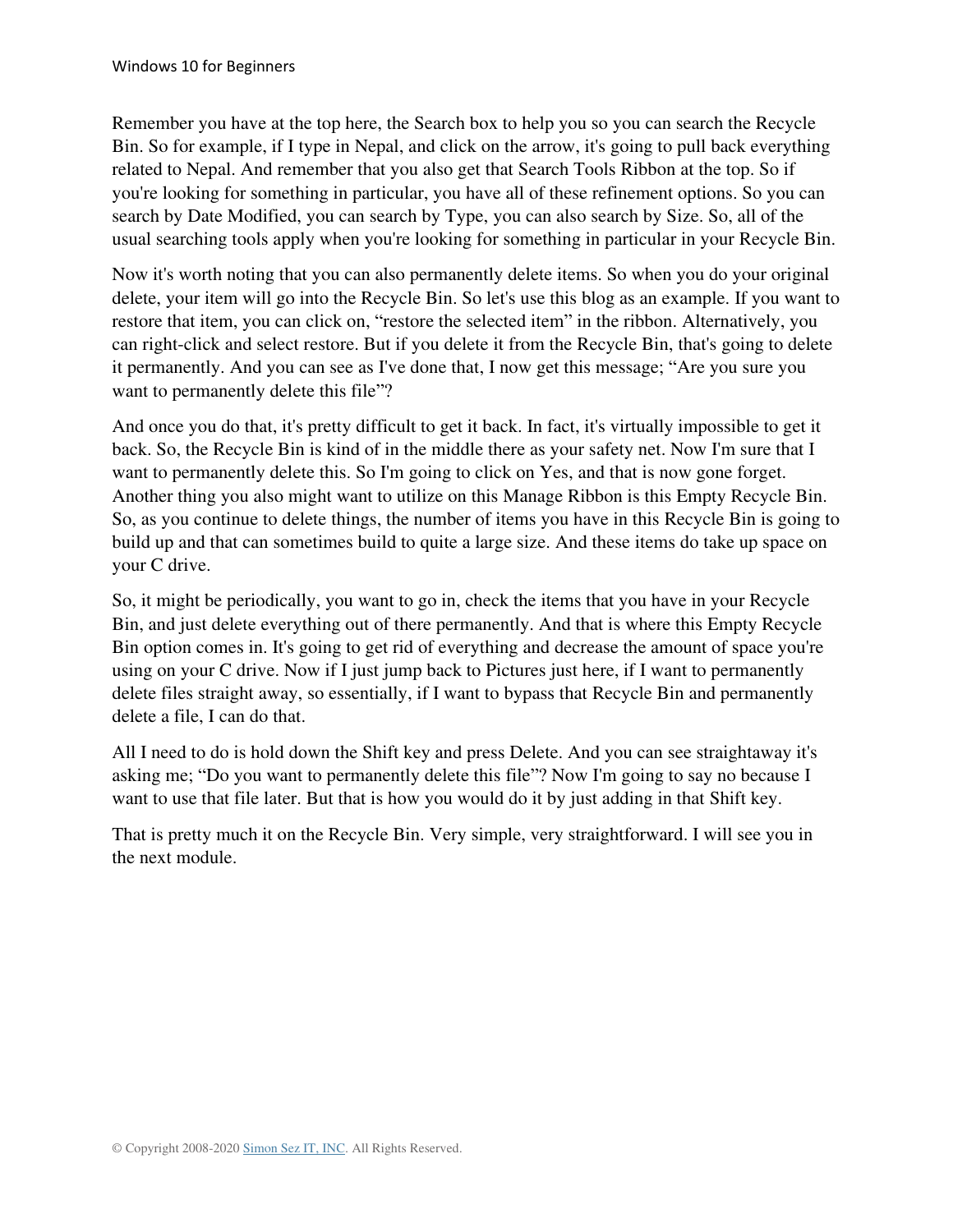Remember you have at the top here, the Search box to help you so you can search the Recycle Bin. So for example, if I type in Nepal, and click on the arrow, it's going to pull back everything related to Nepal. And remember that you also get that Search Tools Ribbon at the top. So if you're looking for something in particular, you have all of these refinement options. So you can search by Date Modified, you can search by Type, you can also search by Size. So, all of the usual searching tools apply when you're looking for something in particular in your Recycle Bin.

Now it's worth noting that you can also permanently delete items. So when you do your original delete, your item will go into the Recycle Bin. So let's use this blog as an example. If you want to restore that item, you can click on, "restore the selected item" in the ribbon. Alternatively, you can right-click and select restore. But if you delete it from the Recycle Bin, that's going to delete it permanently. And you can see as I've done that, I now get this message; "Are you sure you want to permanently delete this file"?

And once you do that, it's pretty difficult to get it back. In fact, it's virtually impossible to get it back. So, the Recycle Bin is kind of in the middle there as your safety net. Now I'm sure that I want to permanently delete this. So I'm going to click on Yes, and that is now gone forget. Another thing you also might want to utilize on this Manage Ribbon is this Empty Recycle Bin. So, as you continue to delete things, the number of items you have in this Recycle Bin is going to build up and that can sometimes build to quite a large size. And these items do take up space on your C drive.

So, it might be periodically, you want to go in, check the items that you have in your Recycle Bin, and just delete everything out of there permanently. And that is where this Empty Recycle Bin option comes in. It's going to get rid of everything and decrease the amount of space you're using on your C drive. Now if I just jump back to Pictures just here, if I want to permanently delete files straight away, so essentially, if I want to bypass that Recycle Bin and permanently delete a file, I can do that.

All I need to do is hold down the Shift key and press Delete. And you can see straightaway it's asking me; "Do you want to permanently delete this file"? Now I'm going to say no because I want to use that file later. But that is how you would do it by just adding in that Shift key.

That is pretty much it on the Recycle Bin. Very simple, very straightforward. I will see you in the next module.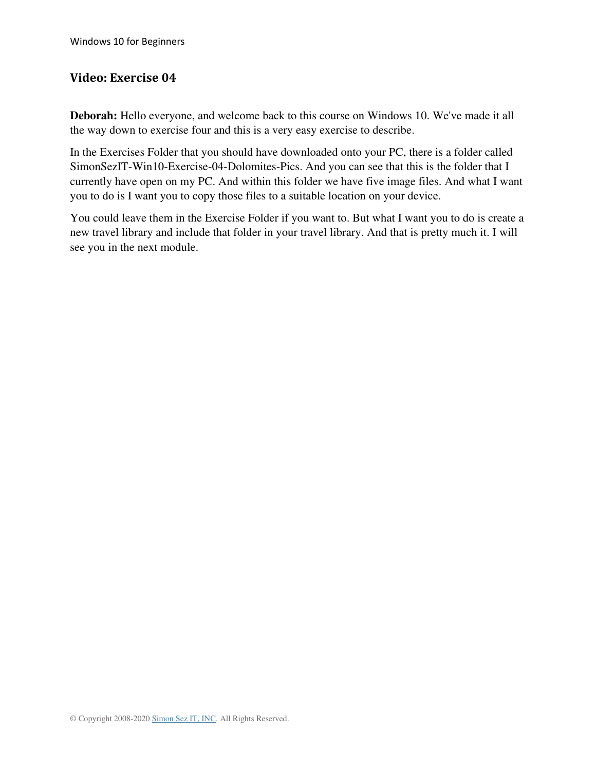## Video: Exercise 04

**Deborah:** Hello everyone, and welcome back to this course on Windows 10. We've made it all the way down to exercise four and this is a very easy exercise to describe.

In the Exercises Folder that you should have downloaded onto your PC, there is a folder called SimonSezIT-Win10-Exercise-04-Dolomites-Pics. And you can see that this is the folder that I currently have open on my PC. And within this folder we have five image files. And what I want you to do is I want you to copy those files to a suitable location on your device.

You could leave them in the Exercise Folder if you want to. But what I want you to do is create a new travel library and include that folder in your travel library. And that is pretty much it. I will see you in the next module.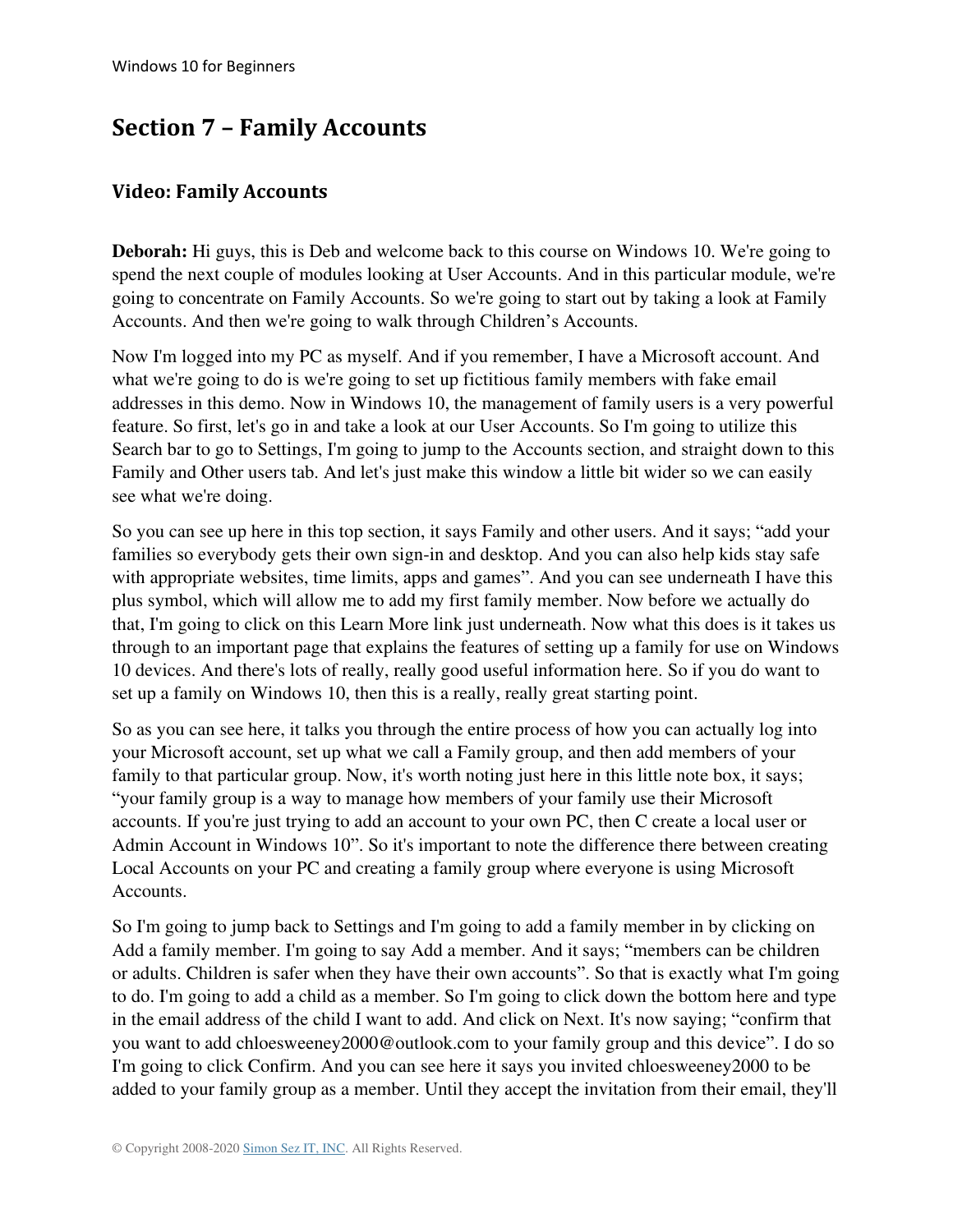# Section 7 – Family Accounts

## Video: Family Accounts

**Deborah:** Hi guys, this is Deb and welcome back to this course on Windows 10. We're going to spend the next couple of modules looking at User Accounts. And in this particular module, we're going to concentrate on Family Accounts. So we're going to start out by taking a look at Family Accounts. And then we're going to walk through Children's Accounts.

Now I'm logged into my PC as myself. And if you remember, I have a Microsoft account. And what we're going to do is we're going to set up fictitious family members with fake email addresses in this demo. Now in Windows 10, the management of family users is a very powerful feature. So first, let's go in and take a look at our User Accounts. So I'm going to utilize this Search bar to go to Settings, I'm going to jump to the Accounts section, and straight down to this Family and Other users tab. And let's just make this window a little bit wider so we can easily see what we're doing.

So you can see up here in this top section, it says Family and other users. And it says; "add your families so everybody gets their own sign-in and desktop. And you can also help kids stay safe with appropriate websites, time limits, apps and games". And you can see underneath I have this plus symbol, which will allow me to add my first family member. Now before we actually do that, I'm going to click on this Learn More link just underneath. Now what this does is it takes us through to an important page that explains the features of setting up a family for use on Windows 10 devices. And there's lots of really, really good useful information here. So if you do want to set up a family on Windows 10, then this is a really, really great starting point.

So as you can see here, it talks you through the entire process of how you can actually log into your Microsoft account, set up what we call a Family group, and then add members of your family to that particular group. Now, it's worth noting just here in this little note box, it says; "your family group is a way to manage how members of your family use their Microsoft accounts. If you're just trying to add an account to your own PC, then C create a local user or Admin Account in Windows 10". So it's important to note the difference there between creating Local Accounts on your PC and creating a family group where everyone is using Microsoft Accounts.

So I'm going to jump back to Settings and I'm going to add a family member in by clicking on Add a family member. I'm going to say Add a member. And it says; "members can be children or adults. Children is safer when they have their own accounts". So that is exactly what I'm going to do. I'm going to add a child as a member. So I'm going to click down the bottom here and type in the email address of the child I want to add. And click on Next. It's now saying; "confirm that you want to add chloesweeney2000@outlook.com to your family group and this device". I do so I'm going to click Confirm. And you can see here it says you invited chloesweeney2000 to be added to your family group as a member. Until they accept the invitation from their email, they'll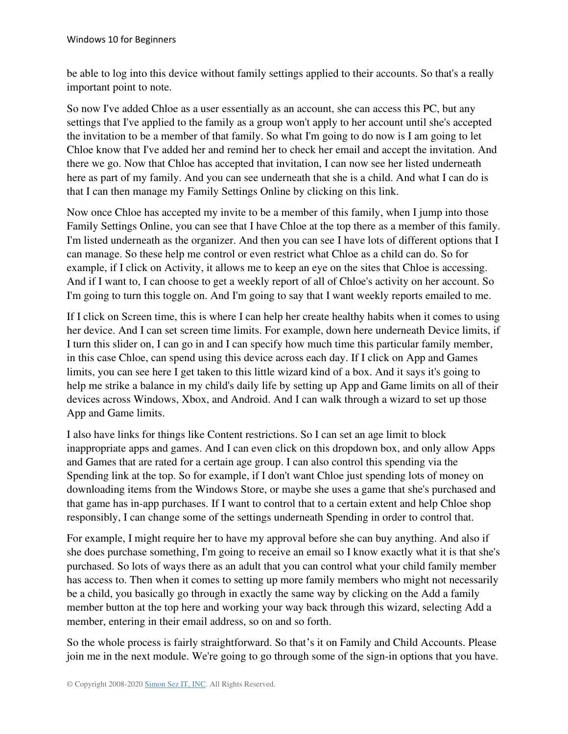be able to log into this device without family settings applied to their accounts. So that's a really important point to note.

So now I've added Chloe as a user essentially as an account, she can access this PC, but any settings that I've applied to the family as a group won't apply to her account until she's accepted the invitation to be a member of that family. So what I'm going to do now is I am going to let Chloe know that I've added her and remind her to check her email and accept the invitation. And there we go. Now that Chloe has accepted that invitation, I can now see her listed underneath here as part of my family. And you can see underneath that she is a child. And what I can do is that I can then manage my Family Settings Online by clicking on this link.

Now once Chloe has accepted my invite to be a member of this family, when I jump into those Family Settings Online, you can see that I have Chloe at the top there as a member of this family. I'm listed underneath as the organizer. And then you can see I have lots of different options that I can manage. So these help me control or even restrict what Chloe as a child can do. So for example, if I click on Activity, it allows me to keep an eye on the sites that Chloe is accessing. And if I want to, I can choose to get a weekly report of all of Chloe's activity on her account. So I'm going to turn this toggle on. And I'm going to say that I want weekly reports emailed to me.

If I click on Screen time, this is where I can help her create healthy habits when it comes to using her device. And I can set screen time limits. For example, down here underneath Device limits, if I turn this slider on, I can go in and I can specify how much time this particular family member, in this case Chloe, can spend using this device across each day. If I click on App and Games limits, you can see here I get taken to this little wizard kind of a box. And it says it's going to help me strike a balance in my child's daily life by setting up App and Game limits on all of their devices across Windows, Xbox, and Android. And I can walk through a wizard to set up those App and Game limits.

I also have links for things like Content restrictions. So I can set an age limit to block inappropriate apps and games. And I can even click on this dropdown box, and only allow Apps and Games that are rated for a certain age group. I can also control this spending via the Spending link at the top. So for example, if I don't want Chloe just spending lots of money on downloading items from the Windows Store, or maybe she uses a game that she's purchased and that game has in-app purchases. If I want to control that to a certain extent and help Chloe shop responsibly, I can change some of the settings underneath Spending in order to control that.

For example, I might require her to have my approval before she can buy anything. And also if she does purchase something, I'm going to receive an email so I know exactly what it is that she's purchased. So lots of ways there as an adult that you can control what your child family member has access to. Then when it comes to setting up more family members who might not necessarily be a child, you basically go through in exactly the same way by clicking on the Add a family member button at the top here and working your way back through this wizard, selecting Add a member, entering in their email address, so on and so forth.

So the whole process is fairly straightforward. So that's it on Family and Child Accounts. Please join me in the next module. We're going to go through some of the sign-in options that you have.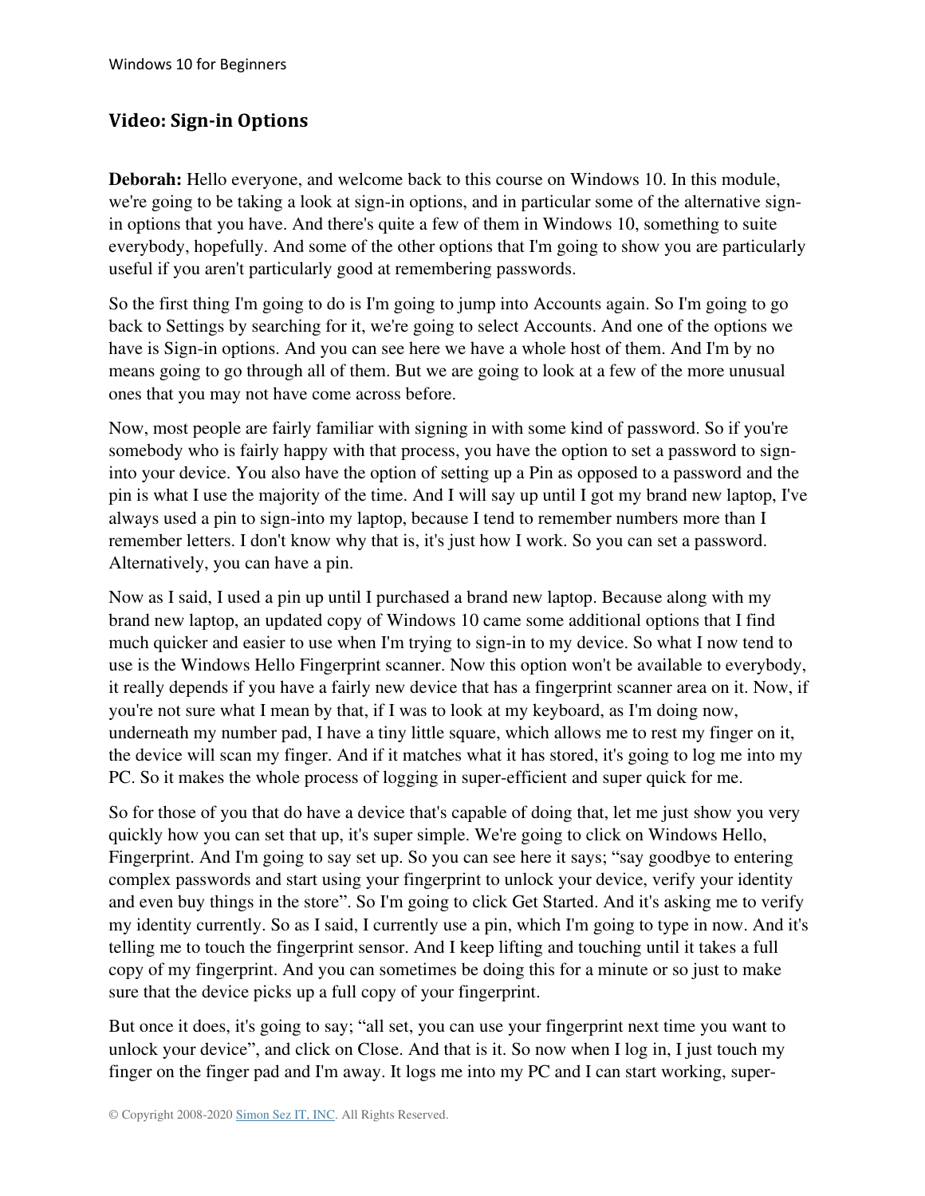## Video: Sign-in Options

**Deborah:** Hello everyone, and welcome back to this course on Windows 10. In this module, we're going to be taking a look at sign-in options, and in particular some of the alternative sign-in options that you have. And there's quite a few of them in Windows 10, something to suite everybody, hopefully. And some of the other options that I'm going to show you are particularly useful if you aren't particularly good at remembering passwords.

So the first thing I'm going to do is I'm going to jump into Accounts again. So I'm going to go back to Settings by searching for it, we're going to select Accounts. And one of the options we have is Sign-in options. And you can see here we have a whole host of them. And I'm by no means going to go through all of them. But we are going to look at a few of the more unusual ones that you may not have come across before.

Now, most people are fairly familiar with signing in with some kind of password. So if you're somebody who is fairly happy with that process, you have the option to set a password to sign-into your device. You also have the option of setting up a Pin as opposed to a password and the pin is what I use the majority of the time. And I will say up until I got my brand new laptop, I've always used a pin to sign-into my laptop, because I tend to remember numbers more than I remember letters. I don't know why that is, it's just how I work. So you can set a password. Alternatively, you can have a pin.

Now as I said, I used a pin up until I purchased a brand new laptop. Because along with my brand new laptop, an updated copy of Windows 10 came some additional options that I find much quicker and easier to use when I'm trying to sign-in to my device. So what I now tend to use is the Windows Hello Fingerprint scanner. Now this option won't be available to everybody, it really depends if you have a fairly new device that has a fingerprint scanner area on it. Now, if you're not sure what I mean by that, if I was to look at my keyboard, as I'm doing now, underneath my number pad, I have a tiny little square, which allows me to rest my finger on it, the device will scan my finger. And if it matches what it has stored, it's going to log me into my PC. So it makes the whole process of logging in super-efficient and super quick for me.

So for those of you that do have a device that's capable of doing that, let me just show you very quickly how you can set that up, it's super simple. We're going to click on Windows Hello, Fingerprint. And I'm going to say set up. So you can see here it says; "say goodbye to entering complex passwords and start using your fingerprint to unlock your device, verify your identity and even buy things in the store". So I'm going to click Get Started. And it's asking me to verify my identity currently. So as I said, I currently use a pin, which I'm going to type in now. And it's telling me to touch the fingerprint sensor. And I keep lifting and touching until it takes a full copy of my fingerprint. And you can sometimes be doing this for a minute or so just to make sure that the device picks up a full copy of your fingerprint.

But once it does, it's going to say; "all set, you can use your fingerprint next time you want to unlock your device", and click on Close. And that is it. So now when I log in, I just touch my finger on the finger pad and I'm away. It logs me into my PC and I can start working, super-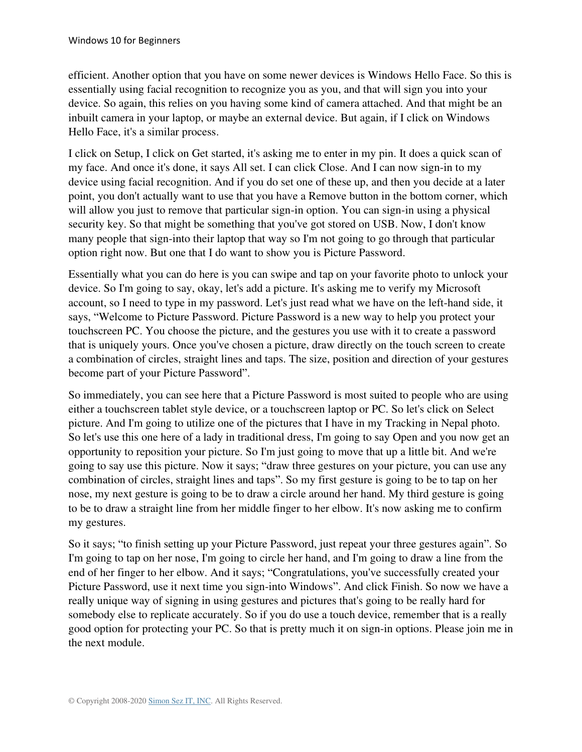efficient. Another option that you have on some newer devices is Windows Hello Face. So this is essentially using facial recognition to recognize you as you, and that will sign you into your device. So again, this relies on you having some kind of camera attached. And that might be an inbuilt camera in your laptop, or maybe an external device. But again, if I click on Windows Hello Face, it's a similar process.

I click on Setup, I click on Get started, it's asking me to enter in my pin. It does a quick scan of my face. And once it's done, it says All set. I can click Close. And I can now sign-in to my device using facial recognition. And if you do set one of these up, and then you decide at a later point, you don't actually want to use that you have a Remove button in the bottom corner, which will allow you just to remove that particular sign-in option. You can sign-in using a physical security key. So that might be something that you've got stored on USB. Now, I don't know many people that sign-into their laptop that way so I'm not going to go through that particular option right now. But one that I do want to show you is Picture Password.

Essentially what you can do here is you can swipe and tap on your favorite photo to unlock your device. So I'm going to say, okay, let's add a picture. It's asking me to verify my Microsoft account, so I need to type in my password. Let's just read what we have on the left-hand side, it says, "Welcome to Picture Password. Picture Password is a new way to help you protect your touchscreen PC. You choose the picture, and the gestures you use with it to create a password that is uniquely yours. Once you've chosen a picture, draw directly on the touch screen to create a combination of circles, straight lines and taps. The size, position and direction of your gestures become part of your Picture Password".

So immediately, you can see here that a Picture Password is most suited to people who are using either a touchscreen tablet style device, or a touchscreen laptop or PC. So let's click on Select picture. And I'm going to utilize one of the pictures that I have in my Tracking in Nepal photo. So let's use this one here of a lady in traditional dress, I'm going to say Open and you now get an opportunity to reposition your picture. So I'm just going to move that up a little bit. And we're going to say use this picture. Now it says; "draw three gestures on your picture, you can use any combination of circles, straight lines and taps". So my first gesture is going to be to tap on her nose, my next gesture is going to be to draw a circle around her hand. My third gesture is going to be to draw a straight line from her middle finger to her elbow. It's now asking me to confirm my gestures.

So it says; "to finish setting up your Picture Password, just repeat your three gestures again". So I'm going to tap on her nose, I'm going to circle her hand, and I'm going to draw a line from the end of her finger to her elbow. And it says; "Congratulations, you've successfully created your Picture Password, use it next time you sign-into Windows". And click Finish. So now we have a really unique way of signing in using gestures and pictures that's going to be really hard for somebody else to replicate accurately. So if you do use a touch device, remember that is a really good option for protecting your PC. So that is pretty much it on sign-in options. Please join me in the next module.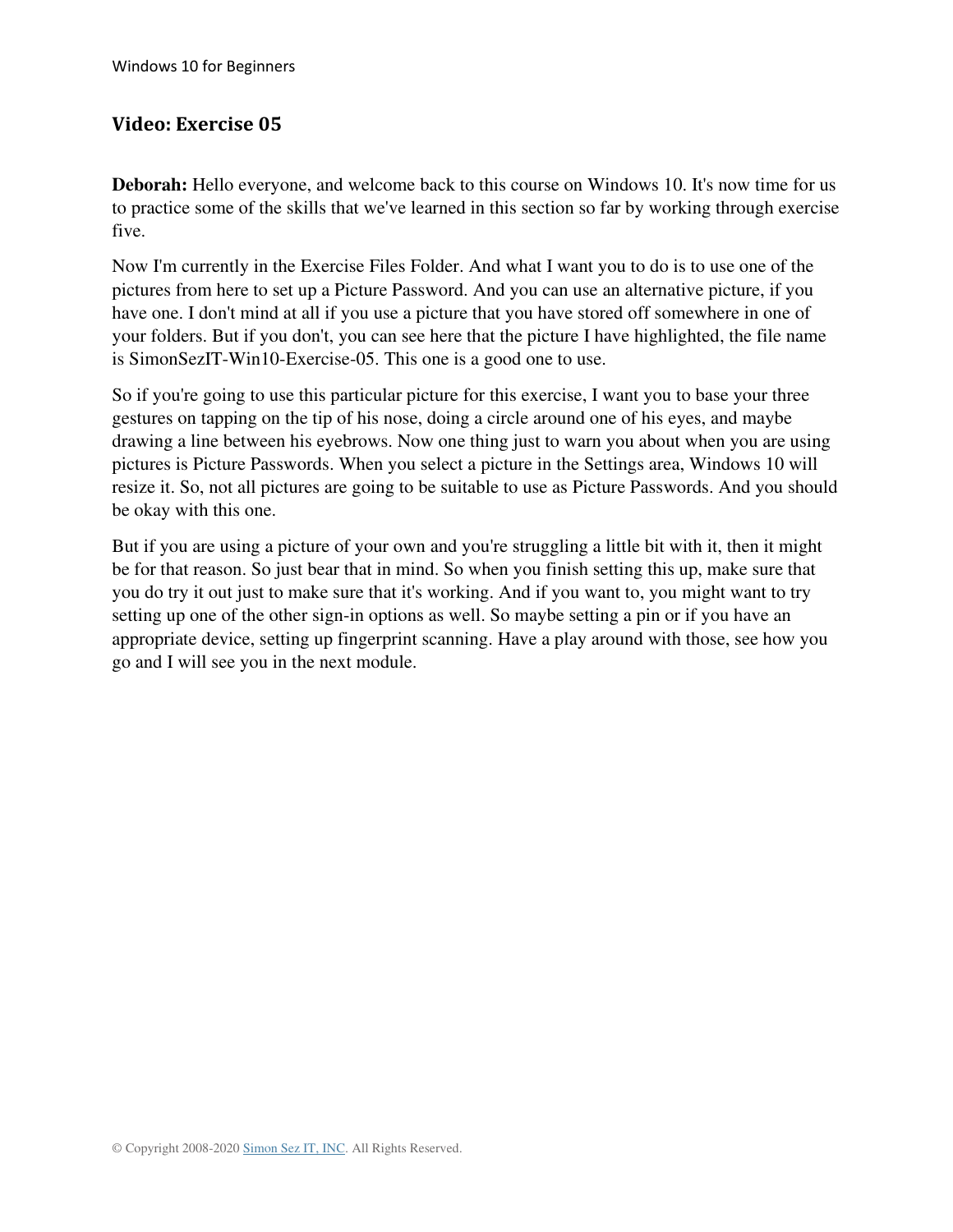## Video: Exercise 05

**Deborah:** Hello everyone, and welcome back to this course on Windows 10. It's now time for us to practice some of the skills that we've learned in this section so far by working through exercise five.

Now I'm currently in the Exercise Files Folder. And what I want you to do is to use one of the pictures from here to set up a Picture Password. And you can use an alternative picture, if you have one. I don't mind at all if you use a picture that you have stored off somewhere in one of your folders. But if you don't, you can see here that the picture I have highlighted, the file name is SimonSezIT-Win10-Exercise-05. This one is a good one to use.

So if you're going to use this particular picture for this exercise, I want you to base your three gestures on tapping on the tip of his nose, doing a circle around one of his eyes, and maybe drawing a line between his eyebrows. Now one thing just to warn you about when you are using pictures is Picture Passwords. When you select a picture in the Settings area, Windows 10 will resize it. So, not all pictures are going to be suitable to use as Picture Passwords. And you should be okay with this one.

But if you are using a picture of your own and you're struggling a little bit with it, then it might be for that reason. So just bear that in mind. So when you finish setting this up, make sure that you do try it out just to make sure that it's working. And if you want to, you might want to try setting up one of the other sign-in options as well. So maybe setting a pin or if you have an appropriate device, setting up fingerprint scanning. Have a play around with those, see how you go and I will see you in the next module.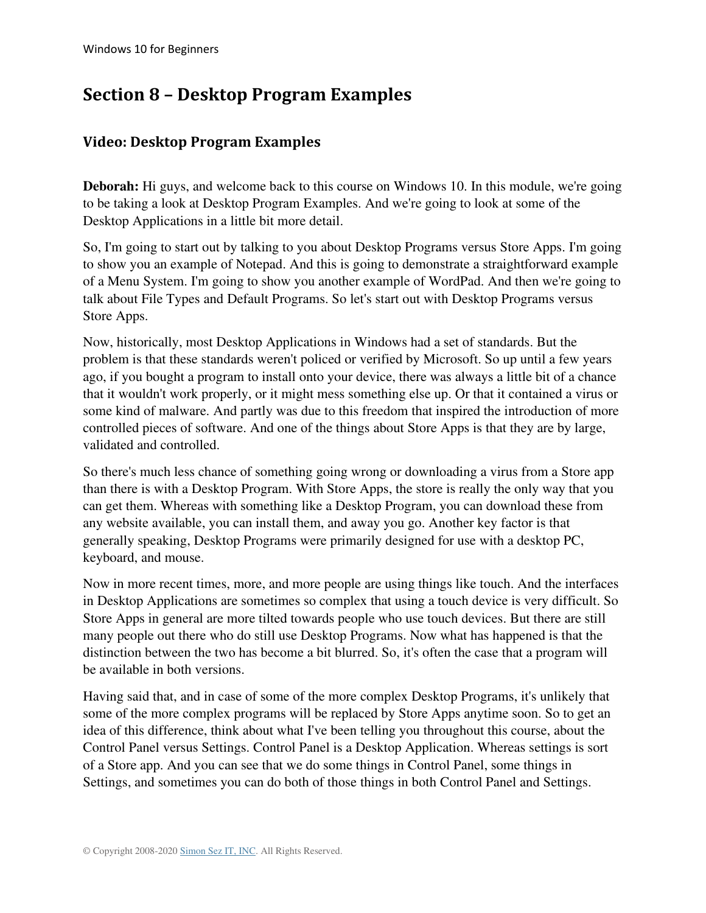# Section 8 – Desktop Program Examples

## Video: Desktop Program Examples

**Deborah:** Hi guys, and welcome back to this course on Windows 10. In this module, we're going to be taking a look at Desktop Program Examples. And we're going to look at some of the Desktop Applications in a little bit more detail.

So, I'm going to start out by talking to you about Desktop Programs versus Store Apps. I'm going to show you an example of Notepad. And this is going to demonstrate a straightforward example of a Menu System. I'm going to show you another example of WordPad. And then we're going to talk about File Types and Default Programs. So let's start out with Desktop Programs versus Store Apps.

Now, historically, most Desktop Applications in Windows had a set of standards. But the problem is that these standards weren't policed or verified by Microsoft. So up until a few years ago, if you bought a program to install onto your device, there was always a little bit of a chance that it wouldn't work properly, or it might mess something else up. Or that it contained a virus or some kind of malware. And partly was due to this freedom that inspired the introduction of more controlled pieces of software. And one of the things about Store Apps is that they are by large, validated and controlled.

So there's much less chance of something going wrong or downloading a virus from a Store app than there is with a Desktop Program. With Store Apps, the store is really the only way that you can get them. Whereas with something like a Desktop Program, you can download these from any website available, you can install them, and away you go. Another key factor is that generally speaking, Desktop Programs were primarily designed for use with a desktop PC, keyboard, and mouse.

Now in more recent times, more, and more people are using things like touch. And the interfaces in Desktop Applications are sometimes so complex that using a touch device is very difficult. So Store Apps in general are more tilted towards people who use touch devices. But there are still many people out there who do still use Desktop Programs. Now what has happened is that the distinction between the two has become a bit blurred. So, it's often the case that a program will be available in both versions.

Having said that, and in case of some of the more complex Desktop Programs, it's unlikely that some of the more complex programs will be replaced by Store Apps anytime soon. So to get an idea of this difference, think about what I've been telling you throughout this course, about the Control Panel versus Settings. Control Panel is a Desktop Application. Whereas settings is sort of a Store app. And you can see that we do some things in Control Panel, some things in Settings, and sometimes you can do both of those things in both Control Panel and Settings.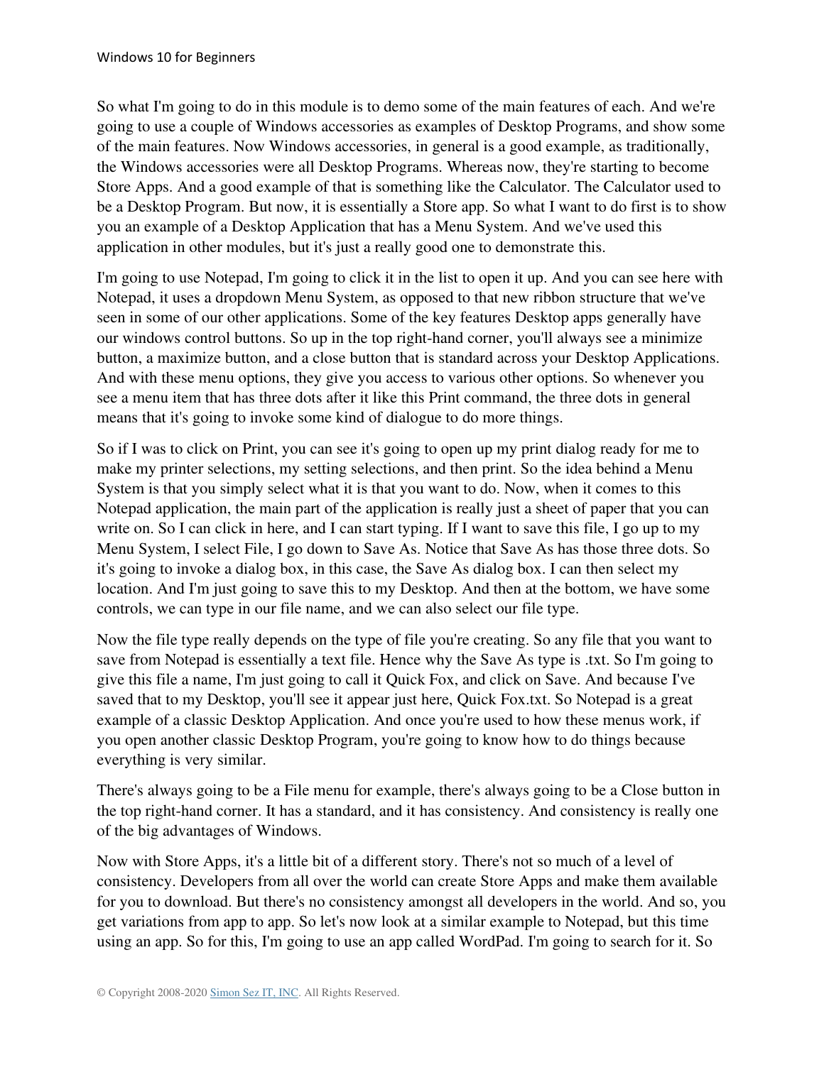So what I'm going to do in this module is to demo some of the main features of each. And we're going to use a couple of Windows accessories as examples of Desktop Programs, and show some of the main features. Now Windows accessories, in general is a good example, as traditionally, the Windows accessories were all Desktop Programs. Whereas now, they're starting to become Store Apps. And a good example of that is something like the Calculator. The Calculator used to be a Desktop Program. But now, it is essentially a Store app. So what I want to do first is to show you an example of a Desktop Application that has a Menu System. And we've used this application in other modules, but it's just a really good one to demonstrate this.

I'm going to use Notepad, I'm going to click it in the list to open it up. And you can see here with Notepad, it uses a dropdown Menu System, as opposed to that new ribbon structure that we've seen in some of our other applications. Some of the key features Desktop apps generally have our windows control buttons. So up in the top right-hand corner, you'll always see a minimize button, a maximize button, and a close button that is standard across your Desktop Applications. And with these menu options, they give you access to various other options. So whenever you see a menu item that has three dots after it like this Print command, the three dots in general means that it's going to invoke some kind of dialogue to do more things.

So if I was to click on Print, you can see it's going to open up my print dialog ready for me to make my printer selections, my setting selections, and then print. So the idea behind a Menu System is that you simply select what it is that you want to do. Now, when it comes to this Notepad application, the main part of the application is really just a sheet of paper that you can write on. So I can click in here, and I can start typing. If I want to save this file, I go up to my Menu System, I select File, I go down to Save As. Notice that Save As has those three dots. So it's going to invoke a dialog box, in this case, the Save As dialog box. I can then select my location. And I'm just going to save this to my Desktop. And then at the bottom, we have some controls, we can type in our file name, and we can also select our file type.

Now the file type really depends on the type of file you're creating. So any file that you want to save from Notepad is essentially a text file. Hence why the Save As type is .txt. So I'm going to give this file a name, I'm just going to call it Quick Fox, and click on Save. And because I've saved that to my Desktop, you'll see it appear just here, Quick Fox.txt. So Notepad is a great example of a classic Desktop Application. And once you're used to how these menus work, if you open another classic Desktop Program, you're going to know how to do things because everything is very similar.

There's always going to be a File menu for example, there's always going to be a Close button in the top right-hand corner. It has a standard, and it has consistency. And consistency is really one of the big advantages of Windows.

Now with Store Apps, it's a little bit of a different story. There's not so much of a level of consistency. Developers from all over the world can create Store Apps and make them available for you to download. But there's no consistency amongst all developers in the world. And so, you get variations from app to app. So let's now look at a similar example to Notepad, but this time using an app. So for this, I'm going to use an app called WordPad. I'm going to search for it. So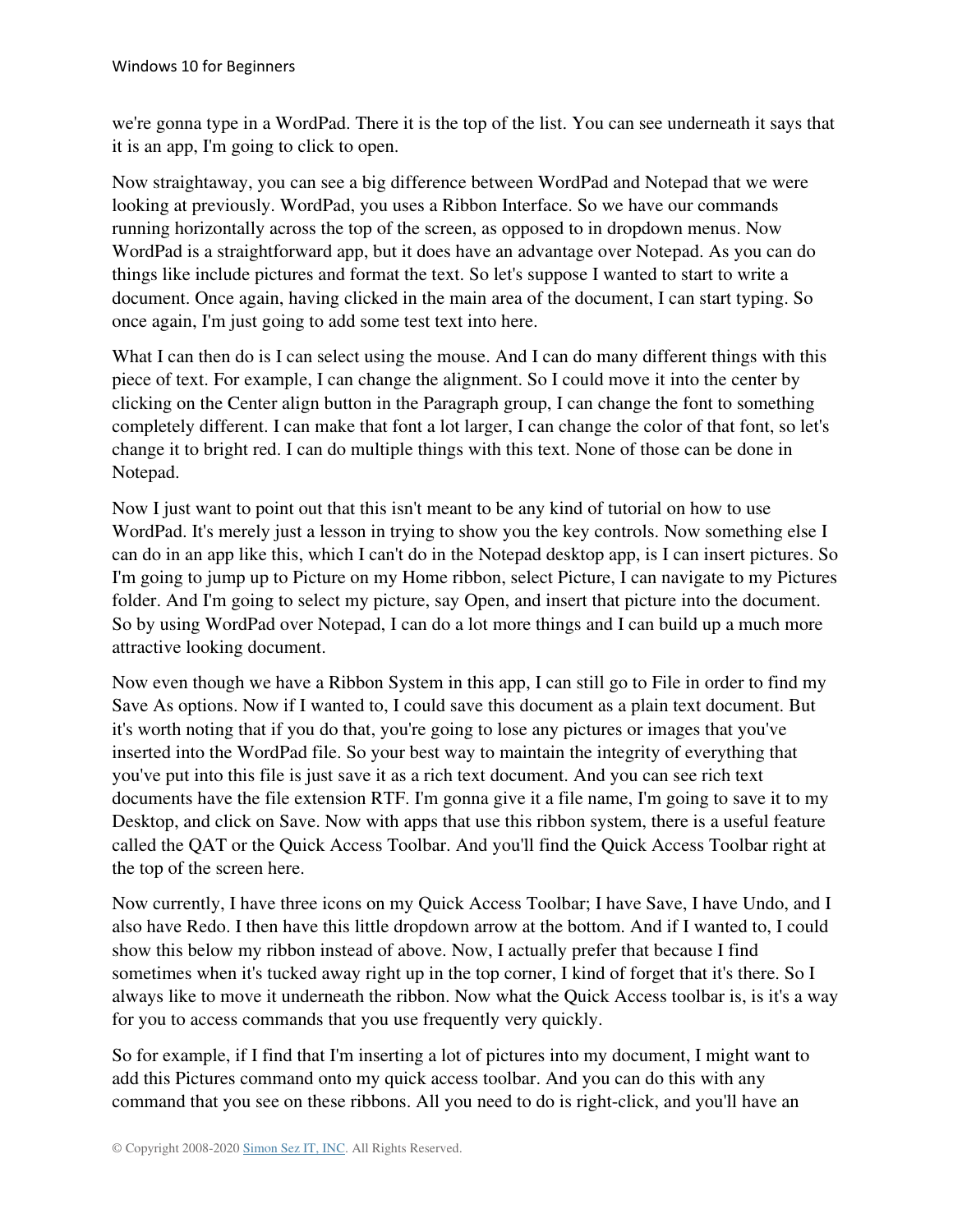we're gonna type in a WordPad. There it is the top of the list. You can see underneath it says that it is an app, I'm going to click to open.

Now straightaway, you can see a big difference between WordPad and Notepad that we were looking at previously. WordPad, you uses a Ribbon Interface. So we have our commands running horizontally across the top of the screen, as opposed to in dropdown menus. Now WordPad is a straightforward app, but it does have an advantage over Notepad. As you can do things like include pictures and format the text. So let's suppose I wanted to start to write a document. Once again, having clicked in the main area of the document, I can start typing. So once again, I'm just going to add some test text into here.

What I can then do is I can select using the mouse. And I can do many different things with this piece of text. For example, I can change the alignment. So I could move it into the center by clicking on the Center align button in the Paragraph group, I can change the font to something completely different. I can make that font a lot larger, I can change the color of that font, so let's change it to bright red. I can do multiple things with this text. None of those can be done in Notepad.

Now I just want to point out that this isn't meant to be any kind of tutorial on how to use WordPad. It's merely just a lesson in trying to show you the key controls. Now something else I can do in an app like this, which I can't do in the Notepad desktop app, is I can insert pictures. So I'm going to jump up to Picture on my Home ribbon, select Picture, I can navigate to my Pictures folder. And I'm going to select my picture, say Open, and insert that picture into the document. So by using WordPad over Notepad, I can do a lot more things and I can build up a much more attractive looking document.

Now even though we have a Ribbon System in this app, I can still go to File in order to find my Save As options. Now if I wanted to, I could save this document as a plain text document. But it's worth noting that if you do that, you're going to lose any pictures or images that you've inserted into the WordPad file. So your best way to maintain the integrity of everything that you've put into this file is just save it as a rich text document. And you can see rich text documents have the file extension RTF. I'm gonna give it a file name, I'm going to save it to my Desktop, and click on Save. Now with apps that use this ribbon system, there is a useful feature called the QAT or the Quick Access Toolbar. And you'll find the Quick Access Toolbar right at the top of the screen here.

Now currently, I have three icons on my Quick Access Toolbar; I have Save, I have Undo, and I also have Redo. I then have this little dropdown arrow at the bottom. And if I wanted to, I could show this below my ribbon instead of above. Now, I actually prefer that because I find sometimes when it's tucked away right up in the top corner, I kind of forget that it's there. So I always like to move it underneath the ribbon. Now what the Quick Access toolbar is, is it's a way for you to access commands that you use frequently very quickly.

So for example, if I find that I'm inserting a lot of pictures into my document, I might want to add this Pictures command onto my quick access toolbar. And you can do this with any command that you see on these ribbons. All you need to do is right-click, and you'll have an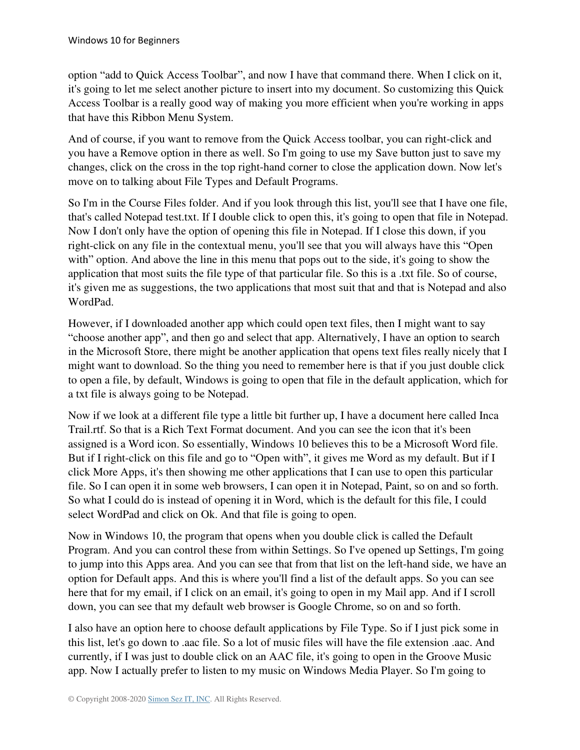option “add to Quick Access Toolbar”, and now I have that command there. When I click on it, it's going to let me select another picture to insert into my document. So customizing this Quick Access Toolbar is a really good way of making you more efficient when you're working in apps that have this Ribbon Menu System.

And of course, if you want to remove from the Quick Access toolbar, you can right-click and you have a Remove option in there as well. So I'm going to use my Save button just to save my changes, click on the cross in the top right-hand corner to close the application down. Now let's move on to talking about File Types and Default Programs.

So I'm in the Course Files folder. And if you look through this list, you'll see that I have one file, that's called Notepad test.txt. If I double click to open this, it's going to open that file in Notepad. Now I don't only have the option of opening this file in Notepad. If I close this down, if you right-click on any file in the contextual menu, you'll see that you will always have this “Open with” option. And above the line in this menu that pops out to the side, it's going to show the application that most suits the file type of that particular file. So this is a .txt file. So of course, it's given me as suggestions, the two applications that most suit that and that is Notepad and also WordPad.

However, if I downloaded another app which could open text files, then I might want to say “choose another app”, and then go and select that app. Alternatively, I have an option to search in the Microsoft Store, there might be another application that opens text files really nicely that I might want to download. So the thing you need to remember here is that if you just double click to open a file, by default, Windows is going to open that file in the default application, which for a txt file is always going to be Notepad.

Now if we look at a different file type a little bit further up, I have a document here called Inca Trail.rtf. So that is a Rich Text Format document. And you can see the icon that it's been assigned is a Word icon. So essentially, Windows 10 believes this to be a Microsoft Word file. But if I right-click on this file and go to “Open with”, it gives me Word as my default. But if I click More Apps, it's then showing me other applications that I can use to open this particular file. So I can open it in some web browsers, I can open it in Notepad, Paint, so on and so forth. So what I could do is instead of opening it in Word, which is the default for this file, I could select WordPad and click on Ok. And that file is going to open.

Now in Windows 10, the program that opens when you double click is called the Default Program. And you can control these from within Settings. So I've opened up Settings, I'm going to jump into this Apps area. And you can see that from that list on the left-hand side, we have an option for Default apps. And this is where you'll find a list of the default apps. So you can see here that for my email, if I click on an email, it's going to open in my Mail app. And if I scroll down, you can see that my default web browser is Google Chrome, so on and so forth.

I also have an option here to choose default applications by File Type. So if I just pick some in this list, let's go down to .aac file. So a lot of music files will have the file extension .aac. And currently, if I was just to double click on an AAC file, it's going to open in the Groove Music app. Now I actually prefer to listen to my music on Windows Media Player. So I'm going to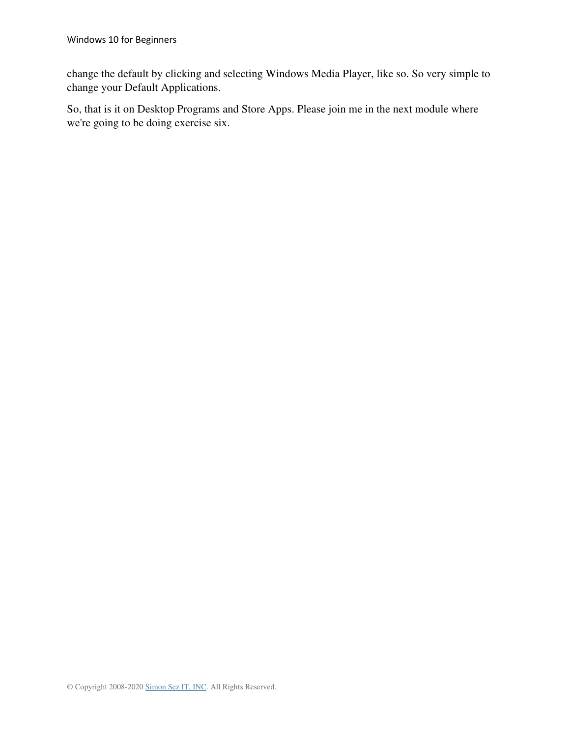change the default by clicking and selecting Windows Media Player, like so. So very simple to change your Default Applications.

So, that is it on Desktop Programs and Store Apps. Please join me in the next module where we're going to be doing exercise six.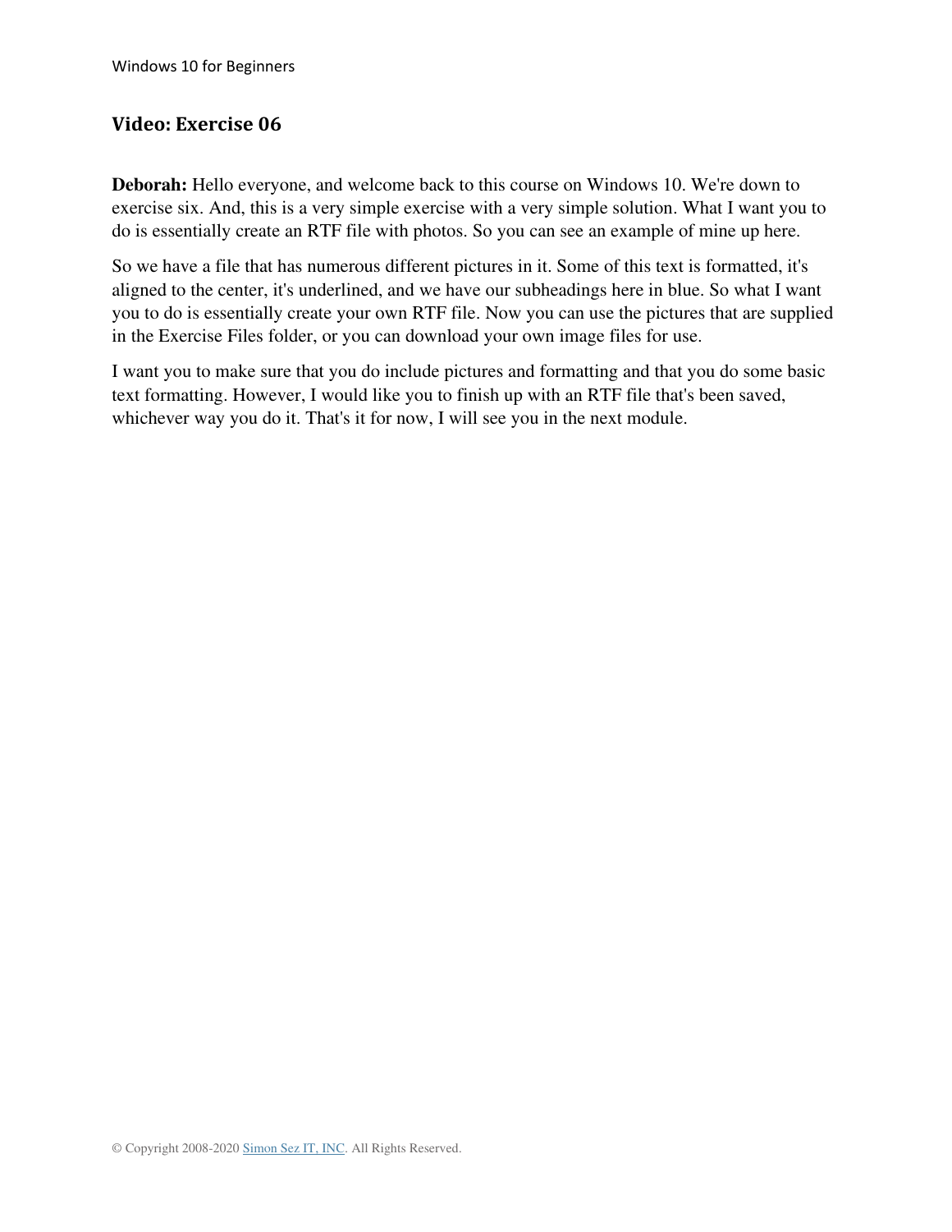## Video: Exercise 06

**Deborah:** Hello everyone, and welcome back to this course on Windows 10. We're down to exercise six. And, this is a very simple exercise with a very simple solution. What I want you to do is essentially create an RTF file with photos. So you can see an example of mine up here.

So we have a file that has numerous different pictures in it. Some of this text is formatted, it's aligned to the center, it's underlined, and we have our subheadings here in blue. So what I want you to do is essentially create your own RTF file. Now you can use the pictures that are supplied in the Exercise Files folder, or you can download your own image files for use.

I want you to make sure that you do include pictures and formatting and that you do some basic text formatting. However, I would like you to finish up with an RTF file that's been saved, whichever way you do it. That's it for now, I will see you in the next module.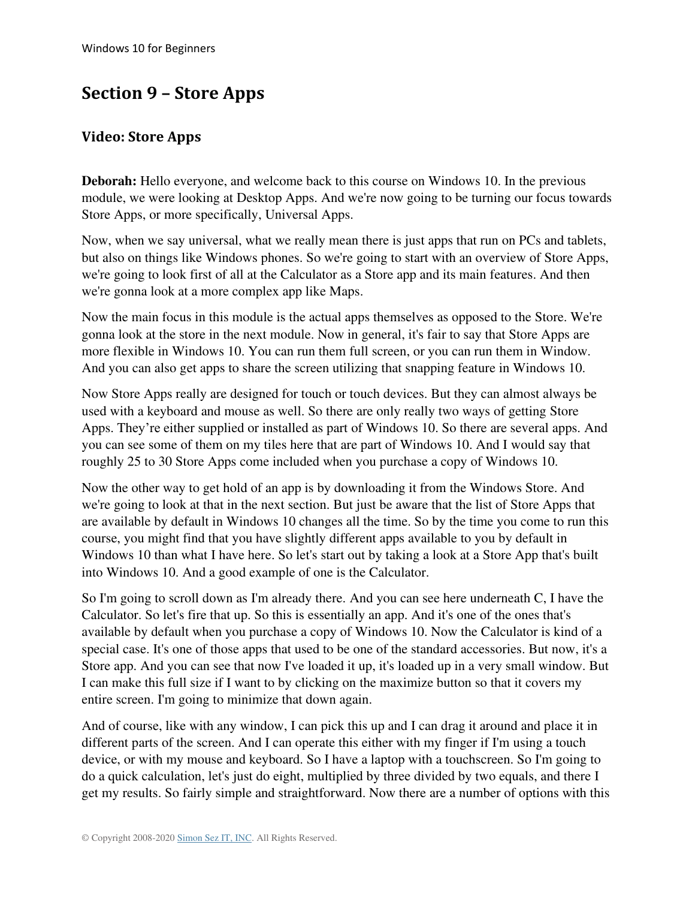# Section 9 – Store Apps

## Video: Store Apps

**Deborah:** Hello everyone, and welcome back to this course on Windows 10. In the previous module, we were looking at Desktop Apps. And we're now going to be turning our focus towards Store Apps, or more specifically, Universal Apps.

Now, when we say universal, what we really mean there is just apps that run on PCs and tablets, but also on things like Windows phones. So we're going to start with an overview of Store Apps, we're going to look first of all at the Calculator as a Store app and its main features. And then we're gonna look at a more complex app like Maps.

Now the main focus in this module is the actual apps themselves as opposed to the Store. We're gonna look at the store in the next module. Now in general, it's fair to say that Store Apps are more flexible in Windows 10. You can run them full screen, or you can run them in Window. And you can also get apps to share the screen utilizing that snapping feature in Windows 10.

Now Store Apps really are designed for touch or touch devices. But they can almost always be used with a keyboard and mouse as well. So there are only really two ways of getting Store Apps. They're either supplied or installed as part of Windows 10. So there are several apps. And you can see some of them on my tiles here that are part of Windows 10. And I would say that roughly 25 to 30 Store Apps come included when you purchase a copy of Windows 10.

Now the other way to get hold of an app is by downloading it from the Windows Store. And we're going to look at that in the next section. But just be aware that the list of Store Apps that are available by default in Windows 10 changes all the time. So by the time you come to run this course, you might find that you have slightly different apps available to you by default in Windows 10 than what I have here. So let's start out by taking a look at a Store App that's built into Windows 10. And a good example of one is the Calculator.

So I'm going to scroll down as I'm already there. And you can see here underneath C, I have the Calculator. So let's fire that up. So this is essentially an app. And it's one of the ones that's available by default when you purchase a copy of Windows 10. Now the Calculator is kind of a special case. It's one of those apps that used to be one of the standard accessories. But now, it's a Store app. And you can see that now I've loaded it up, it's loaded up in a very small window. But I can make this full size if I want to by clicking on the maximize button so that it covers my entire screen. I'm going to minimize that down again.

And of course, like with any window, I can pick this up and I can drag it around and place it in different parts of the screen. And I can operate this either with my finger if I'm using a touch device, or with my mouse and keyboard. So I have a laptop with a touchscreen. So I'm going to do a quick calculation, let's just do eight, multiplied by three divided by two equals, and there I get my results. So fairly simple and straightforward. Now there are a number of options with this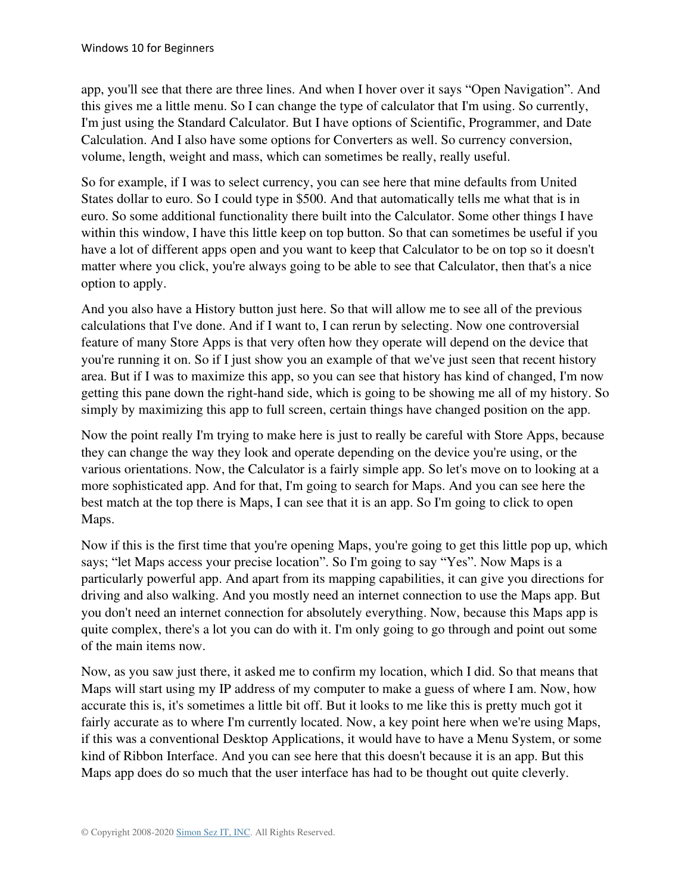app, you'll see that there are three lines. And when I hover over it says "Open Navigation". And this gives me a little menu. So I can change the type of calculator that I'm using. So currently, I'm just using the Standard Calculator. But I have options of Scientific, Programmer, and Date Calculation. And I also have some options for Converters as well. So currency conversion, volume, length, weight and mass, which can sometimes be really, really useful.

So for example, if I was to select currency, you can see here that mine defaults from United States dollar to euro. So I could type in $500. And that automatically tells me what that is in euro. So some additional functionality there built into the Calculator. Some other things I have within this window, I have this little keep on top button. So that can sometimes be useful if you have a lot of different apps open and you want to keep that Calculator to be on top so it doesn't matter where you click, you're always going to be able to see that Calculator, then that's a nice option to apply.

And you also have a History button just here. So that will allow me to see all of the previous calculations that I've done. And if I want to, I can rerun by selecting. Now one controversial feature of many Store Apps is that very often how they operate will depend on the device that you're running it on. So if I just show you an example of that we've just seen that recent history area. But if I was to maximize this app, so you can see that history has kind of changed, I'm now getting this pane down the right-hand side, which is going to be showing me all of my history. So simply by maximizing this app to full screen, certain things have changed position on the app.

Now the point really I'm trying to make here is just to really be careful with Store Apps, because they can change the way they look and operate depending on the device you're using, or the various orientations. Now, the Calculator is a fairly simple app. So let's move on to looking at a more sophisticated app. And for that, I'm going to search for Maps. And you can see here the best match at the top there is Maps, I can see that it is an app. So I'm going to click to open Maps.

Now if this is the first time that you're opening Maps, you're going to get this little pop up, which says; "let Maps access your precise location". So I'm going to say "Yes". Now Maps is a particularly powerful app. And apart from its mapping capabilities, it can give you directions for driving and also walking. And you mostly need an internet connection to use the Maps app. But you don't need an internet connection for absolutely everything. Now, because this Maps app is quite complex, there's a lot you can do with it. I'm only going to go through and point out some of the main items now.

Now, as you saw just there, it asked me to confirm my location, which I did. So that means that Maps will start using my IP address of my computer to make a guess of where I am. Now, how accurate this is, it's sometimes a little bit off. But it looks to me like this is pretty much got it fairly accurate as to where I'm currently located. Now, a key point here when we're using Maps, if this was a conventional Desktop Applications, it would have to have a Menu System, or some kind of Ribbon Interface. And you can see here that this doesn't because it is an app. But this Maps app does do so much that the user interface has had to be thought out quite cleverly.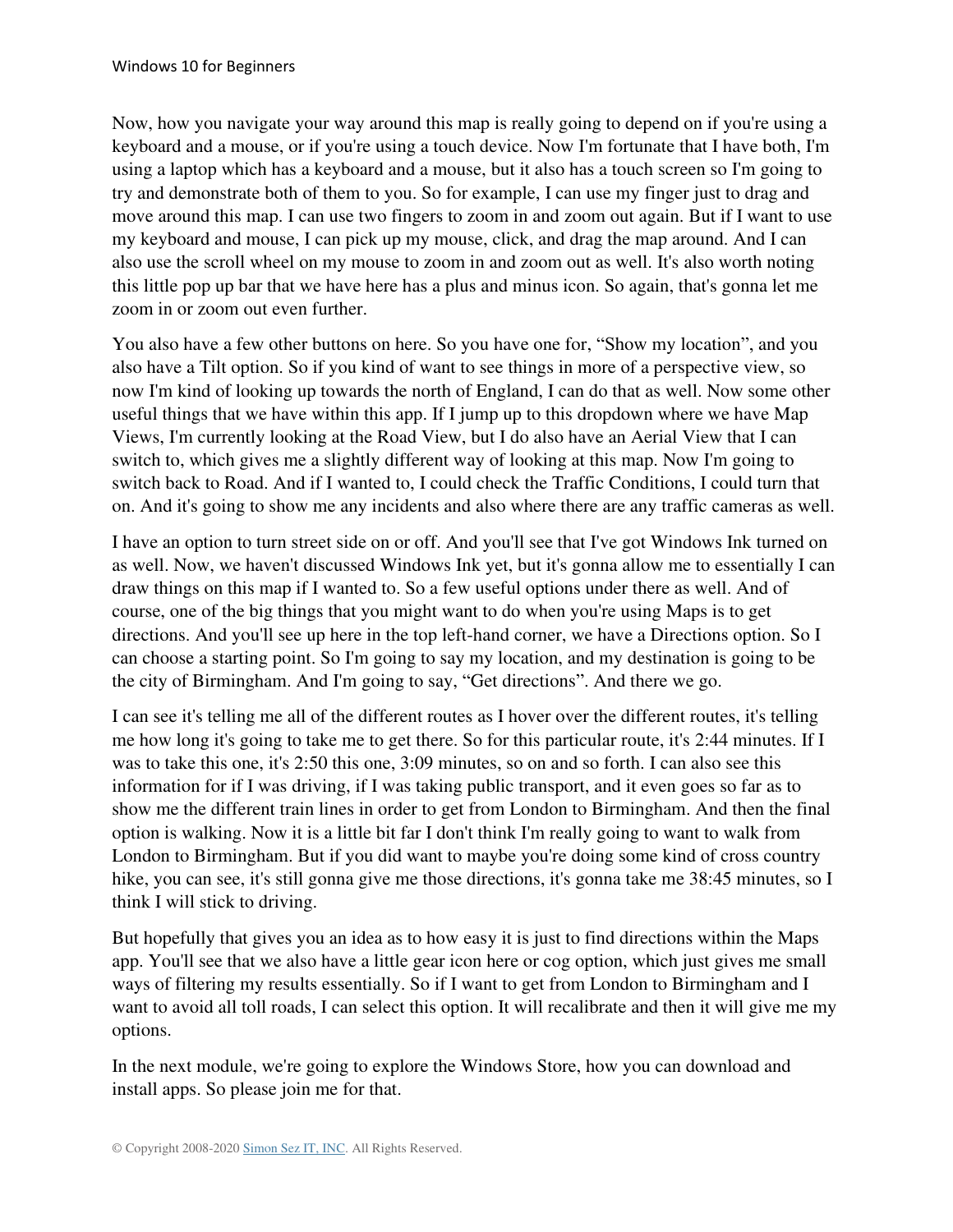Now, how you navigate your way around this map is really going to depend on if you're using a keyboard and a mouse, or if you're using a touch device. Now I'm fortunate that I have both, I'm using a laptop which has a keyboard and a mouse, but it also has a touch screen so I'm going to try and demonstrate both of them to you. So for example, I can use my finger just to drag and move around this map. I can use two fingers to zoom in and zoom out again. But if I want to use my keyboard and mouse, I can pick up my mouse, click, and drag the map around. And I can also use the scroll wheel on my mouse to zoom in and zoom out as well. It's also worth noting this little pop up bar that we have here has a plus and minus icon. So again, that's gonna let me zoom in or zoom out even further.

You also have a few other buttons on here. So you have one for, "Show my location", and you also have a Tilt option. So if you kind of want to see things in more of a perspective view, so now I'm kind of looking up towards the north of England, I can do that as well. Now some other useful things that we have within this app. If I jump up to this dropdown where we have Map Views, I'm currently looking at the Road View, but I do also have an Aerial View that I can switch to, which gives me a slightly different way of looking at this map. Now I'm going to switch back to Road. And if I wanted to, I could check the Traffic Conditions, I could turn that on. And it's going to show me any incidents and also where there are any traffic cameras as well.

I have an option to turn street side on or off. And you'll see that I've got Windows Ink turned on as well. Now, we haven't discussed Windows Ink yet, but it's gonna allow me to essentially I can draw things on this map if I wanted to. So a few useful options under there as well. And of course, one of the big things that you might want to do when you're using Maps is to get directions. And you'll see up here in the top left-hand corner, we have a Directions option. So I can choose a starting point. So I'm going to say my location, and my destination is going to be the city of Birmingham. And I'm going to say, "Get directions". And there we go.

I can see it's telling me all of the different routes as I hover over the different routes, it's telling me how long it's going to take me to get there. So for this particular route, it's 2:44 minutes. If I was to take this one, it's 2:50 this one, 3:09 minutes, so on and so forth. I can also see this information for if I was driving, if I was taking public transport, and it even goes so far as to show me the different train lines in order to get from London to Birmingham. And then the final option is walking. Now it is a little bit far I don't think I'm really going to want to walk from London to Birmingham. But if you did want to maybe you're doing some kind of cross country hike, you can see, it's still gonna give me those directions, it's gonna take me 38:45 minutes, so I think I will stick to driving.

But hopefully that gives you an idea as to how easy it is just to find directions within the Maps app. You'll see that we also have a little gear icon here or cog option, which just gives me small ways of filtering my results essentially. So if I want to get from London to Birmingham and I want to avoid all toll roads, I can select this option. It will recalibrate and then it will give me my options.

In the next module, we're going to explore the Windows Store, how you can download and install apps. So please join me for that.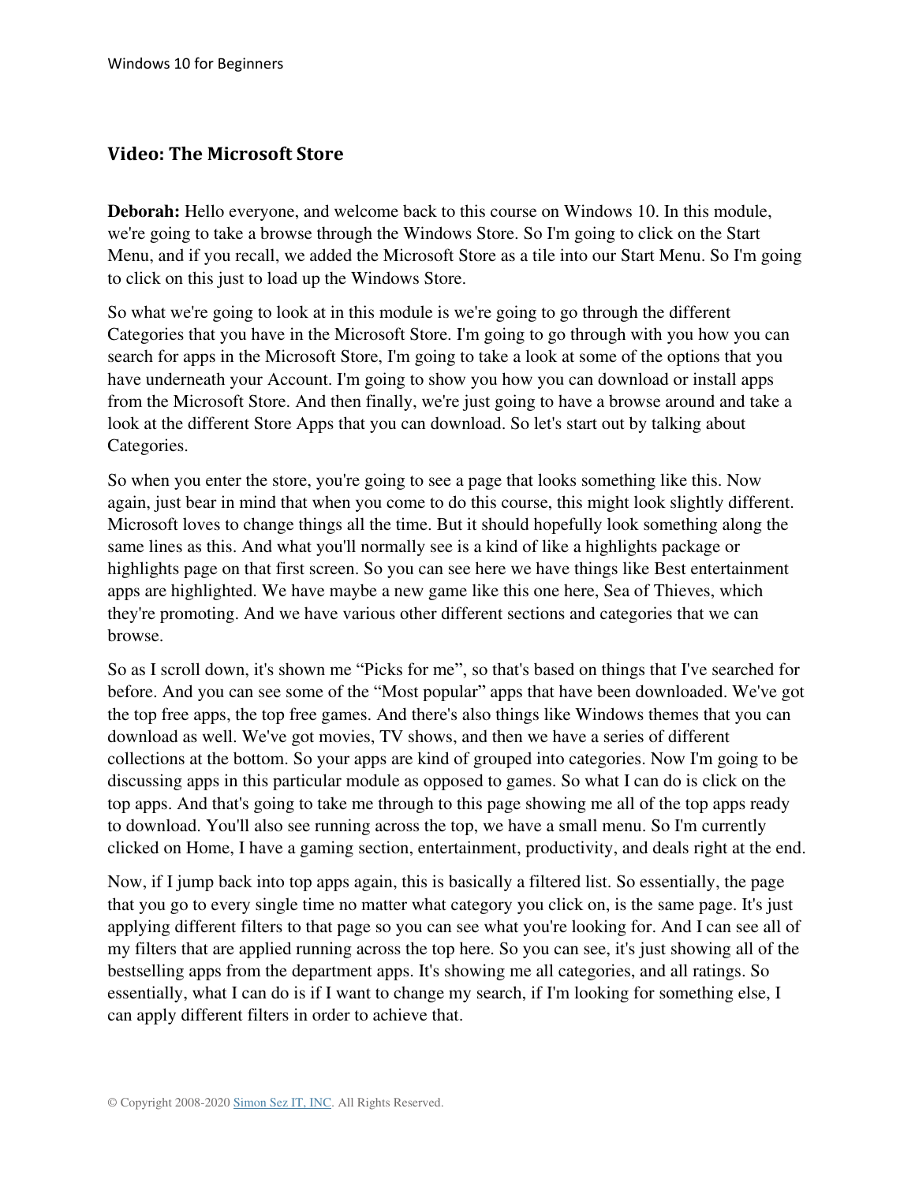## Video: The Microsoft Store

**Deborah:** Hello everyone, and welcome back to this course on Windows 10. In this module, we're going to take a browse through the Windows Store. So I'm going to click on the Start Menu, and if you recall, we added the Microsoft Store as a tile into our Start Menu. So I'm going to click on this just to load up the Windows Store.

So what we're going to look at in this module is we're going to go through the different Categories that you have in the Microsoft Store. I'm going to go through with you how you can search for apps in the Microsoft Store, I'm going to take a look at some of the options that you have underneath your Account. I'm going to show you how you can download or install apps from the Microsoft Store. And then finally, we're just going to have a browse around and take a look at the different Store Apps that you can download. So let's start out by talking about Categories.

So when you enter the store, you're going to see a page that looks something like this. Now again, just bear in mind that when you come to do this course, this might look slightly different. Microsoft loves to change things all the time. But it should hopefully look something along the same lines as this. And what you'll normally see is a kind of like a highlights package or highlights page on that first screen. So you can see here we have things like Best entertainment apps are highlighted. We have maybe a new game like this one here, Sea of Thieves, which they're promoting. And we have various other different sections and categories that we can browse.

So as I scroll down, it's shown me "Picks for me", so that's based on things that I've searched for before. And you can see some of the "Most popular" apps that have been downloaded. We've got the top free apps, the top free games. And there's also things like Windows themes that you can download as well. We've got movies, TV shows, and then we have a series of different collections at the bottom. So your apps are kind of grouped into categories. Now I'm going to be discussing apps in this particular module as opposed to games. So what I can do is click on the top apps. And that's going to take me through to this page showing me all of the top apps ready to download. You'll also see running across the top, we have a small menu. So I'm currently clicked on Home, I have a gaming section, entertainment, productivity, and deals right at the end.

Now, if I jump back into top apps again, this is basically a filtered list. So essentially, the page that you go to every single time no matter what category you click on, is the same page. It's just applying different filters to that page so you can see what you're looking for. And I can see all of my filters that are applied running across the top here. So you can see, it's just showing all of the bestselling apps from the department apps. It's showing me all categories, and all ratings. So essentially, what I can do is if I want to change my search, if I'm looking for something else, I can apply different filters in order to achieve that.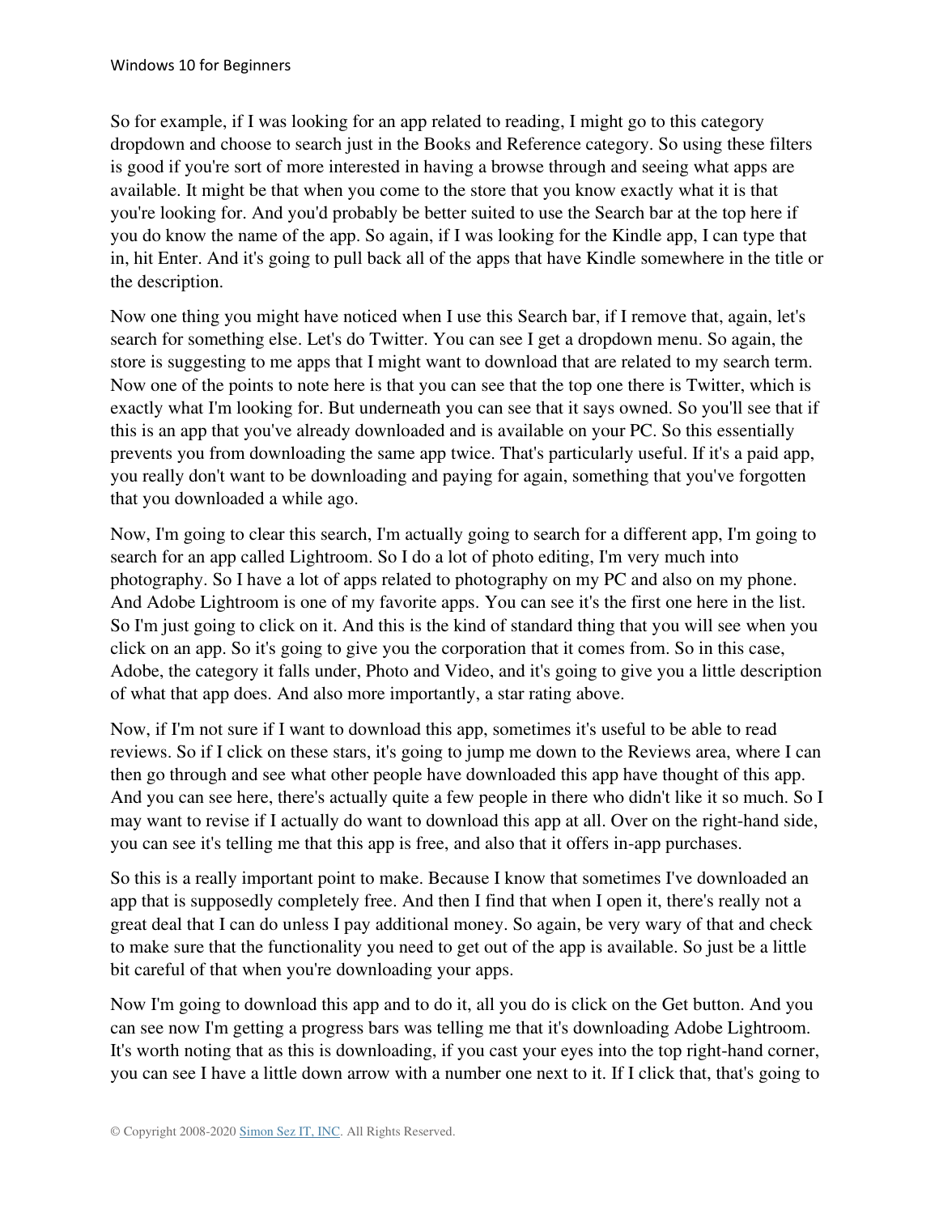So for example, if I was looking for an app related to reading, I might go to this category dropdown and choose to search just in the Books and Reference category. So using these filters is good if you're sort of more interested in having a browse through and seeing what apps are available. It might be that when you come to the store that you know exactly what it is that you're looking for. And you'd probably be better suited to use the Search bar at the top here if you do know the name of the app. So again, if I was looking for the Kindle app, I can type that in, hit Enter. And it's going to pull back all of the apps that have Kindle somewhere in the title or the description.

Now one thing you might have noticed when I use this Search bar, if I remove that, again, let's search for something else. Let's do Twitter. You can see I get a dropdown menu. So again, the store is suggesting to me apps that I might want to download that are related to my search term. Now one of the points to note here is that you can see that the top one there is Twitter, which is exactly what I'm looking for. But underneath you can see that it says owned. So you'll see that if this is an app that you've already downloaded and is available on your PC. So this essentially prevents you from downloading the same app twice. That's particularly useful. If it's a paid app, you really don't want to be downloading and paying for again, something that you've forgotten that you downloaded a while ago.

Now, I'm going to clear this search, I'm actually going to search for a different app, I'm going to search for an app called Lightroom. So I do a lot of photo editing, I'm very much into photography. So I have a lot of apps related to photography on my PC and also on my phone. And Adobe Lightroom is one of my favorite apps. You can see it's the first one here in the list. So I'm just going to click on it. And this is the kind of standard thing that you will see when you click on an app. So it's going to give you the corporation that it comes from. So in this case, Adobe, the category it falls under, Photo and Video, and it's going to give you a little description of what that app does. And also more importantly, a star rating above.

Now, if I'm not sure if I want to download this app, sometimes it's useful to be able to read reviews. So if I click on these stars, it's going to jump me down to the Reviews area, where I can then go through and see what other people have downloaded this app have thought of this app. And you can see here, there's actually quite a few people in there who didn't like it so much. So I may want to revise if I actually do want to download this app at all. Over on the right-hand side, you can see it's telling me that this app is free, and also that it offers in-app purchases.

So this is a really important point to make. Because I know that sometimes I've downloaded an app that is supposedly completely free. And then I find that when I open it, there's really not a great deal that I can do unless I pay additional money. So again, be very wary of that and check to make sure that the functionality you need to get out of the app is available. So just be a little bit careful of that when you're downloading your apps.

Now I'm going to download this app and to do it, all you do is click on the Get button. And you can see now I'm getting a progress bars was telling me that it's downloading Adobe Lightroom. It's worth noting that as this is downloading, if you cast your eyes into the top right-hand corner, you can see I have a little down arrow with a number one next to it. If I click that, that's going to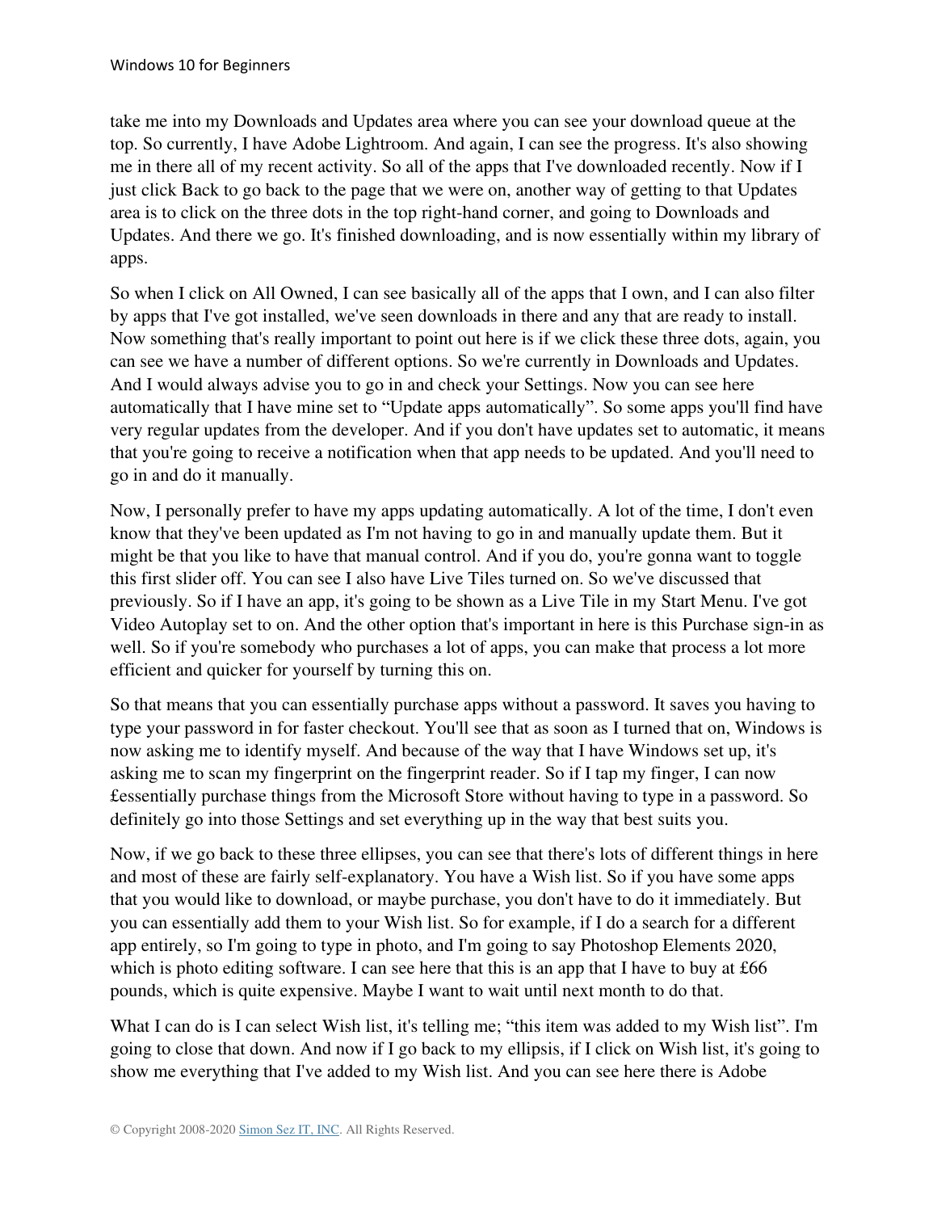take me into my Downloads and Updates area where you can see your download queue at the top. So currently, I have Adobe Lightroom. And again, I can see the progress. It's also showing me in there all of my recent activity. So all of the apps that I've downloaded recently. Now if I just click Back to go back to the page that we were on, another way of getting to that Updates area is to click on the three dots in the top right-hand corner, and going to Downloads and Updates. And there we go. It's finished downloading, and is now essentially within my library of apps.

So when I click on All Owned, I can see basically all of the apps that I own, and I can also filter by apps that I've got installed, we've seen downloads in there and any that are ready to install. Now something that's really important to point out here is if we click these three dots, again, you can see we have a number of different options. So we're currently in Downloads and Updates. And I would always advise you to go in and check your Settings. Now you can see here automatically that I have mine set to "Update apps automatically". So some apps you'll find have very regular updates from the developer. And if you don't have updates set to automatic, it means that you're going to receive a notification when that app needs to be updated. And you'll need to go in and do it manually.

Now, I personally prefer to have my apps updating automatically. A lot of the time, I don't even know that they've been updated as I'm not having to go in and manually update them. But it might be that you like to have that manual control. And if you do, you're gonna want to toggle this first slider off. You can see I also have Live Tiles turned on. So we've discussed that previously. So if I have an app, it's going to be shown as a Live Tile in my Start Menu. I've got Video Autoplay set to on. And the other option that's important in here is this Purchase sign-in as well. So if you're somebody who purchases a lot of apps, you can make that process a lot more efficient and quicker for yourself by turning this on.

So that means that you can essentially purchase apps without a password. It saves you having to type your password in for faster checkout. You'll see that as soon as I turned that on, Windows is now asking me to identify myself. And because of the way that I have Windows set up, it's asking me to scan my fingerprint on the fingerprint reader. So if I tap my finger, I can now £essentially purchase things from the Microsoft Store without having to type in a password. So definitely go into those Settings and set everything up in the way that best suits you.

Now, if we go back to these three ellipses, you can see that there's lots of different things in here and most of these are fairly self-explanatory. You have a Wish list. So if you have some apps that you would like to download, or maybe purchase, you don't have to do it immediately. But you can essentially add them to your Wish list. So for example, if I do a search for a different app entirely, so I'm going to type in photo, and I'm going to say Photoshop Elements 2020, which is photo editing software. I can see here that this is an app that I have to buy at £66 pounds, which is quite expensive. Maybe I want to wait until next month to do that.

What I can do is I can select Wish list, it's telling me; "this item was added to my Wish list". I'm going to close that down. And now if I go back to my ellipsis, if I click on Wish list, it's going to show me everything that I've added to my Wish list. And you can see here there is Adobe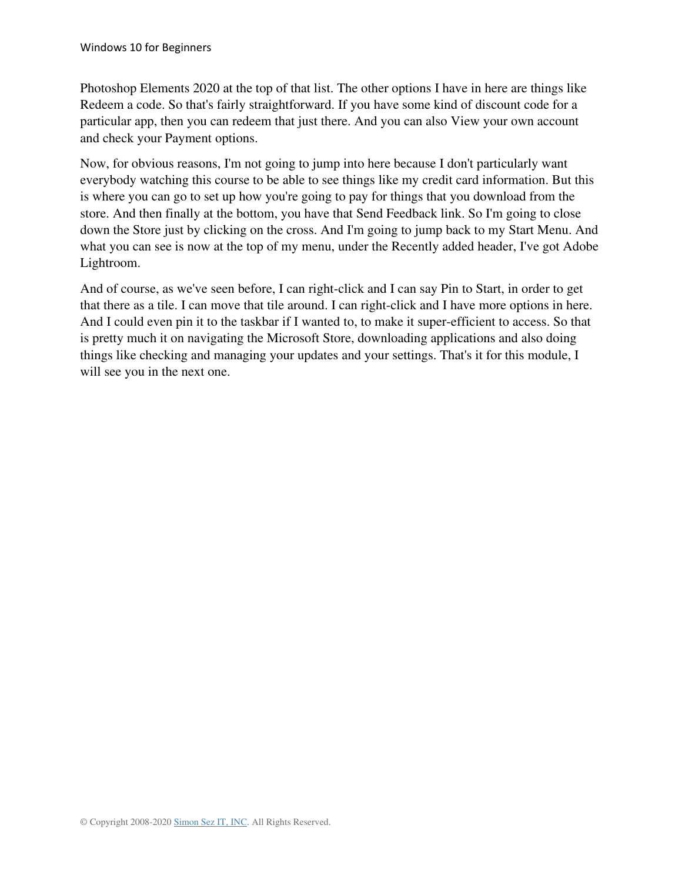Photoshop Elements 2020 at the top of that list. The other options I have in here are things like Redeem a code. So that's fairly straightforward. If you have some kind of discount code for a particular app, then you can redeem that just there. And you can also View your own account and check your Payment options.

Now, for obvious reasons, I'm not going to jump into here because I don't particularly want everybody watching this course to be able to see things like my credit card information. But this is where you can go to set up how you're going to pay for things that you download from the store. And then finally at the bottom, you have that Send Feedback link. So I'm going to close down the Store just by clicking on the cross. And I'm going to jump back to my Start Menu. And what you can see is now at the top of my menu, under the Recently added header, I've got Adobe Lightroom.

And of course, as we've seen before, I can right-click and I can say Pin to Start, in order to get that there as a tile. I can move that tile around. I can right-click and I have more options in here. And I could even pin it to the taskbar if I wanted to, to make it super-efficient to access. So that is pretty much it on navigating the Microsoft Store, downloading applications and also doing things like checking and managing your updates and your settings. That's it for this module, I will see you in the next one.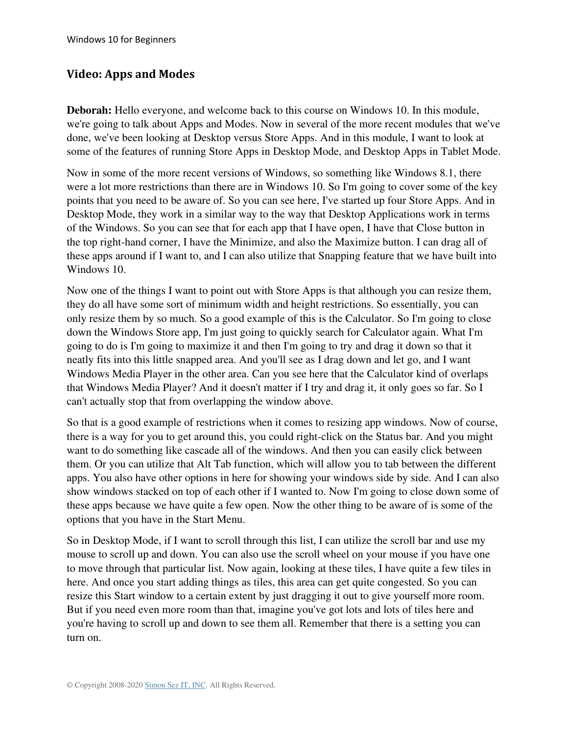## Video: Apps and Modes

**Deborah:** Hello everyone, and welcome back to this course on Windows 10. In this module, we're going to talk about Apps and Modes. Now in several of the more recent modules that we've done, we've been looking at Desktop versus Store Apps. And in this module, I want to look at some of the features of running Store Apps in Desktop Mode, and Desktop Apps in Tablet Mode.

Now in some of the more recent versions of Windows, so something like Windows 8.1, there were a lot more restrictions than there are in Windows 10. So I'm going to cover some of the key points that you need to be aware of. So you can see here, I've started up four Store Apps. And in Desktop Mode, they work in a similar way to the way that Desktop Applications work in terms of the Windows. So you can see that for each app that I have open, I have that Close button in the top right-hand corner, I have the Minimize, and also the Maximize button. I can drag all of these apps around if I want to, and I can also utilize that Snapping feature that we have built into Windows 10.

Now one of the things I want to point out with Store Apps is that although you can resize them, they do all have some sort of minimum width and height restrictions. So essentially, you can only resize them by so much. So a good example of this is the Calculator. So I'm going to close down the Windows Store app, I'm just going to quickly search for Calculator again. What I'm going to do is I'm going to maximize it and then I'm going to try and drag it down so that it neatly fits into this little snapped area. And you'll see as I drag down and let go, and I want Windows Media Player in the other area. Can you see here that the Calculator kind of overlaps that Windows Media Player? And it doesn't matter if I try and drag it, it only goes so far. So I can't actually stop that from overlapping the window above.

So that is a good example of restrictions when it comes to resizing app windows. Now of course, there is a way for you to get around this, you could right-click on the Status bar. And you might want to do something like cascade all of the windows. And then you can easily click between them. Or you can utilize that Alt Tab function, which will allow you to tab between the different apps. You also have other options in here for showing your windows side by side. And I can also show windows stacked on top of each other if I wanted to. Now I'm going to close down some of these apps because we have quite a few open. Now the other thing to be aware of is some of the options that you have in the Start Menu.

So in Desktop Mode, if I want to scroll through this list, I can utilize the scroll bar and use my mouse to scroll up and down. You can also use the scroll wheel on your mouse if you have one to move through that particular list. Now again, looking at these tiles, I have quite a few tiles in here. And once you start adding things as tiles, this area can get quite congested. So you can resize this Start window to a certain extent by just dragging it out to give yourself more room. But if you need even more room than that, imagine you've got lots and lots of tiles here and you're having to scroll up and down to see them all. Remember that there is a setting you can turn on.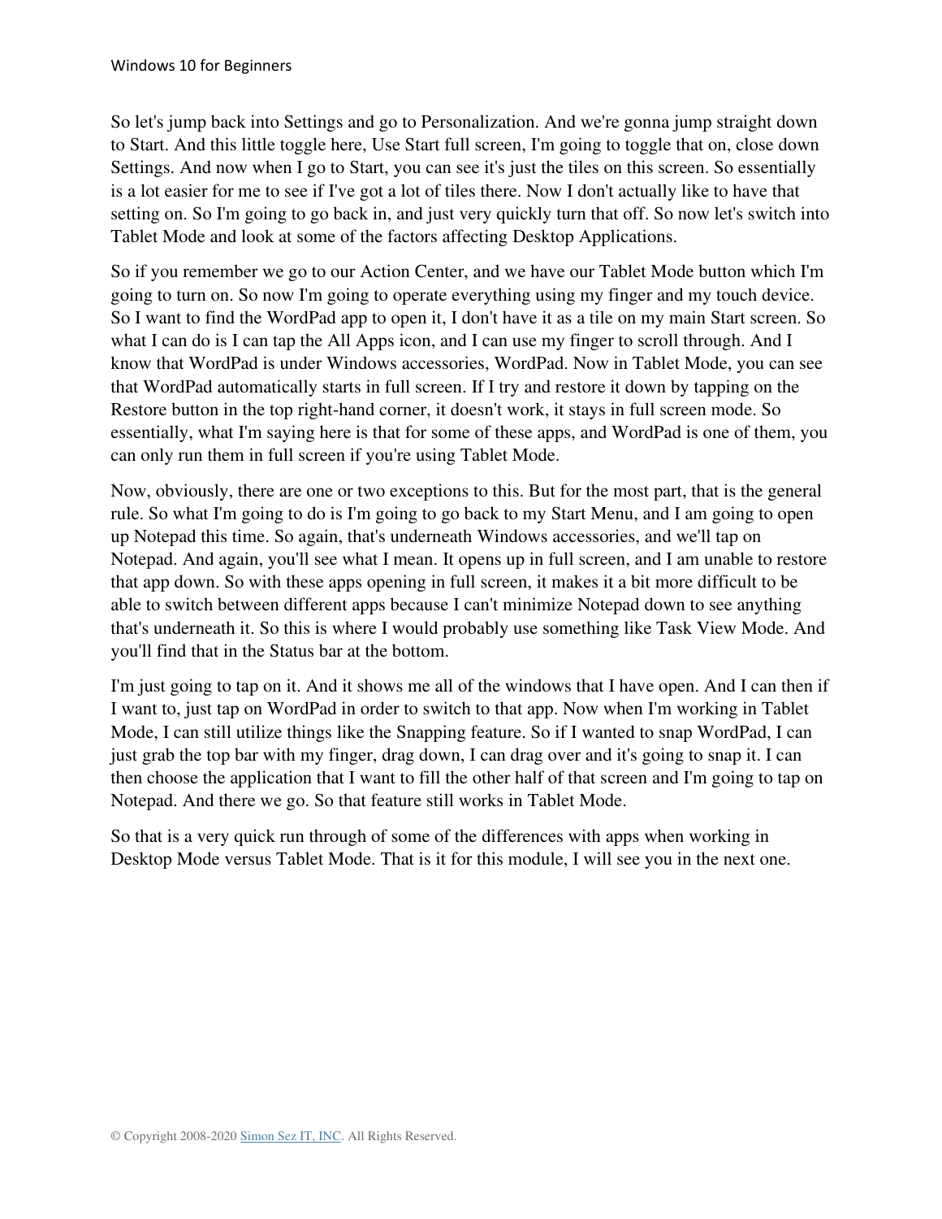So let's jump back into Settings and go to Personalization. And we're gonna jump straight down to Start. And this little toggle here, Use Start full screen, I'm going to toggle that on, close down Settings. And now when I go to Start, you can see it's just the tiles on this screen. So essentially is a lot easier for me to see if I've got a lot of tiles there. Now I don't actually like to have that setting on. So I'm going to go back in, and just very quickly turn that off. So now let's switch into Tablet Mode and look at some of the factors affecting Desktop Applications.

So if you remember we go to our Action Center, and we have our Tablet Mode button which I'm going to turn on. So now I'm going to operate everything using my finger and my touch device. So I want to find the WordPad app to open it, I don't have it as a tile on my main Start screen. So what I can do is I can tap the All Apps icon, and I can use my finger to scroll through. And I know that WordPad is under Windows accessories, WordPad. Now in Tablet Mode, you can see that WordPad automatically starts in full screen. If I try and restore it down by tapping on the Restore button in the top right-hand corner, it doesn't work, it stays in full screen mode. So essentially, what I'm saying here is that for some of these apps, and WordPad is one of them, you can only run them in full screen if you're using Tablet Mode.

Now, obviously, there are one or two exceptions to this. But for the most part, that is the general rule. So what I'm going to do is I'm going to go back to my Start Menu, and I am going to open up Notepad this time. So again, that's underneath Windows accessories, and we'll tap on Notepad. And again, you'll see what I mean. It opens up in full screen, and I am unable to restore that app down. So with these apps opening in full screen, it makes it a bit more difficult to be able to switch between different apps because I can't minimize Notepad down to see anything that's underneath it. So this is where I would probably use something like Task View Mode. And you'll find that in the Status bar at the bottom.

I'm just going to tap on it. And it shows me all of the windows that I have open. And I can then if I want to, just tap on WordPad in order to switch to that app. Now when I'm working in Tablet Mode, I can still utilize things like the Snapping feature. So if I wanted to snap WordPad, I can just grab the top bar with my finger, drag down, I can drag over and it's going to snap it. I can then choose the application that I want to fill the other half of that screen and I'm going to tap on Notepad. And there we go. So that feature still works in Tablet Mode.

So that is a very quick run through of some of the differences with apps when working in Desktop Mode versus Tablet Mode. That is it for this module, I will see you in the next one.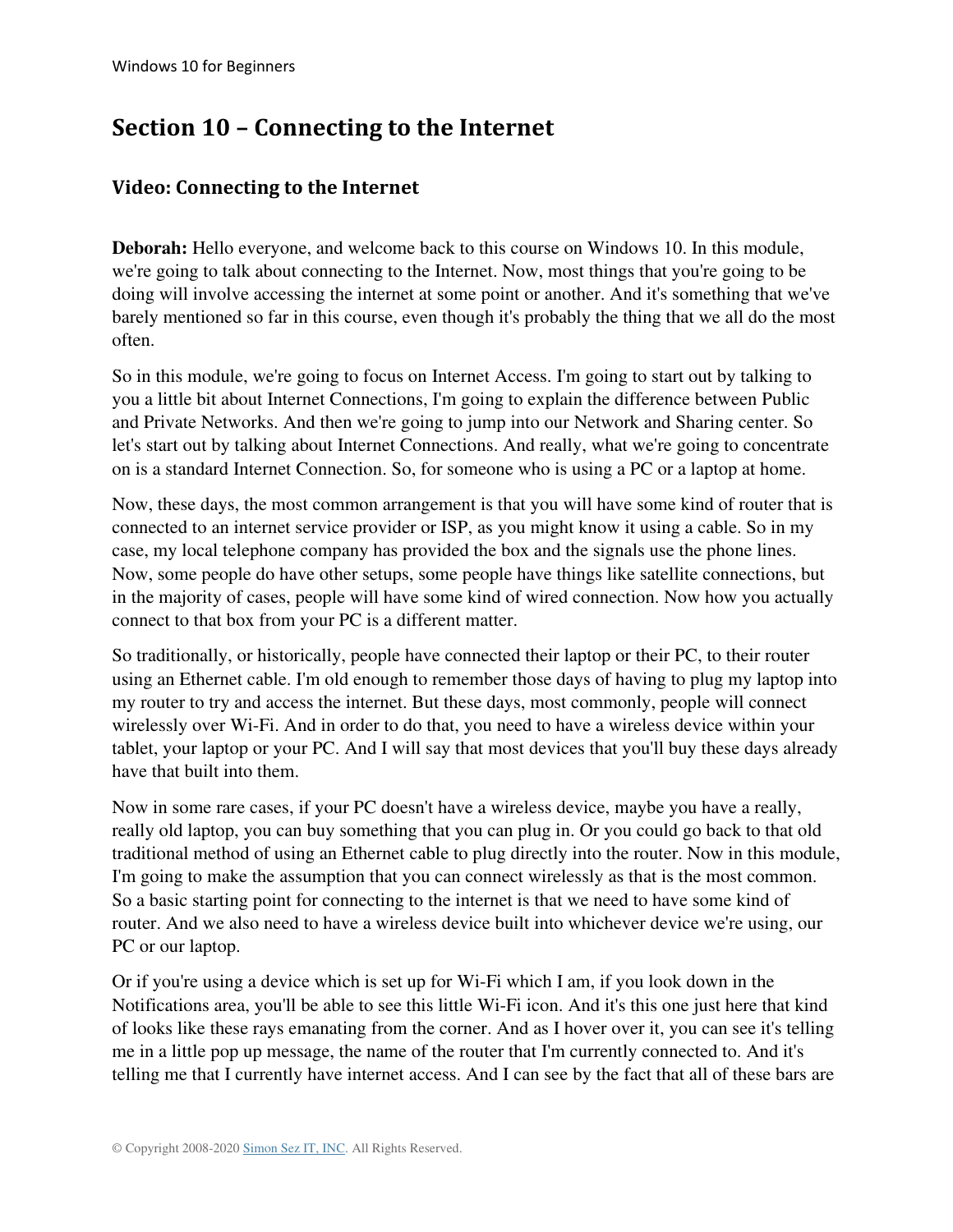## Section 10 – Connecting to the Internet

### Video: Connecting to the Internet

**Deborah:** Hello everyone, and welcome back to this course on Windows 10. In this module, we're going to talk about connecting to the Internet. Now, most things that you're going to be doing will involve accessing the internet at some point or another. And it's something that we've barely mentioned so far in this course, even though it's probably the thing that we all do the most often.

So in this module, we're going to focus on Internet Access. I'm going to start out by talking to you a little bit about Internet Connections, I'm going to explain the difference between Public and Private Networks. And then we're going to jump into our Network and Sharing center. So let's start out by talking about Internet Connections. And really, what we're going to concentrate on is a standard Internet Connection. So, for someone who is using a PC or a laptop at home.

Now, these days, the most common arrangement is that you will have some kind of router that is connected to an internet service provider or ISP, as you might know it using a cable. So in my case, my local telephone company has provided the box and the signals use the phone lines. Now, some people do have other setups, some people have things like satellite connections, but in the majority of cases, people will have some kind of wired connection. Now how you actually connect to that box from your PC is a different matter.

So traditionally, or historically, people have connected their laptop or their PC, to their router using an Ethernet cable. I'm old enough to remember those days of having to plug my laptop into my router to try and access the internet. But these days, most commonly, people will connect wirelessly over Wi-Fi. And in order to do that, you need to have a wireless device within your tablet, your laptop or your PC. And I will say that most devices that you'll buy these days already have that built into them.

Now in some rare cases, if your PC doesn't have a wireless device, maybe you have a really, really old laptop, you can buy something that you can plug in. Or you could go back to that old traditional method of using an Ethernet cable to plug directly into the router. Now in this module, I'm going to make the assumption that you can connect wirelessly as that is the most common. So a basic starting point for connecting to the internet is that we need to have some kind of router. And we also need to have a wireless device built into whichever device we're using, our PC or our laptop.

Or if you're using a device which is set up for Wi-Fi which I am, if you look down in the Notifications area, you'll be able to see this little Wi-Fi icon. And it's this one just here that kind of looks like these rays emanating from the corner. And as I hover over it, you can see it's telling me in a little pop up message, the name of the router that I'm currently connected to. And it's telling me that I currently have internet access. And I can see by the fact that all of these bars are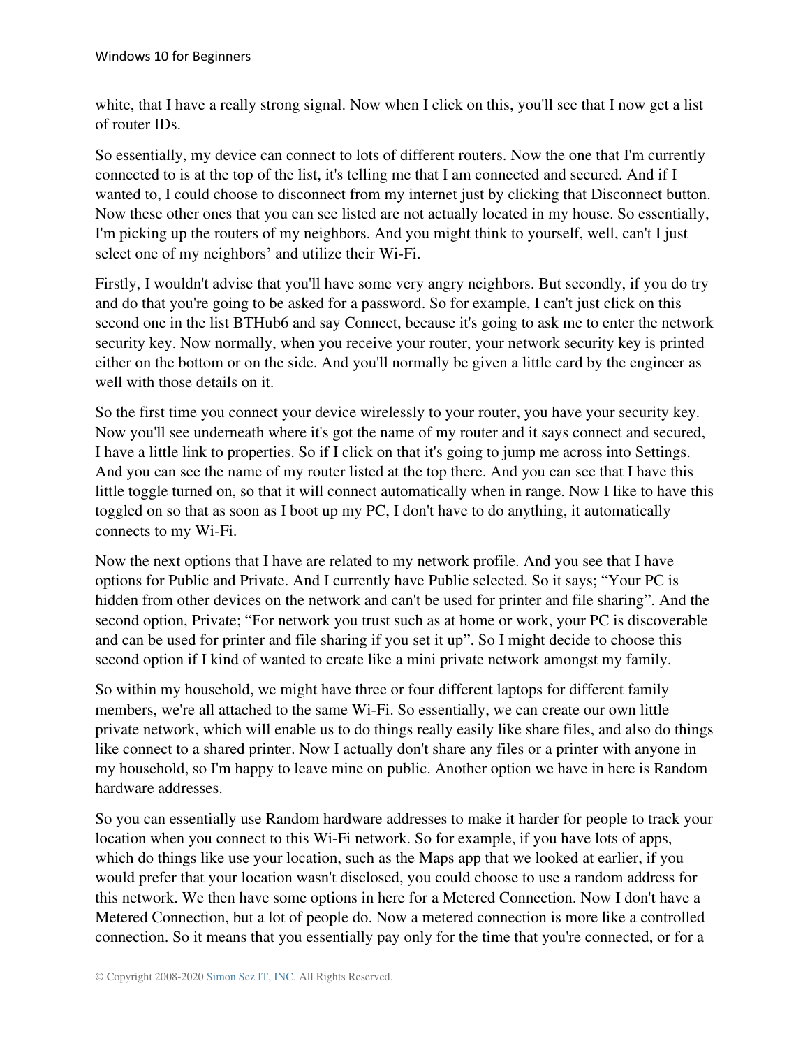white, that I have a really strong signal. Now when I click on this, you'll see that I now get a list of router IDs.

So essentially, my device can connect to lots of different routers. Now the one that I'm currently connected to is at the top of the list, it's telling me that I am connected and secured. And if I wanted to, I could choose to disconnect from my internet just by clicking that Disconnect button. Now these other ones that you can see listed are not actually located in my house. So essentially, I'm picking up the routers of my neighbors. And you might think to yourself, well, can't I just select one of my neighbors' and utilize their Wi-Fi.

Firstly, I wouldn't advise that you'll have some very angry neighbors. But secondly, if you do try and do that you're going to be asked for a password. So for example, I can't just click on this second one in the list BTHub6 and say Connect, because it's going to ask me to enter the network security key. Now normally, when you receive your router, your network security key is printed either on the bottom or on the side. And you'll normally be given a little card by the engineer as well with those details on it.

So the first time you connect your device wirelessly to your router, you have your security key. Now you'll see underneath where it's got the name of my router and it says connect and secured, I have a little link to properties. So if I click on that it's going to jump me across into Settings. And you can see the name of my router listed at the top there. And you can see that I have this little toggle turned on, so that it will connect automatically when in range. Now I like to have this toggled on so that as soon as I boot up my PC, I don't have to do anything, it automatically connects to my Wi-Fi.

Now the next options that I have are related to my network profile. And you see that I have options for Public and Private. And I currently have Public selected. So it says; "Your PC is hidden from other devices on the network and can't be used for printer and file sharing". And the second option, Private; "For network you trust such as at home or work, your PC is discoverable and can be used for printer and file sharing if you set it up". So I might decide to choose this second option if I kind of wanted to create like a mini private network amongst my family.

So within my household, we might have three or four different laptops for different family members, we're all attached to the same Wi-Fi. So essentially, we can create our own little private network, which will enable us to do things really easily like share files, and also do things like connect to a shared printer. Now I actually don't share any files or a printer with anyone in my household, so I'm happy to leave mine on public. Another option we have in here is Random hardware addresses.

So you can essentially use Random hardware addresses to make it harder for people to track your location when you connect to this Wi-Fi network. So for example, if you have lots of apps, which do things like use your location, such as the Maps app that we looked at earlier, if you would prefer that your location wasn't disclosed, you could choose to use a random address for this network. We then have some options in here for a Metered Connection. Now I don't have a Metered Connection, but a lot of people do. Now a metered connection is more like a controlled connection. So it means that you essentially pay only for the time that you're connected, or for a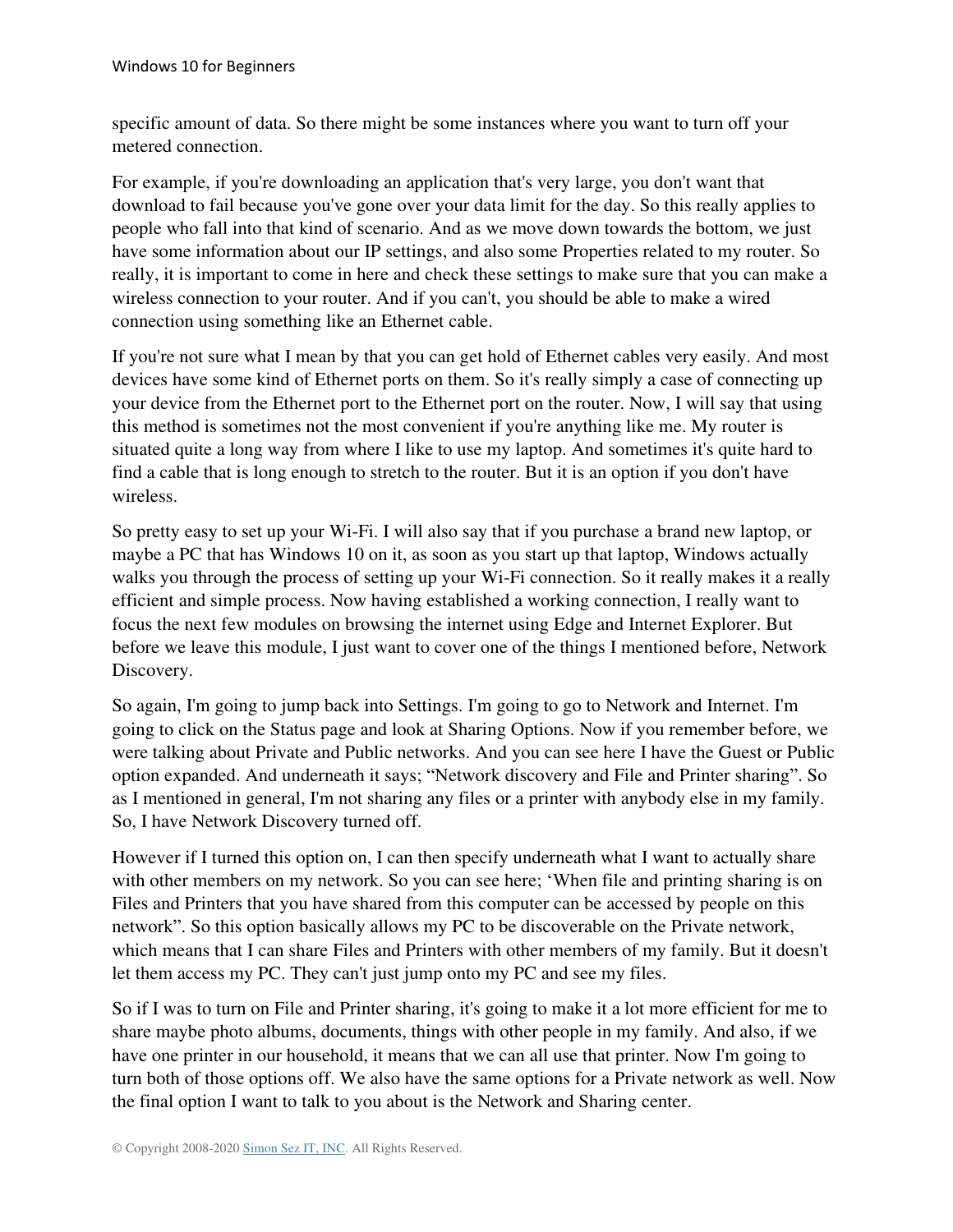specific amount of data. So there might be some instances where you want to turn off your metered connection.

For example, if you're downloading an application that's very large, you don't want that download to fail because you've gone over your data limit for the day. So this really applies to people who fall into that kind of scenario. And as we move down towards the bottom, we just have some information about our IP settings, and also some Properties related to my router. So really, it is important to come in here and check these settings to make sure that you can make a wireless connection to your router. And if you can't, you should be able to make a wired connection using something like an Ethernet cable.

If you're not sure what I mean by that you can get hold of Ethernet cables very easily. And most devices have some kind of Ethernet ports on them. So it's really simply a case of connecting up your device from the Ethernet port to the Ethernet port on the router. Now, I will say that using this method is sometimes not the most convenient if you're anything like me. My router is situated quite a long way from where I like to use my laptop. And sometimes it's quite hard to find a cable that is long enough to stretch to the router. But it is an option if you don't have wireless.

So pretty easy to set up your Wi-Fi. I will also say that if you purchase a brand new laptop, or maybe a PC that has Windows 10 on it, as soon as you start up that laptop, Windows actually walks you through the process of setting up your Wi-Fi connection. So it really makes it a really efficient and simple process. Now having established a working connection, I really want to focus the next few modules on browsing the internet using Edge and Internet Explorer. But before we leave this module, I just want to cover one of the things I mentioned before, Network Discovery.

So again, I'm going to jump back into Settings. I'm going to go to Network and Internet. I'm going to click on the Status page and look at Sharing Options. Now if you remember before, we were talking about Private and Public networks. And you can see here I have the Guest or Public option expanded. And underneath it says; "Network discovery and File and Printer sharing". So as I mentioned in general, I'm not sharing any files or a printer with anybody else in my family. So, I have Network Discovery turned off.

However if I turned this option on, I can then specify underneath what I want to actually share with other members on my network. So you can see here; 'When file and printing sharing is on Files and Printers that you have shared from this computer can be accessed by people on this network". So this option basically allows my PC to be discoverable on the Private network, which means that I can share Files and Printers with other members of my family. But it doesn't let them access my PC. They can't just jump onto my PC and see my files.

So if I was to turn on File and Printer sharing, it's going to make it a lot more efficient for me to share maybe photo albums, documents, things with other people in my family. And also, if we have one printer in our household, it means that we can all use that printer. Now I'm going to turn both of those options off. We also have the same options for a Private network as well. Now the final option I want to talk to you about is the Network and Sharing center.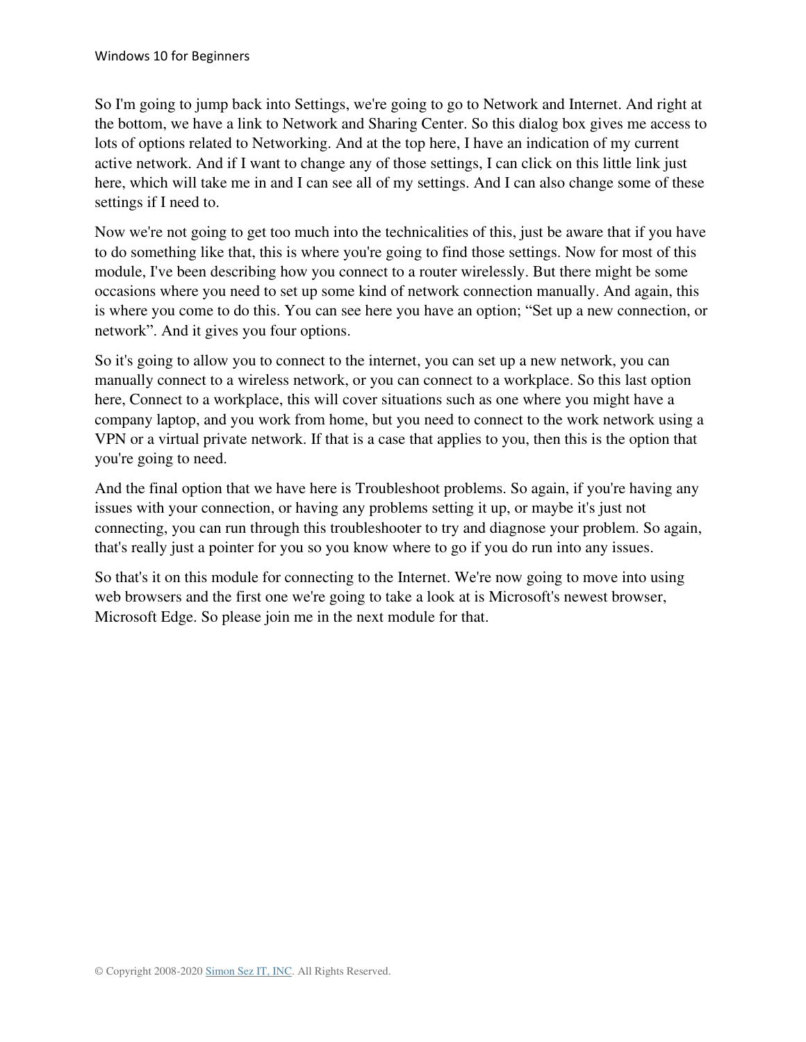So I'm going to jump back into Settings, we're going to go to Network and Internet. And right at the bottom, we have a link to Network and Sharing Center. So this dialog box gives me access to lots of options related to Networking. And at the top here, I have an indication of my current active network. And if I want to change any of those settings, I can click on this little link just here, which will take me in and I can see all of my settings. And I can also change some of these settings if I need to.

Now we're not going to get too much into the technicalities of this, just be aware that if you have to do something like that, this is where you're going to find those settings. Now for most of this module, I've been describing how you connect to a router wirelessly. But there might be some occasions where you need to set up some kind of network connection manually. And again, this is where you come to do this. You can see here you have an option; "Set up a new connection, or network". And it gives you four options.

So it's going to allow you to connect to the internet, you can set up a new network, you can manually connect to a wireless network, or you can connect to a workplace. So this last option here, Connect to a workplace, this will cover situations such as one where you might have a company laptop, and you work from home, but you need to connect to the work network using a VPN or a virtual private network. If that is a case that applies to you, then this is the option that you're going to need.

And the final option that we have here is Troubleshoot problems. So again, if you're having any issues with your connection, or having any problems setting it up, or maybe it's just not connecting, you can run through this troubleshooter to try and diagnose your problem. So again, that's really just a pointer for you so you know where to go if you do run into any issues.

So that's it on this module for connecting to the Internet. We're now going to move into using web browsers and the first one we're going to take a look at is Microsoft's newest browser, Microsoft Edge. So please join me in the next module for that.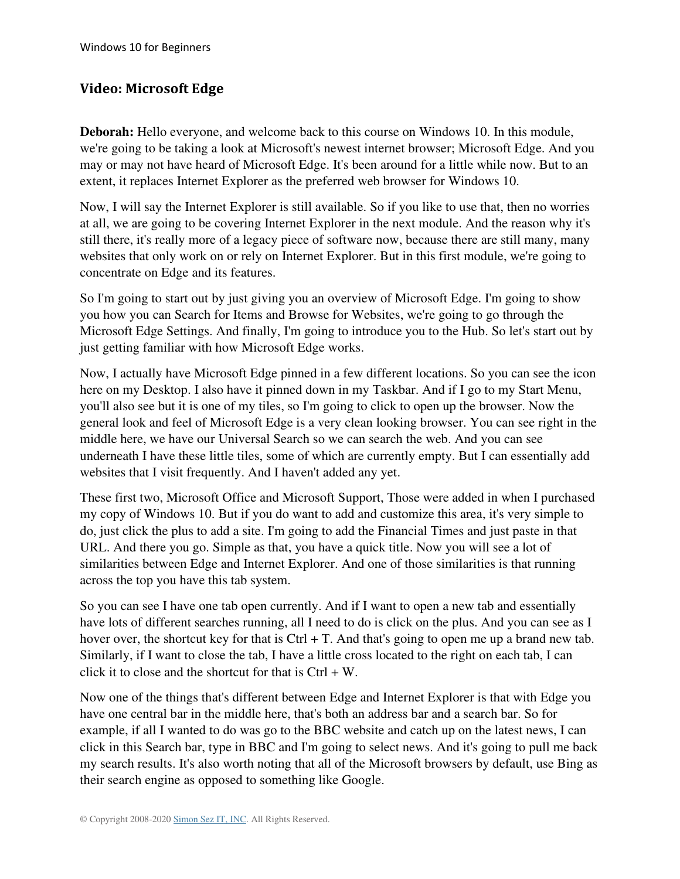## Video: Microsoft Edge

**Deborah:** Hello everyone, and welcome back to this course on Windows 10. In this module, we're going to be taking a look at Microsoft's newest internet browser; Microsoft Edge. And you may or may not have heard of Microsoft Edge. It's been around for a little while now. But to an extent, it replaces Internet Explorer as the preferred web browser for Windows 10.

Now, I will say the Internet Explorer is still available. So if you like to use that, then no worries at all, we are going to be covering Internet Explorer in the next module. And the reason why it's still there, it's really more of a legacy piece of software now, because there are still many, many websites that only work on or rely on Internet Explorer. But in this first module, we're going to concentrate on Edge and its features.

So I'm going to start out by just giving you an overview of Microsoft Edge. I'm going to show you how you can Search for Items and Browse for Websites, we're going to go through the Microsoft Edge Settings. And finally, I'm going to introduce you to the Hub. So let's start out by just getting familiar with how Microsoft Edge works.

Now, I actually have Microsoft Edge pinned in a few different locations. So you can see the icon here on my Desktop. I also have it pinned down in my Taskbar. And if I go to my Start Menu, you'll also see but it is one of my tiles, so I'm going to click to open up the browser. Now the general look and feel of Microsoft Edge is a very clean looking browser. You can see right in the middle here, we have our Universal Search so we can search the web. And you can see underneath I have these little tiles, some of which are currently empty. But I can essentially add websites that I visit frequently. And I haven't added any yet.

These first two, Microsoft Office and Microsoft Support, Those were added in when I purchased my copy of Windows 10. But if you do want to add and customize this area, it's very simple to do, just click the plus to add a site. I'm going to add the Financial Times and just paste in that URL. And there you go. Simple as that, you have a quick title. Now you will see a lot of similarities between Edge and Internet Explorer. And one of those similarities is that running across the top you have this tab system.

So you can see I have one tab open currently. And if I want to open a new tab and essentially have lots of different searches running, all I need to do is click on the plus. And you can see as I hover over, the shortcut key for that is Ctrl + T. And that's going to open me up a brand new tab. Similarly, if I want to close the tab, I have a little cross located to the right on each tab, I can click it to close and the shortcut for that is Ctrl + W.

Now one of the things that's different between Edge and Internet Explorer is that with Edge you have one central bar in the middle here, that's both an address bar and a search bar. So for example, if all I wanted to do was go to the BBC website and catch up on the latest news, I can click in this Search bar, type in BBC and I'm going to select news. And it's going to pull me back my search results. It's also worth noting that all of the Microsoft browsers by default, use Bing as their search engine as opposed to something like Google.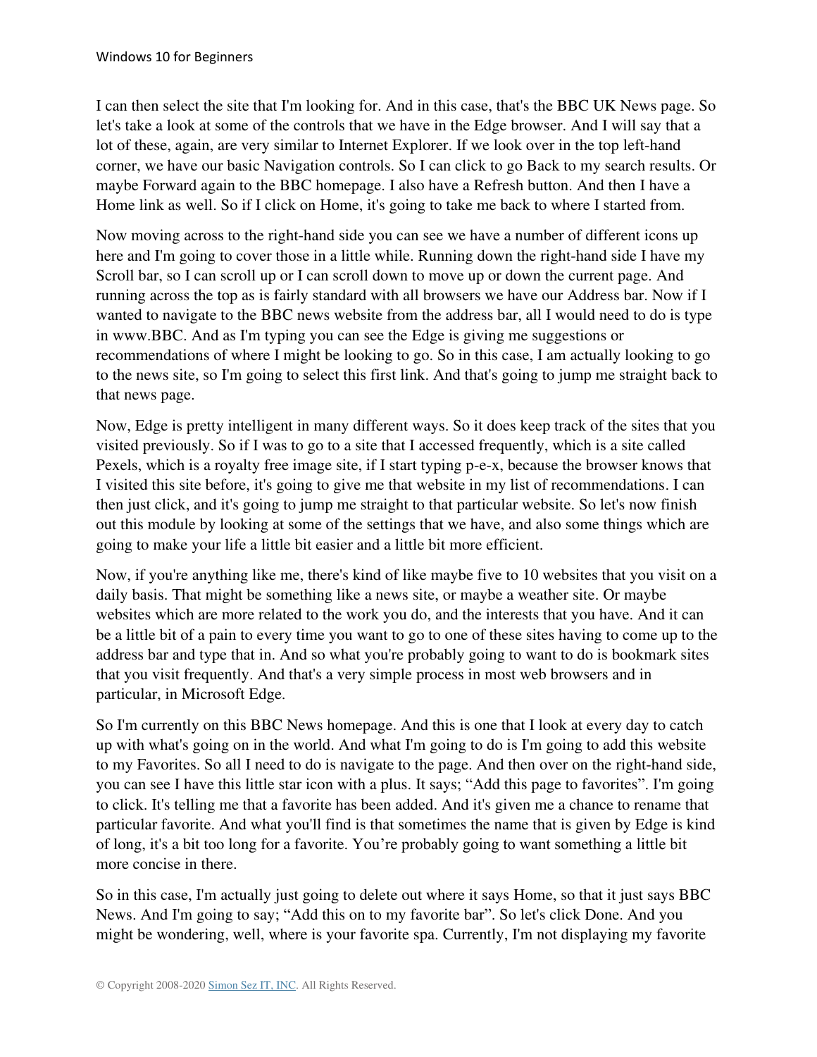I can then select the site that I'm looking for. And in this case, that's the BBC UK News page. So let's take a look at some of the controls that we have in the Edge browser. And I will say that a lot of these, again, are very similar to Internet Explorer. If we look over in the top left-hand corner, we have our basic Navigation controls. So I can click to go Back to my search results. Or maybe Forward again to the BBC homepage. I also have a Refresh button. And then I have a Home link as well. So if I click on Home, it's going to take me back to where I started from.

Now moving across to the right-hand side you can see we have a number of different icons up here and I'm going to cover those in a little while. Running down the right-hand side I have my Scroll bar, so I can scroll up or I can scroll down to move up or down the current page. And running across the top as is fairly standard with all browsers we have our Address bar. Now if I wanted to navigate to the BBC news website from the address bar, all I would need to do is type in www.BBC. And as I'm typing you can see the Edge is giving me suggestions or recommendations of where I might be looking to go. So in this case, I am actually looking to go to the news site, so I'm going to select this first link. And that's going to jump me straight back to that news page.

Now, Edge is pretty intelligent in many different ways. So it does keep track of the sites that you visited previously. So if I was to go to a site that I accessed frequently, which is a site called Pexels, which is a royalty free image site, if I start typing p-e-x, because the browser knows that I visited this site before, it's going to give me that website in my list of recommendations. I can then just click, and it's going to jump me straight to that particular website. So let's now finish out this module by looking at some of the settings that we have, and also some things which are going to make your life a little bit easier and a little bit more efficient.

Now, if you're anything like me, there's kind of like maybe five to 10 websites that you visit on a daily basis. That might be something like a news site, or maybe a weather site. Or maybe websites which are more related to the work you do, and the interests that you have. And it can be a little bit of a pain to every time you want to go to one of these sites having to come up to the address bar and type that in. And so what you're probably going to want to do is bookmark sites that you visit frequently. And that's a very simple process in most web browsers and in particular, in Microsoft Edge.

So I'm currently on this BBC News homepage. And this is one that I look at every day to catch up with what's going on in the world. And what I'm going to do is I'm going to add this website to my Favorites. So all I need to do is navigate to the page. And then over on the right-hand side, you can see I have this little star icon with a plus. It says; "Add this page to favorites". I'm going to click. It's telling me that a favorite has been added. And it's given me a chance to rename that particular favorite. And what you'll find is that sometimes the name that is given by Edge is kind of long, it's a bit too long for a favorite. You're probably going to want something a little bit more concise in there.

So in this case, I'm actually just going to delete out where it says Home, so that it just says BBC News. And I'm going to say; "Add this on to my favorite bar". So let's click Done. And you might be wondering, well, where is your favorite spa. Currently, I'm not displaying my favorite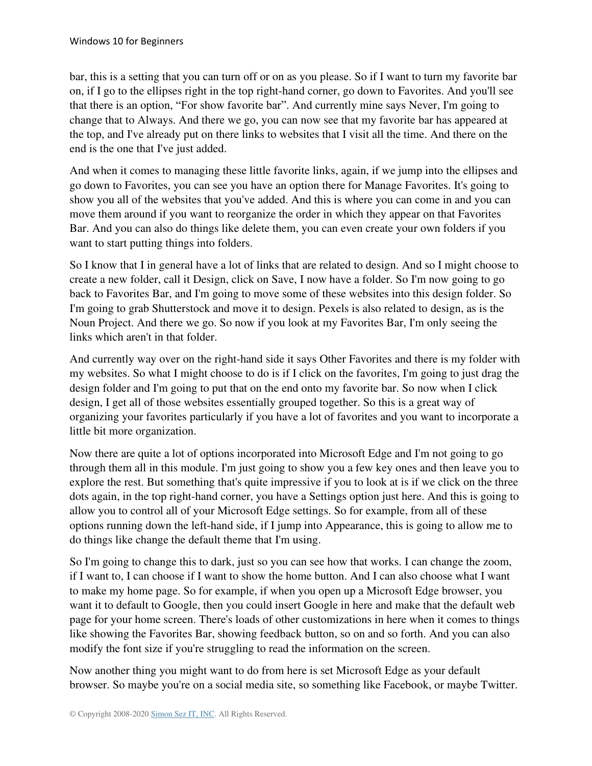bar, this is a setting that you can turn off or on as you please. So if I want to turn my favorite bar on, if I go to the ellipses right in the top right-hand corner, go down to Favorites. And you'll see that there is an option, "For show favorite bar". And currently mine says Never, I'm going to change that to Always. And there we go, you can now see that my favorite bar has appeared at the top, and I've already put on there links to websites that I visit all the time. And there on the end is the one that I've just added.

And when it comes to managing these little favorite links, again, if we jump into the ellipses and go down to Favorites, you can see you have an option there for Manage Favorites. It's going to show you all of the websites that you've added. And this is where you can come in and you can move them around if you want to reorganize the order in which they appear on that Favorites Bar. And you can also do things like delete them, you can even create your own folders if you want to start putting things into folders.

So I know that I in general have a lot of links that are related to design. And so I might choose to create a new folder, call it Design, click on Save, I now have a folder. So I'm now going to go back to Favorites Bar, and I'm going to move some of these websites into this design folder. So I'm going to grab Shutterstock and move it to design. Pexels is also related to design, as is the Noun Project. And there we go. So now if you look at my Favorites Bar, I'm only seeing the links which aren't in that folder.

And currently way over on the right-hand side it says Other Favorites and there is my folder with my websites. So what I might choose to do is if I click on the favorites, I'm going to just drag the design folder and I'm going to put that on the end onto my favorite bar. So now when I click design, I get all of those websites essentially grouped together. So this is a great way of organizing your favorites particularly if you have a lot of favorites and you want to incorporate a little bit more organization.

Now there are quite a lot of options incorporated into Microsoft Edge and I'm not going to go through them all in this module. I'm just going to show you a few key ones and then leave you to explore the rest. But something that's quite impressive if you to look at is if we click on the three dots again, in the top right-hand corner, you have a Settings option just here. And this is going to allow you to control all of your Microsoft Edge settings. So for example, from all of these options running down the left-hand side, if I jump into Appearance, this is going to allow me to do things like change the default theme that I'm using.

So I'm going to change this to dark, just so you can see how that works. I can change the zoom, if I want to, I can choose if I want to show the home button. And I can also choose what I want to make my home page. So for example, if when you open up a Microsoft Edge browser, you want it to default to Google, then you could insert Google in here and make that the default web page for your home screen. There's loads of other customizations in here when it comes to things like showing the Favorites Bar, showing feedback button, so on and so forth. And you can also modify the font size if you're struggling to read the information on the screen.

Now another thing you might want to do from here is set Microsoft Edge as your default browser. So maybe you're on a social media site, so something like Facebook, or maybe Twitter.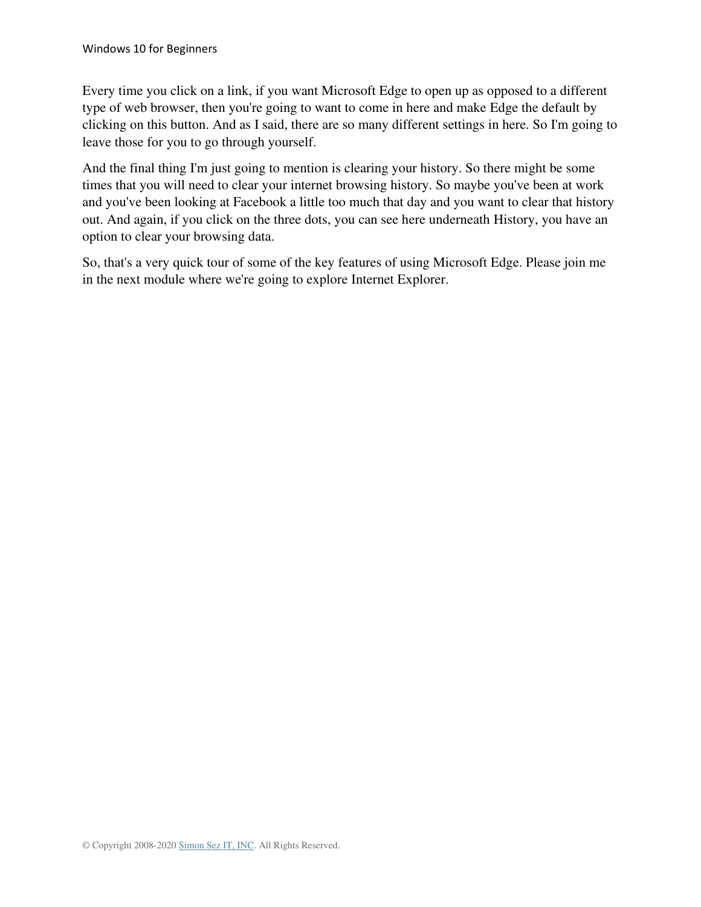Every time you click on a link, if you want Microsoft Edge to open up as opposed to a different type of web browser, then you're going to want to come in here and make Edge the default by clicking on this button. And as I said, there are so many different settings in here. So I'm going to leave those for you to go through yourself.

And the final thing I'm just going to mention is clearing your history. So there might be some times that you will need to clear your internet browsing history. So maybe you've been at work and you've been looking at Facebook a little too much that day and you want to clear that history out. And again, if you click on the three dots, you can see here underneath History, you have an option to clear your browsing data.

So, that's a very quick tour of some of the key features of using Microsoft Edge. Please join me in the next module where we're going to explore Internet Explorer.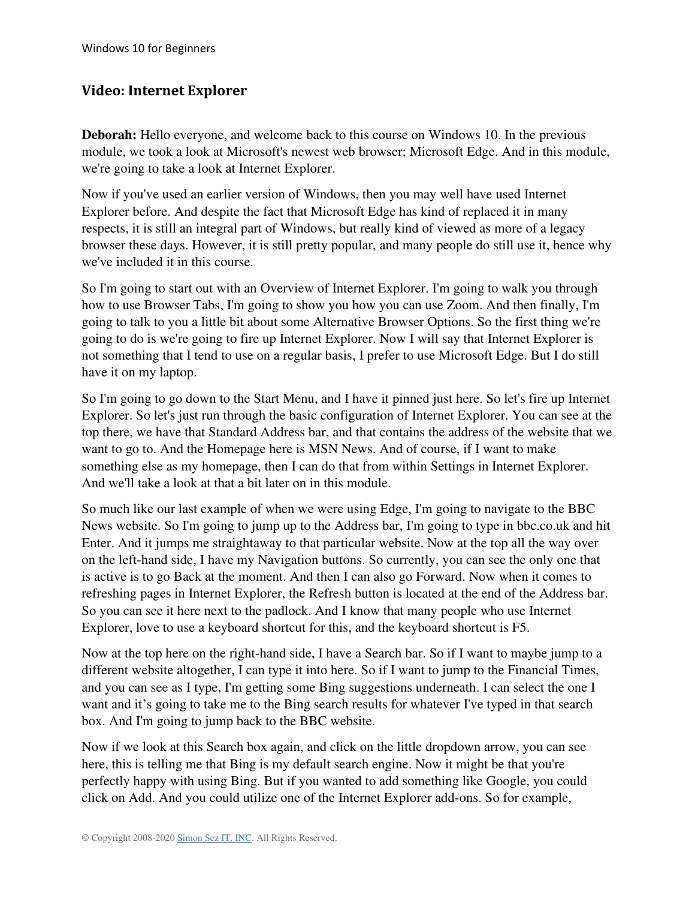## Video: Internet Explorer

**Deborah:** Hello everyone, and welcome back to this course on Windows 10. In the previous module, we took a look at Microsoft's newest web browser; Microsoft Edge. And in this module, we're going to take a look at Internet Explorer.

Now if you've used an earlier version of Windows, then you may well have used Internet Explorer before. And despite the fact that Microsoft Edge has kind of replaced it in many respects, it is still an integral part of Windows, but really kind of viewed as more of a legacy browser these days. However, it is still pretty popular, and many people do still use it, hence why we've included it in this course.

So I'm going to start out with an Overview of Internet Explorer. I'm going to walk you through how to use Browser Tabs, I'm going to show you how you can use Zoom. And then finally, I'm going to talk to you a little bit about some Alternative Browser Options. So the first thing we're going to do is we're going to fire up Internet Explorer. Now I will say that Internet Explorer is not something that I tend to use on a regular basis, I prefer to use Microsoft Edge. But I do still have it on my laptop.

So I'm going to go down to the Start Menu, and I have it pinned just here. So let's fire up Internet Explorer. So let's just run through the basic configuration of Internet Explorer. You can see at the top there, we have that Standard Address bar, and that contains the address of the website that we want to go to. And the Homepage here is MSN News. And of course, if I want to make something else as my homepage, then I can do that from within Settings in Internet Explorer. And we'll take a look at that a bit later on in this module.

So much like our last example of when we were using Edge, I'm going to navigate to the BBC News website. So I'm going to jump up to the Address bar, I'm going to type in bbc.co.uk and hit Enter. And it jumps me straightaway to that particular website. Now at the top all the way over on the left-hand side, I have my Navigation buttons. So currently, you can see the only one that is active is to go Back at the moment. And then I can also go Forward. Now when it comes to refreshing pages in Internet Explorer, the Refresh button is located at the end of the Address bar. So you can see it here next to the padlock. And I know that many people who use Internet Explorer, love to use a keyboard shortcut for this, and the keyboard shortcut is F5.

Now at the top here on the right-hand side, I have a Search bar. So if I want to maybe jump to a different website altogether, I can type it into here. So if I want to jump to the Financial Times, and you can see as I type, I'm getting some Bing suggestions underneath. I can select the one I want and it's going to take me to the Bing search results for whatever I've typed in that search box. And I'm going to jump back to the BBC website.

Now if we look at this Search box again, and click on the little dropdown arrow, you can see here, this is telling me that Bing is my default search engine. Now it might be that you're perfectly happy with using Bing. But if you wanted to add something like Google, you could click on Add. And you could utilize one of the Internet Explorer add-ons. So for example,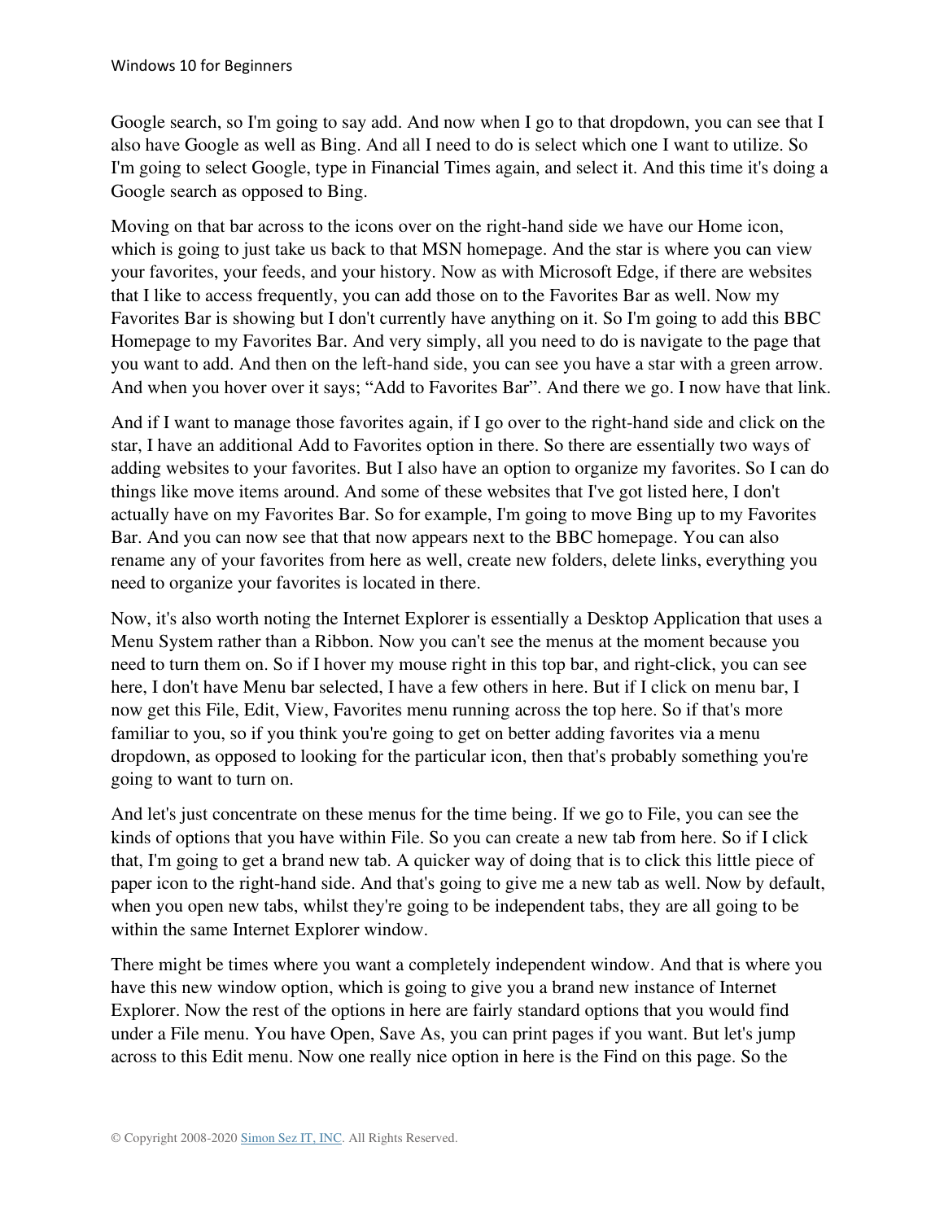Google search, so I'm going to say add. And now when I go to that dropdown, you can see that I also have Google as well as Bing. And all I need to do is select which one I want to utilize. So I'm going to select Google, type in Financial Times again, and select it. And this time it's doing a Google search as opposed to Bing.

Moving on that bar across to the icons over on the right-hand side we have our Home icon, which is going to just take us back to that MSN homepage. And the star is where you can view your favorites, your feeds, and your history. Now as with Microsoft Edge, if there are websites that I like to access frequently, you can add those on to the Favorites Bar as well. Now my Favorites Bar is showing but I don't currently have anything on it. So I'm going to add this BBC Homepage to my Favorites Bar. And very simply, all you need to do is navigate to the page that you want to add. And then on the left-hand side, you can see you have a star with a green arrow. And when you hover over it says; "Add to Favorites Bar". And there we go. I now have that link.

And if I want to manage those favorites again, if I go over to the right-hand side and click on the star, I have an additional Add to Favorites option in there. So there are essentially two ways of adding websites to your favorites. But I also have an option to organize my favorites. So I can do things like move items around. And some of these websites that I've got listed here, I don't actually have on my Favorites Bar. So for example, I'm going to move Bing up to my Favorites Bar. And you can now see that that now appears next to the BBC homepage. You can also rename any of your favorites from here as well, create new folders, delete links, everything you need to organize your favorites is located in there.

Now, it's also worth noting the Internet Explorer is essentially a Desktop Application that uses a Menu System rather than a Ribbon. Now you can't see the menus at the moment because you need to turn them on. So if I hover my mouse right in this top bar, and right-click, you can see here, I don't have Menu bar selected, I have a few others in here. But if I click on menu bar, I now get this File, Edit, View, Favorites menu running across the top here. So if that's more familiar to you, so if you think you're going to get on better adding favorites via a menu dropdown, as opposed to looking for the particular icon, then that's probably something you're going to want to turn on.

And let's just concentrate on these menus for the time being. If we go to File, you can see the kinds of options that you have within File. So you can create a new tab from here. So if I click that, I'm going to get a brand new tab. A quicker way of doing that is to click this little piece of paper icon to the right-hand side. And that's going to give me a new tab as well. Now by default, when you open new tabs, whilst they're going to be independent tabs, they are all going to be within the same Internet Explorer window.

There might be times where you want a completely independent window. And that is where you have this new window option, which is going to give you a brand new instance of Internet Explorer. Now the rest of the options in here are fairly standard options that you would find under a File menu. You have Open, Save As, you can print pages if you want. But let's jump across to this Edit menu. Now one really nice option in here is the Find on this page. So the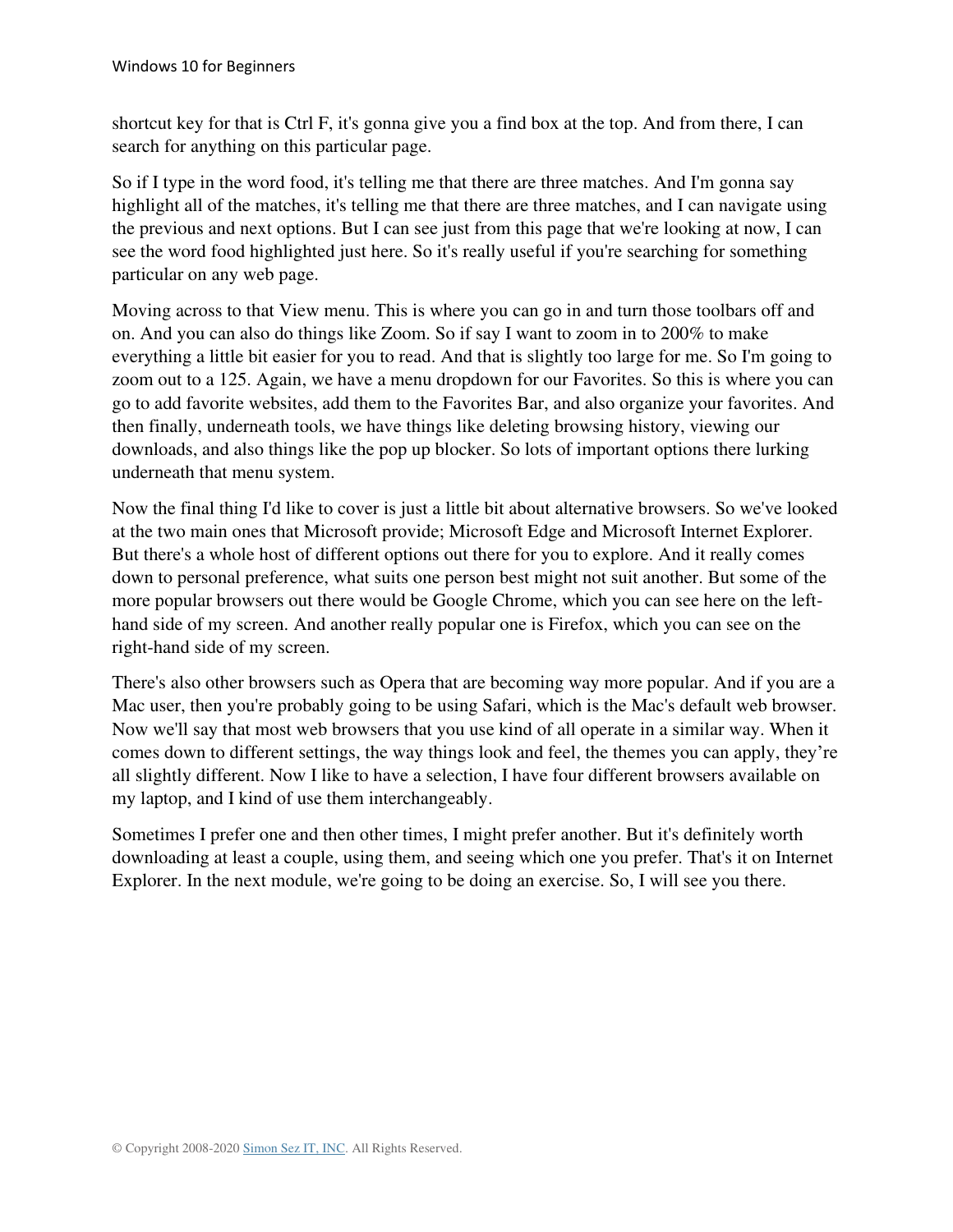shortcut key for that is Ctrl F, it's gonna give you a find box at the top. And from there, I can search for anything on this particular page.

So if I type in the word food, it's telling me that there are three matches. And I'm gonna say highlight all of the matches, it's telling me that there are three matches, and I can navigate using the previous and next options. But I can see just from this page that we're looking at now, I can see the word food highlighted just here. So it's really useful if you're searching for something particular on any web page.

Moving across to that View menu. This is where you can go in and turn those toolbars off and on. And you can also do things like Zoom. So if say I want to zoom in to 200% to make everything a little bit easier for you to read. And that is slightly too large for me. So I'm going to zoom out to a 125. Again, we have a menu dropdown for our Favorites. So this is where you can go to add favorite websites, add them to the Favorites Bar, and also organize your favorites. And then finally, underneath tools, we have things like deleting browsing history, viewing our downloads, and also things like the pop up blocker. So lots of important options there lurking underneath that menu system.

Now the final thing I'd like to cover is just a little bit about alternative browsers. So we've looked at the two main ones that Microsoft provide; Microsoft Edge and Microsoft Internet Explorer. But there's a whole host of different options out there for you to explore. And it really comes down to personal preference, what suits one person best might not suit another. But some of the more popular browsers out there would be Google Chrome, which you can see here on the left-hand side of my screen. And another really popular one is Firefox, which you can see on the right-hand side of my screen.

There's also other browsers such as Opera that are becoming way more popular. And if you are a Mac user, then you're probably going to be using Safari, which is the Mac's default web browser. Now we'll say that most web browsers that you use kind of all operate in a similar way. When it comes down to different settings, the way things look and feel, the themes you can apply, they're all slightly different. Now I like to have a selection, I have four different browsers available on my laptop, and I kind of use them interchangeably.

Sometimes I prefer one and then other times, I might prefer another. But it's definitely worth downloading at least a couple, using them, and seeing which one you prefer. That's it on Internet Explorer. In the next module, we're going to be doing an exercise. So, I will see you there.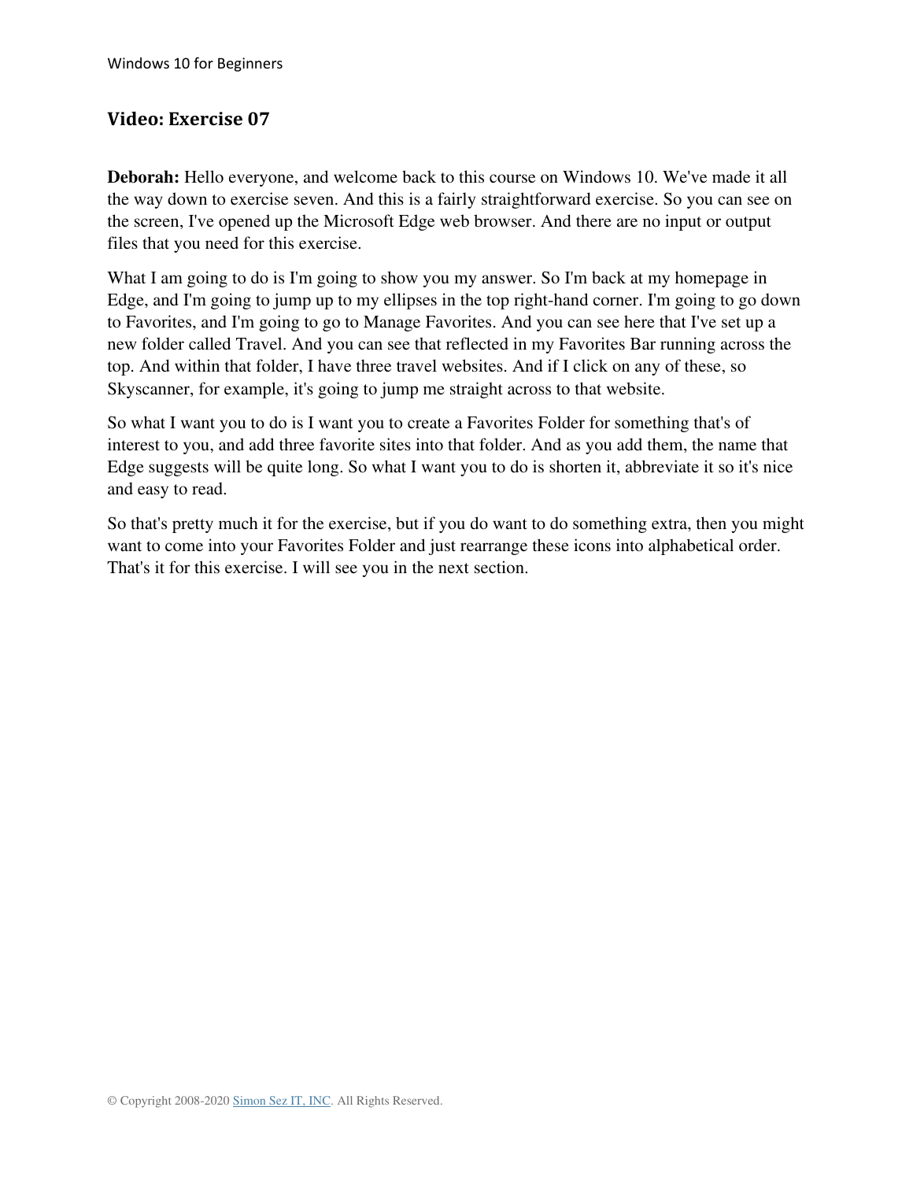## Video: Exercise 07

**Deborah:** Hello everyone, and welcome back to this course on Windows 10. We've made it all the way down to exercise seven. And this is a fairly straightforward exercise. So you can see on the screen, I've opened up the Microsoft Edge web browser. And there are no input or output files that you need for this exercise.

What I am going to do is I'm going to show you my answer. So I'm back at my homepage in Edge, and I'm going to jump up to my ellipses in the top right-hand corner. I'm going to go down to Favorites, and I'm going to go to Manage Favorites. And you can see here that I've set up a new folder called Travel. And you can see that reflected in my Favorites Bar running across the top. And within that folder, I have three travel websites. And if I click on any of these, so Skyscanner, for example, it's going to jump me straight across to that website.

So what I want you to do is I want you to create a Favorites Folder for something that's of interest to you, and add three favorite sites into that folder. And as you add them, the name that Edge suggests will be quite long. So what I want you to do is shorten it, abbreviate it so it's nice and easy to read.

So that's pretty much it for the exercise, but if you do want to do something extra, then you might want to come into your Favorites Folder and just rearrange these icons into alphabetical order. That's it for this exercise. I will see you in the next section.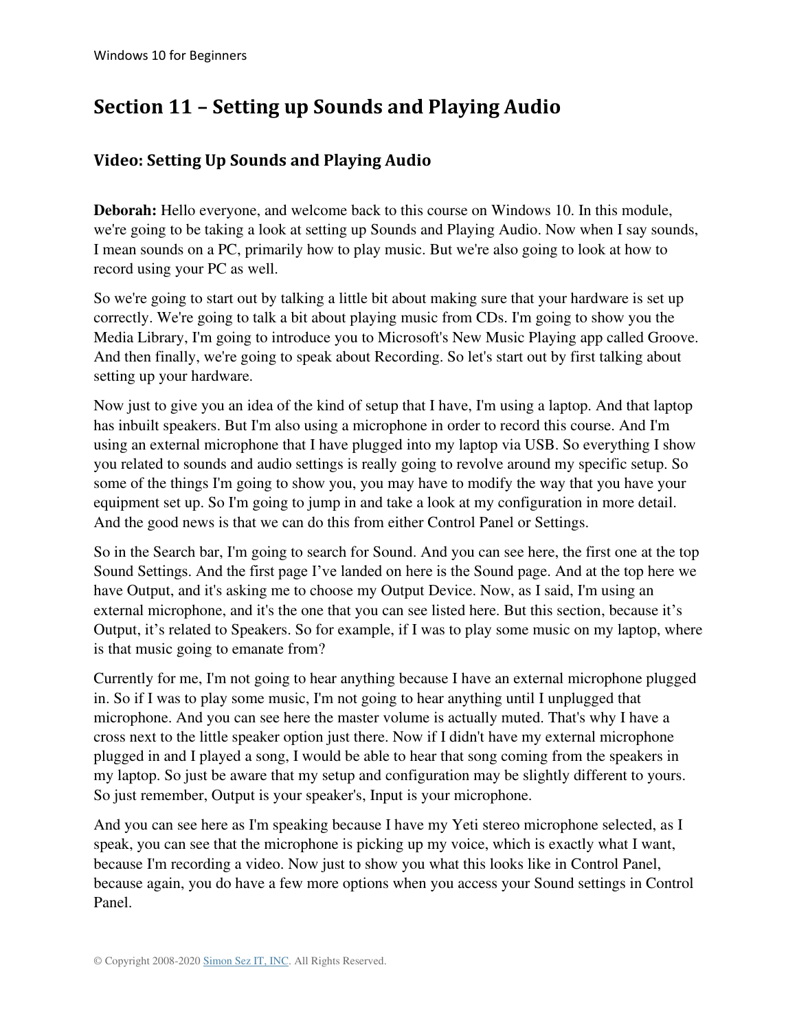## Section 11 – Setting up Sounds and Playing Audio

### Video: Setting Up Sounds and Playing Audio

**Deborah:** Hello everyone, and welcome back to this course on Windows 10. In this module, we're going to be taking a look at setting up Sounds and Playing Audio. Now when I say sounds, I mean sounds on a PC, primarily how to play music. But we're also going to look at how to record using your PC as well.

So we're going to start out by talking a little bit about making sure that your hardware is set up correctly. We're going to talk a bit about playing music from CDs. I'm going to show you the Media Library, I'm going to introduce you to Microsoft's New Music Playing app called Groove. And then finally, we're going to speak about Recording. So let's start out by first talking about setting up your hardware.

Now just to give you an idea of the kind of setup that I have, I'm using a laptop. And that laptop has inbuilt speakers. But I'm also using a microphone in order to record this course. And I'm using an external microphone that I have plugged into my laptop via USB. So everything I show you related to sounds and audio settings is really going to revolve around my specific setup. So some of the things I'm going to show you, you may have to modify the way that you have your equipment set up. So I'm going to jump in and take a look at my configuration in more detail. And the good news is that we can do this from either Control Panel or Settings.

So in the Search bar, I'm going to search for Sound. And you can see here, the first one at the top Sound Settings. And the first page I've landed on here is the Sound page. And at the top here we have Output, and it's asking me to choose my Output Device. Now, as I said, I'm using an external microphone, and it's the one that you can see listed here. But this section, because it's Output, it's related to Speakers. So for example, if I was to play some music on my laptop, where is that music going to emanate from?

Currently for me, I'm not going to hear anything because I have an external microphone plugged in. So if I was to play some music, I'm not going to hear anything until I unplugged that microphone. And you can see here the master volume is actually muted. That's why I have a cross next to the little speaker option just there. Now if I didn't have my external microphone plugged in and I played a song, I would be able to hear that song coming from the speakers in my laptop. So just be aware that my setup and configuration may be slightly different to yours. So just remember, Output is your speaker's, Input is your microphone.

And you can see here as I'm speaking because I have my Yeti stereo microphone selected, as I speak, you can see that the microphone is picking up my voice, which is exactly what I want, because I'm recording a video. Now just to show you what this looks like in Control Panel, because again, you do have a few more options when you access your Sound settings in Control Panel.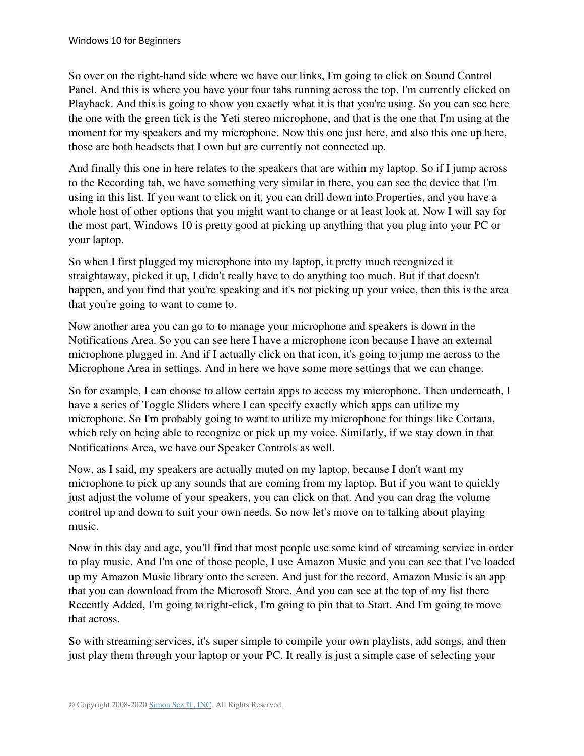So over on the right-hand side where we have our links, I'm going to click on Sound Control Panel. And this is where you have your four tabs running across the top. I'm currently clicked on Playback. And this is going to show you exactly what it is that you're using. So you can see here the one with the green tick is the Yeti stereo microphone, and that is the one that I'm using at the moment for my speakers and my microphone. Now this one just here, and also this one up here, those are both headsets that I own but are currently not connected up.

And finally this one in here relates to the speakers that are within my laptop. So if I jump across to the Recording tab, we have something very similar in there, you can see the device that I'm using in this list. If you want to click on it, you can drill down into Properties, and you have a whole host of other options that you might want to change or at least look at. Now I will say for the most part, Windows 10 is pretty good at picking up anything that you plug into your PC or your laptop.

So when I first plugged my microphone into my laptop, it pretty much recognized it straightaway, picked it up, I didn't really have to do anything too much. But if that doesn't happen, and you find that you're speaking and it's not picking up your voice, then this is the area that you're going to want to come to.

Now another area you can go to to manage your microphone and speakers is down in the Notifications Area. So you can see here I have a microphone icon because I have an external microphone plugged in. And if I actually click on that icon, it's going to jump me across to the Microphone Area in settings. And in here we have some more settings that we can change.

So for example, I can choose to allow certain apps to access my microphone. Then underneath, I have a series of Toggle Sliders where I can specify exactly which apps can utilize my microphone. So I'm probably going to want to utilize my microphone for things like Cortana, which rely on being able to recognize or pick up my voice. Similarly, if we stay down in that Notifications Area, we have our Speaker Controls as well.

Now, as I said, my speakers are actually muted on my laptop, because I don't want my microphone to pick up any sounds that are coming from my laptop. But if you want to quickly just adjust the volume of your speakers, you can click on that. And you can drag the volume control up and down to suit your own needs. So now let's move on to talking about playing music.

Now in this day and age, you'll find that most people use some kind of streaming service in order to play music. And I'm one of those people, I use Amazon Music and you can see that I've loaded up my Amazon Music library onto the screen. And just for the record, Amazon Music is an app that you can download from the Microsoft Store. And you can see at the top of my list there Recently Added, I'm going to right-click, I'm going to pin that to Start. And I'm going to move that across.

So with streaming services, it's super simple to compile your own playlists, add songs, and then just play them through your laptop or your PC. It really is just a simple case of selecting your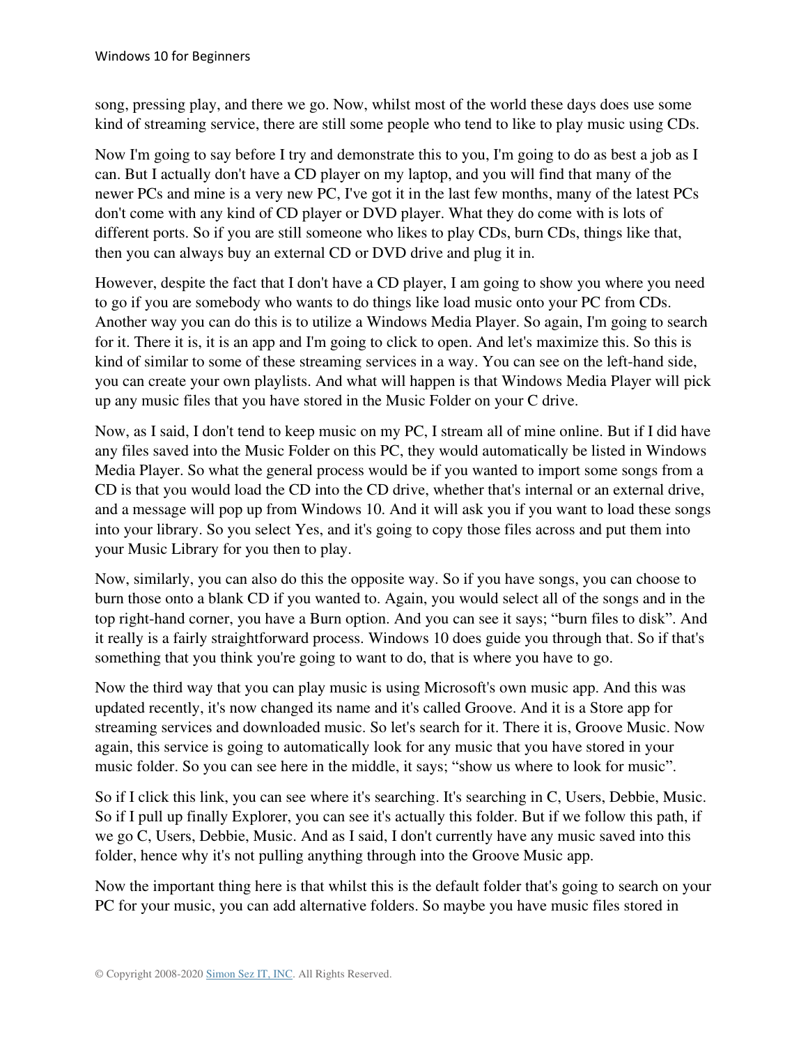song, pressing play, and there we go. Now, whilst most of the world these days does use some kind of streaming service, there are still some people who tend to like to play music using CDs.

Now I'm going to say before I try and demonstrate this to you, I'm going to do as best a job as I can. But I actually don't have a CD player on my laptop, and you will find that many of the newer PCs and mine is a very new PC, I've got it in the last few months, many of the latest PCs don't come with any kind of CD player or DVD player. What they do come with is lots of different ports. So if you are still someone who likes to play CDs, burn CDs, things like that, then you can always buy an external CD or DVD drive and plug it in.

However, despite the fact that I don't have a CD player, I am going to show you where you need to go if you are somebody who wants to do things like load music onto your PC from CDs. Another way you can do this is to utilize a Windows Media Player. So again, I'm going to search for it. There it is, it is an app and I'm going to click to open. And let's maximize this. So this is kind of similar to some of these streaming services in a way. You can see on the left-hand side, you can create your own playlists. And what will happen is that Windows Media Player will pick up any music files that you have stored in the Music Folder on your C drive.

Now, as I said, I don't tend to keep music on my PC, I stream all of mine online. But if I did have any files saved into the Music Folder on this PC, they would automatically be listed in Windows Media Player. So what the general process would be if you wanted to import some songs from a CD is that you would load the CD into the CD drive, whether that's internal or an external drive, and a message will pop up from Windows 10. And it will ask you if you want to load these songs into your library. So you select Yes, and it's going to copy those files across and put them into your Music Library for you then to play.

Now, similarly, you can also do this the opposite way. So if you have songs, you can choose to burn those onto a blank CD if you wanted to. Again, you would select all of the songs and in the top right-hand corner, you have a Burn option. And you can see it says; "burn files to disk". And it really is a fairly straightforward process. Windows 10 does guide you through that. So if that's something that you think you're going to want to do, that is where you have to go.

Now the third way that you can play music is using Microsoft's own music app. And this was updated recently, it's now changed its name and it's called Groove. And it is a Store app for streaming services and downloaded music. So let's search for it. There it is, Groove Music. Now again, this service is going to automatically look for any music that you have stored in your music folder. So you can see here in the middle, it says; "show us where to look for music".

So if I click this link, you can see where it's searching. It's searching in C, Users, Debbie, Music. So if I pull up finally Explorer, you can see it's actually this folder. But if we follow this path, if we go C, Users, Debbie, Music. And as I said, I don't currently have any music saved into this folder, hence why it's not pulling anything through into the Groove Music app.

Now the important thing here is that whilst this is the default folder that's going to search on your PC for your music, you can add alternative folders. So maybe you have music files stored in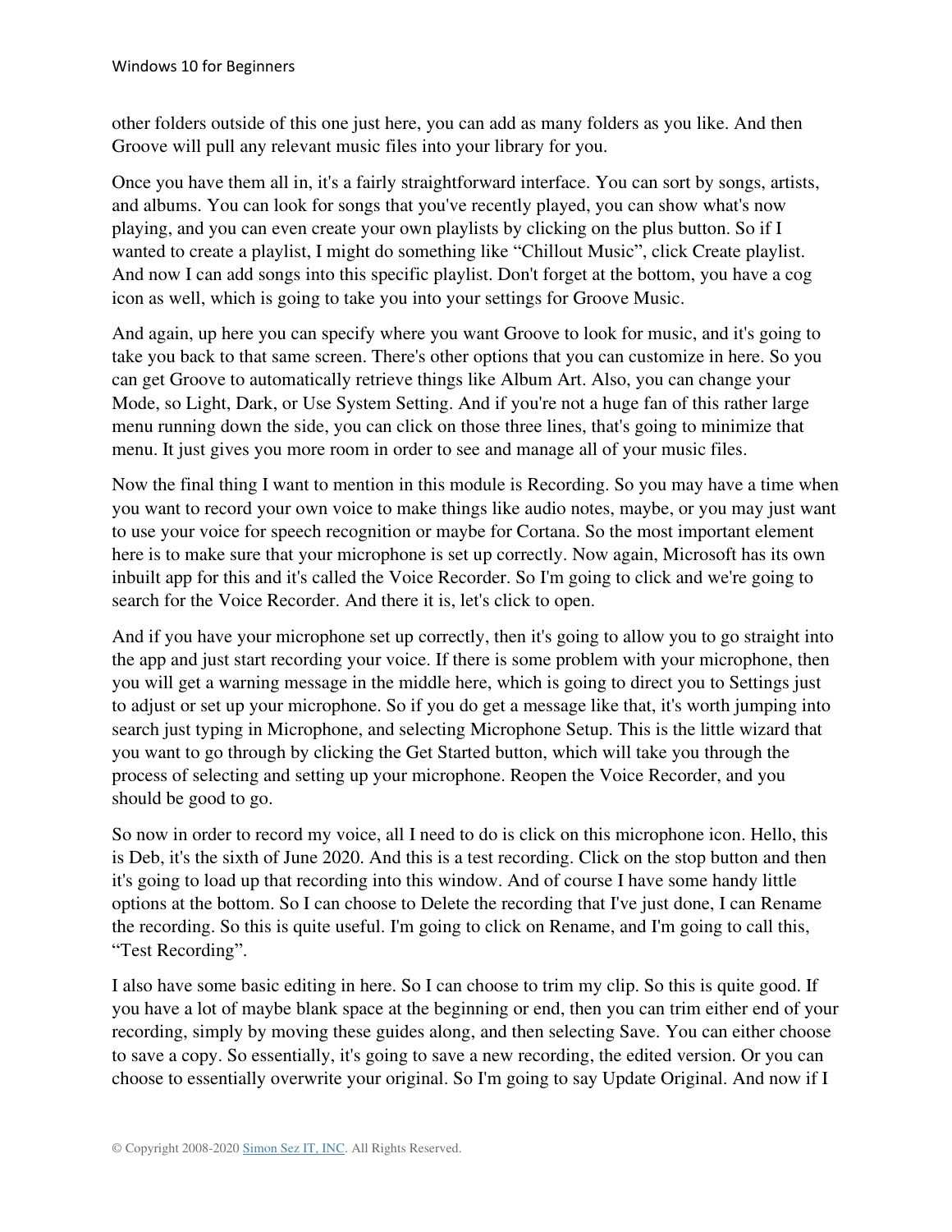other folders outside of this one just here, you can add as many folders as you like. And then Groove will pull any relevant music files into your library for you.

Once you have them all in, it's a fairly straightforward interface. You can sort by songs, artists, and albums. You can look for songs that you've recently played, you can show what's now playing, and you can even create your own playlists by clicking on the plus button. So if I wanted to create a playlist, I might do something like "Chillout Music", click Create playlist. And now I can add songs into this specific playlist. Don't forget at the bottom, you have a cog icon as well, which is going to take you into your settings for Groove Music.

And again, up here you can specify where you want Groove to look for music, and it's going to take you back to that same screen. There's other options that you can customize in here. So you can get Groove to automatically retrieve things like Album Art. Also, you can change your Mode, so Light, Dark, or Use System Setting. And if you're not a huge fan of this rather large menu running down the side, you can click on those three lines, that's going to minimize that menu. It just gives you more room in order to see and manage all of your music files.

Now the final thing I want to mention in this module is Recording. So you may have a time when you want to record your own voice to make things like audio notes, maybe, or you may just want to use your voice for speech recognition or maybe for Cortana. So the most important element here is to make sure that your microphone is set up correctly. Now again, Microsoft has its own inbuilt app for this and it's called the Voice Recorder. So I'm going to click and we're going to search for the Voice Recorder. And there it is, let's click to open.

And if you have your microphone set up correctly, then it's going to allow you to go straight into the app and just start recording your voice. If there is some problem with your microphone, then you will get a warning message in the middle here, which is going to direct you to Settings just to adjust or set up your microphone. So if you do get a message like that, it's worth jumping into search just typing in Microphone, and selecting Microphone Setup. This is the little wizard that you want to go through by clicking the Get Started button, which will take you through the process of selecting and setting up your microphone. Reopen the Voice Recorder, and you should be good to go.

So now in order to record my voice, all I need to do is click on this microphone icon. Hello, this is Deb, it's the sixth of June 2020. And this is a test recording. Click on the stop button and then it's going to load up that recording into this window. And of course I have some handy little options at the bottom. So I can choose to Delete the recording that I've just done, I can Rename the recording. So this is quite useful. I'm going to click on Rename, and I'm going to call this, "Test Recording".

I also have some basic editing in here. So I can choose to trim my clip. So this is quite good. If you have a lot of maybe blank space at the beginning or end, then you can trim either end of your recording, simply by moving these guides along, and then selecting Save. You can either choose to save a copy. So essentially, it's going to save a new recording, the edited version. Or you can choose to essentially overwrite your original. So I'm going to say Update Original. And now if I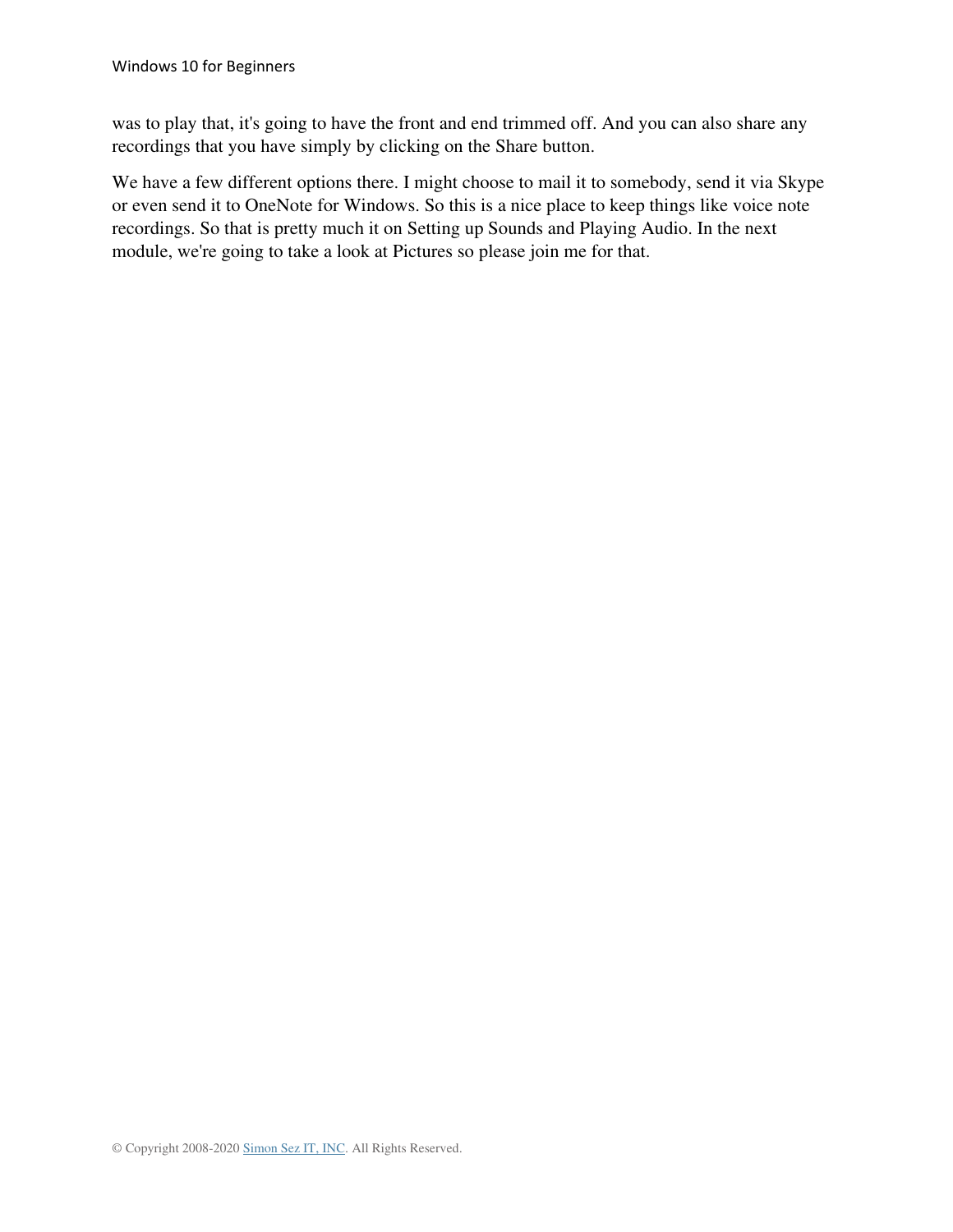was to play that, it's going to have the front and end trimmed off. And you can also share any recordings that you have simply by clicking on the Share button.

We have a few different options there. I might choose to mail it to somebody, send it via Skype or even send it to OneNote for Windows. So this is a nice place to keep things like voice note recordings. So that is pretty much it on Setting up Sounds and Playing Audio. In the next module, we're going to take a look at Pictures so please join me for that.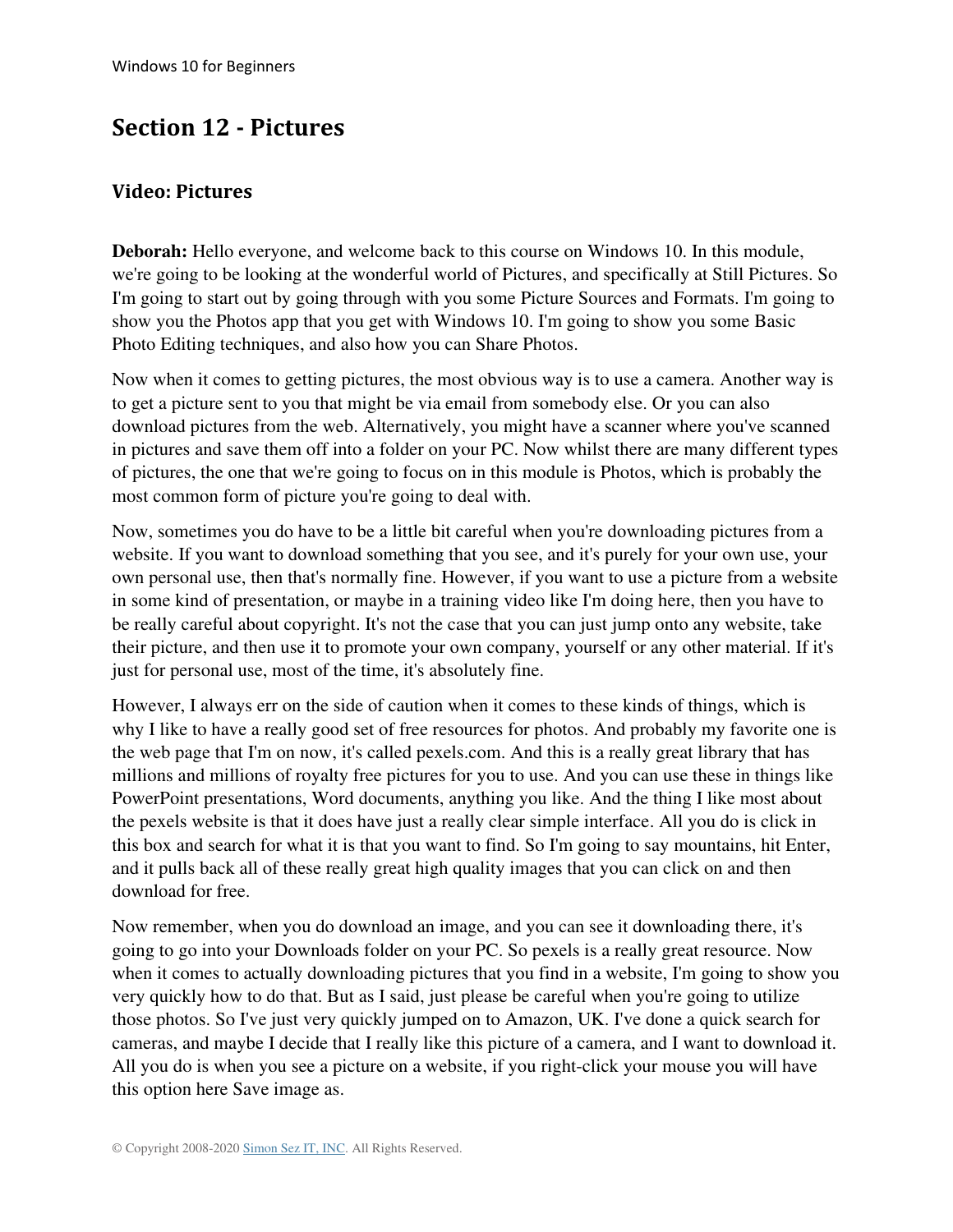# Section 12 - Pictures

## Video: Pictures

**Deborah:** Hello everyone, and welcome back to this course on Windows 10. In this module, we're going to be looking at the wonderful world of Pictures, and specifically at Still Pictures. So I'm going to start out by going through with you some Picture Sources and Formats. I'm going to show you the Photos app that you get with Windows 10. I'm going to show you some Basic Photo Editing techniques, and also how you can Share Photos.

Now when it comes to getting pictures, the most obvious way is to use a camera. Another way is to get a picture sent to you that might be via email from somebody else. Or you can also download pictures from the web. Alternatively, you might have a scanner where you've scanned in pictures and save them off into a folder on your PC. Now whilst there are many different types of pictures, the one that we're going to focus on in this module is Photos, which is probably the most common form of picture you're going to deal with.

Now, sometimes you do have to be a little bit careful when you're downloading pictures from a website. If you want to download something that you see, and it's purely for your own use, your own personal use, then that's normally fine. However, if you want to use a picture from a website in some kind of presentation, or maybe in a training video like I'm doing here, then you have to be really careful about copyright. It's not the case that you can just jump onto any website, take their picture, and then use it to promote your own company, yourself or any other material. If it's just for personal use, most of the time, it's absolutely fine.

However, I always err on the side of caution when it comes to these kinds of things, which is why I like to have a really good set of free resources for photos. And probably my favorite one is the web page that I'm on now, it's called pexels.com. And this is a really great library that has millions and millions of royalty free pictures for you to use. And you can use these in things like PowerPoint presentations, Word documents, anything you like. And the thing I like most about the pexels website is that it does have just a really clear simple interface. All you do is click in this box and search for what it is that you want to find. So I'm going to say mountains, hit Enter, and it pulls back all of these really great high quality images that you can click on and then download for free.

Now remember, when you do download an image, and you can see it downloading there, it's going to go into your Downloads folder on your PC. So pexels is a really great resource. Now when it comes to actually downloading pictures that you find in a website, I'm going to show you very quickly how to do that. But as I said, just please be careful when you're going to utilize those photos. So I've just very quickly jumped on to Amazon, UK. I've done a quick search for cameras, and maybe I decide that I really like this picture of a camera, and I want to download it. All you do is when you see a picture on a website, if you right-click your mouse you will have this option here Save image as.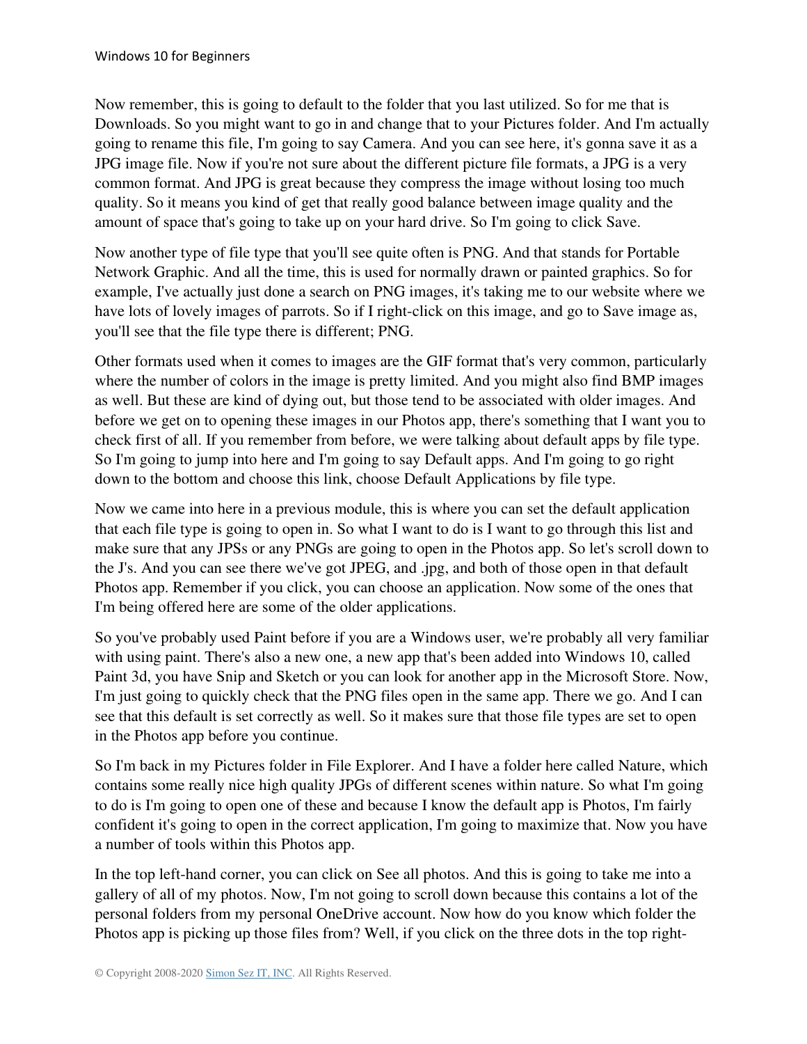Now remember, this is going to default to the folder that you last utilized. So for me that is Downloads. So you might want to go in and change that to your Pictures folder. And I'm actually going to rename this file, I'm going to say Camera. And you can see here, it's gonna save it as a JPG image file. Now if you're not sure about the different picture file formats, a JPG is a very common format. And JPG is great because they compress the image without losing too much quality. So it means you kind of get that really good balance between image quality and the amount of space that's going to take up on your hard drive. So I'm going to click Save.

Now another type of file type that you'll see quite often is PNG. And that stands for Portable Network Graphic. And all the time, this is used for normally drawn or painted graphics. So for example, I've actually just done a search on PNG images, it's taking me to our website where we have lots of lovely images of parrots. So if I right-click on this image, and go to Save image as, you'll see that the file type there is different; PNG.

Other formats used when it comes to images are the GIF format that's very common, particularly where the number of colors in the image is pretty limited. And you might also find BMP images as well. But these are kind of dying out, but those tend to be associated with older images. And before we get on to opening these images in our Photos app, there's something that I want you to check first of all. If you remember from before, we were talking about default apps by file type. So I'm going to jump into here and I'm going to say Default apps. And I'm going to go right down to the bottom and choose this link, choose Default Applications by file type.

Now we came into here in a previous module, this is where you can set the default application that each file type is going to open in. So what I want to do is I want to go through this list and make sure that any JPSs or any PNGs are going to open in the Photos app. So let's scroll down to the J's. And you can see there we've got JPEG, and .jpg, and both of those open in that default Photos app. Remember if you click, you can choose an application. Now some of the ones that I'm being offered here are some of the older applications.

So you've probably used Paint before if you are a Windows user, we're probably all very familiar with using paint. There's also a new one, a new app that's been added into Windows 10, called Paint 3d, you have Snip and Sketch or you can look for another app in the Microsoft Store. Now, I'm just going to quickly check that the PNG files open in the same app. There we go. And I can see that this default is set correctly as well. So it makes sure that those file types are set to open in the Photos app before you continue.

So I'm back in my Pictures folder in File Explorer. And I have a folder here called Nature, which contains some really nice high quality JPGs of different scenes within nature. So what I'm going to do is I'm going to open one of these and because I know the default app is Photos, I'm fairly confident it's going to open in the correct application, I'm going to maximize that. Now you have a number of tools within this Photos app.

In the top left-hand corner, you can click on See all photos. And this is going to take me into a gallery of all of my photos. Now, I'm not going to scroll down because this contains a lot of the personal folders from my personal OneDrive account. Now how do you know which folder the Photos app is picking up those files from? Well, if you click on the three dots in the top right-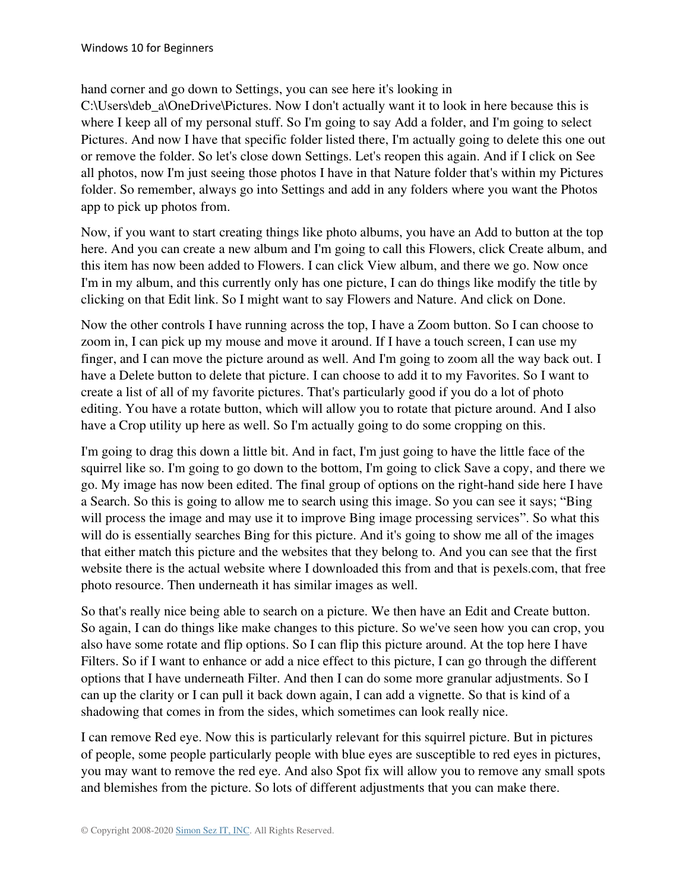hand corner and go down to Settings, you can see here it's looking in C:\Users\deb_a\OneDrive\Pictures. Now I don't actually want it to look in here because this is where I keep all of my personal stuff. So I'm going to say Add a folder, and I'm going to select Pictures. And now I have that specific folder listed there, I'm actually going to delete this one out or remove the folder. So let's close down Settings. Let's reopen this again. And if I click on See all photos, now I'm just seeing those photos I have in that Nature folder that's within my Pictures folder. So remember, always go into Settings and add in any folders where you want the Photos app to pick up photos from.

Now, if you want to start creating things like photo albums, you have an Add to button at the top here. And you can create a new album and I'm going to call this Flowers, click Create album, and this item has now been added to Flowers. I can click View album, and there we go. Now once I'm in my album, and this currently only has one picture, I can do things like modify the title by clicking on that Edit link. So I might want to say Flowers and Nature. And click on Done.

Now the other controls I have running across the top, I have a Zoom button. So I can choose to zoom in, I can pick up my mouse and move it around. If I have a touch screen, I can use my finger, and I can move the picture around as well. And I'm going to zoom all the way back out. I have a Delete button to delete that picture. I can choose to add it to my Favorites. So I want to create a list of all of my favorite pictures. That's particularly good if you do a lot of photo editing. You have a rotate button, which will allow you to rotate that picture around. And I also have a Crop utility up here as well. So I'm actually going to do some cropping on this.

I'm going to drag this down a little bit. And in fact, I'm just going to have the little face of the squirrel like so. I'm going to go down to the bottom, I'm going to click Save a copy, and there we go. My image has now been edited. The final group of options on the right-hand side here I have a Search. So this is going to allow me to search using this image. So you can see it says; "Bing will process the image and may use it to improve Bing image processing services". So what this will do is essentially searches Bing for this picture. And it's going to show me all of the images that either match this picture and the websites that they belong to. And you can see that the first website there is the actual website where I downloaded this from and that is pexels.com, that free photo resource. Then underneath it has similar images as well.

So that's really nice being able to search on a picture. We then have an Edit and Create button. So again, I can do things like make changes to this picture. So we've seen how you can crop, you also have some rotate and flip options. So I can flip this picture around. At the top here I have Filters. So if I want to enhance or add a nice effect to this picture, I can go through the different options that I have underneath Filter. And then I can do some more granular adjustments. So I can up the clarity or I can pull it back down again, I can add a vignette. So that is kind of a shadowing that comes in from the sides, which sometimes can look really nice.

I can remove Red eye. Now this is particularly relevant for this squirrel picture. But in pictures of people, some people particularly people with blue eyes are susceptible to red eyes in pictures, you may want to remove the red eye. And also Spot fix will allow you to remove any small spots and blemishes from the picture. So lots of different adjustments that you can make there.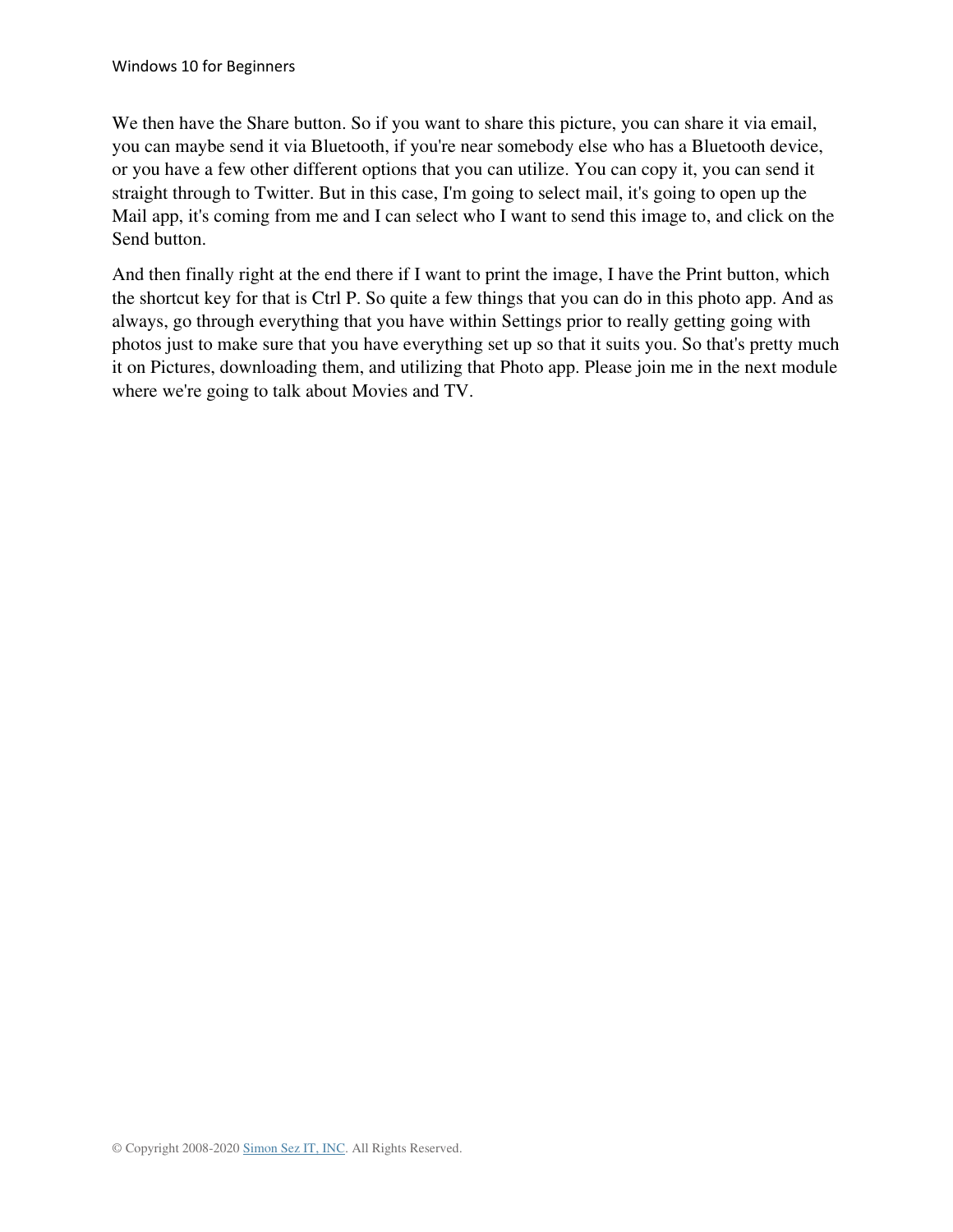We then have the Share button. So if you want to share this picture, you can share it via email, you can maybe send it via Bluetooth, if you're near somebody else who has a Bluetooth device, or you have a few other different options that you can utilize. You can copy it, you can send it straight through to Twitter. But in this case, I'm going to select mail, it's going to open up the Mail app, it's coming from me and I can select who I want to send this image to, and click on the Send button.

And then finally right at the end there if I want to print the image, I have the Print button, which the shortcut key for that is Ctrl P. So quite a few things that you can do in this photo app. And as always, go through everything that you have within Settings prior to really getting going with photos just to make sure that you have everything set up so that it suits you. So that's pretty much it on Pictures, downloading them, and utilizing that Photo app. Please join me in the next module where we're going to talk about Movies and TV.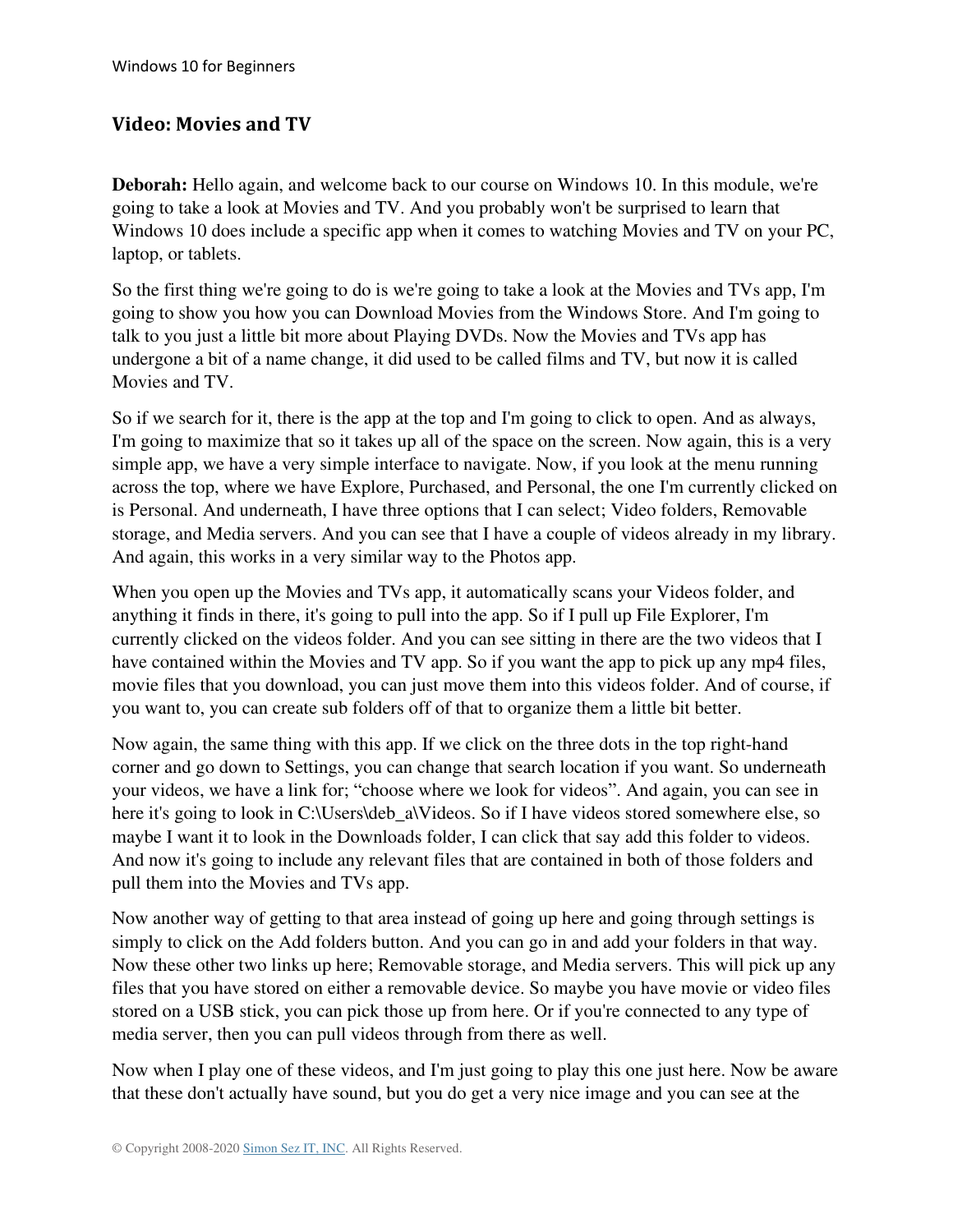## Video: Movies and TV

**Deborah:** Hello again, and welcome back to our course on Windows 10. In this module, we're going to take a look at Movies and TV. And you probably won't be surprised to learn that Windows 10 does include a specific app when it comes to watching Movies and TV on your PC, laptop, or tablets.

So the first thing we're going to do is we're going to take a look at the Movies and TVs app, I'm going to show you how you can Download Movies from the Windows Store. And I'm going to talk to you just a little bit more about Playing DVDs. Now the Movies and TVs app has undergone a bit of a name change, it did used to be called films and TV, but now it is called Movies and TV.

So if we search for it, there is the app at the top and I'm going to click to open. And as always, I'm going to maximize that so it takes up all of the space on the screen. Now again, this is a very simple app, we have a very simple interface to navigate. Now, if you look at the menu running across the top, where we have Explore, Purchased, and Personal, the one I'm currently clicked on is Personal. And underneath, I have three options that I can select; Video folders, Removable storage, and Media servers. And you can see that I have a couple of videos already in my library. And again, this works in a very similar way to the Photos app.

When you open up the Movies and TVs app, it automatically scans your Videos folder, and anything it finds in there, it's going to pull into the app. So if I pull up File Explorer, I'm currently clicked on the videos folder. And you can see sitting in there are the two videos that I have contained within the Movies and TV app. So if you want the app to pick up any mp4 files, movie files that you download, you can just move them into this videos folder. And of course, if you want to, you can create sub folders off of that to organize them a little bit better.

Now again, the same thing with this app. If we click on the three dots in the top right-hand corner and go down to Settings, you can change that search location if you want. So underneath your videos, we have a link for; "choose where we look for videos". And again, you can see in here it's going to look in C:\Users\deb_a\Videos. So if I have videos stored somewhere else, so maybe I want it to look in the Downloads folder, I can click that say add this folder to videos. And now it's going to include any relevant files that are contained in both of those folders and pull them into the Movies and TVs app.

Now another way of getting to that area instead of going up here and going through settings is simply to click on the Add folders button. And you can go in and add your folders in that way. Now these other two links up here; Removable storage, and Media servers. This will pick up any files that you have stored on either a removable device. So maybe you have movie or video files stored on a USB stick, you can pick those up from here. Or if you're connected to any type of media server, then you can pull videos through from there as well.

Now when I play one of these videos, and I'm just going to play this one just here. Now be aware that these don't actually have sound, but you do get a very nice image and you can see at the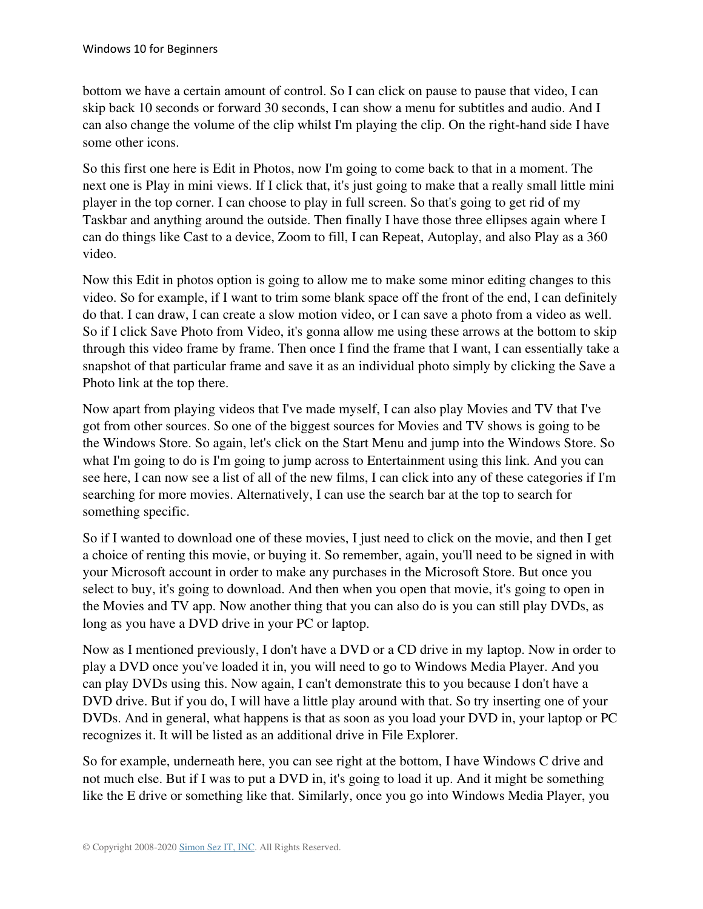bottom we have a certain amount of control. So I can click on pause to pause that video, I can skip back 10 seconds or forward 30 seconds, I can show a menu for subtitles and audio. And I can also change the volume of the clip whilst I'm playing the clip. On the right-hand side I have some other icons.

So this first one here is Edit in Photos, now I'm going to come back to that in a moment. The next one is Play in mini views. If I click that, it's just going to make that a really small little mini player in the top corner. I can choose to play in full screen. So that's going to get rid of my Taskbar and anything around the outside. Then finally I have those three ellipses again where I can do things like Cast to a device, Zoom to fill, I can Repeat, Autoplay, and also Play as a 360 video.

Now this Edit in photos option is going to allow me to make some minor editing changes to this video. So for example, if I want to trim some blank space off the front of the end, I can definitely do that. I can draw, I can create a slow motion video, or I can save a photo from a video as well. So if I click Save Photo from Video, it's gonna allow me using these arrows at the bottom to skip through this video frame by frame. Then once I find the frame that I want, I can essentially take a snapshot of that particular frame and save it as an individual photo simply by clicking the Save a Photo link at the top there.

Now apart from playing videos that I've made myself, I can also play Movies and TV that I've got from other sources. So one of the biggest sources for Movies and TV shows is going to be the Windows Store. So again, let's click on the Start Menu and jump into the Windows Store. So what I'm going to do is I'm going to jump across to Entertainment using this link. And you can see here, I can now see a list of all of the new films, I can click into any of these categories if I'm searching for more movies. Alternatively, I can use the search bar at the top to search for something specific.

So if I wanted to download one of these movies, I just need to click on the movie, and then I get a choice of renting this movie, or buying it. So remember, again, you'll need to be signed in with your Microsoft account in order to make any purchases in the Microsoft Store. But once you select to buy, it's going to download. And then when you open that movie, it's going to open in the Movies and TV app. Now another thing that you can also do is you can still play DVDs, as long as you have a DVD drive in your PC or laptop.

Now as I mentioned previously, I don't have a DVD or a CD drive in my laptop. Now in order to play a DVD once you've loaded it in, you will need to go to Windows Media Player. And you can play DVDs using this. Now again, I can't demonstrate this to you because I don't have a DVD drive. But if you do, I will have a little play around with that. So try inserting one of your DVDs. And in general, what happens is that as soon as you load your DVD in, your laptop or PC recognizes it. It will be listed as an additional drive in File Explorer.

So for example, underneath here, you can see right at the bottom, I have Windows C drive and not much else. But if I was to put a DVD in, it's going to load it up. And it might be something like the E drive or something like that. Similarly, once you go into Windows Media Player, you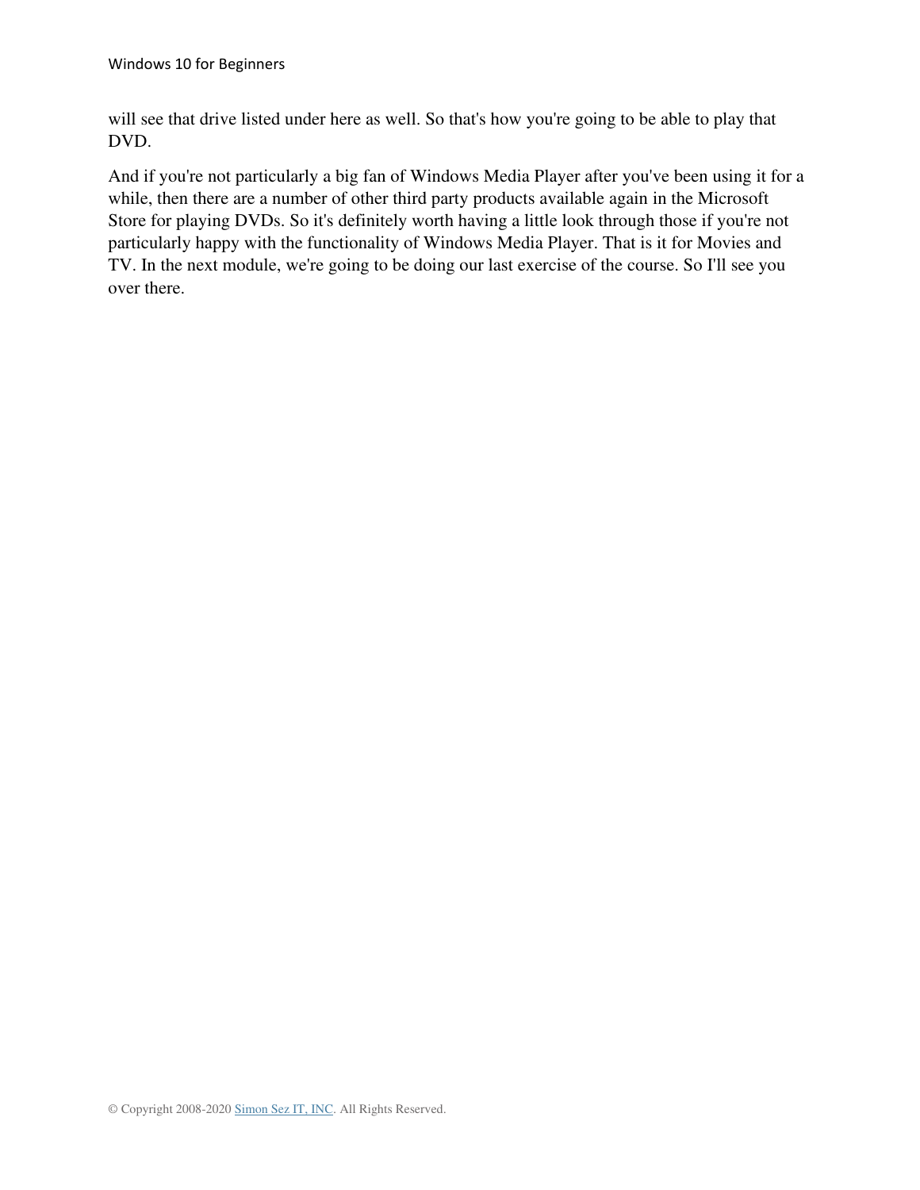will see that drive listed under here as well. So that's how you're going to be able to play that DVD.

And if you're not particularly a big fan of Windows Media Player after you've been using it for a while, then there are a number of other third party products available again in the Microsoft Store for playing DVDs. So it's definitely worth having a little look through those if you're not particularly happy with the functionality of Windows Media Player. That is it for Movies and TV. In the next module, we're going to be doing our last exercise of the course. So I'll see you over there.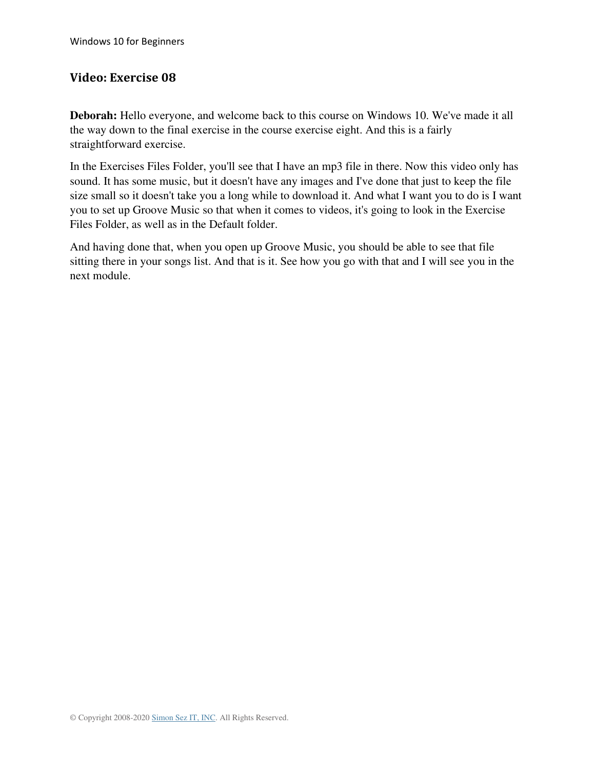## Video: Exercise 08

**Deborah:** Hello everyone, and welcome back to this course on Windows 10. We've made it all the way down to the final exercise in the course exercise eight. And this is a fairly straightforward exercise.

In the Exercises Files Folder, you'll see that I have an mp3 file in there. Now this video only has sound. It has some music, but it doesn't have any images and I've done that just to keep the file size small so it doesn't take you a long while to download it. And what I want you to do is I want you to set up Groove Music so that when it comes to videos, it's going to look in the Exercise Files Folder, as well as in the Default folder.

And having done that, when you open up Groove Music, you should be able to see that file sitting there in your songs list. And that is it. See how you go with that and I will see you in the next module.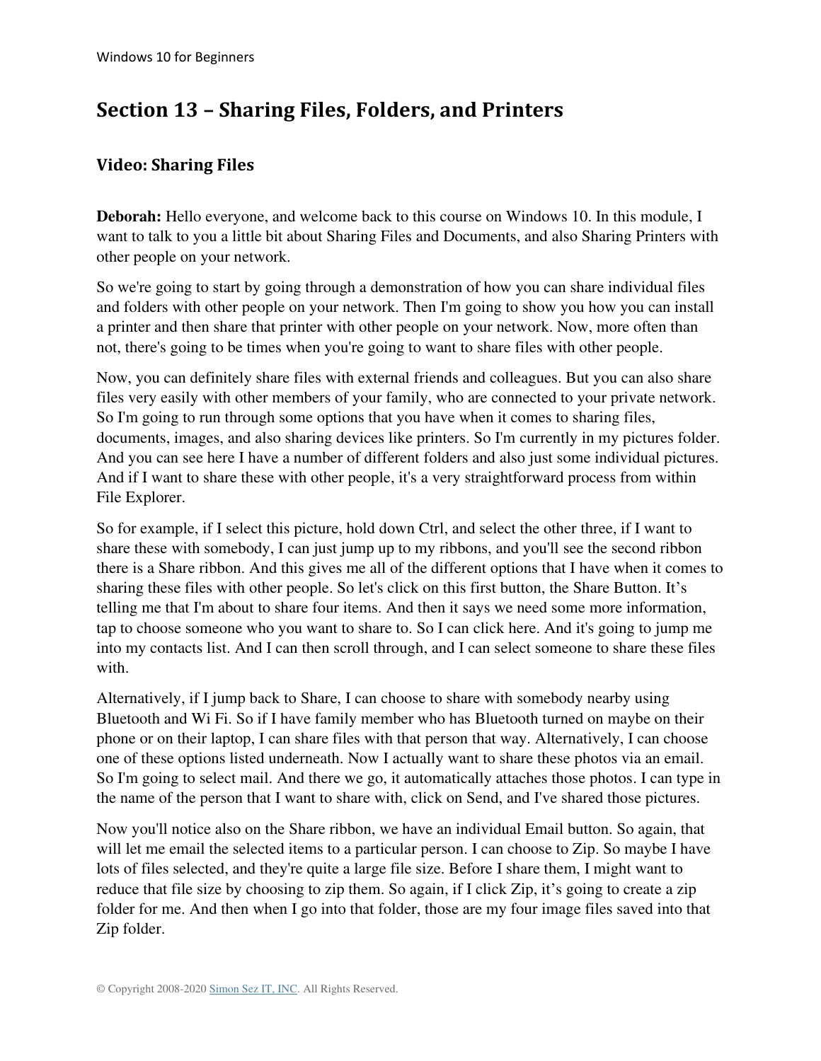# Section 13 – Sharing Files, Folders, and Printers

## Video: Sharing Files

**Deborah:** Hello everyone, and welcome back to this course on Windows 10. In this module, I want to talk to you a little bit about Sharing Files and Documents, and also Sharing Printers with other people on your network.

So we're going to start by going through a demonstration of how you can share individual files and folders with other people on your network. Then I'm going to show you how you can install a printer and then share that printer with other people on your network. Now, more often than not, there's going to be times when you're going to want to share files with other people.

Now, you can definitely share files with external friends and colleagues. But you can also share files very easily with other members of your family, who are connected to your private network. So I'm going to run through some options that you have when it comes to sharing files, documents, images, and also sharing devices like printers. So I'm currently in my pictures folder. And you can see here I have a number of different folders and also just some individual pictures. And if I want to share these with other people, it's a very straightforward process from within File Explorer.

So for example, if I select this picture, hold down Ctrl, and select the other three, if I want to share these with somebody, I can just jump up to my ribbons, and you'll see the second ribbon there is a Share ribbon. And this gives me all of the different options that I have when it comes to sharing these files with other people. So let's click on this first button, the Share Button. It's telling me that I'm about to share four items. And then it says we need some more information, tap to choose someone who you want to share to. So I can click here. And it's going to jump me into my contacts list. And I can then scroll through, and I can select someone to share these files with.

Alternatively, if I jump back to Share, I can choose to share with somebody nearby using Bluetooth and Wi Fi. So if I have family member who has Bluetooth turned on maybe on their phone or on their laptop, I can share files with that person that way. Alternatively, I can choose one of these options listed underneath. Now I actually want to share these photos via an email. So I'm going to select mail. And there we go, it automatically attaches those photos. I can type in the name of the person that I want to share with, click on Send, and I've shared those pictures.

Now you'll notice also on the Share ribbon, we have an individual Email button. So again, that will let me email the selected items to a particular person. I can choose to Zip. So maybe I have lots of files selected, and they're quite a large file size. Before I share them, I might want to reduce that file size by choosing to zip them. So again, if I click Zip, it's going to create a zip folder for me. And then when I go into that folder, those are my four image files saved into that Zip folder.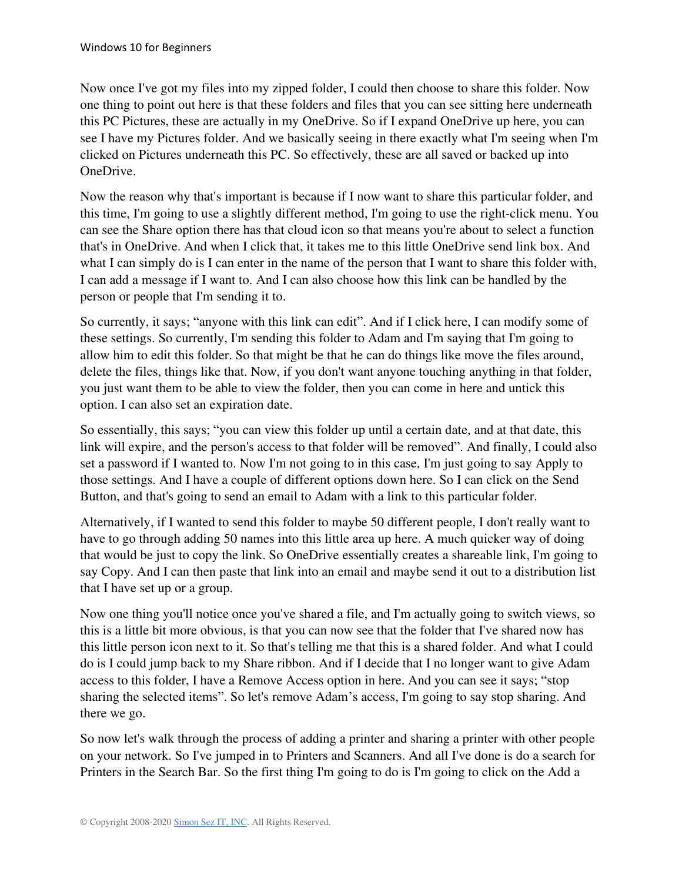Now once I've got my files into my zipped folder, I could then choose to share this folder. Now one thing to point out here is that these folders and files that you can see sitting here underneath this PC Pictures, these are actually in my OneDrive. So if I expand OneDrive up here, you can see I have my Pictures folder. And we basically seeing in there exactly what I'm seeing when I'm clicked on Pictures underneath this PC. So effectively, these are all saved or backed up into OneDrive.

Now the reason why that's important is because if I now want to share this particular folder, and this time, I'm going to use a slightly different method, I'm going to use the right-click menu. You can see the Share option there has that cloud icon so that means you're about to select a function that's in OneDrive. And when I click that, it takes me to this little OneDrive send link box. And what I can simply do is I can enter in the name of the person that I want to share this folder with, I can add a message if I want to. And I can also choose how this link can be handled by the person or people that I'm sending it to.

So currently, it says; "anyone with this link can edit". And if I click here, I can modify some of these settings. So currently, I'm sending this folder to Adam and I'm saying that I'm going to allow him to edit this folder. So that might be that he can do things like move the files around, delete the files, things like that. Now, if you don't want anyone touching anything in that folder, you just want them to be able to view the folder, then you can come in here and untick this option. I can also set an expiration date.

So essentially, this says; "you can view this folder up until a certain date, and at that date, this link will expire, and the person's access to that folder will be removed". And finally, I could also set a password if I wanted to. Now I'm not going to in this case, I'm just going to say Apply to those settings. And I have a couple of different options down here. So I can click on the Send Button, and that's going to send an email to Adam with a link to this particular folder.

Alternatively, if I wanted to send this folder to maybe 50 different people, I don't really want to have to go through adding 50 names into this little area up here. A much quicker way of doing that would be just to copy the link. So OneDrive essentially creates a shareable link, I'm going to say Copy. And I can then paste that link into an email and maybe send it out to a distribution list that I have set up or a group.

Now one thing you'll notice once you've shared a file, and I'm actually going to switch views, so this is a little bit more obvious, is that you can now see that the folder that I've shared now has this little person icon next to it. So that's telling me that this is a shared folder. And what I could do is I could jump back to my Share ribbon. And if I decide that I no longer want to give Adam access to this folder, I have a Remove Access option in here. And you can see it says; "stop sharing the selected items". So let's remove Adam's access, I'm going to say stop sharing. And there we go.

So now let's walk through the process of adding a printer and sharing a printer with other people on your network. So I've jumped in to Printers and Scanners. And all I've done is do a search for Printers in the Search Bar. So the first thing I'm going to do is I'm going to click on the Add a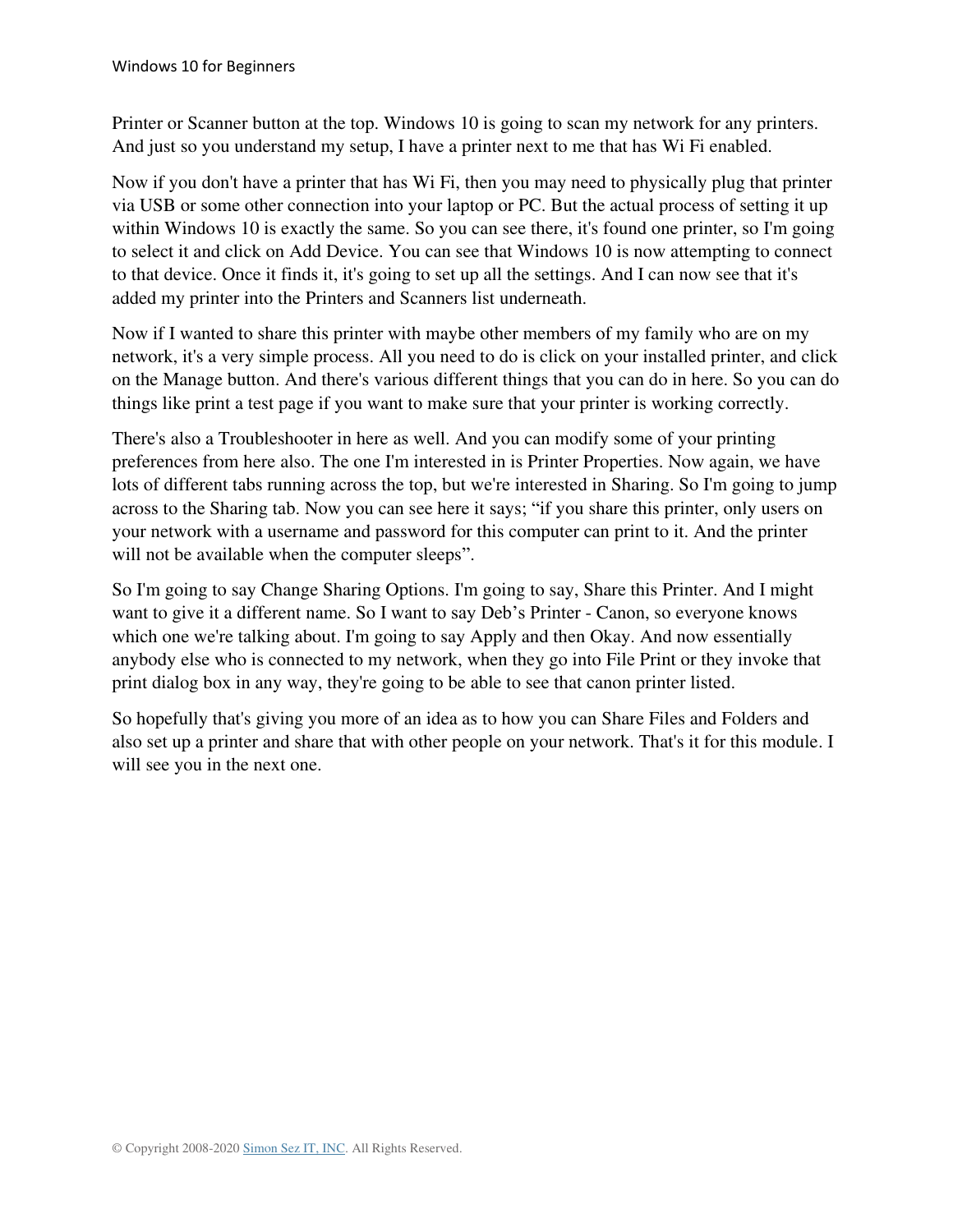Printer or Scanner button at the top. Windows 10 is going to scan my network for any printers. And just so you understand my setup, I have a printer next to me that has Wi Fi enabled.

Now if you don't have a printer that has Wi Fi, then you may need to physically plug that printer via USB or some other connection into your laptop or PC. But the actual process of setting it up within Windows 10 is exactly the same. So you can see there, it's found one printer, so I'm going to select it and click on Add Device. You can see that Windows 10 is now attempting to connect to that device. Once it finds it, it's going to set up all the settings. And I can now see that it's added my printer into the Printers and Scanners list underneath.

Now if I wanted to share this printer with maybe other members of my family who are on my network, it's a very simple process. All you need to do is click on your installed printer, and click on the Manage button. And there's various different things that you can do in here. So you can do things like print a test page if you want to make sure that your printer is working correctly.

There's also a Troubleshooter in here as well. And you can modify some of your printing preferences from here also. The one I'm interested in is Printer Properties. Now again, we have lots of different tabs running across the top, but we're interested in Sharing. So I'm going to jump across to the Sharing tab. Now you can see here it says; "if you share this printer, only users on your network with a username and password for this computer can print to it. And the printer will not be available when the computer sleeps".

So I'm going to say Change Sharing Options. I'm going to say, Share this Printer. And I might want to give it a different name. So I want to say Deb's Printer - Canon, so everyone knows which one we're talking about. I'm going to say Apply and then Okay. And now essentially anybody else who is connected to my network, when they go into File Print or they invoke that print dialog box in any way, they're going to be able to see that canon printer listed.

So hopefully that's giving you more of an idea as to how you can Share Files and Folders and also set up a printer and share that with other people on your network. That's it for this module. I will see you in the next one.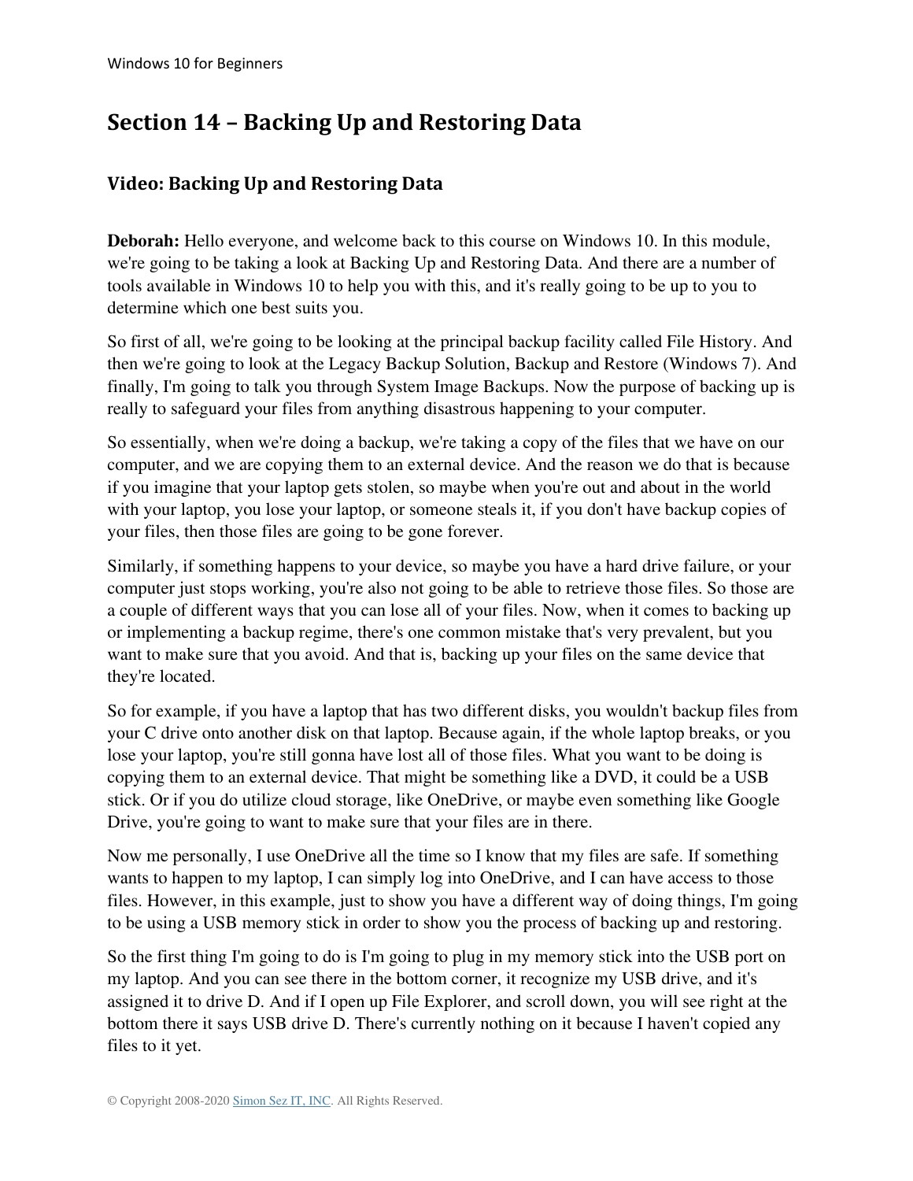# Section 14 – Backing Up and Restoring Data

## Video: Backing Up and Restoring Data

**Deborah:** Hello everyone, and welcome back to this course on Windows 10. In this module, we're going to be taking a look at Backing Up and Restoring Data. And there are a number of tools available in Windows 10 to help you with this, and it's really going to be up to you to determine which one best suits you.

So first of all, we're going to be looking at the principal backup facility called File History. And then we're going to look at the Legacy Backup Solution, Backup and Restore (Windows 7). And finally, I'm going to talk you through System Image Backups. Now the purpose of backing up is really to safeguard your files from anything disastrous happening to your computer.

So essentially, when we're doing a backup, we're taking a copy of the files that we have on our computer, and we are copying them to an external device. And the reason we do that is because if you imagine that your laptop gets stolen, so maybe when you're out and about in the world with your laptop, you lose your laptop, or someone steals it, if you don't have backup copies of your files, then those files are going to be gone forever.

Similarly, if something happens to your device, so maybe you have a hard drive failure, or your computer just stops working, you're also not going to be able to retrieve those files. So those are a couple of different ways that you can lose all of your files. Now, when it comes to backing up or implementing a backup regime, there's one common mistake that's very prevalent, but you want to make sure that you avoid. And that is, backing up your files on the same device that they're located.

So for example, if you have a laptop that has two different disks, you wouldn't backup files from your C drive onto another disk on that laptop. Because again, if the whole laptop breaks, or you lose your laptop, you're still gonna have lost all of those files. What you want to be doing is copying them to an external device. That might be something like a DVD, it could be a USB stick. Or if you do utilize cloud storage, like OneDrive, or maybe even something like Google Drive, you're going to want to make sure that your files are in there.

Now me personally, I use OneDrive all the time so I know that my files are safe. If something wants to happen to my laptop, I can simply log into OneDrive, and I can have access to those files. However, in this example, just to show you have a different way of doing things, I'm going to be using a USB memory stick in order to show you the process of backing up and restoring.

So the first thing I'm going to do is I'm going to plug in my memory stick into the USB port on my laptop. And you can see there in the bottom corner, it recognize my USB drive, and it's assigned it to drive D. And if I open up File Explorer, and scroll down, you will see right at the bottom there it says USB drive D. There's currently nothing on it because I haven't copied any files to it yet.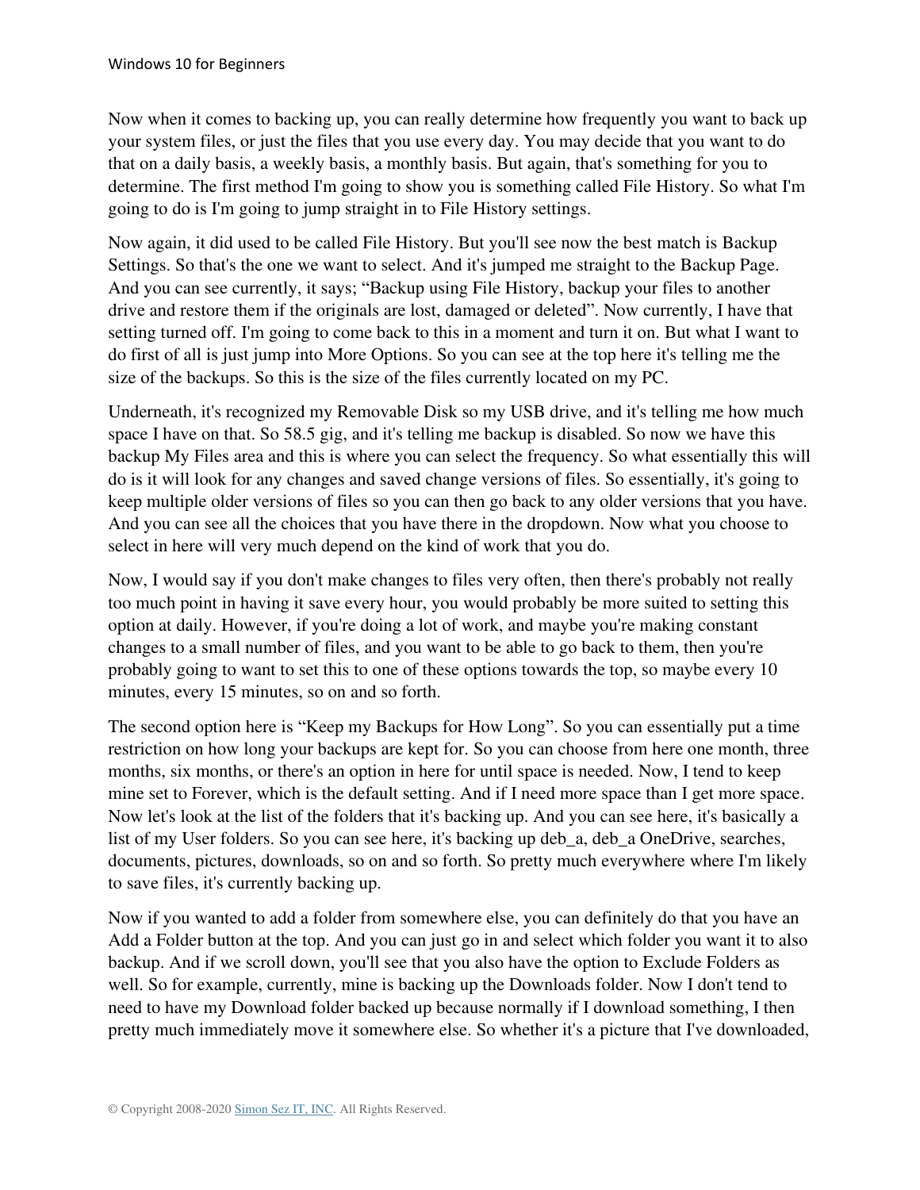Now when it comes to backing up, you can really determine how frequently you want to back up your system files, or just the files that you use every day. You may decide that you want to do that on a daily basis, a weekly basis, a monthly basis. But again, that's something for you to determine. The first method I'm going to show you is something called File History. So what I'm going to do is I'm going to jump straight in to File History settings.

Now again, it did used to be called File History. But you'll see now the best match is Backup Settings. So that's the one we want to select. And it's jumped me straight to the Backup Page. And you can see currently, it says; "Backup using File History, backup your files to another drive and restore them if the originals are lost, damaged or deleted". Now currently, I have that setting turned off. I'm going to come back to this in a moment and turn it on. But what I want to do first of all is just jump into More Options. So you can see at the top here it's telling me the size of the backups. So this is the size of the files currently located on my PC.

Underneath, it's recognized my Removable Disk so my USB drive, and it's telling me how much space I have on that. So 58.5 gig, and it's telling me backup is disabled. So now we have this backup My Files area and this is where you can select the frequency. So what essentially this will do is it will look for any changes and saved change versions of files. So essentially, it's going to keep multiple older versions of files so you can then go back to any older versions that you have. And you can see all the choices that you have there in the dropdown. Now what you choose to select in here will very much depend on the kind of work that you do.

Now, I would say if you don't make changes to files very often, then there's probably not really too much point in having it save every hour, you would probably be more suited to setting this option at daily. However, if you're doing a lot of work, and maybe you're making constant changes to a small number of files, and you want to be able to go back to them, then you're probably going to want to set this to one of these options towards the top, so maybe every 10 minutes, every 15 minutes, so on and so forth.

The second option here is "Keep my Backups for How Long". So you can essentially put a time restriction on how long your backups are kept for. So you can choose from here one month, three months, six months, or there's an option in here for until space is needed. Now, I tend to keep mine set to Forever, which is the default setting. And if I need more space than I get more space. Now let's look at the list of the folders that it's backing up. And you can see here, it's basically a list of my User folders. So you can see here, it's backing up deb_a, deb_a OneDrive, searches, documents, pictures, downloads, so on and so forth. So pretty much everywhere where I'm likely to save files, it's currently backing up.

Now if you wanted to add a folder from somewhere else, you can definitely do that you have an Add a Folder button at the top. And you can just go in and select which folder you want it to also backup. And if we scroll down, you'll see that you also have the option to Exclude Folders as well. So for example, currently, mine is backing up the Downloads folder. Now I don't tend to need to have my Download folder backed up because normally if I download something, I then pretty much immediately move it somewhere else. So whether it's a picture that I've downloaded,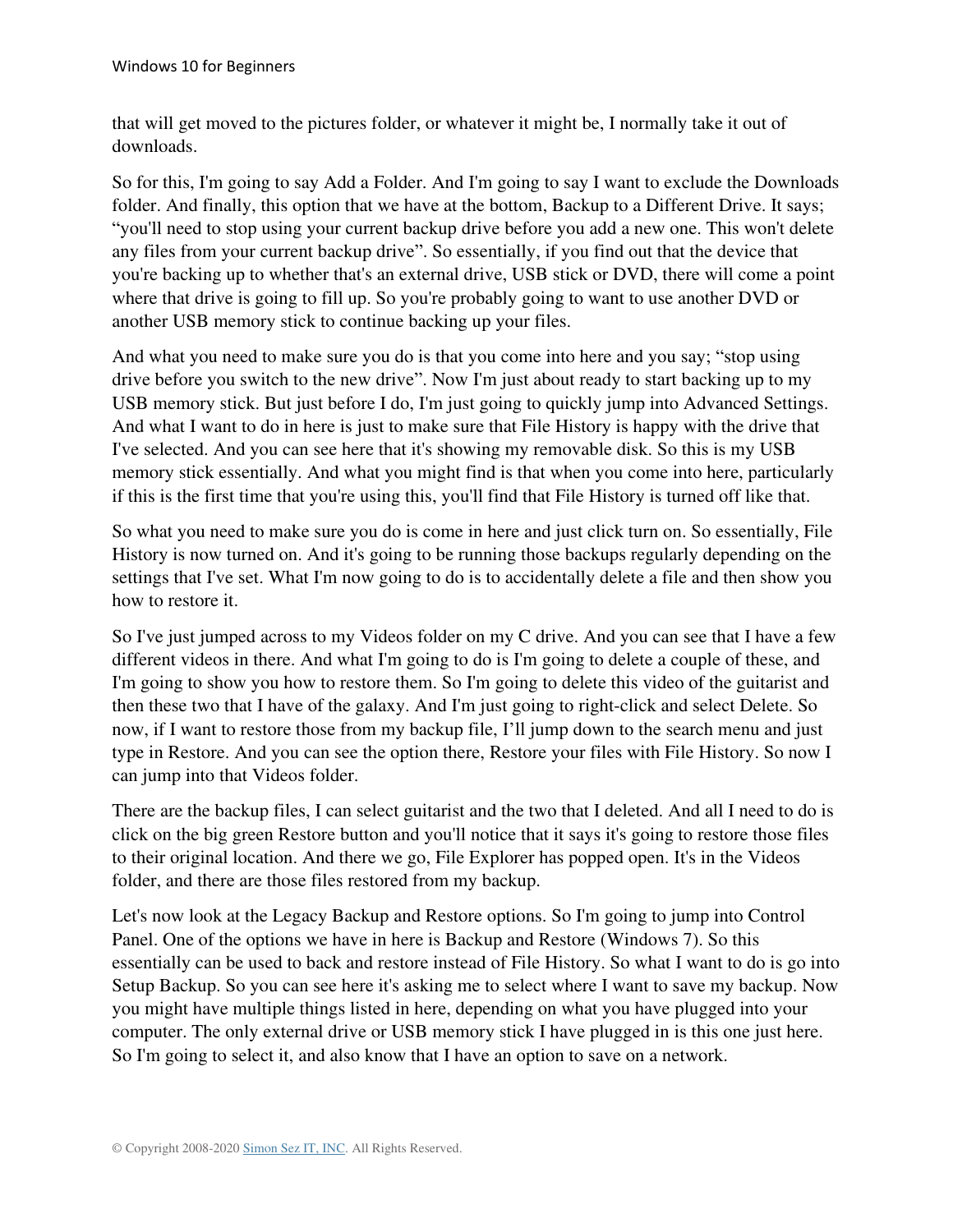that will get moved to the pictures folder, or whatever it might be, I normally take it out of downloads.

So for this, I'm going to say Add a Folder. And I'm going to say I want to exclude the Downloads folder. And finally, this option that we have at the bottom, Backup to a Different Drive. It says; "you'll need to stop using your current backup drive before you add a new one. This won't delete any files from your current backup drive". So essentially, if you find out that the device that you're backing up to whether that's an external drive, USB stick or DVD, there will come a point where that drive is going to fill up. So you're probably going to want to use another DVD or another USB memory stick to continue backing up your files.

And what you need to make sure you do is that you come into here and you say; "stop using drive before you switch to the new drive". Now I'm just about ready to start backing up to my USB memory stick. But just before I do, I'm just going to quickly jump into Advanced Settings. And what I want to do in here is just to make sure that File History is happy with the drive that I've selected. And you can see here that it's showing my removable disk. So this is my USB memory stick essentially. And what you might find is that when you come into here, particularly if this is the first time that you're using this, you'll find that File History is turned off like that.

So what you need to make sure you do is come in here and just click turn on. So essentially, File History is now turned on. And it's going to be running those backups regularly depending on the settings that I've set. What I'm now going to do is to accidentally delete a file and then show you how to restore it.

So I've just jumped across to my Videos folder on my C drive. And you can see that I have a few different videos in there. And what I'm going to do is I'm going to delete a couple of these, and I'm going to show you how to restore them. So I'm going to delete this video of the guitarist and then these two that I have of the galaxy. And I'm just going to right-click and select Delete. So now, if I want to restore those from my backup file, I'll jump down to the search menu and just type in Restore. And you can see the option there, Restore your files with File History. So now I can jump into that Videos folder.

There are the backup files, I can select guitarist and the two that I deleted. And all I need to do is click on the big green Restore button and you'll notice that it says it's going to restore those files to their original location. And there we go, File Explorer has popped open. It's in the Videos folder, and there are those files restored from my backup.

Let's now look at the Legacy Backup and Restore options. So I'm going to jump into Control Panel. One of the options we have in here is Backup and Restore (Windows 7). So this essentially can be used to back and restore instead of File History. So what I want to do is go into Setup Backup. So you can see here it's asking me to select where I want to save my backup. Now you might have multiple things listed in here, depending on what you have plugged into your computer. The only external drive or USB memory stick I have plugged in is this one just here. So I'm going to select it, and also know that I have an option to save on a network.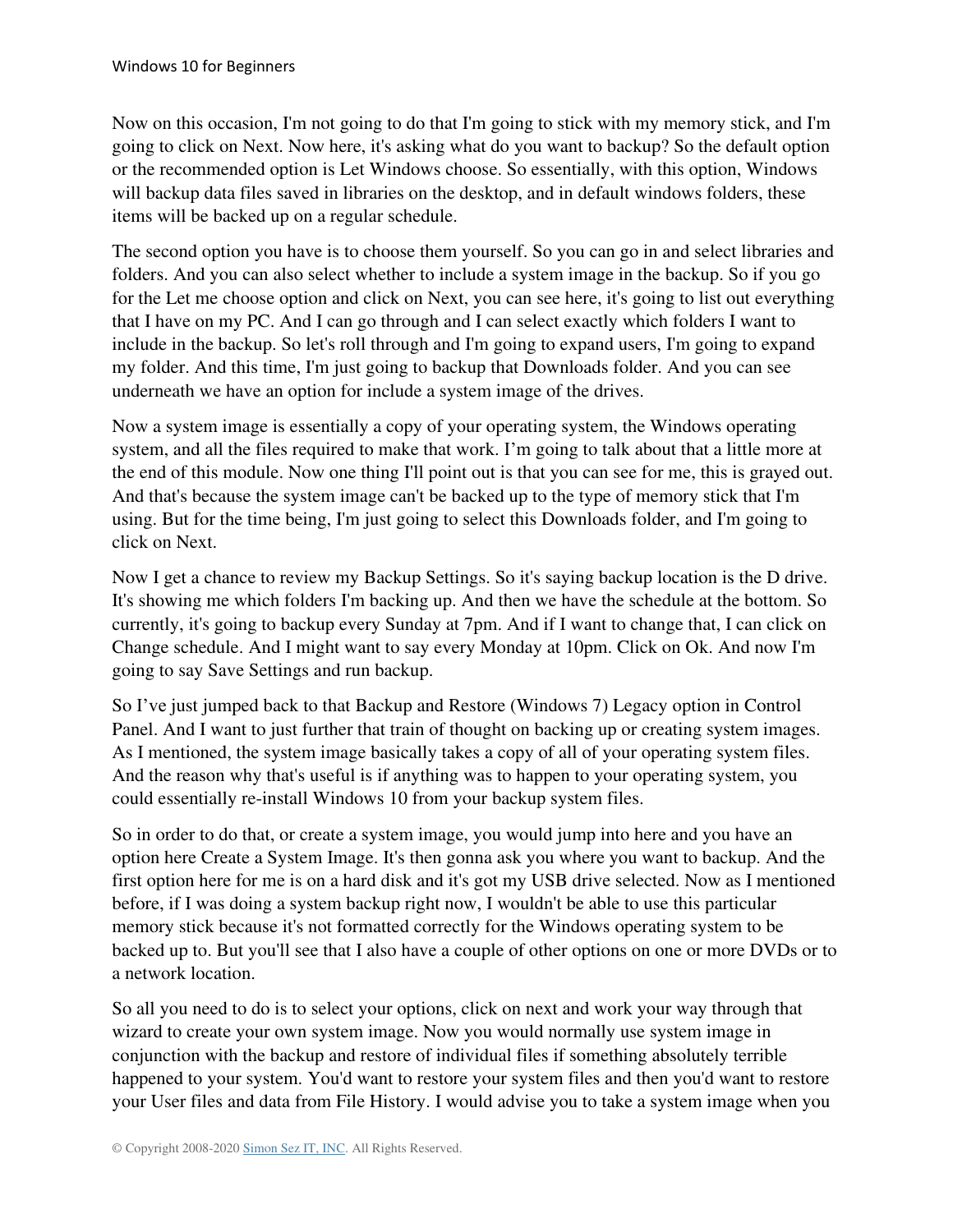Now on this occasion, I'm not going to do that I'm going to stick with my memory stick, and I'm going to click on Next. Now here, it's asking what do you want to backup? So the default option or the recommended option is Let Windows choose. So essentially, with this option, Windows will backup data files saved in libraries on the desktop, and in default windows folders, these items will be backed up on a regular schedule.

The second option you have is to choose them yourself. So you can go in and select libraries and folders. And you can also select whether to include a system image in the backup. So if you go for the Let me choose option and click on Next, you can see here, it's going to list out everything that I have on my PC. And I can go through and I can select exactly which folders I want to include in the backup. So let's roll through and I'm going to expand users, I'm going to expand my folder. And this time, I'm just going to backup that Downloads folder. And you can see underneath we have an option for include a system image of the drives.

Now a system image is essentially a copy of your operating system, the Windows operating system, and all the files required to make that work. I'm going to talk about that a little more at the end of this module. Now one thing I'll point out is that you can see for me, this is grayed out. And that's because the system image can't be backed up to the type of memory stick that I'm using. But for the time being, I'm just going to select this Downloads folder, and I'm going to click on Next.

Now I get a chance to review my Backup Settings. So it's saying backup location is the D drive. It's showing me which folders I'm backing up. And then we have the schedule at the bottom. So currently, it's going to backup every Sunday at 7pm. And if I want to change that, I can click on Change schedule. And I might want to say every Monday at 10pm. Click on Ok. And now I'm going to say Save Settings and run backup.

So I've just jumped back to that Backup and Restore (Windows 7) Legacy option in Control Panel. And I want to just further that train of thought on backing up or creating system images. As I mentioned, the system image basically takes a copy of all of your operating system files. And the reason why that's useful is if anything was to happen to your operating system, you could essentially re-install Windows 10 from your backup system files.

So in order to do that, or create a system image, you would jump into here and you have an option here Create a System Image. It's then gonna ask you where you want to backup. And the first option here for me is on a hard disk and it's got my USB drive selected. Now as I mentioned before, if I was doing a system backup right now, I wouldn't be able to use this particular memory stick because it's not formatted correctly for the Windows operating system to be backed up to. But you'll see that I also have a couple of other options on one or more DVDs or to a network location.

So all you need to do is to select your options, click on next and work your way through that wizard to create your own system image. Now you would normally use system image in conjunction with the backup and restore of individual files if something absolutely terrible happened to your system. You'd want to restore your system files and then you'd want to restore your User files and data from File History. I would advise you to take a system image when you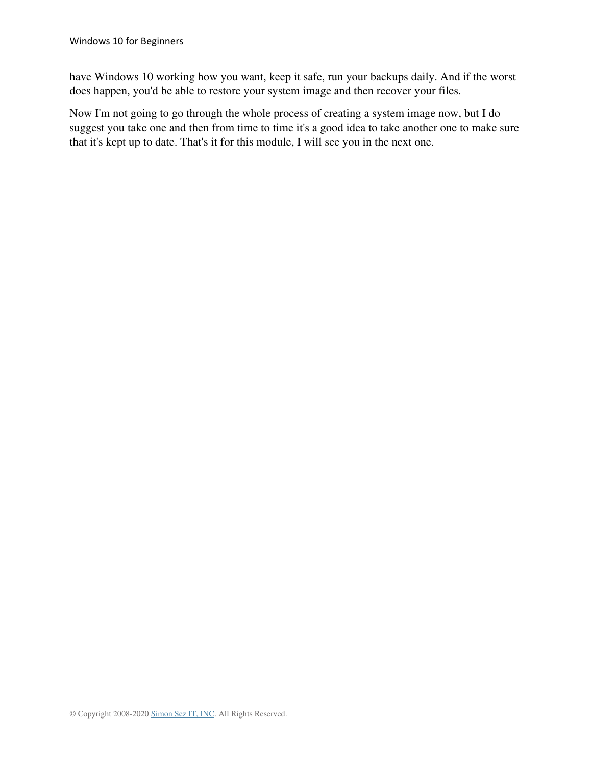have Windows 10 working how you want, keep it safe, run your backups daily. And if the worst does happen, you'd be able to restore your system image and then recover your files.

Now I'm not going to go through the whole process of creating a system image now, but I do suggest you take one and then from time to time it's a good idea to take another one to make sure that it's kept up to date. That's it for this module, I will see you in the next one.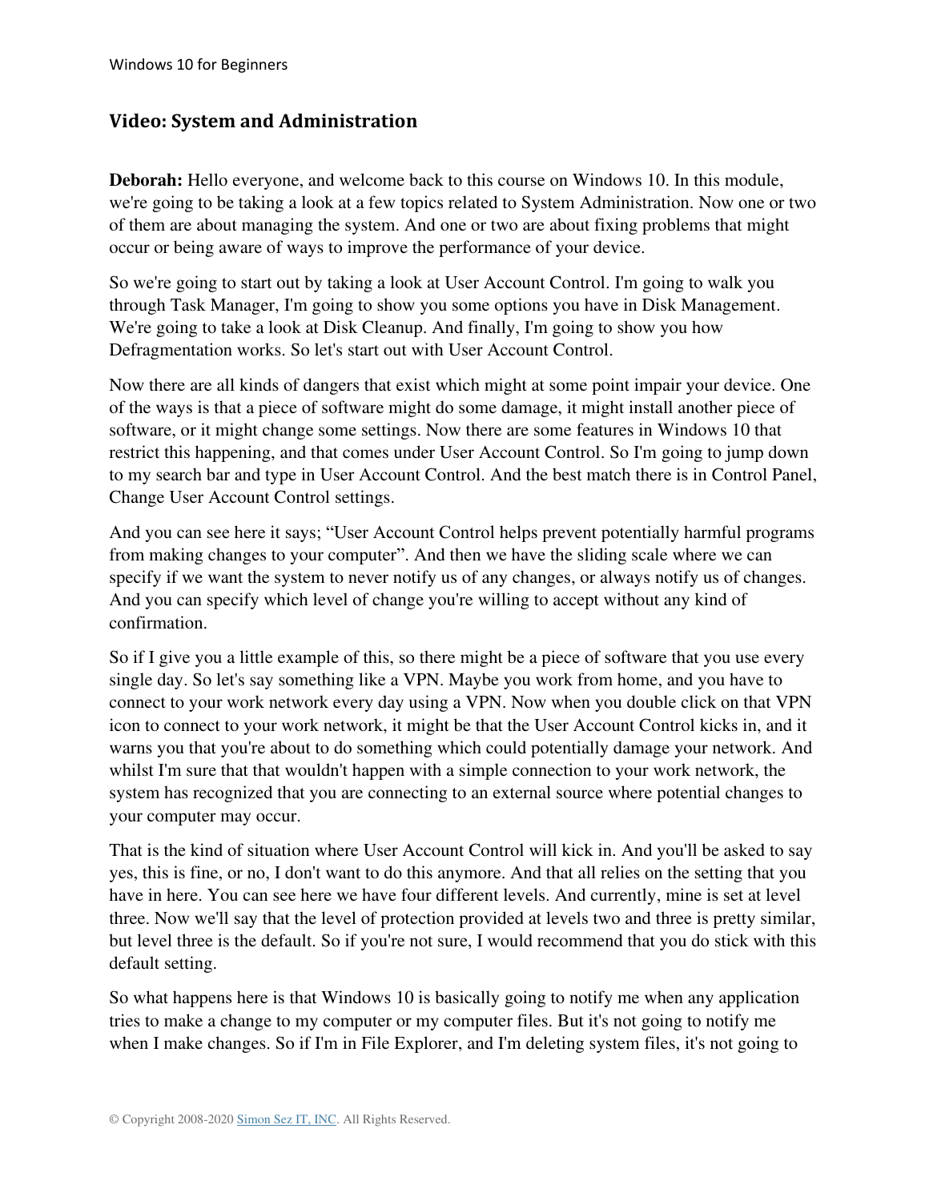## Video: System and Administration

**Deborah:** Hello everyone, and welcome back to this course on Windows 10. In this module, we're going to be taking a look at a few topics related to System Administration. Now one or two of them are about managing the system. And one or two are about fixing problems that might occur or being aware of ways to improve the performance of your device.

So we're going to start out by taking a look at User Account Control. I'm going to walk you through Task Manager, I'm going to show you some options you have in Disk Management. We're going to take a look at Disk Cleanup. And finally, I'm going to show you how Defragmentation works. So let's start out with User Account Control.

Now there are all kinds of dangers that exist which might at some point impair your device. One of the ways is that a piece of software might do some damage, it might install another piece of software, or it might change some settings. Now there are some features in Windows 10 that restrict this happening, and that comes under User Account Control. So I'm going to jump down to my search bar and type in User Account Control. And the best match there is in Control Panel, Change User Account Control settings.

And you can see here it says; "User Account Control helps prevent potentially harmful programs from making changes to your computer". And then we have the sliding scale where we can specify if we want the system to never notify us of any changes, or always notify us of changes. And you can specify which level of change you're willing to accept without any kind of confirmation.

So if I give you a little example of this, so there might be a piece of software that you use every single day. So let's say something like a VPN. Maybe you work from home, and you have to connect to your work network every day using a VPN. Now when you double click on that VPN icon to connect to your work network, it might be that the User Account Control kicks in, and it warns you that you're about to do something which could potentially damage your network. And whilst I'm sure that that wouldn't happen with a simple connection to your work network, the system has recognized that you are connecting to an external source where potential changes to your computer may occur.

That is the kind of situation where User Account Control will kick in. And you'll be asked to say yes, this is fine, or no, I don't want to do this anymore. And that all relies on the setting that you have in here. You can see here we have four different levels. And currently, mine is set at level three. Now we'll say that the level of protection provided at levels two and three is pretty similar, but level three is the default. So if you're not sure, I would recommend that you do stick with this default setting.

So what happens here is that Windows 10 is basically going to notify me when any application tries to make a change to my computer or my computer files. But it's not going to notify me when I make changes. So if I'm in File Explorer, and I'm deleting system files, it's not going to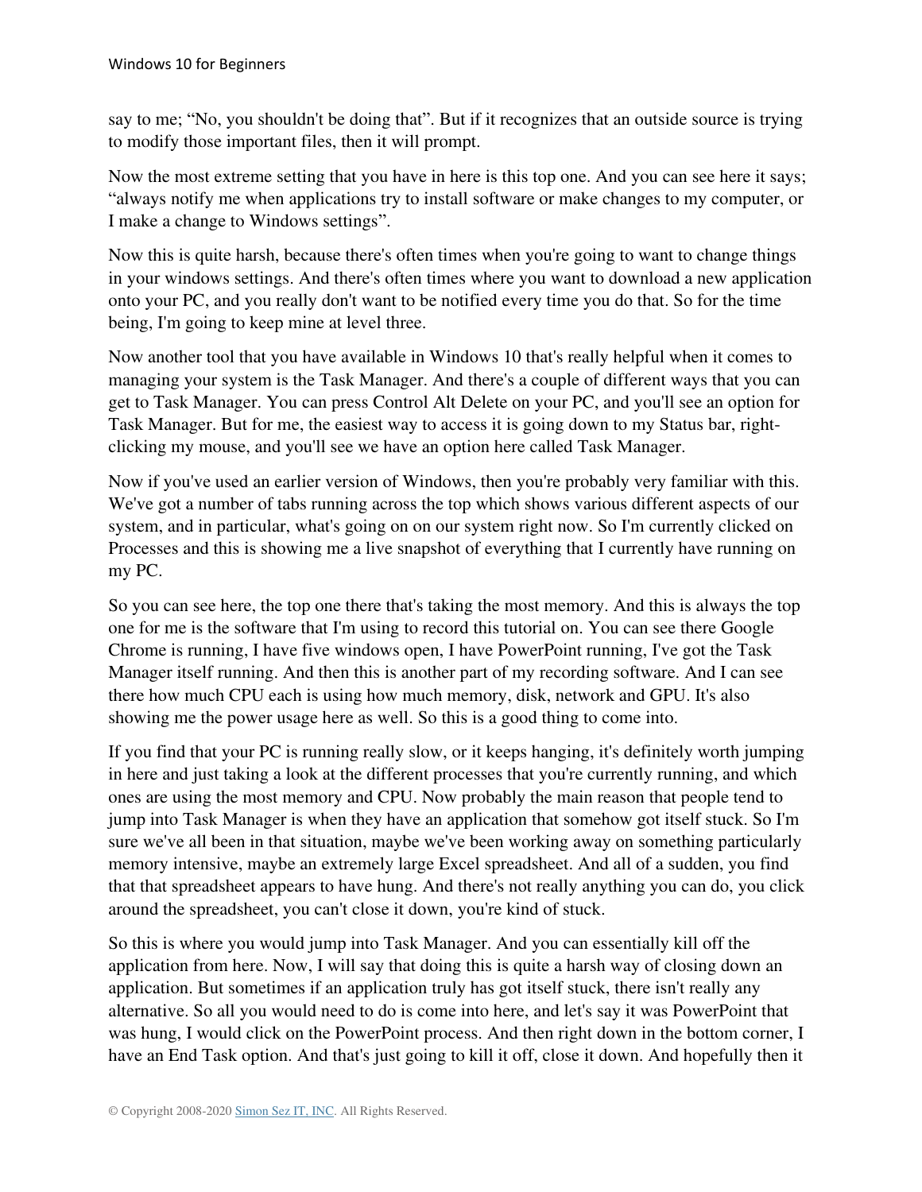say to me; “No, you shouldn't be doing that”. But if it recognizes that an outside source is trying to modify those important files, then it will prompt.

Now the most extreme setting that you have in here is this top one. And you can see here it says; “always notify me when applications try to install software or make changes to my computer, or I make a change to Windows settings”.

Now this is quite harsh, because there's often times when you're going to want to change things in your windows settings. And there's often times where you want to download a new application onto your PC, and you really don't want to be notified every time you do that. So for the time being, I'm going to keep mine at level three.

Now another tool that you have available in Windows 10 that's really helpful when it comes to managing your system is the Task Manager. And there's a couple of different ways that you can get to Task Manager. You can press Control Alt Delete on your PC, and you'll see an option for Task Manager. But for me, the easiest way to access it is going down to my Status bar, right-clicking my mouse, and you'll see we have an option here called Task Manager.

Now if you've used an earlier version of Windows, then you're probably very familiar with this. We've got a number of tabs running across the top which shows various different aspects of our system, and in particular, what's going on on our system right now. So I'm currently clicked on Processes and this is showing me a live snapshot of everything that I currently have running on my PC.

So you can see here, the top one there that's taking the most memory. And this is always the top one for me is the software that I'm using to record this tutorial on. You can see there Google Chrome is running, I have five windows open, I have PowerPoint running, I've got the Task Manager itself running. And then this is another part of my recording software. And I can see there how much CPU each is using how much memory, disk, network and GPU. It's also showing me the power usage here as well. So this is a good thing to come into.

If you find that your PC is running really slow, or it keeps hanging, it's definitely worth jumping in here and just taking a look at the different processes that you're currently running, and which ones are using the most memory and CPU. Now probably the main reason that people tend to jump into Task Manager is when they have an application that somehow got itself stuck. So I'm sure we've all been in that situation, maybe we've been working away on something particularly memory intensive, maybe an extremely large Excel spreadsheet. And all of a sudden, you find that that spreadsheet appears to have hung. And there's not really anything you can do, you click around the spreadsheet, you can't close it down, you're kind of stuck.

So this is where you would jump into Task Manager. And you can essentially kill off the application from here. Now, I will say that doing this is quite a harsh way of closing down an application. But sometimes if an application truly has got itself stuck, there isn't really any alternative. So all you would need to do is come into here, and let's say it was PowerPoint that was hung, I would click on the PowerPoint process. And then right down in the bottom corner, I have an End Task option. And that's just going to kill it off, close it down. And hopefully then it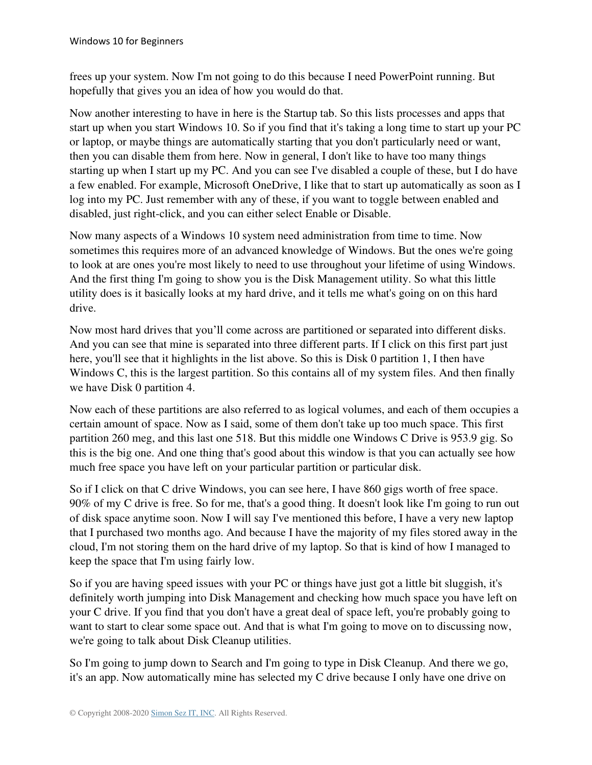frees up your system. Now I'm not going to do this because I need PowerPoint running. But hopefully that gives you an idea of how you would do that.

Now another interesting to have in here is the Startup tab. So this lists processes and apps that start up when you start Windows 10. So if you find that it's taking a long time to start up your PC or laptop, or maybe things are automatically starting that you don't particularly need or want, then you can disable them from here. Now in general, I don't like to have too many things starting up when I start up my PC. And you can see I've disabled a couple of these, but I do have a few enabled. For example, Microsoft OneDrive, I like that to start up automatically as soon as I log into my PC. Just remember with any of these, if you want to toggle between enabled and disabled, just right-click, and you can either select Enable or Disable.

Now many aspects of a Windows 10 system need administration from time to time. Now sometimes this requires more of an advanced knowledge of Windows. But the ones we're going to look at are ones you're most likely to need to use throughout your lifetime of using Windows. And the first thing I'm going to show you is the Disk Management utility. So what this little utility does is it basically looks at my hard drive, and it tells me what's going on on this hard drive.

Now most hard drives that you'll come across are partitioned or separated into different disks. And you can see that mine is separated into three different parts. If I click on this first part just here, you'll see that it highlights in the list above. So this is Disk 0 partition 1, I then have Windows C, this is the largest partition. So this contains all of my system files. And then finally we have Disk 0 partition 4.

Now each of these partitions are also referred to as logical volumes, and each of them occupies a certain amount of space. Now as I said, some of them don't take up too much space. This first partition 260 meg, and this last one 518. But this middle one Windows C Drive is 953.9 gig. So this is the big one. And one thing that's good about this window is that you can actually see how much free space you have left on your particular partition or particular disk.

So if I click on that C drive Windows, you can see here, I have 860 gigs worth of free space. 90% of my C drive is free. So for me, that's a good thing. It doesn't look like I'm going to run out of disk space anytime soon. Now I will say I've mentioned this before, I have a very new laptop that I purchased two months ago. And because I have the majority of my files stored away in the cloud, I'm not storing them on the hard drive of my laptop. So that is kind of how I managed to keep the space that I'm using fairly low.

So if you are having speed issues with your PC or things have just got a little bit sluggish, it's definitely worth jumping into Disk Management and checking how much space you have left on your C drive. If you find that you don't have a great deal of space left, you're probably going to want to start to clear some space out. And that is what I'm going to move on to discussing now, we're going to talk about Disk Cleanup utilities.

So I'm going to jump down to Search and I'm going to type in Disk Cleanup. And there we go, it's an app. Now automatically mine has selected my C drive because I only have one drive on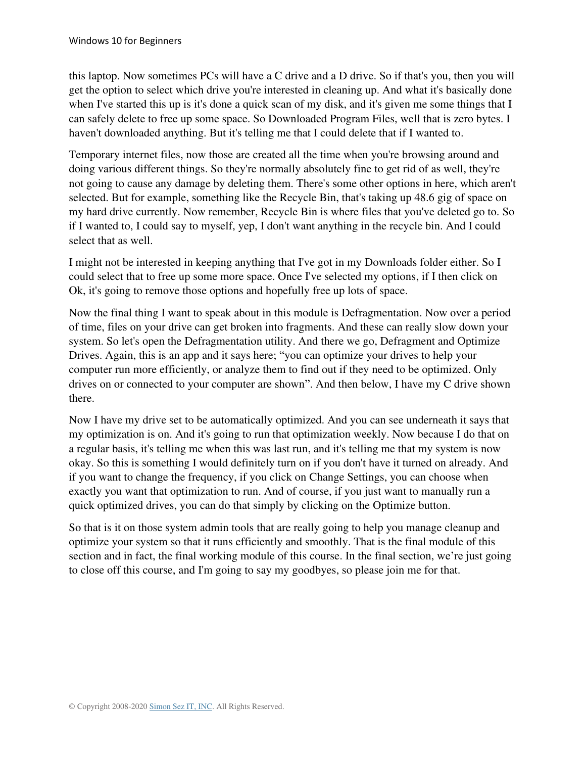this laptop. Now sometimes PCs will have a C drive and a D drive. So if that's you, then you will get the option to select which drive you're interested in cleaning up. And what it's basically done when I've started this up is it's done a quick scan of my disk, and it's given me some things that I can safely delete to free up some space. So Downloaded Program Files, well that is zero bytes. I haven't downloaded anything. But it's telling me that I could delete that if I wanted to.

Temporary internet files, now those are created all the time when you're browsing around and doing various different things. So they're normally absolutely fine to get rid of as well, they're not going to cause any damage by deleting them. There's some other options in here, which aren't selected. But for example, something like the Recycle Bin, that's taking up 48.6 gig of space on my hard drive currently. Now remember, Recycle Bin is where files that you've deleted go to. So if I wanted to, I could say to myself, yep, I don't want anything in the recycle bin. And I could select that as well.

I might not be interested in keeping anything that I've got in my Downloads folder either. So I could select that to free up some more space. Once I've selected my options, if I then click on Ok, it's going to remove those options and hopefully free up lots of space.

Now the final thing I want to speak about in this module is Defragmentation. Now over a period of time, files on your drive can get broken into fragments. And these can really slow down your system. So let's open the Defragmentation utility. And there we go, Defragment and Optimize Drives. Again, this is an app and it says here; "you can optimize your drives to help your computer run more efficiently, or analyze them to find out if they need to be optimized. Only drives on or connected to your computer are shown". And then below, I have my C drive shown there.

Now I have my drive set to be automatically optimized. And you can see underneath it says that my optimization is on. And it's going to run that optimization weekly. Now because I do that on a regular basis, it's telling me when this was last run, and it's telling me that my system is now okay. So this is something I would definitely turn on if you don't have it turned on already. And if you want to change the frequency, if you click on Change Settings, you can choose when exactly you want that optimization to run. And of course, if you just want to manually run a quick optimized drives, you can do that simply by clicking on the Optimize button.

So that is it on those system admin tools that are really going to help you manage cleanup and optimize your system so that it runs efficiently and smoothly. That is the final module of this section and in fact, the final working module of this course. In the final section, we're just going to close off this course, and I'm going to say my goodbyes, so please join me for that.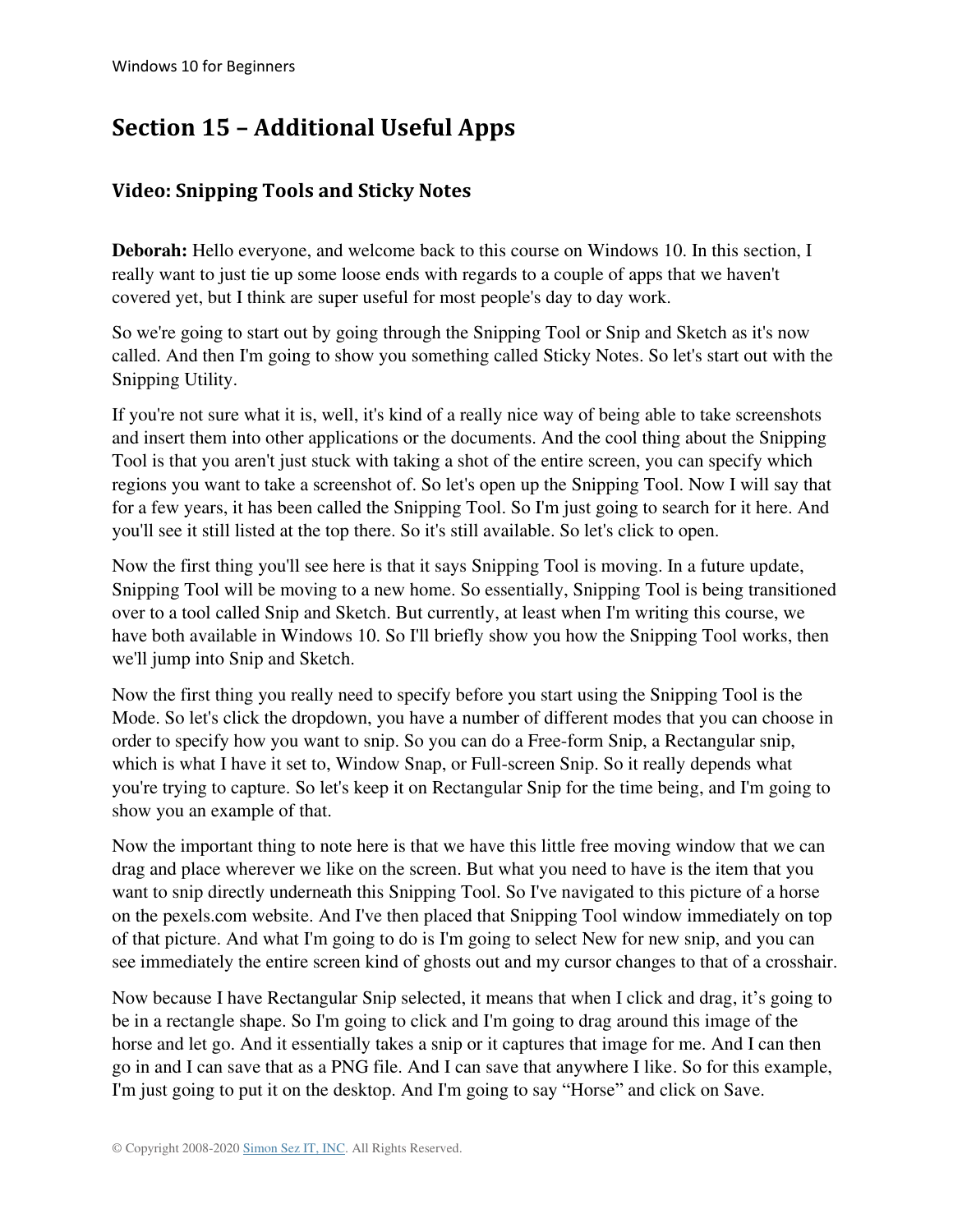# Section 15 – Additional Useful Apps

## Video: Snipping Tools and Sticky Notes

**Deborah:** Hello everyone, and welcome back to this course on Windows 10. In this section, I really want to just tie up some loose ends with regards to a couple of apps that we haven't covered yet, but I think are super useful for most people's day to day work.

So we're going to start out by going through the Snipping Tool or Snip and Sketch as it's now called. And then I'm going to show you something called Sticky Notes. So let's start out with the Snipping Utility.

If you're not sure what it is, well, it's kind of a really nice way of being able to take screenshots and insert them into other applications or the documents. And the cool thing about the Snipping Tool is that you aren't just stuck with taking a shot of the entire screen, you can specify which regions you want to take a screenshot of. So let's open up the Snipping Tool. Now I will say that for a few years, it has been called the Snipping Tool. So I'm just going to search for it here. And you'll see it still listed at the top there. So it's still available. So let's click to open.

Now the first thing you'll see here is that it says Snipping Tool is moving. In a future update, Snipping Tool will be moving to a new home. So essentially, Snipping Tool is being transitioned over to a tool called Snip and Sketch. But currently, at least when I'm writing this course, we have both available in Windows 10. So I'll briefly show you how the Snipping Tool works, then we'll jump into Snip and Sketch.

Now the first thing you really need to specify before you start using the Snipping Tool is the Mode. So let's click the dropdown, you have a number of different modes that you can choose in order to specify how you want to snip. So you can do a Free-form Snip, a Rectangular snip, which is what I have it set to, Window Snap, or Full-screen Snip. So it really depends what you're trying to capture. So let's keep it on Rectangular Snip for the time being, and I'm going to show you an example of that.

Now the important thing to note here is that we have this little free moving window that we can drag and place wherever we like on the screen. But what you need to have is the item that you want to snip directly underneath this Snipping Tool. So I've navigated to this picture of a horse on the pexels.com website. And I've then placed that Snipping Tool window immediately on top of that picture. And what I'm going to do is I'm going to select New for new snip, and you can see immediately the entire screen kind of ghosts out and my cursor changes to that of a crosshair.

Now because I have Rectangular Snip selected, it means that when I click and drag, it's going to be in a rectangle shape. So I'm going to click and I'm going to drag around this image of the horse and let go. And it essentially takes a snip or it captures that image for me. And I can then go in and I can save that as a PNG file. And I can save that anywhere I like. So for this example, I'm just going to put it on the desktop. And I'm going to say "Horse" and click on Save.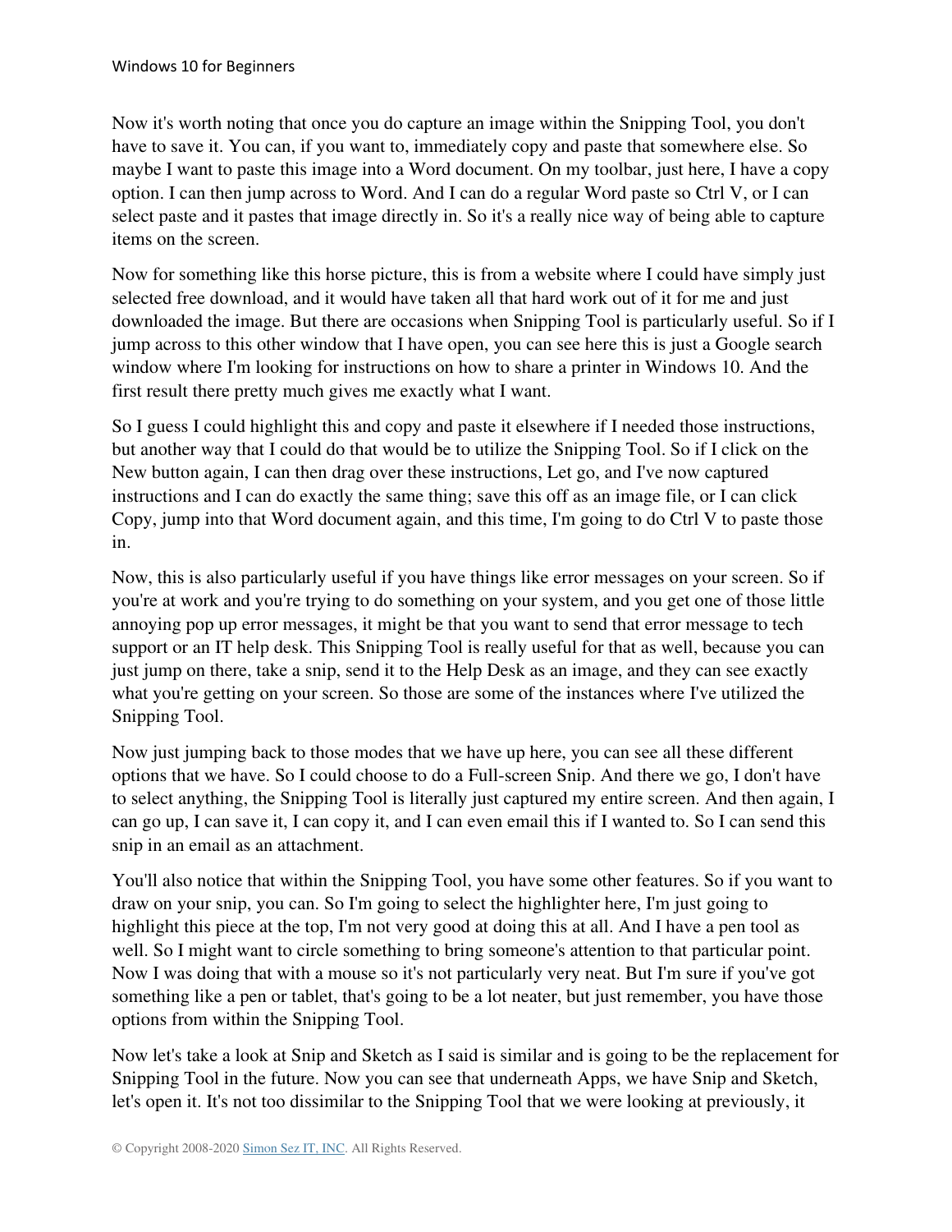Now it's worth noting that once you do capture an image within the Snipping Tool, you don't have to save it. You can, if you want to, immediately copy and paste that somewhere else. So maybe I want to paste this image into a Word document. On my toolbar, just here, I have a copy option. I can then jump across to Word. And I can do a regular Word paste so Ctrl V, or I can select paste and it pastes that image directly in. So it's a really nice way of being able to capture items on the screen.

Now for something like this horse picture, this is from a website where I could have simply just selected free download, and it would have taken all that hard work out of it for me and just downloaded the image. But there are occasions when Snipping Tool is particularly useful. So if I jump across to this other window that I have open, you can see here this is just a Google search window where I'm looking for instructions on how to share a printer in Windows 10. And the first result there pretty much gives me exactly what I want.

So I guess I could highlight this and copy and paste it elsewhere if I needed those instructions, but another way that I could do that would be to utilize the Snipping Tool. So if I click on the New button again, I can then drag over these instructions, Let go, and I've now captured instructions and I can do exactly the same thing; save this off as an image file, or I can click Copy, jump into that Word document again, and this time, I'm going to do Ctrl V to paste those in.

Now, this is also particularly useful if you have things like error messages on your screen. So if you're at work and you're trying to do something on your system, and you get one of those little annoying pop up error messages, it might be that you want to send that error message to tech support or an IT help desk. This Snipping Tool is really useful for that as well, because you can just jump on there, take a snip, send it to the Help Desk as an image, and they can see exactly what you're getting on your screen. So those are some of the instances where I've utilized the Snipping Tool.

Now just jumping back to those modes that we have up here, you can see all these different options that we have. So I could choose to do a Full-screen Snip. And there we go, I don't have to select anything, the Snipping Tool is literally just captured my entire screen. And then again, I can go up, I can save it, I can copy it, and I can even email this if I wanted to. So I can send this snip in an email as an attachment.

You'll also notice that within the Snipping Tool, you have some other features. So if you want to draw on your snip, you can. So I'm going to select the highlighter here, I'm just going to highlight this piece at the top, I'm not very good at doing this at all. And I have a pen tool as well. So I might want to circle something to bring someone's attention to that particular point. Now I was doing that with a mouse so it's not particularly very neat. But I'm sure if you've got something like a pen or tablet, that's going to be a lot neater, but just remember, you have those options from within the Snipping Tool.

Now let's take a look at Snip and Sketch as I said is similar and is going to be the replacement for Snipping Tool in the future. Now you can see that underneath Apps, we have Snip and Sketch, let's open it. It's not too dissimilar to the Snipping Tool that we were looking at previously, it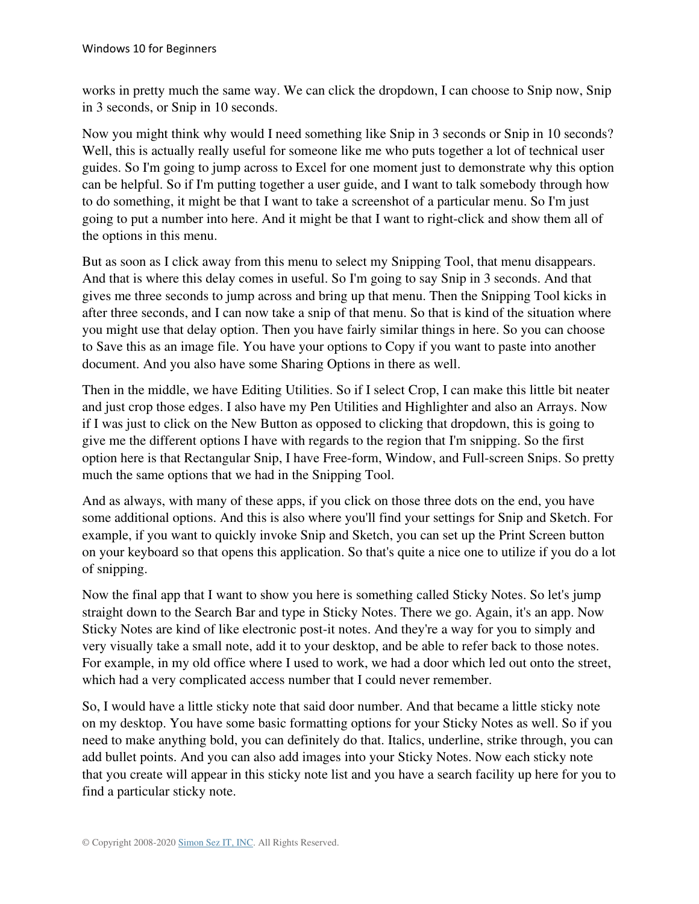works in pretty much the same way. We can click the dropdown, I can choose to Snip now, Snip in 3 seconds, or Snip in 10 seconds.

Now you might think why would I need something like Snip in 3 seconds or Snip in 10 seconds? Well, this is actually really useful for someone like me who puts together a lot of technical user guides. So I'm going to jump across to Excel for one moment just to demonstrate why this option can be helpful. So if I'm putting together a user guide, and I want to talk somebody through how to do something, it might be that I want to take a screenshot of a particular menu. So I'm just going to put a number into here. And it might be that I want to right-click and show them all of the options in this menu.

But as soon as I click away from this menu to select my Snipping Tool, that menu disappears. And that is where this delay comes in useful. So I'm going to say Snip in 3 seconds. And that gives me three seconds to jump across and bring up that menu. Then the Snipping Tool kicks in after three seconds, and I can now take a snip of that menu. So that is kind of the situation where you might use that delay option. Then you have fairly similar things in here. So you can choose to Save this as an image file. You have your options to Copy if you want to paste into another document. And you also have some Sharing Options in there as well.

Then in the middle, we have Editing Utilities. So if I select Crop, I can make this little bit neater and just crop those edges. I also have my Pen Utilities and Highlighter and also an Arrays. Now if I was just to click on the New Button as opposed to clicking that dropdown, this is going to give me the different options I have with regards to the region that I'm snipping. So the first option here is that Rectangular Snip, I have Free-form, Window, and Full-screen Snips. So pretty much the same options that we had in the Snipping Tool.

And as always, with many of these apps, if you click on those three dots on the end, you have some additional options. And this is also where you'll find your settings for Snip and Sketch. For example, if you want to quickly invoke Snip and Sketch, you can set up the Print Screen button on your keyboard so that opens this application. So that's quite a nice one to utilize if you do a lot of snipping.

Now the final app that I want to show you here is something called Sticky Notes. So let's jump straight down to the Search Bar and type in Sticky Notes. There we go. Again, it's an app. Now Sticky Notes are kind of like electronic post-it notes. And they're a way for you to simply and very visually take a small note, add it to your desktop, and be able to refer back to those notes. For example, in my old office where I used to work, we had a door which led out onto the street, which had a very complicated access number that I could never remember.

So, I would have a little sticky note that said door number. And that became a little sticky note on my desktop. You have some basic formatting options for your Sticky Notes as well. So if you need to make anything bold, you can definitely do that. Italics, underline, strike through, you can add bullet points. And you can also add images into your Sticky Notes. Now each sticky note that you create will appear in this sticky note list and you have a search facility up here for you to find a particular sticky note.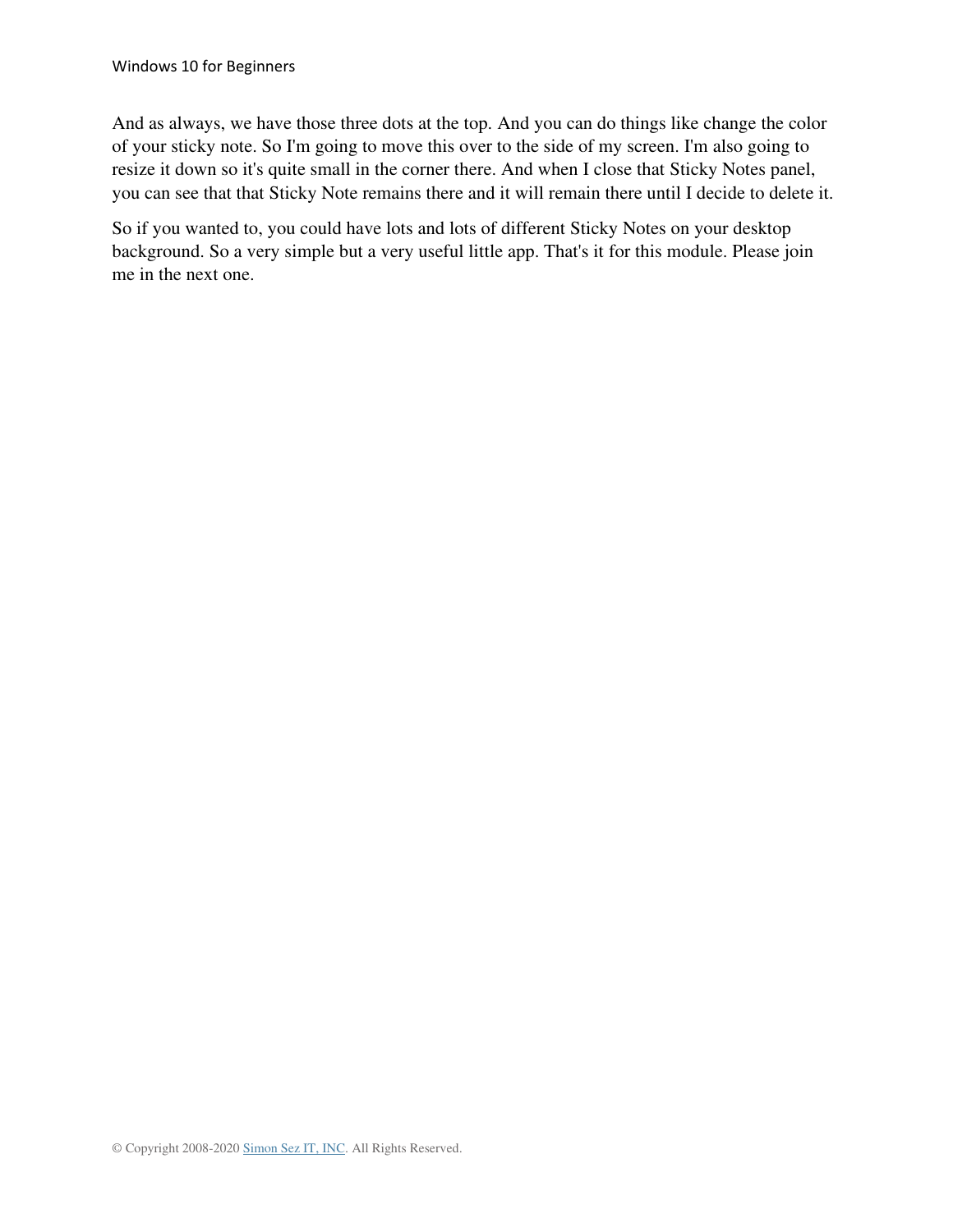And as always, we have those three dots at the top. And you can do things like change the color of your sticky note. So I'm going to move this over to the side of my screen. I'm also going to resize it down so it's quite small in the corner there. And when I close that Sticky Notes panel, you can see that that Sticky Note remains there and it will remain there until I decide to delete it.

So if you wanted to, you could have lots and lots of different Sticky Notes on your desktop background. So a very simple but a very useful little app. That's it for this module. Please join me in the next one.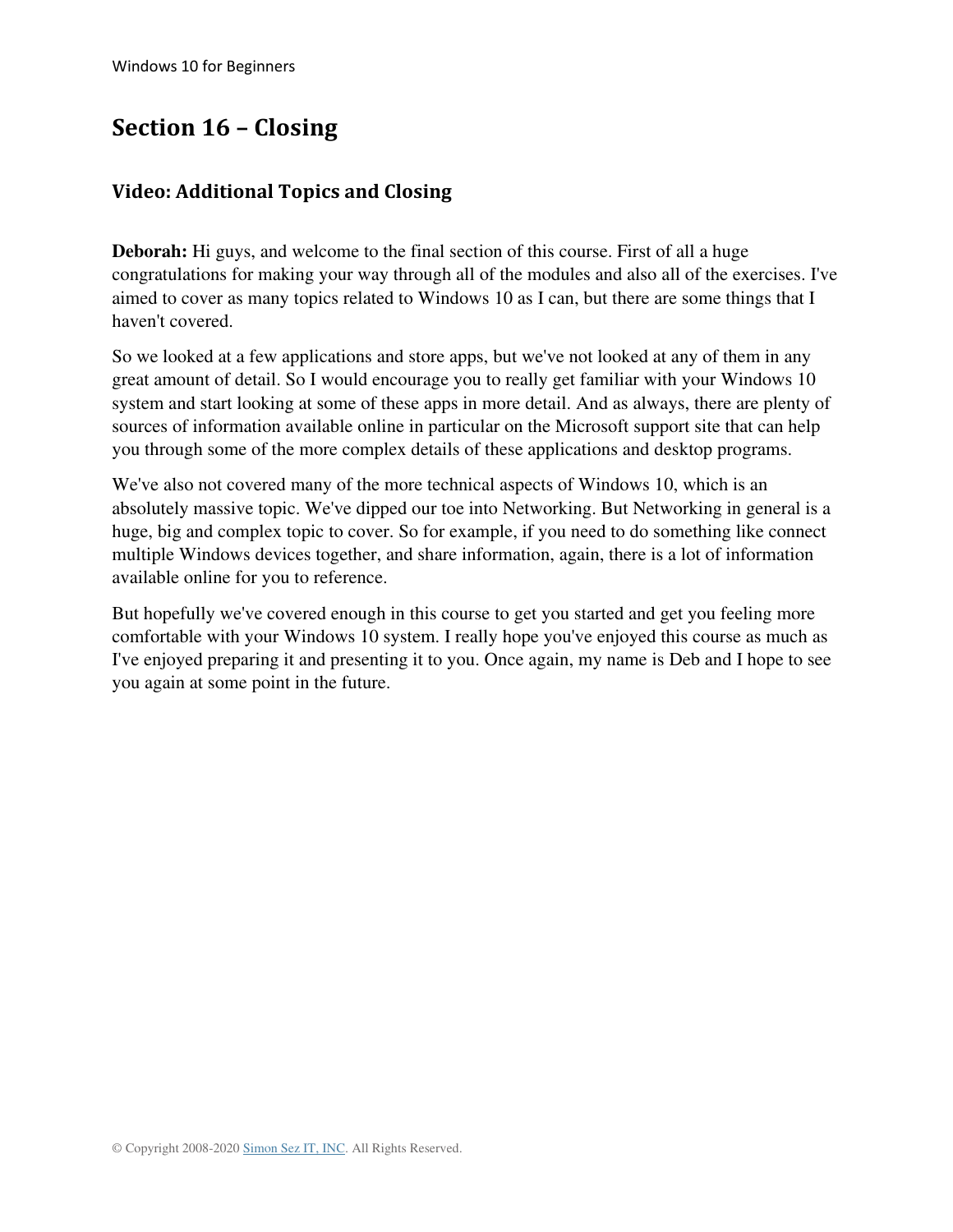## Section 16 – Closing

### Video: Additional Topics and Closing

**Deborah:** Hi guys, and welcome to the final section of this course. First of all a huge congratulations for making your way through all of the modules and also all of the exercises. I've aimed to cover as many topics related to Windows 10 as I can, but there are some things that I haven't covered.

So we looked at a few applications and store apps, but we've not looked at any of them in any great amount of detail. So I would encourage you to really get familiar with your Windows 10 system and start looking at some of these apps in more detail. And as always, there are plenty of sources of information available online in particular on the Microsoft support site that can help you through some of the more complex details of these applications and desktop programs.

We've also not covered many of the more technical aspects of Windows 10, which is an absolutely massive topic. We've dipped our toe into Networking. But Networking in general is a huge, big and complex topic to cover. So for example, if you need to do something like connect multiple Windows devices together, and share information, again, there is a lot of information available online for you to reference.

But hopefully we've covered enough in this course to get you started and get you feeling more comfortable with your Windows 10 system. I really hope you've enjoyed this course as much as I've enjoyed preparing it and presenting it to you. Once again, my name is Deb and I hope to see you again at some point in the future.